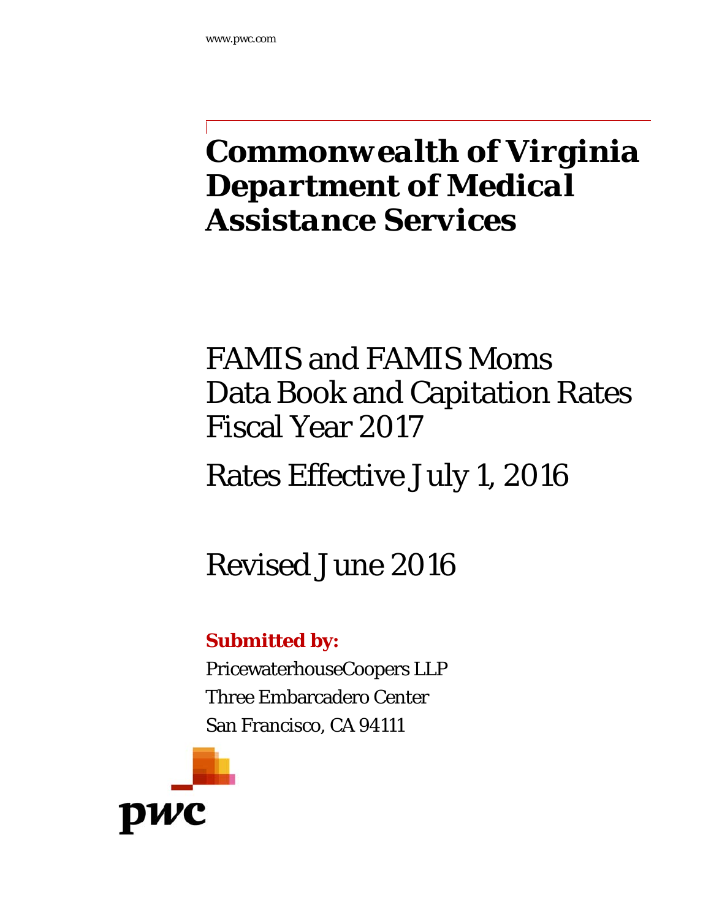www.pwc.com

# Commonwealth of Virginia Department of Medical Assistance Services

FAMIS and FAMIS Moms
Data Book and Capitation Rates
Fiscal Year 2017

Rates Effective July 1, 2016

Revised June 2016

**Submitted by:**

PricewaterhouseCoopers LLP
Three Embarcadero Center
San Francisco, CA 94111

pwc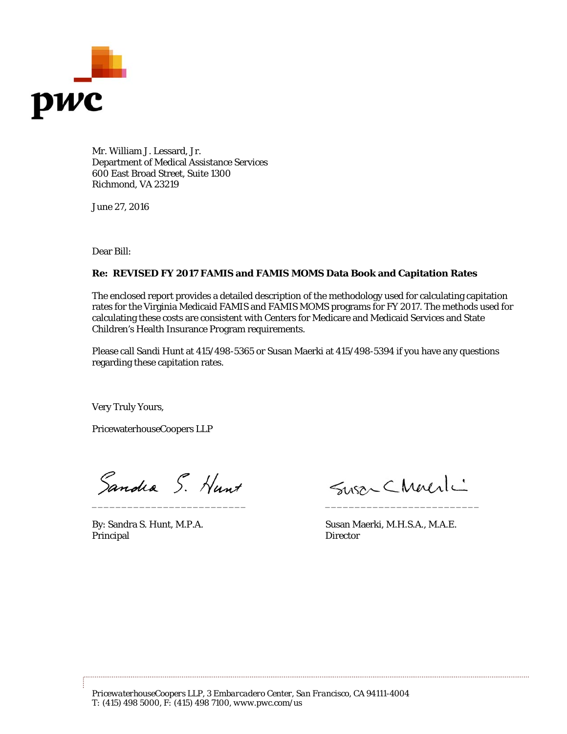Mr. William J. Lessard, Jr.
Department of Medical Assistance Services
600 East Broad Street, Suite 1300
Richmond, VA 23219

June 27, 2016

Dear Bill:

**Re: REVISED FY 2017 FAMIS and FAMIS MOMS Data Book and Capitation Rates**

The enclosed report provides a detailed description of the methodology used for calculating capitation rates for the Virginia Medicaid FAMIS and FAMIS MOMS programs for FY 2017. The methods used for calculating these costs are consistent with Centers for Medicare and Medicaid Services and State Children's Health Insurance Program requirements.

Please call Sandi Hunt at 415/498-5365 or Susan Maerki at 415/498-5394 if you have any questions regarding these capitation rates.

Very Truly Yours,

PricewaterhouseCoopers LLP

By: Sandra S. Hunt, M.P.A.
Principal

Susan Maerki, M.H.S.A., M.A.E.
Director

*PricewaterhouseCoopers LLP, 3 Embarcadero Center, San Francisco, CA 94111-4004*
*T: (415) 498 5000, F: (415) 498 7100, www.pwc.com/us*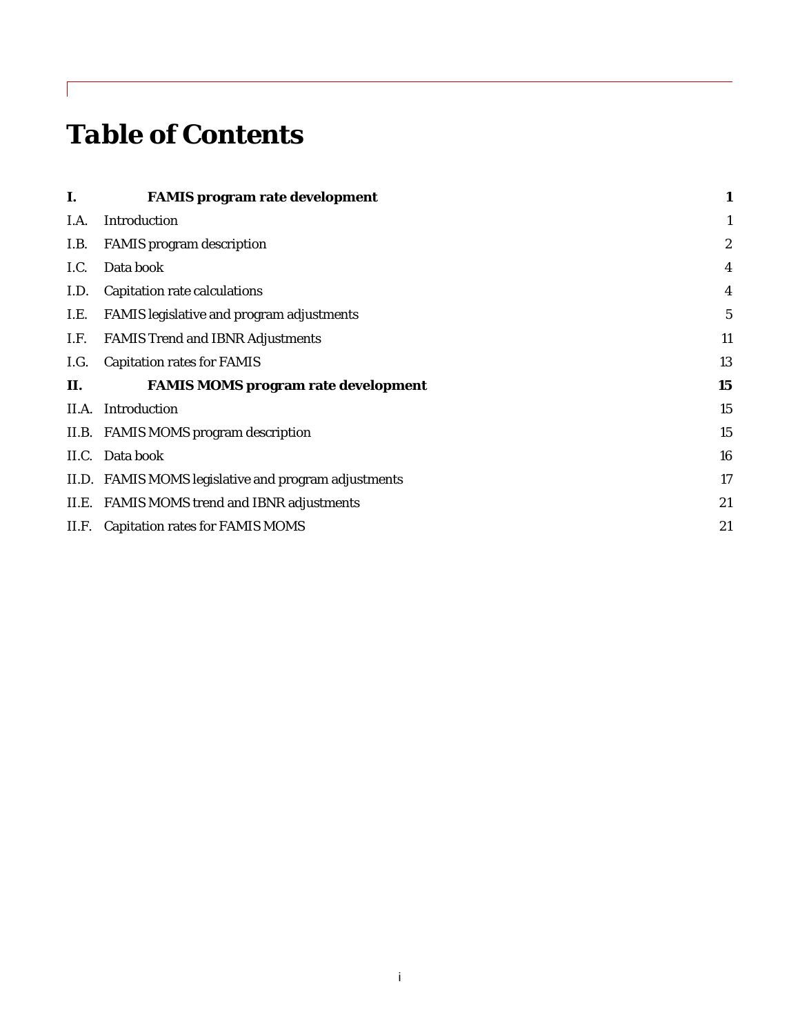# Table of Contents

| | | |
|---|---|---|
| **I.** | **FAMIS program rate development** | **1** |
| I.A. | Introduction | 1 |
| I.B. | FAMIS program description | 2 |
| I.C. | Data book | 4 |
| I.D. | Capitation rate calculations | 4 |
| I.E. | FAMIS legislative and program adjustments | 5 |
| I.F. | FAMIS Trend and IBNR Adjustments | 11 |
| I.G. | Capitation rates for FAMIS | 13 |
| **II.** | **FAMIS MOMS program rate development** | **15** |
| II.A. | Introduction | 15 |
| II.B. | FAMIS MOMS program description | 15 |
| II.C. | Data book | 16 |
| II.D. | FAMIS MOMS legislative and program adjustments | 17 |
| II.E. | FAMIS MOMS trend and IBNR adjustments | 21 |
| II.F. | Capitation rates for FAMIS MOMS | 21 |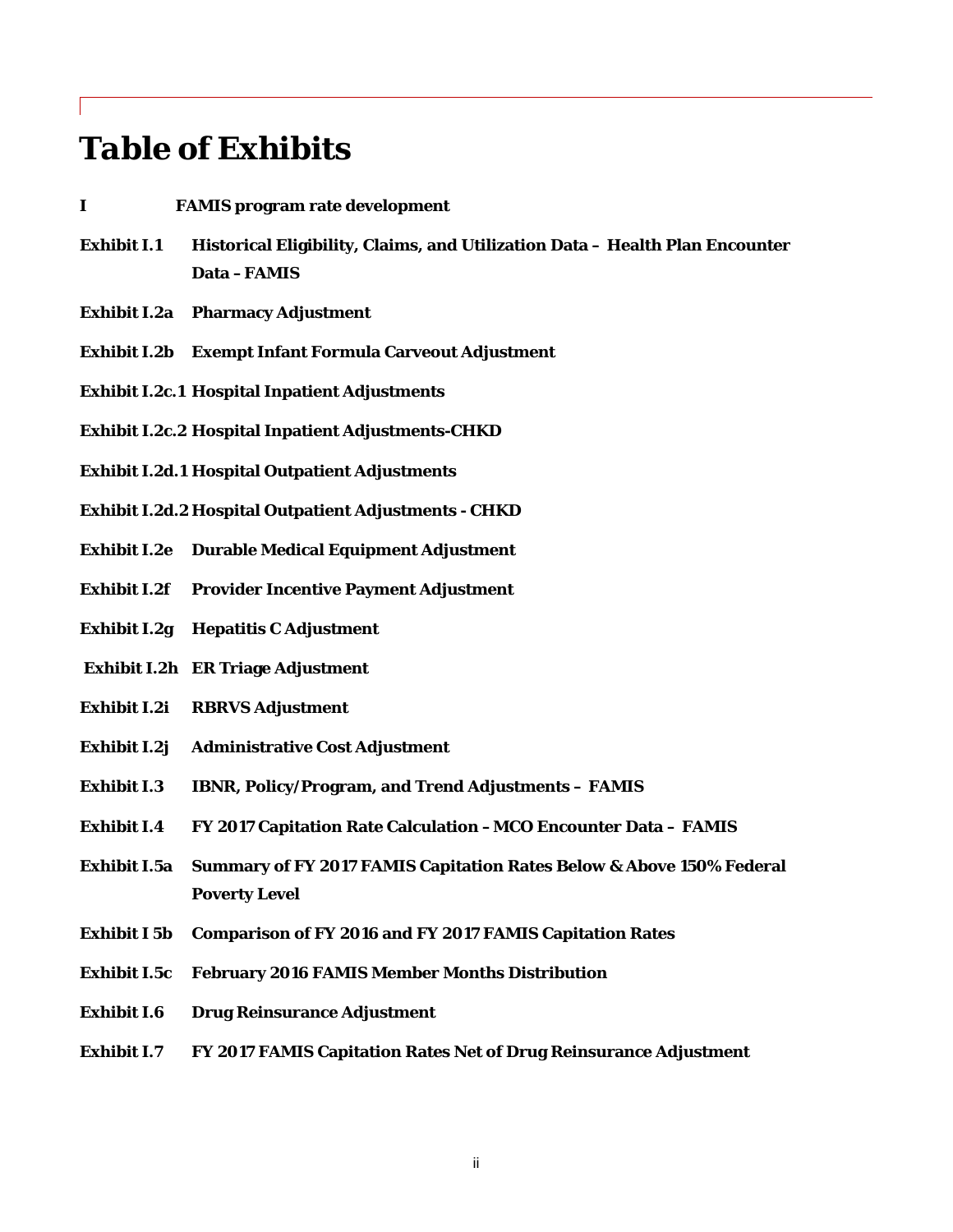# Table of Exhibits

**I FAMIS program rate development**

**Exhibit I.1 Historical Eligibility, Claims, and Utilization Data – Health Plan Encounter Data – FAMIS**

**Exhibit I.2a Pharmacy Adjustment**

**Exhibit I.2b Exempt Infant Formula Carveout Adjustment**

**Exhibit I.2c.1 Hospital Inpatient Adjustments**

**Exhibit I.2c.2 Hospital Inpatient Adjustments-CHKD**

**Exhibit I.2d.1 Hospital Outpatient Adjustments**

**Exhibit I.2d.2 Hospital Outpatient Adjustments - CHKD**

**Exhibit I.2e Durable Medical Equipment Adjustment**

**Exhibit I.2f Provider Incentive Payment Adjustment**

**Exhibit I.2g Hepatitis C Adjustment**

**Exhibit I.2h ER Triage Adjustment**

**Exhibit I.2i RBRVS Adjustment**

**Exhibit I.2j Administrative Cost Adjustment**

**Exhibit I.3 IBNR, Policy/Program, and Trend Adjustments – FAMIS**

**Exhibit I.4 FY 2017 Capitation Rate Calculation – MCO Encounter Data – FAMIS**

**Exhibit I.5a Summary of FY 2017 FAMIS Capitation Rates Below & Above 150% Federal Poverty Level**

**Exhibit I 5b Comparison of FY 2016 and FY 2017 FAMIS Capitation Rates**

**Exhibit I.5c February 2016 FAMIS Member Months Distribution**

**Exhibit I.6 Drug Reinsurance Adjustment**

**Exhibit I.7 FY 2017 FAMIS Capitation Rates Net of Drug Reinsurance Adjustment**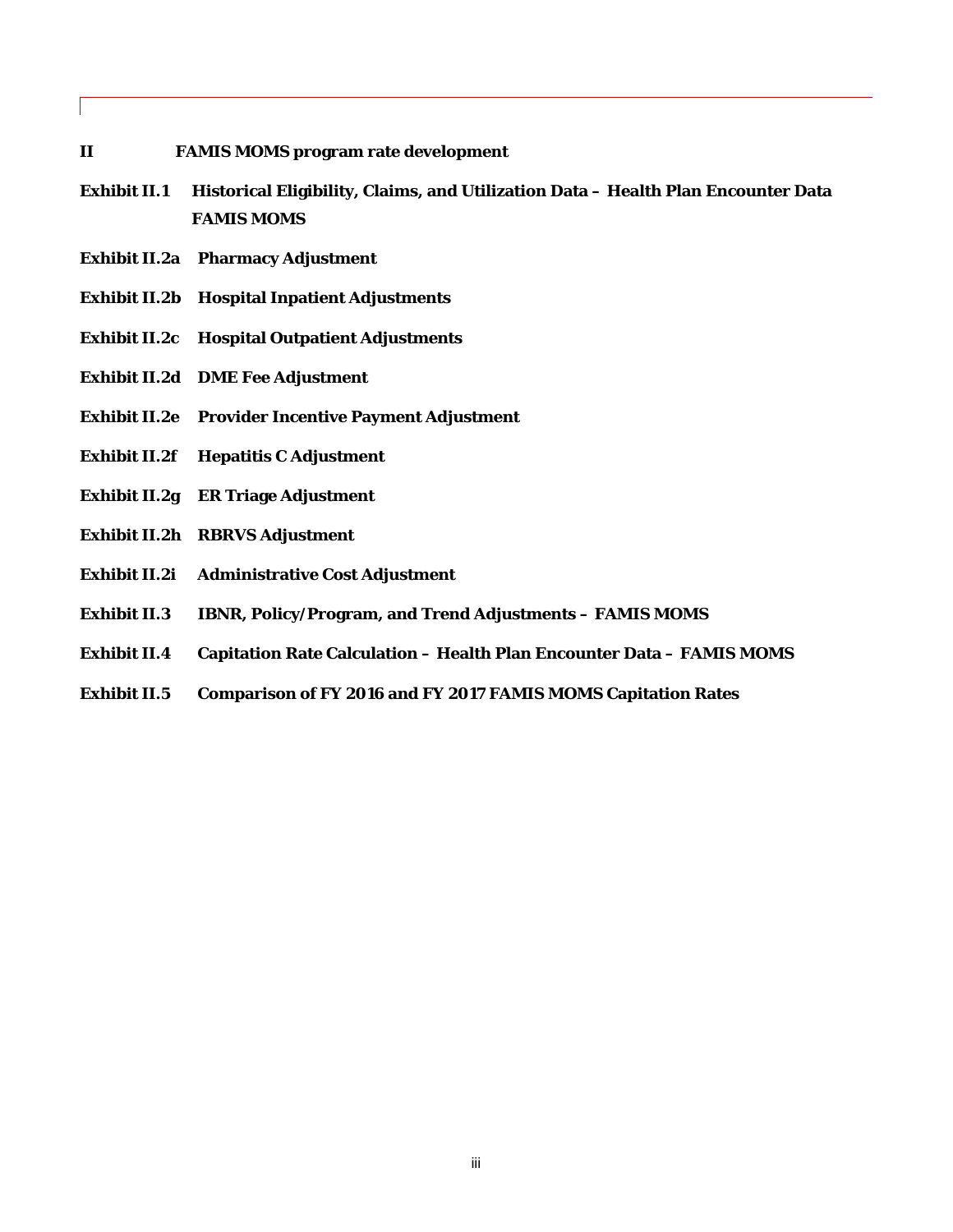**II FAMIS MOMS program rate development**

**Exhibit II.1 Historical Eligibility, Claims, and Utilization Data – Health Plan Encounter Data FAMIS MOMS**

**Exhibit II.2a Pharmacy Adjustment**

**Exhibit II.2b Hospital Inpatient Adjustments**

**Exhibit II.2c Hospital Outpatient Adjustments**

**Exhibit II.2d DME Fee Adjustment**

**Exhibit II.2e Provider Incentive Payment Adjustment**

**Exhibit II.2f Hepatitis C Adjustment**

**Exhibit II.2g ER Triage Adjustment**

**Exhibit II.2h RBRVS Adjustment**

**Exhibit II.2i Administrative Cost Adjustment**

**Exhibit II.3 IBNR, Policy/Program, and Trend Adjustments – FAMIS MOMS**

**Exhibit II.4 Capitation Rate Calculation – Health Plan Encounter Data – FAMIS MOMS**

**Exhibit II.5 Comparison of FY 2016 and FY 2017 FAMIS MOMS Capitation Rates**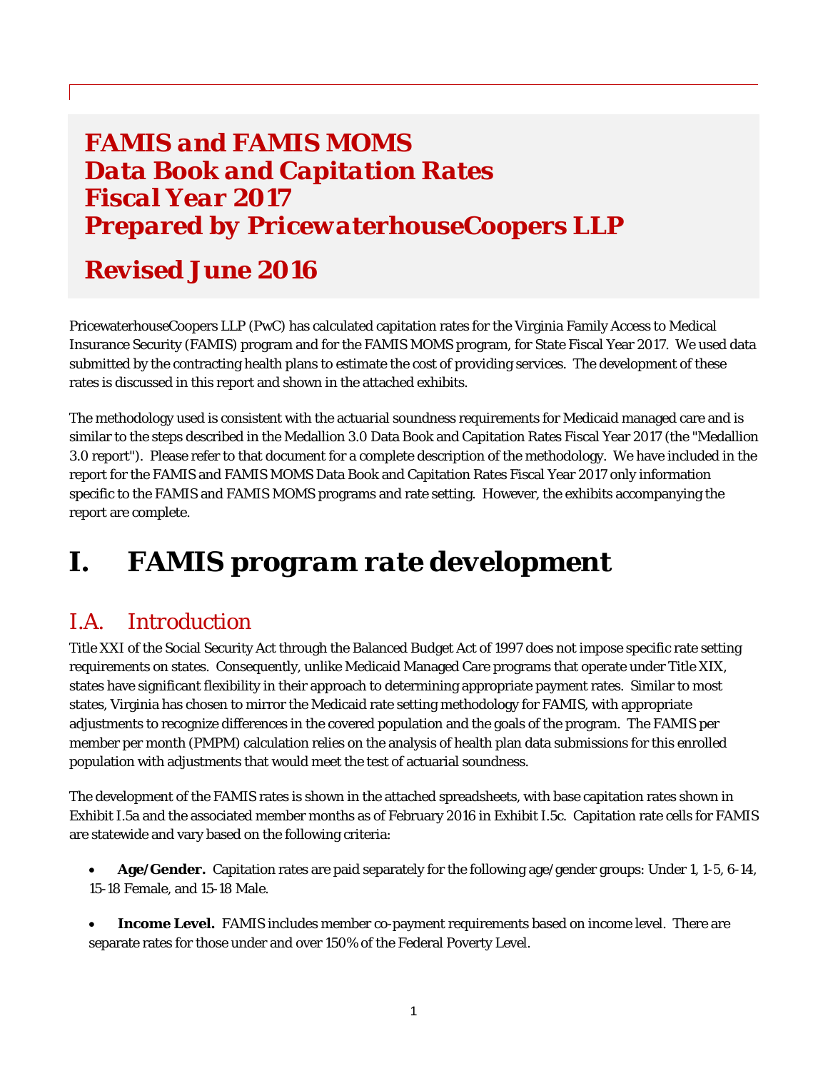# FAMIS and FAMIS MOMS Data Book and Capitation Rates Fiscal Year 2017 Prepared by PricewaterhouseCoopers LLP

## Revised June 2016

PricewaterhouseCoopers LLP (PwC) has calculated capitation rates for the Virginia Family Access to Medical Insurance Security (FAMIS) program and for the FAMIS MOMS program, for State Fiscal Year 2017. We used data submitted by the contracting health plans to estimate the cost of providing services. The development of these rates is discussed in this report and shown in the attached exhibits.

The methodology used is consistent with the actuarial soundness requirements for Medicaid managed care and is similar to the steps described in the Medallion 3.0 Data Book and Capitation Rates Fiscal Year 2017 (the "Medallion 3.0 report"). Please refer to that document for a complete description of the methodology. We have included in the report for the FAMIS and FAMIS MOMS Data Book and Capitation Rates Fiscal Year 2017 only information specific to the FAMIS and FAMIS MOMS programs and rate setting. However, the exhibits accompanying the report are complete.

# I. FAMIS program rate development

## I.A. Introduction

Title XXI of the Social Security Act through the Balanced Budget Act of 1997 does not impose specific rate setting requirements on states. Consequently, unlike Medicaid Managed Care programs that operate under Title XIX, states have significant flexibility in their approach to determining appropriate payment rates. Similar to most states, Virginia has chosen to mirror the Medicaid rate setting methodology for FAMIS, with appropriate adjustments to recognize differences in the covered population and the goals of the program. The FAMIS per member per month (PMPM) calculation relies on the analysis of health plan data submissions for this enrolled population with adjustments that would meet the test of actuarial soundness.

The development of the FAMIS rates is shown in the attached spreadsheets, with base capitation rates shown in Exhibit I.5a and the associated member months as of February 2016 in Exhibit I.5c. Capitation rate cells for FAMIS are statewide and vary based on the following criteria:

- **Age/Gender.** Capitation rates are paid separately for the following age/gender groups: Under 1, 1-5, 6-14, 15-18 Female, and 15-18 Male.

- **Income Level.** FAMIS includes member co-payment requirements based on income level. There are separate rates for those under and over 150% of the Federal Poverty Level.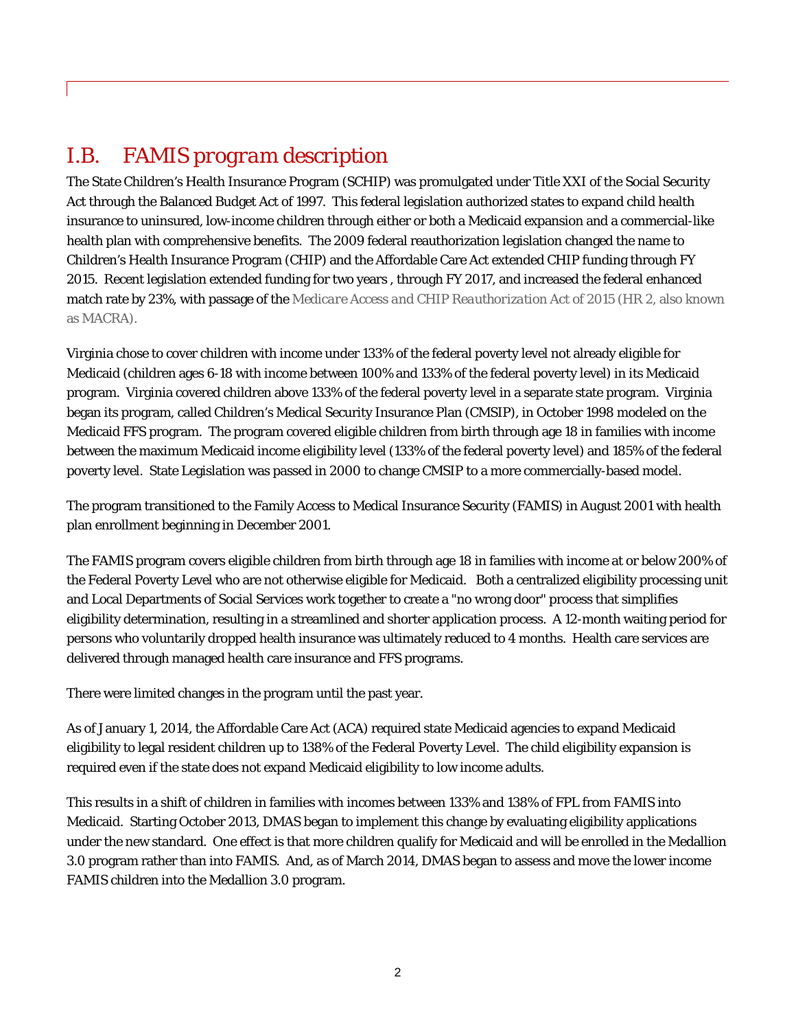## I.B. FAMIS program description

The State Children's Health Insurance Program (SCHIP) was promulgated under Title XXI of the Social Security Act through the Balanced Budget Act of 1997. This federal legislation authorized states to expand child health insurance to uninsured, low-income children through either or both a Medicaid expansion and a commercial-like health plan with comprehensive benefits. The 2009 federal reauthorization legislation changed the name to Children's Health Insurance Program (CHIP) and the Affordable Care Act extended CHIP funding through FY 2015. Recent legislation extended funding for two years , through FY 2017, and increased the federal enhanced match rate by 23%, with passage of the *Medicare Access and CHIP Reauthorization Act of 2015 (HR 2, also known as MACRA).*

Virginia chose to cover children with income under 133% of the federal poverty level not already eligible for Medicaid (children ages 6-18 with income between 100% and 133% of the federal poverty level) in its Medicaid program. Virginia covered children above 133% of the federal poverty level in a separate state program. Virginia began its program, called Children's Medical Security Insurance Plan (CMSIP), in October 1998 modeled on the Medicaid FFS program. The program covered eligible children from birth through age 18 in families with income between the maximum Medicaid income eligibility level (133% of the federal poverty level) and 185% of the federal poverty level. State Legislation was passed in 2000 to change CMSIP to a more commercially-based model.

The program transitioned to the Family Access to Medical Insurance Security (FAMIS) in August 2001 with health plan enrollment beginning in December 2001.

The FAMIS program covers eligible children from birth through age 18 in families with income at or below 200% of the Federal Poverty Level who are not otherwise eligible for Medicaid. Both a centralized eligibility processing unit and Local Departments of Social Services work together to create a "no wrong door" process that simplifies eligibility determination, resulting in a streamlined and shorter application process. A 12-month waiting period for persons who voluntarily dropped health insurance was ultimately reduced to 4 months. Health care services are delivered through managed health care insurance and FFS programs.

There were limited changes in the program until the past year.

As of January 1, 2014, the Affordable Care Act (ACA) required state Medicaid agencies to expand Medicaid eligibility to legal resident children up to 138% of the Federal Poverty Level. The child eligibility expansion is required even if the state does not expand Medicaid eligibility to low income adults.

This results in a shift of children in families with incomes between 133% and 138% of FPL from FAMIS into Medicaid. Starting October 2013, DMAS began to implement this change by evaluating eligibility applications under the new standard. One effect is that more children qualify for Medicaid and will be enrolled in the Medallion 3.0 program rather than into FAMIS. And, as of March 2014, DMAS began to assess and move the lower income FAMIS children into the Medallion 3.0 program.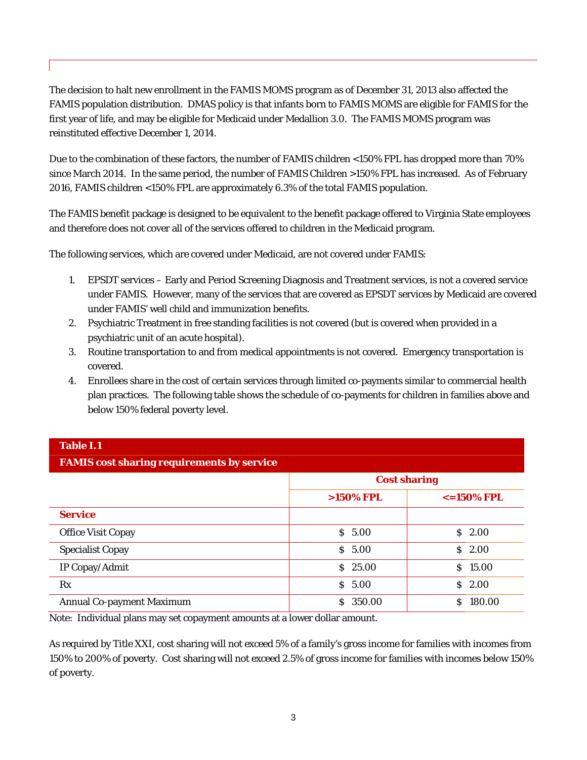The decision to halt new enrollment in the FAMIS MOMS program as of December 31, 2013 also affected the FAMIS population distribution. DMAS policy is that infants born to FAMIS MOMS are eligible for FAMIS for the first year of life, and may be eligible for Medicaid under Medallion 3.0. The FAMIS MOMS program was reinstituted effective December 1, 2014.

Due to the combination of these factors, the number of FAMIS children <150% FPL has dropped more than 70% since March 2014. In the same period, the number of FAMIS Children >150% FPL has increased. As of February 2016, FAMIS children <150% FPL are approximately 6.3% of the total FAMIS population.

The FAMIS benefit package is designed to be equivalent to the benefit package offered to Virginia State employees and therefore does not cover all of the services offered to children in the Medicaid program.

The following services, which are covered under Medicaid, are not covered under FAMIS:

1. EPSDT services – Early and Period Screening Diagnosis and Treatment services, is not a covered service under FAMIS. However, many of the services that are covered as EPSDT services by Medicaid are covered under FAMIS' well child and immunization benefits.
2. Psychiatric Treatment in free standing facilities is not covered (but is covered when provided in a psychiatric unit of an acute hospital).
3. Routine transportation to and from medical appointments is not covered. Emergency transportation is covered.
4. Enrollees share in the cost of certain services through limited co-payments similar to commercial health plan practices. The following table shows the schedule of co-payments for children in families above and below 150% federal poverty level.

**Table I.1**

**FAMIS cost sharing requirements by service**

| | Cost sharing | |
|---|---|---|
| | >150% FPL | <=150% FPL |
| **Service** | | |
| Office Visit Copay | $ 5.00 | $ 2.00 |
| Specialist Copay | $ 5.00 | $ 2.00 |
| IP Copay/Admit | $ 25.00 | $ 15.00 |
| Rx | $ 5.00 | $ 2.00 |
| Annual Co-payment Maximum | $ 350.00 | $ 180.00 |

Note: Individual plans may set copayment amounts at a lower dollar amount.

As required by Title XXI, cost sharing will not exceed 5% of a family's gross income for families with incomes from 150% to 200% of poverty. Cost sharing will not exceed 2.5% of gross income for families with incomes below 150% of poverty.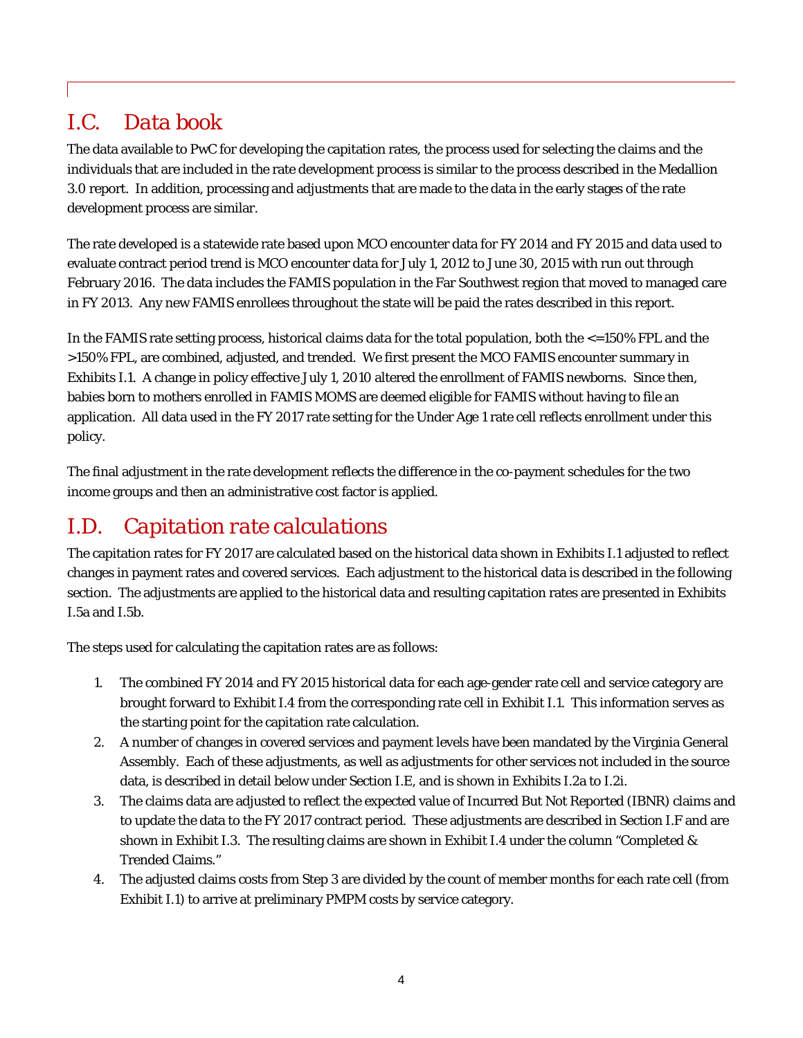## I.C. Data book

The data available to PwC for developing the capitation rates, the process used for selecting the claims and the individuals that are included in the rate development process is similar to the process described in the Medallion 3.0 report. In addition, processing and adjustments that are made to the data in the early stages of the rate development process are similar.

The rate developed is a statewide rate based upon MCO encounter data for FY 2014 and FY 2015 and data used to evaluate contract period trend is MCO encounter data for July 1, 2012 to June 30, 2015 with run out through February 2016. The data includes the FAMIS population in the Far Southwest region that moved to managed care in FY 2013. Any new FAMIS enrollees throughout the state will be paid the rates described in this report.

In the FAMIS rate setting process, historical claims data for the total population, both the <=150% FPL and the >150% FPL, are combined, adjusted, and trended. We first present the MCO FAMIS encounter summary in Exhibits I.1. A change in policy effective July 1, 2010 altered the enrollment of FAMIS newborns. Since then, babies born to mothers enrolled in FAMIS MOMS are deemed eligible for FAMIS without having to file an application. All data used in the FY 2017 rate setting for the Under Age 1 rate cell reflects enrollment under this policy.

The final adjustment in the rate development reflects the difference in the co-payment schedules for the two income groups and then an administrative cost factor is applied.

## I.D. Capitation rate calculations

The capitation rates for FY 2017 are calculated based on the historical data shown in Exhibits I.1 adjusted to reflect changes in payment rates and covered services. Each adjustment to the historical data is described in the following section. The adjustments are applied to the historical data and resulting capitation rates are presented in Exhibits I.5a and I.5b.

The steps used for calculating the capitation rates are as follows:

1. The combined FY 2014 and FY 2015 historical data for each age-gender rate cell and service category are brought forward to Exhibit I.4 from the corresponding rate cell in Exhibit I.1. This information serves as the starting point for the capitation rate calculation.
2. A number of changes in covered services and payment levels have been mandated by the Virginia General Assembly. Each of these adjustments, as well as adjustments for other services not included in the source data, is described in detail below under Section I.E, and is shown in Exhibits I.2a to I.2i.
3. The claims data are adjusted to reflect the expected value of Incurred But Not Reported (IBNR) claims and to update the data to the FY 2017 contract period. These adjustments are described in Section I.F and are shown in Exhibit I.3. The resulting claims are shown in Exhibit I.4 under the column "Completed & Trended Claims."
4. The adjusted claims costs from Step 3 are divided by the count of member months for each rate cell (from Exhibit I.1) to arrive at preliminary PMPM costs by service category.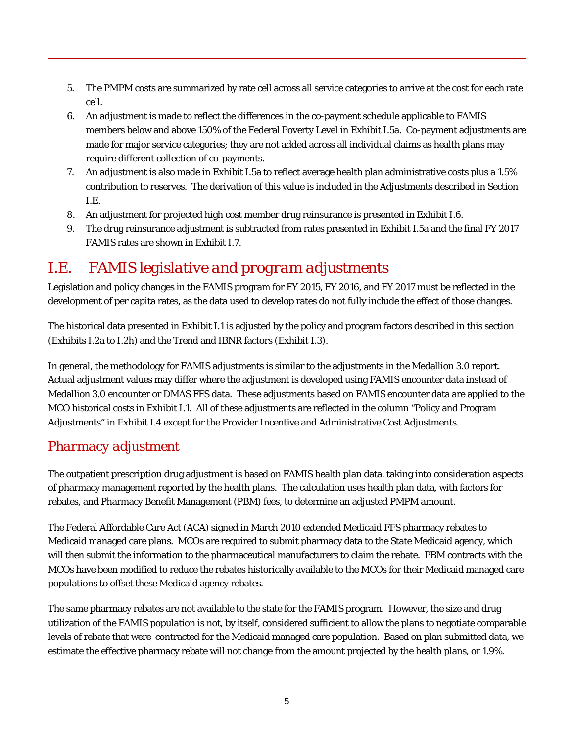5. The PMPM costs are summarized by rate cell across all service categories to arrive at the cost for each rate cell.
6. An adjustment is made to reflect the differences in the co-payment schedule applicable to FAMIS members below and above 150% of the Federal Poverty Level in Exhibit I.5a. Co-payment adjustments are made for major service categories; they are not added across all individual claims as health plans may require different collection of co-payments.
7. An adjustment is also made in Exhibit I.5a to reflect average health plan administrative costs plus a 1.5% contribution to reserves. The derivation of this value is included in the Adjustments described in Section I.E.
8. An adjustment for projected high cost member drug reinsurance is presented in Exhibit I.6.
9. The drug reinsurance adjustment is subtracted from rates presented in Exhibit I.5a and the final FY 2017 FAMIS rates are shown in Exhibit I.7.

## I.E. *FAMIS legislative and program adjustments*

Legislation and policy changes in the FAMIS program for FY 2015, FY 2016, and FY 2017 must be reflected in the development of per capita rates, as the data used to develop rates do not fully include the effect of those changes.

The historical data presented in Exhibit I.1 is adjusted by the policy and program factors described in this section (Exhibits I.2a to I.2h) and the Trend and IBNR factors (Exhibit I.3).

In general, the methodology for FAMIS adjustments is similar to the adjustments in the Medallion 3.0 report. Actual adjustment values may differ where the adjustment is developed using FAMIS encounter data instead of Medallion 3.0 encounter or DMAS FFS data. These adjustments based on FAMIS encounter data are applied to the MCO historical costs in Exhibit I.1. All of these adjustments are reflected in the column "Policy and Program Adjustments" in Exhibit I.4 except for the Provider Incentive and Administrative Cost Adjustments.

### *Pharmacy adjustment*

The outpatient prescription drug adjustment is based on FAMIS health plan data, taking into consideration aspects of pharmacy management reported by the health plans. The calculation uses health plan data, with factors for rebates, and Pharmacy Benefit Management (PBM) fees, to determine an adjusted PMPM amount.

The Federal Affordable Care Act (ACA) signed in March 2010 extended Medicaid FFS pharmacy rebates to Medicaid managed care plans. MCOs are required to submit pharmacy data to the State Medicaid agency, which will then submit the information to the pharmaceutical manufacturers to claim the rebate. PBM contracts with the MCOs have been modified to reduce the rebates historically available to the MCOs for their Medicaid managed care populations to offset these Medicaid agency rebates.

The same pharmacy rebates are not available to the state for the FAMIS program. However, the size and drug utilization of the FAMIS population is not, by itself, considered sufficient to allow the plans to negotiate comparable levels of rebate that were contracted for the Medicaid managed care population. Based on plan submitted data, we estimate the effective pharmacy rebate will not change from the amount projected by the health plans, or 1.9%.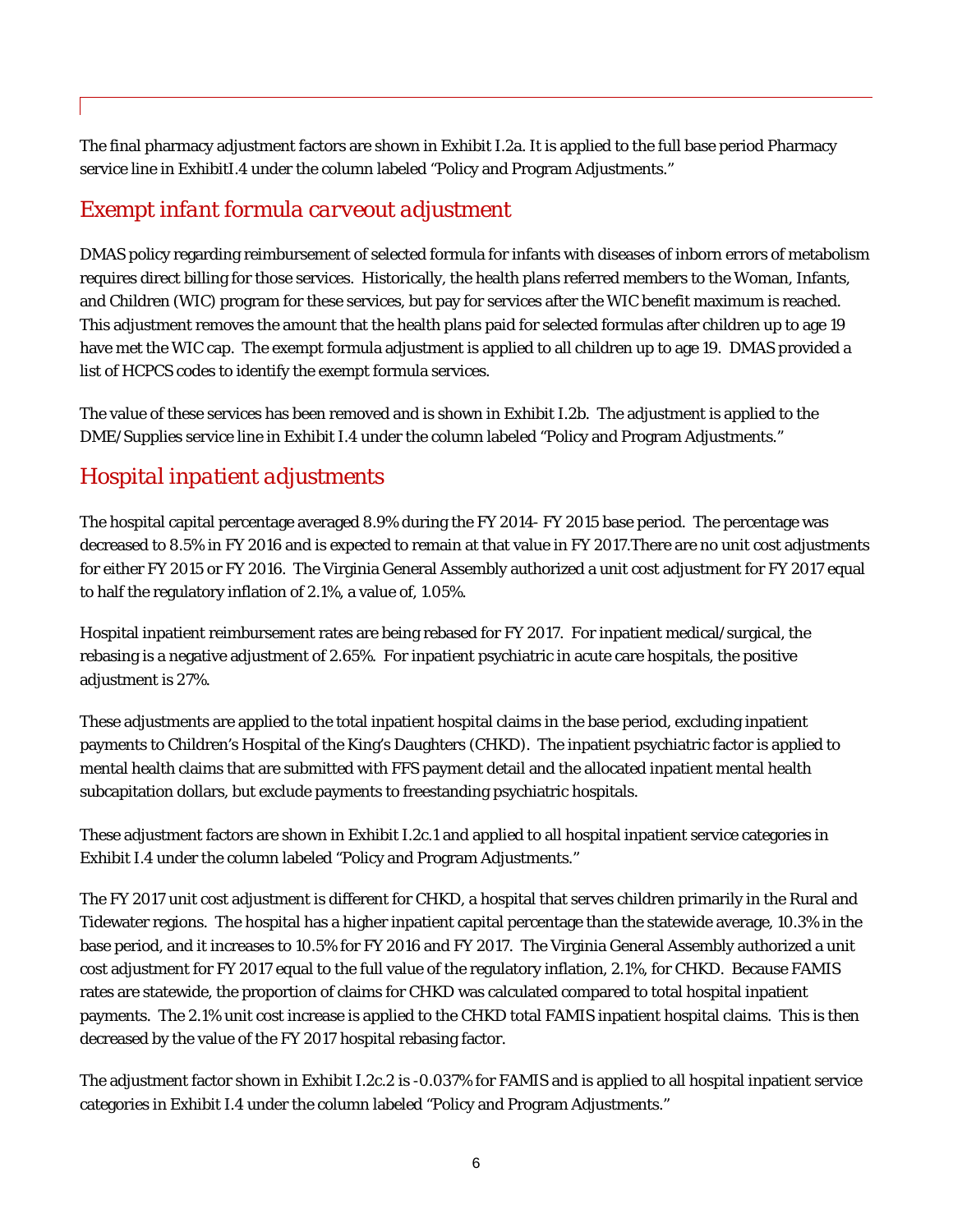The final pharmacy adjustment factors are shown in Exhibit I.2a. It is applied to the full base period Pharmacy service line in ExhibitI.4 under the column labeled "Policy and Program Adjustments."

## *Exempt infant formula carveout adjustment*

DMAS policy regarding reimbursement of selected formula for infants with diseases of inborn errors of metabolism requires direct billing for those services. Historically, the health plans referred members to the Woman, Infants, and Children (WIC) program for these services, but pay for services after the WIC benefit maximum is reached. This adjustment removes the amount that the health plans paid for selected formulas after children up to age 19 have met the WIC cap. The exempt formula adjustment is applied to all children up to age 19. DMAS provided a list of HCPCS codes to identify the exempt formula services.

The value of these services has been removed and is shown in Exhibit I.2b. The adjustment is applied to the DME/Supplies service line in Exhibit I.4 under the column labeled "Policy and Program Adjustments."

## *Hospital inpatient adjustments*

The hospital capital percentage averaged 8.9% during the FY 2014- FY 2015 base period. The percentage was decreased to 8.5% in FY 2016 and is expected to remain at that value in FY 2017.There are no unit cost adjustments for either FY 2015 or FY 2016. The Virginia General Assembly authorized a unit cost adjustment for FY 2017 equal to half the regulatory inflation of 2.1%, a value of, 1.05%.

Hospital inpatient reimbursement rates are being rebased for FY 2017. For inpatient medical/surgical, the rebasing is a negative adjustment of 2.65%. For inpatient psychiatric in acute care hospitals, the positive adjustment is 27%.

These adjustments are applied to the total inpatient hospital claims in the base period, excluding inpatient payments to Children's Hospital of the King's Daughters (CHKD). The inpatient psychiatric factor is applied to mental health claims that are submitted with FFS payment detail and the allocated inpatient mental health subcapitation dollars, but exclude payments to freestanding psychiatric hospitals.

These adjustment factors are shown in Exhibit I.2c.1 and applied to all hospital inpatient service categories in Exhibit I.4 under the column labeled "Policy and Program Adjustments."

The FY 2017 unit cost adjustment is different for CHKD, a hospital that serves children primarily in the Rural and Tidewater regions. The hospital has a higher inpatient capital percentage than the statewide average, 10.3% in the base period, and it increases to 10.5% for FY 2016 and FY 2017. The Virginia General Assembly authorized a unit cost adjustment for FY 2017 equal to the full value of the regulatory inflation, 2.1%, for CHKD. Because FAMIS rates are statewide, the proportion of claims for CHKD was calculated compared to total hospital inpatient payments. The 2.1% unit cost increase is applied to the CHKD total FAMIS inpatient hospital claims. This is then decreased by the value of the FY 2017 hospital rebasing factor.

The adjustment factor shown in Exhibit I.2c.2 is -0.037% for FAMIS and is applied to all hospital inpatient service categories in Exhibit I.4 under the column labeled "Policy and Program Adjustments."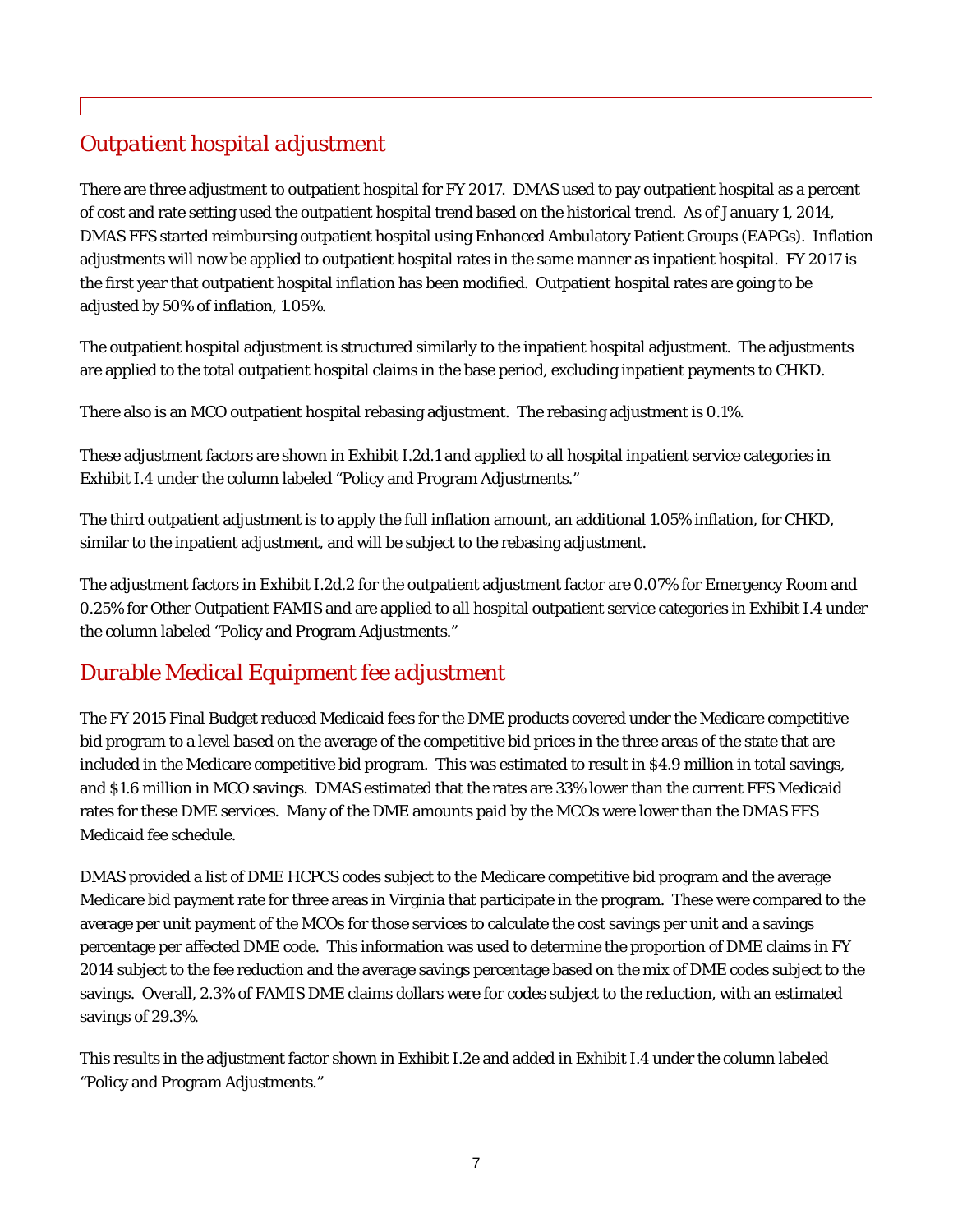## *Outpatient hospital adjustment*

There are three adjustment to outpatient hospital for FY 2017. DMAS used to pay outpatient hospital as a percent of cost and rate setting used the outpatient hospital trend based on the historical trend. As of January 1, 2014, DMAS FFS started reimbursing outpatient hospital using Enhanced Ambulatory Patient Groups (EAPGs). Inflation adjustments will now be applied to outpatient hospital rates in the same manner as inpatient hospital. FY 2017 is the first year that outpatient hospital inflation has been modified. Outpatient hospital rates are going to be adjusted by 50% of inflation, 1.05%.

The outpatient hospital adjustment is structured similarly to the inpatient hospital adjustment. The adjustments are applied to the total outpatient hospital claims in the base period, excluding inpatient payments to CHKD.

There also is an MCO outpatient hospital rebasing adjustment. The rebasing adjustment is 0.1%.

These adjustment factors are shown in Exhibit I.2d.1 and applied to all hospital inpatient service categories in Exhibit I.4 under the column labeled "Policy and Program Adjustments."

The third outpatient adjustment is to apply the full inflation amount, an additional 1.05% inflation, for CHKD, similar to the inpatient adjustment, and will be subject to the rebasing adjustment.

The adjustment factors in Exhibit I.2d.2 for the outpatient adjustment factor are 0.07% for Emergency Room and 0.25% for Other Outpatient FAMIS and are applied to all hospital outpatient service categories in Exhibit I.4 under the column labeled "Policy and Program Adjustments."

## *Durable Medical Equipment fee adjustment*

The FY 2015 Final Budget reduced Medicaid fees for the DME products covered under the Medicare competitive bid program to a level based on the average of the competitive bid prices in the three areas of the state that are included in the Medicare competitive bid program. This was estimated to result in $4.9 million in total savings, and $1.6 million in MCO savings. DMAS estimated that the rates are 33% lower than the current FFS Medicaid rates for these DME services. Many of the DME amounts paid by the MCOs were lower than the DMAS FFS Medicaid fee schedule.

DMAS provided a list of DME HCPCS codes subject to the Medicare competitive bid program and the average Medicare bid payment rate for three areas in Virginia that participate in the program. These were compared to the average per unit payment of the MCOs for those services to calculate the cost savings per unit and a savings percentage per affected DME code. This information was used to determine the proportion of DME claims in FY 2014 subject to the fee reduction and the average savings percentage based on the mix of DME codes subject to the savings. Overall, 2.3% of FAMIS DME claims dollars were for codes subject to the reduction, with an estimated savings of 29.3%.

This results in the adjustment factor shown in Exhibit I.2e and added in Exhibit I.4 under the column labeled "Policy and Program Adjustments."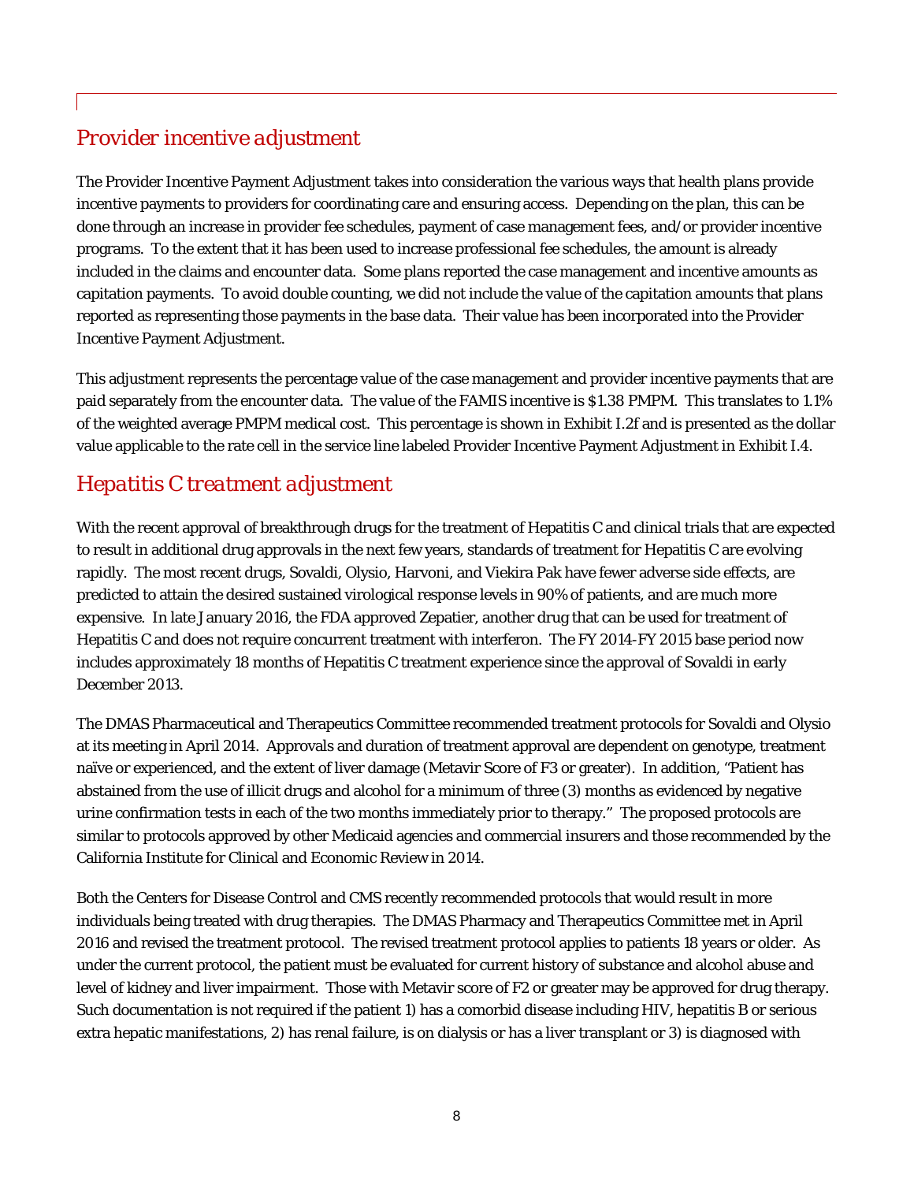## Provider incentive adjustment

The Provider Incentive Payment Adjustment takes into consideration the various ways that health plans provide incentive payments to providers for coordinating care and ensuring access. Depending on the plan, this can be done through an increase in provider fee schedules, payment of case management fees, and/or provider incentive programs. To the extent that it has been used to increase professional fee schedules, the amount is already included in the claims and encounter data. Some plans reported the case management and incentive amounts as capitation payments. To avoid double counting, we did not include the value of the capitation amounts that plans reported as representing those payments in the base data. Their value has been incorporated into the Provider Incentive Payment Adjustment.

This adjustment represents the percentage value of the case management and provider incentive payments that are paid separately from the encounter data. The value of the FAMIS incentive is $1.38 PMPM. This translates to 1.1% of the weighted average PMPM medical cost. This percentage is shown in Exhibit I.2f and is presented as the dollar value applicable to the rate cell in the service line labeled Provider Incentive Payment Adjustment in Exhibit I.4.

## Hepatitis C treatment adjustment

With the recent approval of breakthrough drugs for the treatment of Hepatitis C and clinical trials that are expected to result in additional drug approvals in the next few years, standards of treatment for Hepatitis C are evolving rapidly. The most recent drugs, Sovaldi, Olysio, Harvoni, and Viekira Pak have fewer adverse side effects, are predicted to attain the desired sustained virological response levels in 90% of patients, and are much more expensive. In late January 2016, the FDA approved Zepatier, another drug that can be used for treatment of Hepatitis C and does not require concurrent treatment with interferon. The FY 2014-FY 2015 base period now includes approximately 18 months of Hepatitis C treatment experience since the approval of Sovaldi in early December 2013.

The DMAS Pharmaceutical and Therapeutics Committee recommended treatment protocols for Sovaldi and Olysio at its meeting in April 2014. Approvals and duration of treatment approval are dependent on genotype, treatment naïve or experienced, and the extent of liver damage (Metavir Score of F3 or greater). In addition, "Patient has abstained from the use of illicit drugs and alcohol for a minimum of three (3) months as evidenced by negative urine confirmation tests in each of the two months immediately prior to therapy." The proposed protocols are similar to protocols approved by other Medicaid agencies and commercial insurers and those recommended by the California Institute for Clinical and Economic Review in 2014.

Both the Centers for Disease Control and CMS recently recommended protocols that would result in more individuals being treated with drug therapies. The DMAS Pharmacy and Therapeutics Committee met in April 2016 and revised the treatment protocol. The revised treatment protocol applies to patients 18 years or older. As under the current protocol, the patient must be evaluated for current history of substance and alcohol abuse and level of kidney and liver impairment. Those with Metavir score of F2 or greater may be approved for drug therapy. Such documentation is not required if the patient 1) has a comorbid disease including HIV, hepatitis B or serious extra hepatic manifestations, 2) has renal failure, is on dialysis or has a liver transplant or 3) is diagnosed with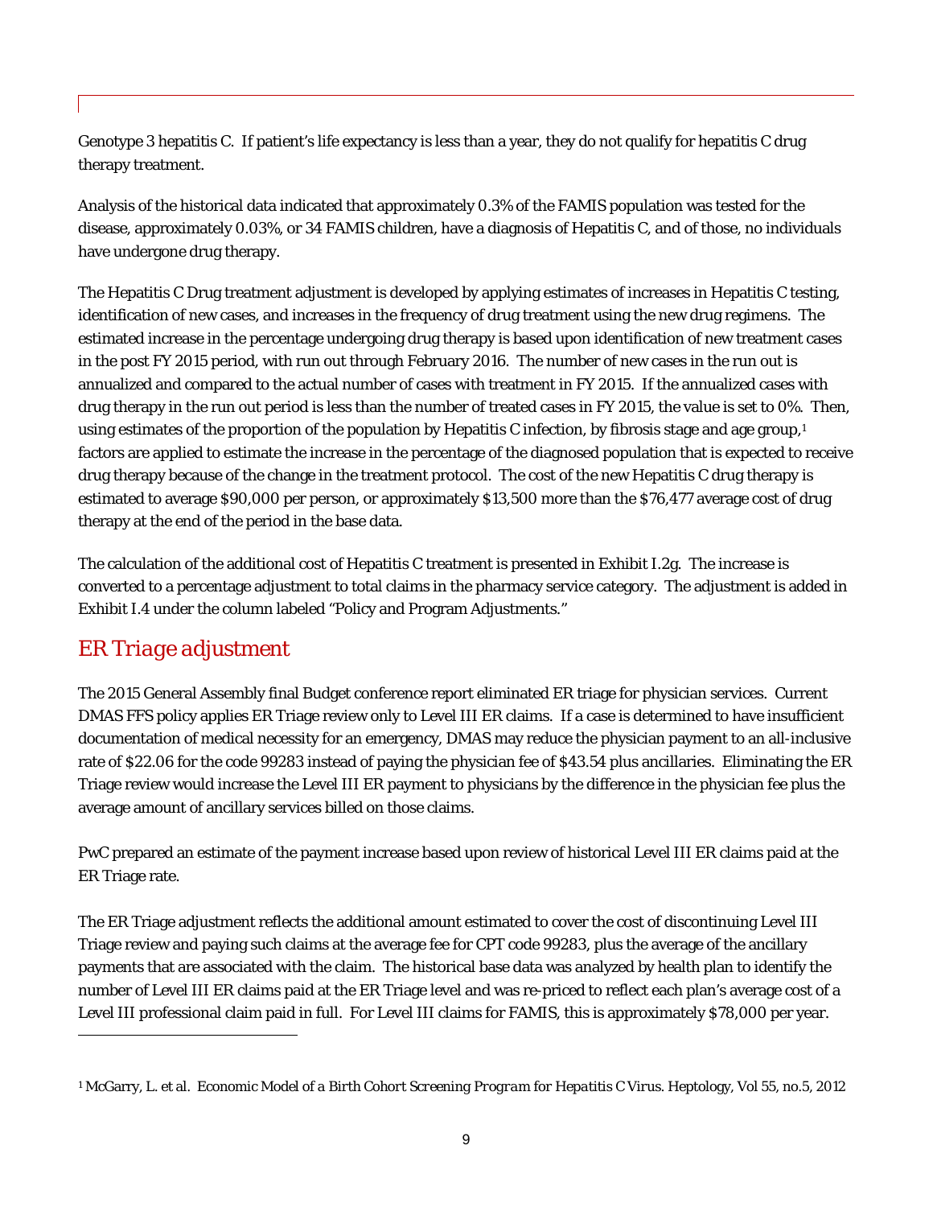Genotype 3 hepatitis C. If patient's life expectancy is less than a year, they do not qualify for hepatitis C drug therapy treatment.

Analysis of the historical data indicated that approximately 0.3% of the FAMIS population was tested for the disease, approximately 0.03%, or 34 FAMIS children, have a diagnosis of Hepatitis C, and of those, no individuals have undergone drug therapy.

The Hepatitis C Drug treatment adjustment is developed by applying estimates of increases in Hepatitis C testing, identification of new cases, and increases in the frequency of drug treatment using the new drug regimens. The estimated increase in the percentage undergoing drug therapy is based upon identification of new treatment cases in the post FY 2015 period, with run out through February 2016. The number of new cases in the run out is annualized and compared to the actual number of cases with treatment in FY 2015. If the annualized cases with drug therapy in the run out period is less than the number of treated cases in FY 2015, the value is set to 0%. Then, using estimates of the proportion of the population by Hepatitis C infection, by fibrosis stage and age group,[1] factors are applied to estimate the increase in the percentage of the diagnosed population that is expected to receive drug therapy because of the change in the treatment protocol. The cost of the new Hepatitis C drug therapy is estimated to average $90,000 per person, or approximately $13,500 more than the $76,477 average cost of drug therapy at the end of the period in the base data.

The calculation of the additional cost of Hepatitis C treatment is presented in Exhibit I.2g. The increase is converted to a percentage adjustment to total claims in the pharmacy service category. The adjustment is added in Exhibit I.4 under the column labeled "Policy and Program Adjustments."

## ER Triage adjustment

The 2015 General Assembly final Budget conference report eliminated ER triage for physician services. Current DMAS FFS policy applies ER Triage review only to Level III ER claims. If a case is determined to have insufficient documentation of medical necessity for an emergency, DMAS may reduce the physician payment to an all-inclusive rate of $22.06 for the code 99283 instead of paying the physician fee of $43.54 plus ancillaries. Eliminating the ER Triage review would increase the Level III ER payment to physicians by the difference in the physician fee plus the average amount of ancillary services billed on those claims.

PwC prepared an estimate of the payment increase based upon review of historical Level III ER claims paid at the ER Triage rate.

The ER Triage adjustment reflects the additional amount estimated to cover the cost of discontinuing Level III Triage review and paying such claims at the average fee for CPT code 99283, plus the average of the ancillary payments that are associated with the claim. The historical base data was analyzed by health plan to identify the number of Level III ER claims paid at the ER Triage level and was re-priced to reflect each plan's average cost of a Level III professional claim paid in full. For Level III claims for FAMIS, this is approximately $78,000 per year.

---

[1] McGarry, L. et al. Economic Model of a *Birth Cohort Screening Program for Hepatitis C Virus*. Heptology, Vol 55, no.5, 2012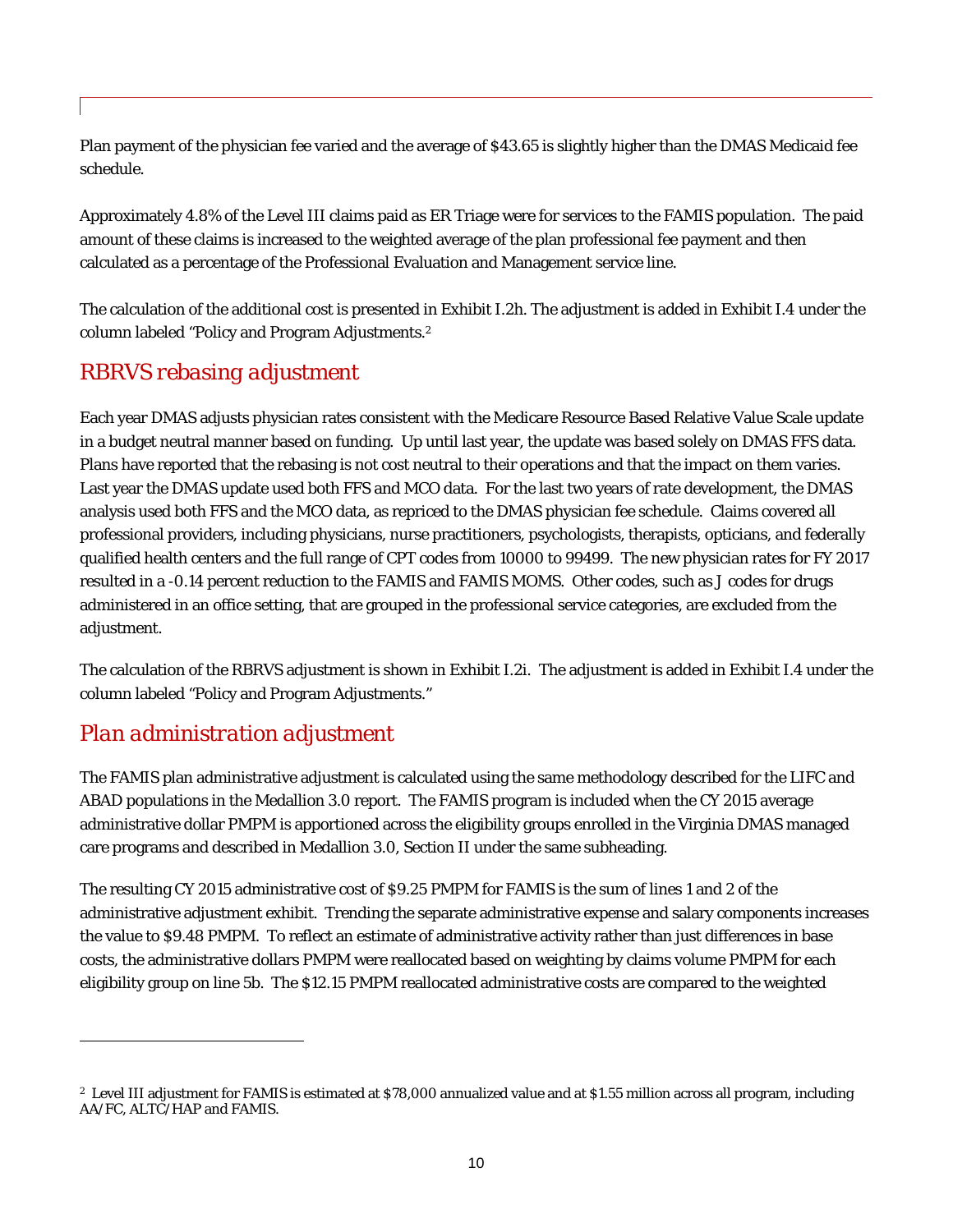Plan payment of the physician fee varied and the average of $43.65 is slightly higher than the DMAS Medicaid fee schedule.

Approximately 4.8% of the Level III claims paid as ER Triage were for services to the FAMIS population. The paid amount of these claims is increased to the weighted average of the plan professional fee payment and then calculated as a percentage of the Professional Evaluation and Management service line.

The calculation of the additional cost is presented in Exhibit I.2h. The adjustment is added in Exhibit I.4 under the column labeled "Policy and Program Adjustments.[2]

## *RBRVS rebasing adjustment*

Each year DMAS adjusts physician rates consistent with the Medicare Resource Based Relative Value Scale update in a budget neutral manner based on funding. Up until last year, the update was based solely on DMAS FFS data. Plans have reported that the rebasing is not cost neutral to their operations and that the impact on them varies. Last year the DMAS update used both FFS and MCO data. For the last two years of rate development, the DMAS analysis used both FFS and the MCO data, as repriced to the DMAS physician fee schedule. Claims covered all professional providers, including physicians, nurse practitioners, psychologists, therapists, opticians, and federally qualified health centers and the full range of CPT codes from 10000 to 99499. The new physician rates for FY 2017 resulted in a -0.14 percent reduction to the FAMIS and FAMIS MOMS. Other codes, such as J codes for drugs administered in an office setting, that are grouped in the professional service categories, are excluded from the adjustment.

The calculation of the RBRVS adjustment is shown in Exhibit I.2i. The adjustment is added in Exhibit I.4 under the column labeled "Policy and Program Adjustments."

## *Plan administration adjustment*

The FAMIS plan administrative adjustment is calculated using the same methodology described for the LIFC and ABAD populations in the Medallion 3.0 report. The FAMIS program is included when the CY 2015 average administrative dollar PMPM is apportioned across the eligibility groups enrolled in the Virginia DMAS managed care programs and described in Medallion 3.0, Section II under the same subheading.

The resulting CY 2015 administrative cost of $9.25 PMPM for FAMIS is the sum of lines 1 and 2 of the administrative adjustment exhibit. Trending the separate administrative expense and salary components increases the value to $9.48 PMPM. To reflect an estimate of administrative activity rather than just differences in base costs, the administrative dollars PMPM were reallocated based on weighting by claims volume PMPM for each eligibility group on line 5b. The $12.15 PMPM reallocated administrative costs are compared to the weighted

---

[2] Level III adjustment for FAMIS is estimated at $78,000 annualized value and at $1.55 million across all program, including AA/FC, ALTC/HAP and FAMIS.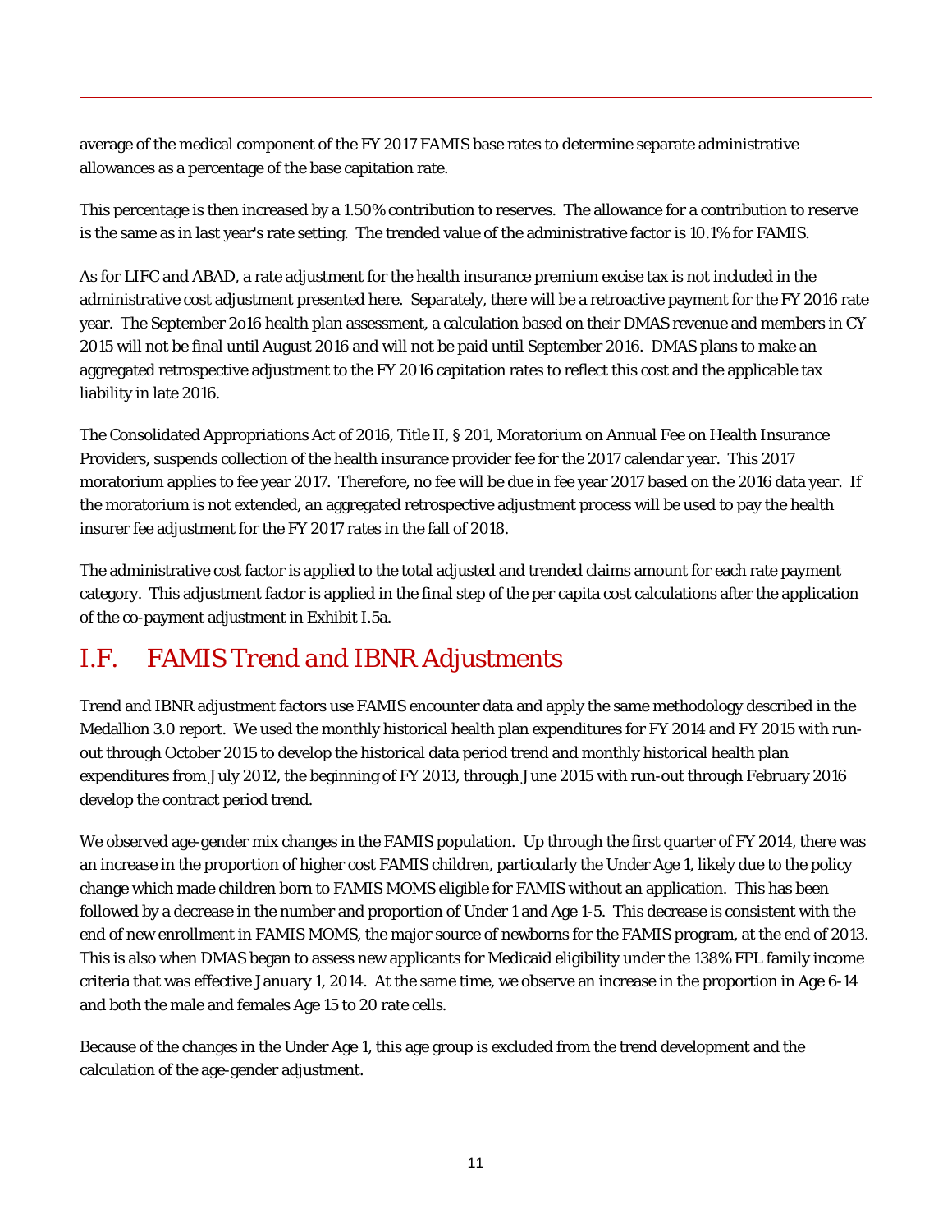average of the medical component of the FY 2017 FAMIS base rates to determine separate administrative allowances as a percentage of the base capitation rate.

This percentage is then increased by a 1.50% contribution to reserves. The allowance for a contribution to reserve is the same as in last year's rate setting. The trended value of the administrative factor is 10.1% for FAMIS.

As for LIFC and ABAD, a rate adjustment for the health insurance premium excise tax is not included in the administrative cost adjustment presented here. Separately, there will be a retroactive payment for the FY 2016 rate year. The September 2o16 health plan assessment, a calculation based on their DMAS revenue and members in CY 2015 will not be final until August 2016 and will not be paid until September 2016. DMAS plans to make an aggregated retrospective adjustment to the FY 2016 capitation rates to reflect this cost and the applicable tax liability in late 2016.

The Consolidated Appropriations Act of 2016, Title II, § 201, Moratorium on Annual Fee on Health Insurance Providers, suspends collection of the health insurance provider fee for the 2017 calendar year. This 2017 moratorium applies to fee year 2017. Therefore, no fee will be due in fee year 2017 based on the 2016 data year. If the moratorium is not extended, an aggregated retrospective adjustment process will be used to pay the health insurer fee adjustment for the FY 2017 rates in the fall of 2018.

The administrative cost factor is applied to the total adjusted and trended claims amount for each rate payment category. This adjustment factor is applied in the final step of the per capita cost calculations after the application of the co-payment adjustment in Exhibit I.5a.

## I.F. FAMIS Trend and IBNR Adjustments

Trend and IBNR adjustment factors use FAMIS encounter data and apply the same methodology described in the Medallion 3.0 report. We used the monthly historical health plan expenditures for FY 2014 and FY 2015 with run-out through October 2015 to develop the historical data period trend and monthly historical health plan expenditures from July 2012, the beginning of FY 2013, through June 2015 with run-out through February 2016 develop the contract period trend.

We observed age-gender mix changes in the FAMIS population. Up through the first quarter of FY 2014, there was an increase in the proportion of higher cost FAMIS children, particularly the Under Age 1, likely due to the policy change which made children born to FAMIS MOMS eligible for FAMIS without an application. This has been followed by a decrease in the number and proportion of Under 1 and Age 1-5. This decrease is consistent with the end of new enrollment in FAMIS MOMS, the major source of newborns for the FAMIS program, at the end of 2013. This is also when DMAS began to assess new applicants for Medicaid eligibility under the 138% FPL family income criteria that was effective January 1, 2014. At the same time, we observe an increase in the proportion in Age 6-14 and both the male and females Age 15 to 20 rate cells.

Because of the changes in the Under Age 1, this age group is excluded from the trend development and the calculation of the age-gender adjustment.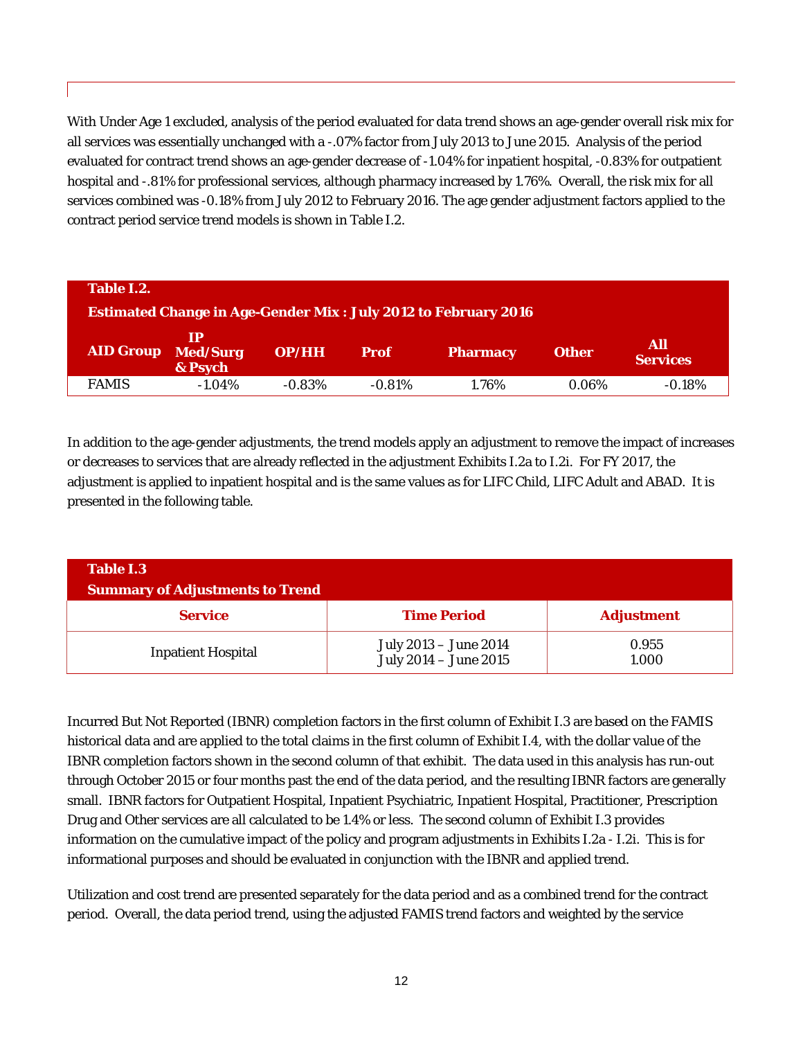With Under Age 1 excluded, analysis of the period evaluated for data trend shows an age-gender overall risk mix for all services was essentially unchanged with a -.07% factor from July 2013 to June 2015. Analysis of the period evaluated for contract trend shows an age-gender decrease of -1.04% for inpatient hospital, -0.83% for outpatient hospital and -.81% for professional services, although pharmacy increased by 1.76%. Overall, the risk mix for all services combined was -0.18% from July 2012 to February 2016. The age gender adjustment factors applied to the contract period service trend models is shown in Table I.2.

**Table I.2.**

**Estimated Change in Age-Gender Mix : July 2012 to February 2016**

| AID Group | IP Med/Surg & Psych | OP/HH | Prof | Pharmacy | Other | All Services |
|---|---|---|---|---|---|---|
| FAMIS | -1.04% | -0.83% | -0.81% | 1.76% | 0.06% | -0.18% |

In addition to the age-gender adjustments, the trend models apply an adjustment to remove the impact of increases or decreases to services that are already reflected in the adjustment Exhibits I.2a to I.2i. For FY 2017, the adjustment is applied to inpatient hospital and is the same values as for LIFC Child, LIFC Adult and ABAD. It is presented in the following table.

**Table I.3**

**Summary of Adjustments to Trend**

| Service | Time Period | Adjustment |
|---|---|---|
| Inpatient Hospital | July 2013 – June 2014<br>July 2014 – June 2015 | 0.955<br>1.000 |

Incurred But Not Reported (IBNR) completion factors in the first column of Exhibit I.3 are based on the FAMIS historical data and are applied to the total claims in the first column of Exhibit I.4, with the dollar value of the IBNR completion factors shown in the second column of that exhibit. The data used in this analysis has run-out through October 2015 or four months past the end of the data period, and the resulting IBNR factors are generally small. IBNR factors for Outpatient Hospital, Inpatient Psychiatric, Inpatient Hospital, Practitioner, Prescription Drug and Other services are all calculated to be 1.4% or less. The second column of Exhibit I.3 provides information on the cumulative impact of the policy and program adjustments in Exhibits I.2a - I.2i. This is for informational purposes and should be evaluated in conjunction with the IBNR and applied trend.

Utilization and cost trend are presented separately for the data period and as a combined trend for the contract period. Overall, the data period trend, using the adjusted FAMIS trend factors and weighted by the service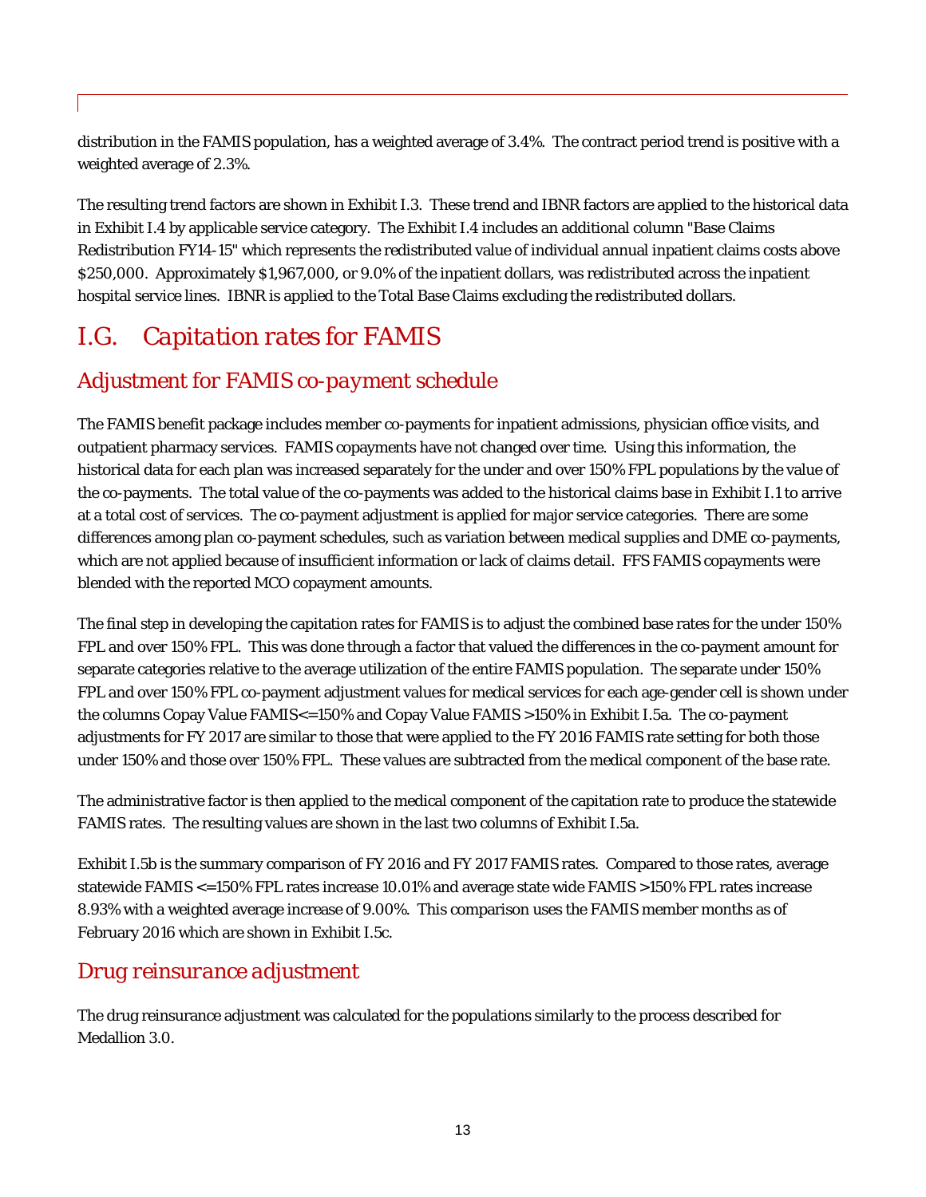distribution in the FAMIS population, has a weighted average of 3.4%. The contract period trend is positive with a weighted average of 2.3%.

The resulting trend factors are shown in Exhibit I.3. These trend and IBNR factors are applied to the historical data in Exhibit I.4 by applicable service category. The Exhibit I.4 includes an additional column "Base Claims Redistribution FY14-15" which represents the redistributed value of individual annual inpatient claims costs above $250,000. Approximately $1,967,000, or 9.0% of the inpatient dollars, was redistributed across the inpatient hospital service lines. IBNR is applied to the Total Base Claims excluding the redistributed dollars.

## I.G. Capitation rates for FAMIS

### Adjustment for FAMIS co-payment schedule

The FAMIS benefit package includes member co-payments for inpatient admissions, physician office visits, and outpatient pharmacy services. FAMIS copayments have not changed over time. Using this information, the historical data for each plan was increased separately for the under and over 150% FPL populations by the value of the co-payments. The total value of the co-payments was added to the historical claims base in Exhibit I.1 to arrive at a total cost of services. The co-payment adjustment is applied for major service categories. There are some differences among plan co-payment schedules, such as variation between medical supplies and DME co-payments, which are not applied because of insufficient information or lack of claims detail. FFS FAMIS copayments were blended with the reported MCO copayment amounts.

The final step in developing the capitation rates for FAMIS is to adjust the combined base rates for the under 150% FPL and over 150% FPL. This was done through a factor that valued the differences in the co-payment amount for separate categories relative to the average utilization of the entire FAMIS population. The separate under 150% FPL and over 150% FPL co-payment adjustment values for medical services for each age-gender cell is shown under the columns Copay Value FAMIS<=150% and Copay Value FAMIS >150% in Exhibit I.5a. The co-payment adjustments for FY 2017 are similar to those that were applied to the FY 2016 FAMIS rate setting for both those under 150% and those over 150% FPL. These values are subtracted from the medical component of the base rate.

The administrative factor is then applied to the medical component of the capitation rate to produce the statewide FAMIS rates. The resulting values are shown in the last two columns of Exhibit I.5a.

Exhibit I.5b is the summary comparison of FY 2016 and FY 2017 FAMIS rates. Compared to those rates, average statewide FAMIS <=150% FPL rates increase 10.01% and average state wide FAMIS >150% FPL rates increase 8.93% with a weighted average increase of 9.00%. This comparison uses the FAMIS member months as of February 2016 which are shown in Exhibit I.5c.

### Drug reinsurance adjustment

The drug reinsurance adjustment was calculated for the populations similarly to the process described for Medallion 3.0.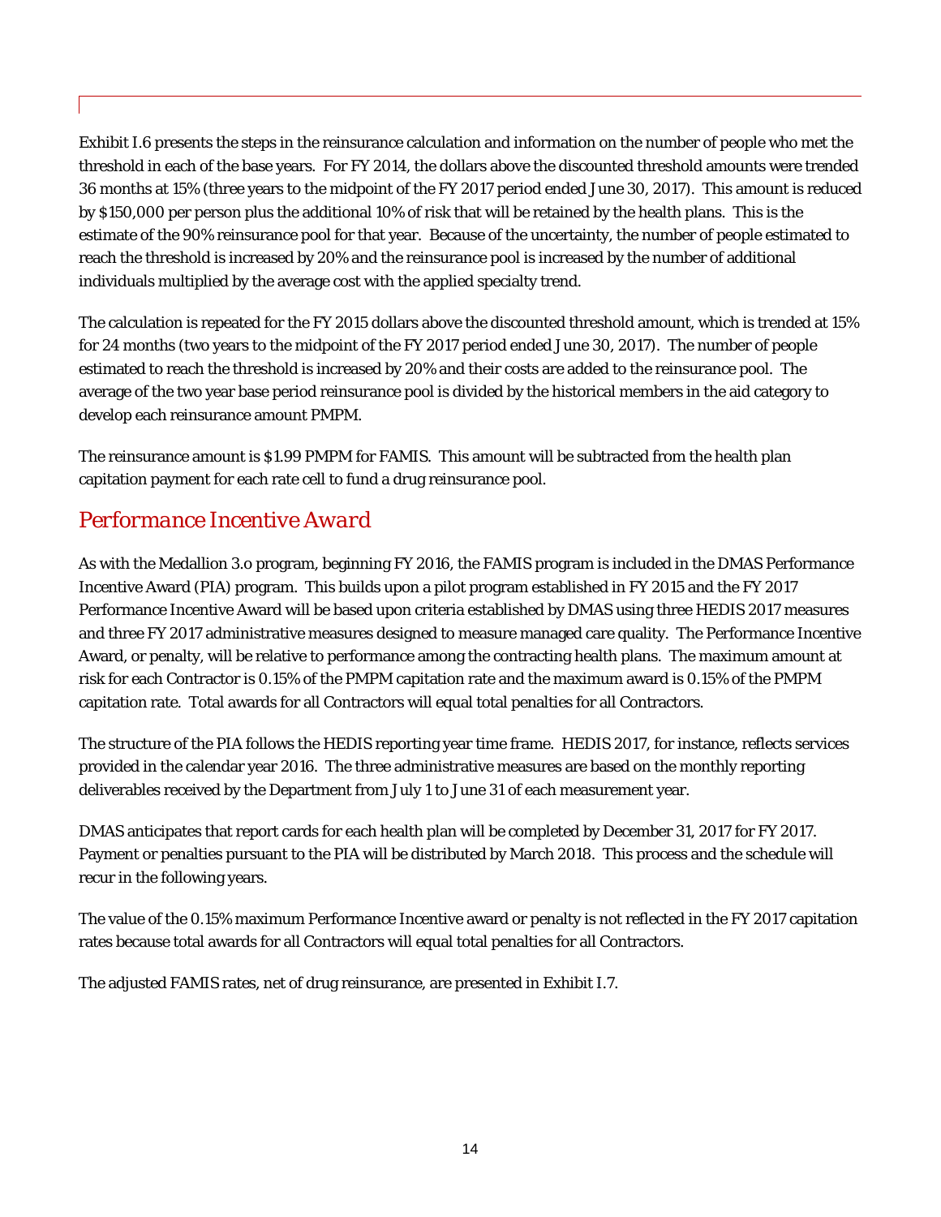Exhibit I.6 presents the steps in the reinsurance calculation and information on the number of people who met the threshold in each of the base years. For FY 2014, the dollars above the discounted threshold amounts were trended 36 months at 15% (three years to the midpoint of the FY 2017 period ended June 30, 2017). This amount is reduced by $150,000 per person plus the additional 10% of risk that will be retained by the health plans. This is the estimate of the 90% reinsurance pool for that year. Because of the uncertainty, the number of people estimated to reach the threshold is increased by 20% and the reinsurance pool is increased by the number of additional individuals multiplied by the average cost with the applied specialty trend.

The calculation is repeated for the FY 2015 dollars above the discounted threshold amount, which is trended at 15% for 24 months (two years to the midpoint of the FY 2017 period ended June 30, 2017). The number of people estimated to reach the threshold is increased by 20% and their costs are added to the reinsurance pool. The average of the two year base period reinsurance pool is divided by the historical members in the aid category to develop each reinsurance amount PMPM.

The reinsurance amount is $1.99 PMPM for FAMIS. This amount will be subtracted from the health plan capitation payment for each rate cell to fund a drug reinsurance pool.

## *Performance Incentive Award*

As with the Medallion 3.o program, beginning FY 2016, the FAMIS program is included in the DMAS Performance Incentive Award (PIA) program. This builds upon a pilot program established in FY 2015 and the FY 2017 Performance Incentive Award will be based upon criteria established by DMAS using three HEDIS 2017 measures and three FY 2017 administrative measures designed to measure managed care quality. The Performance Incentive Award, or penalty, will be relative to performance among the contracting health plans. The maximum amount at risk for each Contractor is 0.15% of the PMPM capitation rate and the maximum award is 0.15% of the PMPM capitation rate. Total awards for all Contractors will equal total penalties for all Contractors.

The structure of the PIA follows the HEDIS reporting year time frame. HEDIS 2017, for instance, reflects services provided in the calendar year 2016. The three administrative measures are based on the monthly reporting deliverables received by the Department from July 1 to June 31 of each measurement year.

DMAS anticipates that report cards for each health plan will be completed by December 31, 2017 for FY 2017. Payment or penalties pursuant to the PIA will be distributed by March 2018. This process and the schedule will recur in the following years.

The value of the 0.15% maximum Performance Incentive award or penalty is not reflected in the FY 2017 capitation rates because total awards for all Contractors will equal total penalties for all Contractors.

The adjusted FAMIS rates, net of drug reinsurance, are presented in Exhibit I.7.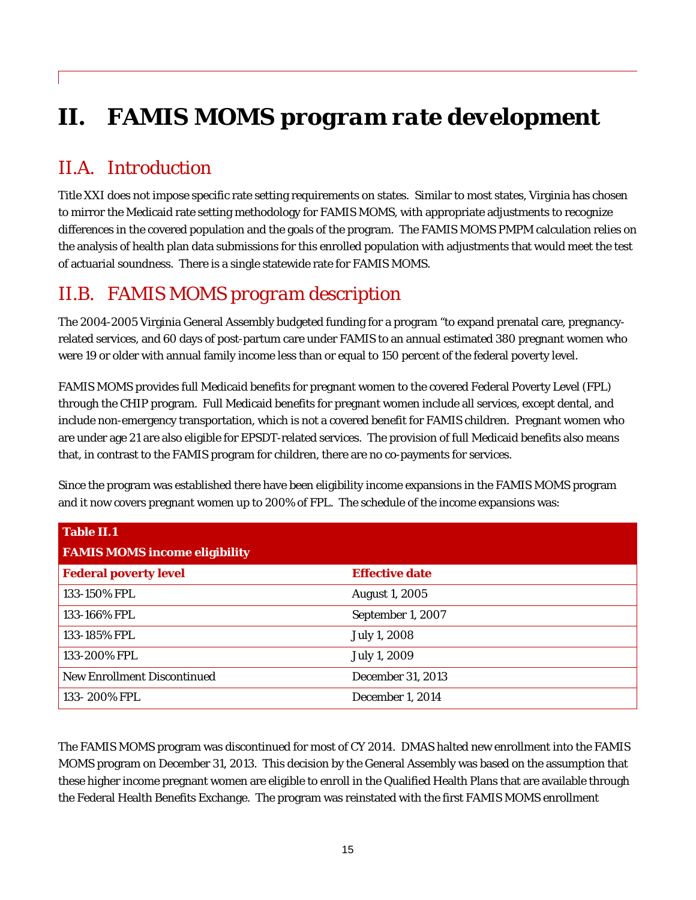# II. FAMIS MOMS program rate development

## II.A. Introduction

Title XXI does not impose specific rate setting requirements on states. Similar to most states, Virginia has chosen to mirror the Medicaid rate setting methodology for FAMIS MOMS, with appropriate adjustments to recognize differences in the covered population and the goals of the program. The FAMIS MOMS PMPM calculation relies on the analysis of health plan data submissions for this enrolled population with adjustments that would meet the test of actuarial soundness. There is a single statewide rate for FAMIS MOMS.

## II.B. FAMIS MOMS program description

The 2004-2005 Virginia General Assembly budgeted funding for a program "to expand prenatal care, pregnancy-related services, and 60 days of post-partum care under FAMIS to an annual estimated 380 pregnant women who were 19 or older with annual family income less than or equal to 150 percent of the federal poverty level.

FAMIS MOMS provides full Medicaid benefits for pregnant women to the covered Federal Poverty Level (FPL) through the CHIP program. Full Medicaid benefits for pregnant women include all services, except dental, and include non-emergency transportation, which is not a covered benefit for FAMIS children. Pregnant women who are under age 21 are also eligible for EPSDT-related services. The provision of full Medicaid benefits also means that, in contrast to the FAMIS program for children, there are no co-payments for services.

Since the program was established there have been eligibility income expansions in the FAMIS MOMS program and it now covers pregnant women up to 200% of FPL. The schedule of the income expansions was:

**Table II.1**
**FAMIS MOMS income eligibility**

| Federal poverty level | Effective date |
|---|---|
| 133-150% FPL | August 1, 2005 |
| 133-166% FPL | September 1, 2007 |
| 133-185% FPL | July 1, 2008 |
| 133-200% FPL | July 1, 2009 |
| New Enrollment Discontinued | December 31, 2013 |
| 133- 200% FPL | December 1, 2014 |

The FAMIS MOMS program was discontinued for most of CY 2014. DMAS halted new enrollment into the FAMIS MOMS program on December 31, 2013. This decision by the General Assembly was based on the assumption that these higher income pregnant women are eligible to enroll in the Qualified Health Plans that are available through the Federal Health Benefits Exchange. The program was reinstated with the first FAMIS MOMS enrollment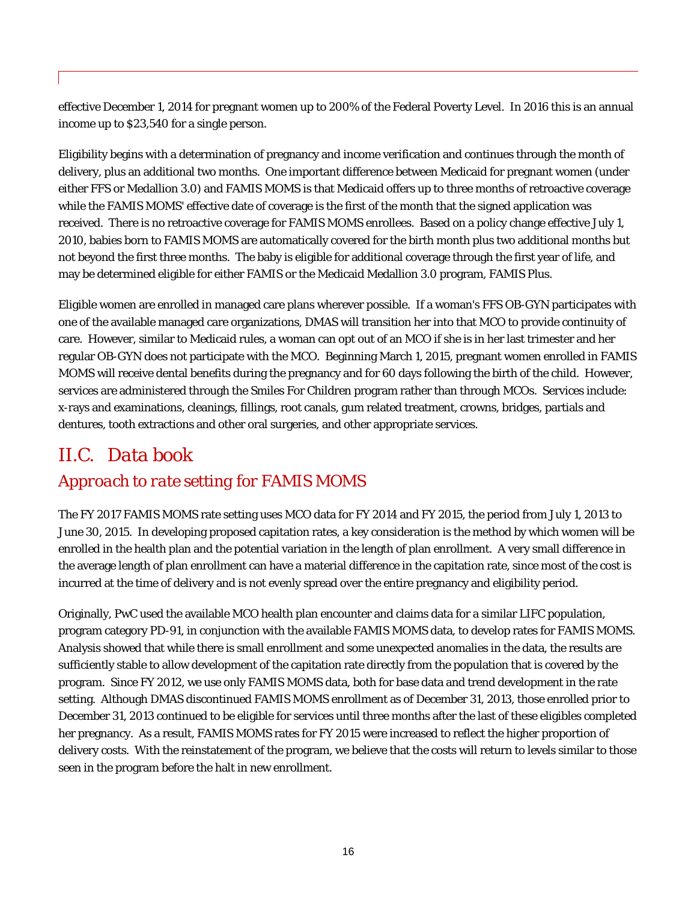effective December 1, 2014 for pregnant women up to 200% of the Federal Poverty Level. In 2016 this is an annual income up to $23,540 for a single person.

Eligibility begins with a determination of pregnancy and income verification and continues through the month of delivery, plus an additional two months. One important difference between Medicaid for pregnant women (under either FFS or Medallion 3.0) and FAMIS MOMS is that Medicaid offers up to three months of retroactive coverage while the FAMIS MOMS' effective date of coverage is the first of the month that the signed application was received. There is no retroactive coverage for FAMIS MOMS enrollees. Based on a policy change effective July 1, 2010, babies born to FAMIS MOMS are automatically covered for the birth month plus two additional months but not beyond the first three months. The baby is eligible for additional coverage through the first year of life, and may be determined eligible for either FAMIS or the Medicaid Medallion 3.0 program, FAMIS Plus.

Eligible women are enrolled in managed care plans wherever possible. If a woman's FFS OB-GYN participates with one of the available managed care organizations, DMAS will transition her into that MCO to provide continuity of care. However, similar to Medicaid rules, a woman can opt out of an MCO if she is in her last trimester and her regular OB-GYN does not participate with the MCO. Beginning March 1, 2015, pregnant women enrolled in FAMIS MOMS will receive dental benefits during the pregnancy and for 60 days following the birth of the child. However, services are administered through the Smiles For Children program rather than through MCOs. Services include: x-rays and examinations, cleanings, fillings, root canals, gum related treatment, crowns, bridges, partials and dentures, tooth extractions and other oral surgeries, and other appropriate services.

## II.C. Data book

### Approach to rate setting for FAMIS MOMS

The FY 2017 FAMIS MOMS rate setting uses MCO data for FY 2014 and FY 2015, the period from July 1, 2013 to June 30, 2015. In developing proposed capitation rates, a key consideration is the method by which women will be enrolled in the health plan and the potential variation in the length of plan enrollment. A very small difference in the average length of plan enrollment can have a material difference in the capitation rate, since most of the cost is incurred at the time of delivery and is not evenly spread over the entire pregnancy and eligibility period.

Originally, PwC used the available MCO health plan encounter and claims data for a similar LIFC population, program category PD-91, in conjunction with the available FAMIS MOMS data, to develop rates for FAMIS MOMS. Analysis showed that while there is small enrollment and some unexpected anomalies in the data, the results are sufficiently stable to allow development of the capitation rate directly from the population that is covered by the program. Since FY 2012, we use only FAMIS MOMS data, both for base data and trend development in the rate setting. Although DMAS discontinued FAMIS MOMS enrollment as of December 31, 2013, those enrolled prior to December 31, 2013 continued to be eligible for services until three months after the last of these eligibles completed her pregnancy. As a result, FAMIS MOMS rates for FY 2015 were increased to reflect the higher proportion of delivery costs. With the reinstatement of the program, we believe that the costs will return to levels similar to those seen in the program before the halt in new enrollment.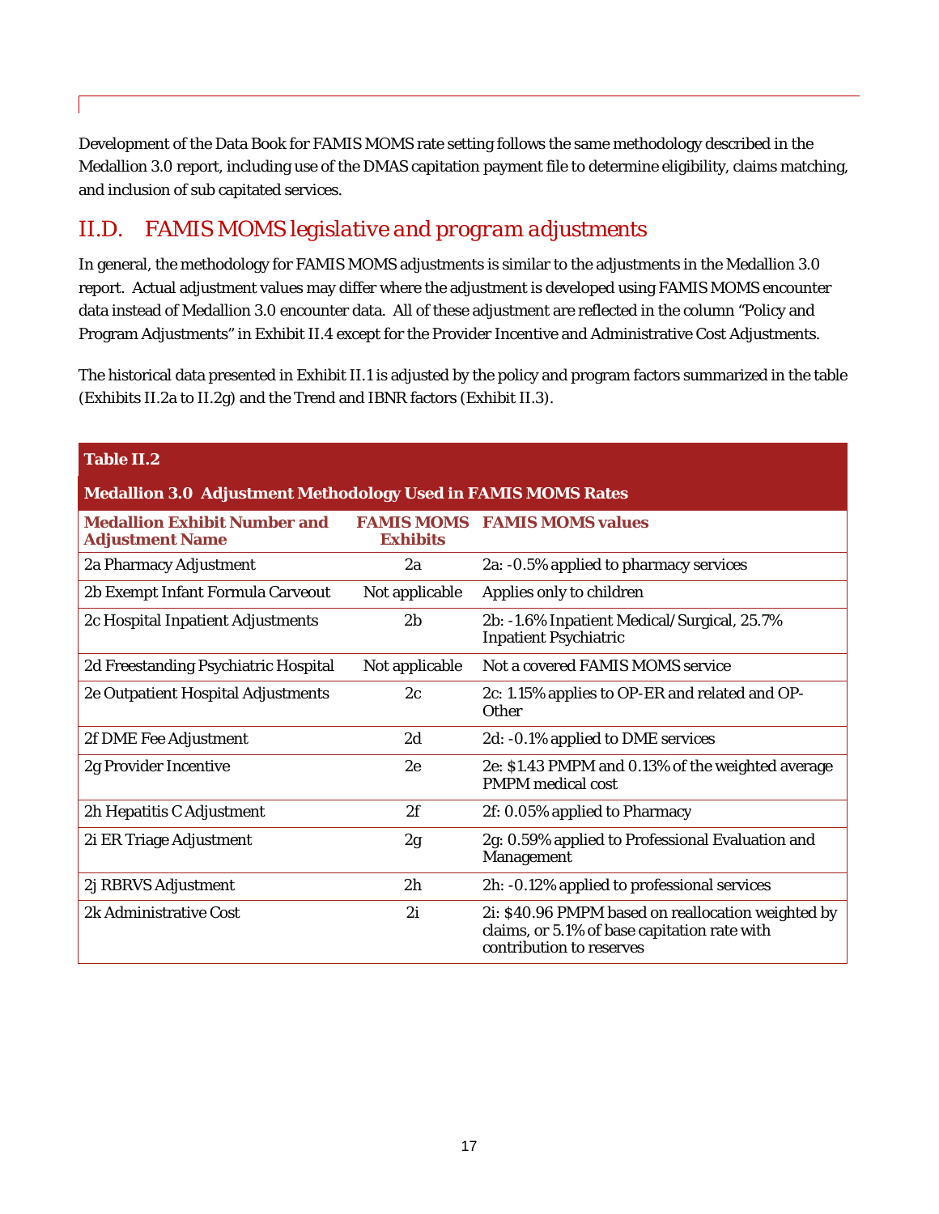Development of the Data Book for FAMIS MOMS rate setting follows the same methodology described in the Medallion 3.0 report, including use of the DMAS capitation payment file to determine eligibility, claims matching, and inclusion of sub capitated services.

## II.D. FAMIS MOMS legislative and program adjustments

In general, the methodology for FAMIS MOMS adjustments is similar to the adjustments in the Medallion 3.0 report. Actual adjustment values may differ where the adjustment is developed using FAMIS MOMS encounter data instead of Medallion 3.0 encounter data. All of these adjustment are reflected in the column "Policy and Program Adjustments" in Exhibit II.4 except for the Provider Incentive and Administrative Cost Adjustments.

The historical data presented in Exhibit II.1 is adjusted by the policy and program factors summarized in the table (Exhibits II.2a to II.2g) and the Trend and IBNR factors (Exhibit II.3).

**Table II.2**

**Medallion 3.0 Adjustment Methodology Used in FAMIS MOMS Rates**

| Medallion Exhibit Number and Adjustment Name | FAMIS MOMS Exhibits | FAMIS MOMS values |
|---|---|---|
| 2a Pharmacy Adjustment | 2a | 2a: -0.5% applied to pharmacy services |
| 2b Exempt Infant Formula Carveout | Not applicable | Applies only to children |
| 2c Hospital Inpatient Adjustments | 2b | 2b: -1.6% Inpatient Medical/Surgical, 25.7% Inpatient Psychiatric |
| 2d Freestanding Psychiatric Hospital | Not applicable | Not a covered FAMIS MOMS service |
| 2e Outpatient Hospital Adjustments | 2c | 2c: 1.15% applies to OP-ER and related and OP-Other |
| 2f DME Fee Adjustment | 2d | 2d: -0.1% applied to DME services |
| 2g Provider Incentive | 2e | 2e: $1.43 PMPM and 0.13% of the weighted average PMPM medical cost |
| 2h Hepatitis C Adjustment | 2f | 2f: 0.05% applied to Pharmacy |
| 2i ER Triage Adjustment | 2g | 2g: 0.59% applied to Professional Evaluation and Management |
| 2j RBRVS Adjustment | 2h | 2h: -0.12% applied to professional services |
| 2k Administrative Cost | 2i | 2i: $40.96 PMPM based on reallocation weighted by claims, or 5.1% of base capitation rate with contribution to reserves |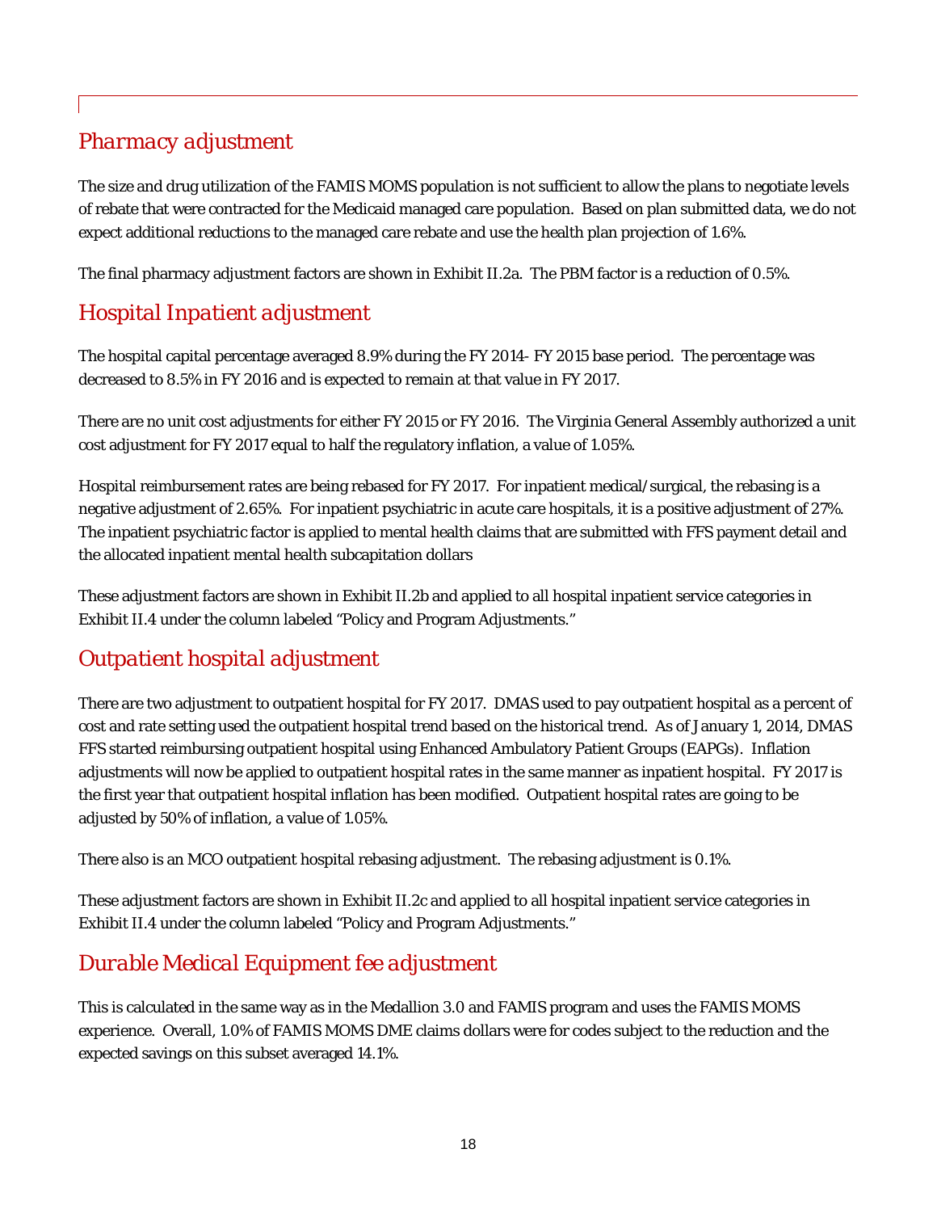## Pharmacy adjustment

The size and drug utilization of the FAMIS MOMS population is not sufficient to allow the plans to negotiate levels of rebate that were contracted for the Medicaid managed care population. Based on plan submitted data, we do not expect additional reductions to the managed care rebate and use the health plan projection of 1.6%.

The final pharmacy adjustment factors are shown in Exhibit II.2a. The PBM factor is a reduction of 0.5%.

## Hospital Inpatient adjustment

The hospital capital percentage averaged 8.9% during the FY 2014- FY 2015 base period. The percentage was decreased to 8.5% in FY 2016 and is expected to remain at that value in FY 2017.

There are no unit cost adjustments for either FY 2015 or FY 2016. The Virginia General Assembly authorized a unit cost adjustment for FY 2017 equal to half the regulatory inflation, a value of 1.05%.

Hospital reimbursement rates are being rebased for FY 2017. For inpatient medical/surgical, the rebasing is a negative adjustment of 2.65%. For inpatient psychiatric in acute care hospitals, it is a positive adjustment of 27%. The inpatient psychiatric factor is applied to mental health claims that are submitted with FFS payment detail and the allocated inpatient mental health subcapitation dollars

These adjustment factors are shown in Exhibit II.2b and applied to all hospital inpatient service categories in Exhibit II.4 under the column labeled "Policy and Program Adjustments."

## Outpatient hospital adjustment

There are two adjustment to outpatient hospital for FY 2017. DMAS used to pay outpatient hospital as a percent of cost and rate setting used the outpatient hospital trend based on the historical trend. As of January 1, 2014, DMAS FFS started reimbursing outpatient hospital using Enhanced Ambulatory Patient Groups (EAPGs). Inflation adjustments will now be applied to outpatient hospital rates in the same manner as inpatient hospital. FY 2017 is the first year that outpatient hospital inflation has been modified. Outpatient hospital rates are going to be adjusted by 50% of inflation, a value of 1.05%.

There also is an MCO outpatient hospital rebasing adjustment. The rebasing adjustment is 0.1%.

These adjustment factors are shown in Exhibit II.2c and applied to all hospital inpatient service categories in Exhibit II.4 under the column labeled "Policy and Program Adjustments."

## Durable Medical Equipment fee adjustment

This is calculated in the same way as in the Medallion 3.0 and FAMIS program and uses the FAMIS MOMS experience. Overall, 1.0% of FAMIS MOMS DME claims dollars were for codes subject to the reduction and the expected savings on this subset averaged 14.1%.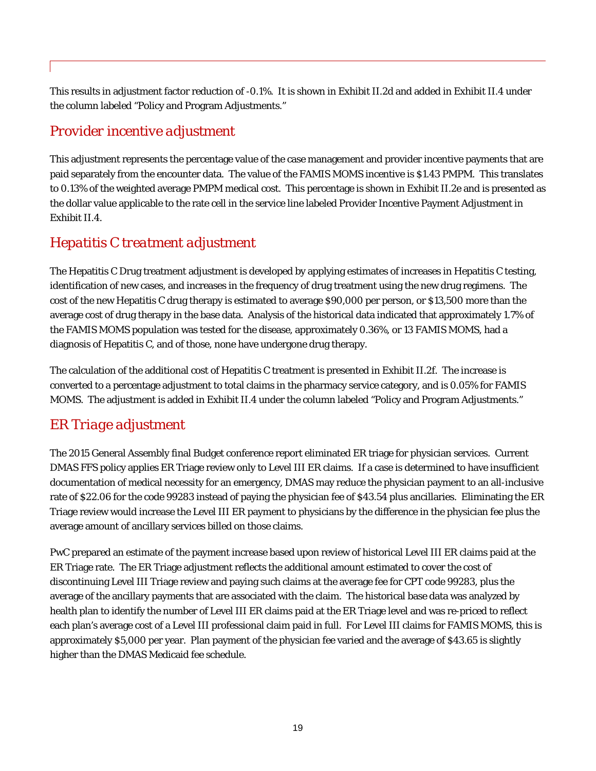This results in adjustment factor reduction of -0.1%. It is shown in Exhibit II.2d and added in Exhibit II.4 under the column labeled "Policy and Program Adjustments."

## *Provider incentive adjustment*

This adjustment represents the percentage value of the case management and provider incentive payments that are paid separately from the encounter data. The value of the FAMIS MOMS incentive is $1.43 PMPM. This translates to 0.13% of the weighted average PMPM medical cost. This percentage is shown in Exhibit II.2e and is presented as the dollar value applicable to the rate cell in the service line labeled Provider Incentive Payment Adjustment in Exhibit II.4.

## *Hepatitis C treatment adjustment*

The Hepatitis C Drug treatment adjustment is developed by applying estimates of increases in Hepatitis C testing, identification of new cases, and increases in the frequency of drug treatment using the new drug regimens. The cost of the new Hepatitis C drug therapy is estimated to average $90,000 per person, or $13,500 more than the average cost of drug therapy in the base data. Analysis of the historical data indicated that approximately 1.7% of the FAMIS MOMS population was tested for the disease, approximately 0.36%, or 13 FAMIS MOMS, had a diagnosis of Hepatitis C, and of those, none have undergone drug therapy.

The calculation of the additional cost of Hepatitis C treatment is presented in Exhibit II.2f. The increase is converted to a percentage adjustment to total claims in the pharmacy service category, and is 0.05% for FAMIS MOMS. The adjustment is added in Exhibit II.4 under the column labeled "Policy and Program Adjustments."

## *ER Triage adjustment*

The 2015 General Assembly final Budget conference report eliminated ER triage for physician services. Current DMAS FFS policy applies ER Triage review only to Level III ER claims. If a case is determined to have insufficient documentation of medical necessity for an emergency, DMAS may reduce the physician payment to an all-inclusive rate of $22.06 for the code 99283 instead of paying the physician fee of $43.54 plus ancillaries. Eliminating the ER Triage review would increase the Level III ER payment to physicians by the difference in the physician fee plus the average amount of ancillary services billed on those claims.

PwC prepared an estimate of the payment increase based upon review of historical Level III ER claims paid at the ER Triage rate. The ER Triage adjustment reflects the additional amount estimated to cover the cost of discontinuing Level III Triage review and paying such claims at the average fee for CPT code 99283, plus the average of the ancillary payments that are associated with the claim. The historical base data was analyzed by health plan to identify the number of Level III ER claims paid at the ER Triage level and was re-priced to reflect each plan's average cost of a Level III professional claim paid in full. For Level III claims for FAMIS MOMS, this is approximately $5,000 per year. Plan payment of the physician fee varied and the average of $43.65 is slightly higher than the DMAS Medicaid fee schedule.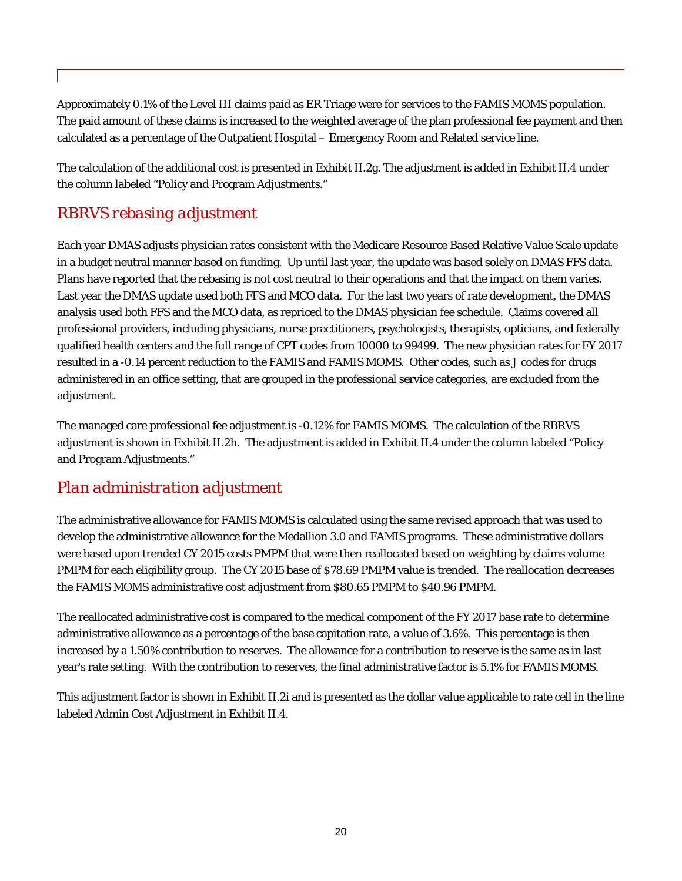Approximately 0.1% of the Level III claims paid as ER Triage were for services to the FAMIS MOMS population. The paid amount of these claims is increased to the weighted average of the plan professional fee payment and then calculated as a percentage of the Outpatient Hospital – Emergency Room and Related service line.

The calculation of the additional cost is presented in Exhibit II.2g. The adjustment is added in Exhibit II.4 under the column labeled "Policy and Program Adjustments."

## *RBRVS rebasing adjustment*

Each year DMAS adjusts physician rates consistent with the Medicare Resource Based Relative Value Scale update in a budget neutral manner based on funding. Up until last year, the update was based solely on DMAS FFS data. Plans have reported that the rebasing is not cost neutral to their operations and that the impact on them varies. Last year the DMAS update used both FFS and MCO data. For the last two years of rate development, the DMAS analysis used both FFS and the MCO data, as repriced to the DMAS physician fee schedule. Claims covered all professional providers, including physicians, nurse practitioners, psychologists, therapists, opticians, and federally qualified health centers and the full range of CPT codes from 10000 to 99499. The new physician rates for FY 2017 resulted in a -0.14 percent reduction to the FAMIS and FAMIS MOMS. Other codes, such as J codes for drugs administered in an office setting, that are grouped in the professional service categories, are excluded from the adjustment.

The managed care professional fee adjustment is -0.12% for FAMIS MOMS. The calculation of the RBRVS adjustment is shown in Exhibit II.2h. The adjustment is added in Exhibit II.4 under the column labeled "Policy and Program Adjustments."

## *Plan administration adjustment*

The administrative allowance for FAMIS MOMS is calculated using the same revised approach that was used to develop the administrative allowance for the Medallion 3.0 and FAMIS programs. These administrative dollars were based upon trended CY 2015 costs PMPM that were then reallocated based on weighting by claims volume PMPM for each eligibility group. The CY 2015 base of $78.69 PMPM value is trended. The reallocation decreases the FAMIS MOMS administrative cost adjustment from $80.65 PMPM to $40.96 PMPM.

The reallocated administrative cost is compared to the medical component of the FY 2017 base rate to determine administrative allowance as a percentage of the base capitation rate, a value of 3.6%. This percentage is then increased by a 1.50% contribution to reserves. The allowance for a contribution to reserve is the same as in last year's rate setting. With the contribution to reserves, the final administrative factor is 5.1% for FAMIS MOMS.

This adjustment factor is shown in Exhibit II.2i and is presented as the dollar value applicable to rate cell in the line labeled Admin Cost Adjustment in Exhibit II.4.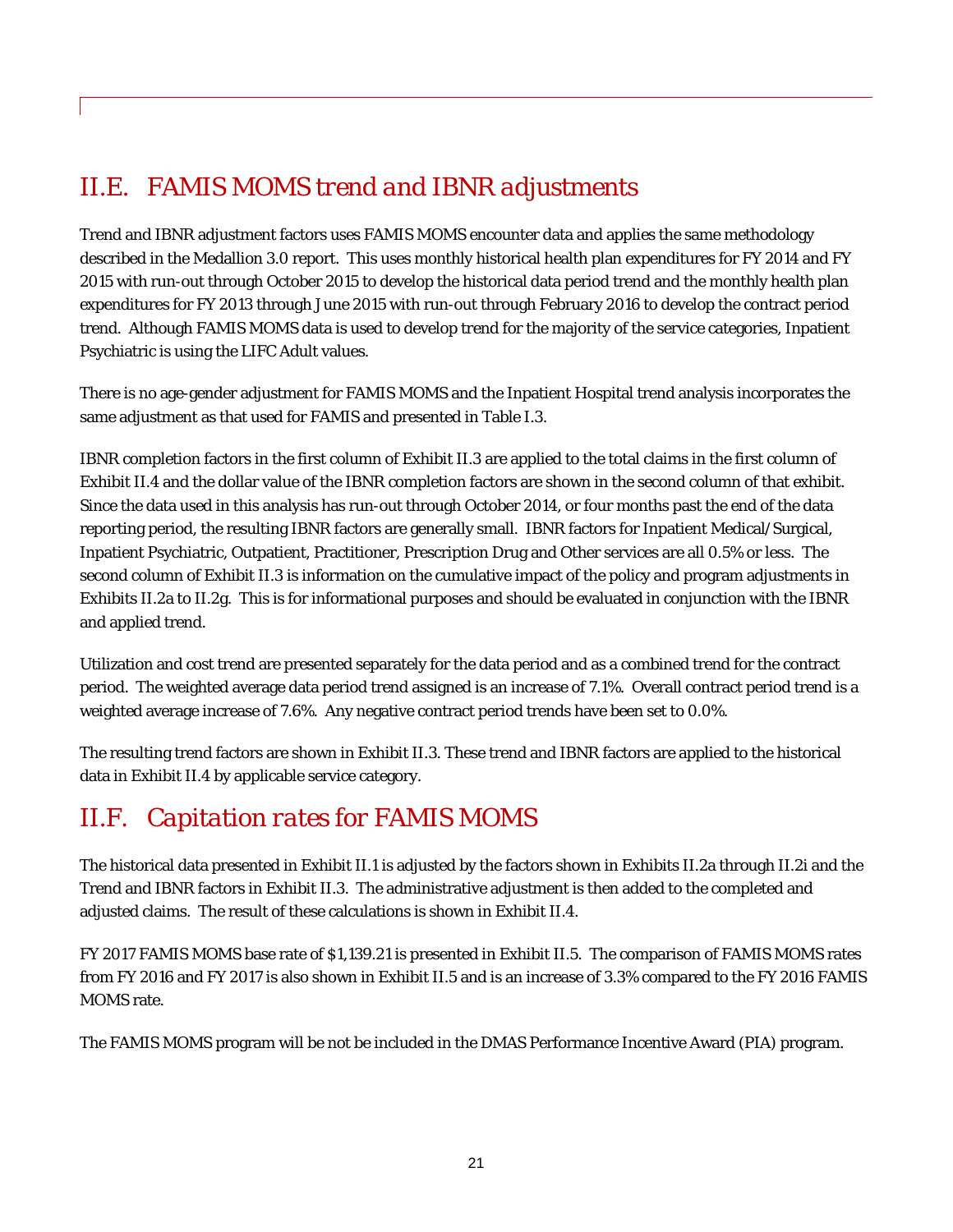## II.E. FAMIS MOMS trend and IBNR adjustments

Trend and IBNR adjustment factors uses FAMIS MOMS encounter data and applies the same methodology described in the Medallion 3.0 report. This uses monthly historical health plan expenditures for FY 2014 and FY 2015 with run-out through October 2015 to develop the historical data period trend and the monthly health plan expenditures for FY 2013 through June 2015 with run-out through February 2016 to develop the contract period trend. Although FAMIS MOMS data is used to develop trend for the majority of the service categories, Inpatient Psychiatric is using the LIFC Adult values.

There is no age-gender adjustment for FAMIS MOMS and the Inpatient Hospital trend analysis incorporates the same adjustment as that used for FAMIS and presented in Table I.3.

IBNR completion factors in the first column of Exhibit II.3 are applied to the total claims in the first column of Exhibit II.4 and the dollar value of the IBNR completion factors are shown in the second column of that exhibit. Since the data used in this analysis has run-out through October 2014, or four months past the end of the data reporting period, the resulting IBNR factors are generally small. IBNR factors for Inpatient Medical/Surgical, Inpatient Psychiatric, Outpatient, Practitioner, Prescription Drug and Other services are all 0.5% or less. The second column of Exhibit II.3 is information on the cumulative impact of the policy and program adjustments in Exhibits II.2a to II.2g. This is for informational purposes and should be evaluated in conjunction with the IBNR and applied trend.

Utilization and cost trend are presented separately for the data period and as a combined trend for the contract period. The weighted average data period trend assigned is an increase of 7.1%. Overall contract period trend is a weighted average increase of 7.6%. Any negative contract period trends have been set to 0.0%.

The resulting trend factors are shown in Exhibit II.3. These trend and IBNR factors are applied to the historical data in Exhibit II.4 by applicable service category.

## II.F. Capitation rates for FAMIS MOMS

The historical data presented in Exhibit II.1 is adjusted by the factors shown in Exhibits II.2a through II.2i and the Trend and IBNR factors in Exhibit II.3. The administrative adjustment is then added to the completed and adjusted claims. The result of these calculations is shown in Exhibit II.4.

FY 2017 FAMIS MOMS base rate of $1,139.21 is presented in Exhibit II.5. The comparison of FAMIS MOMS rates from FY 2016 and FY 2017 is also shown in Exhibit II.5 and is an increase of 3.3% compared to the FY 2016 FAMIS MOMS rate.

The FAMIS MOMS program will be not be included in the DMAS Performance Incentive Award (PIA) program.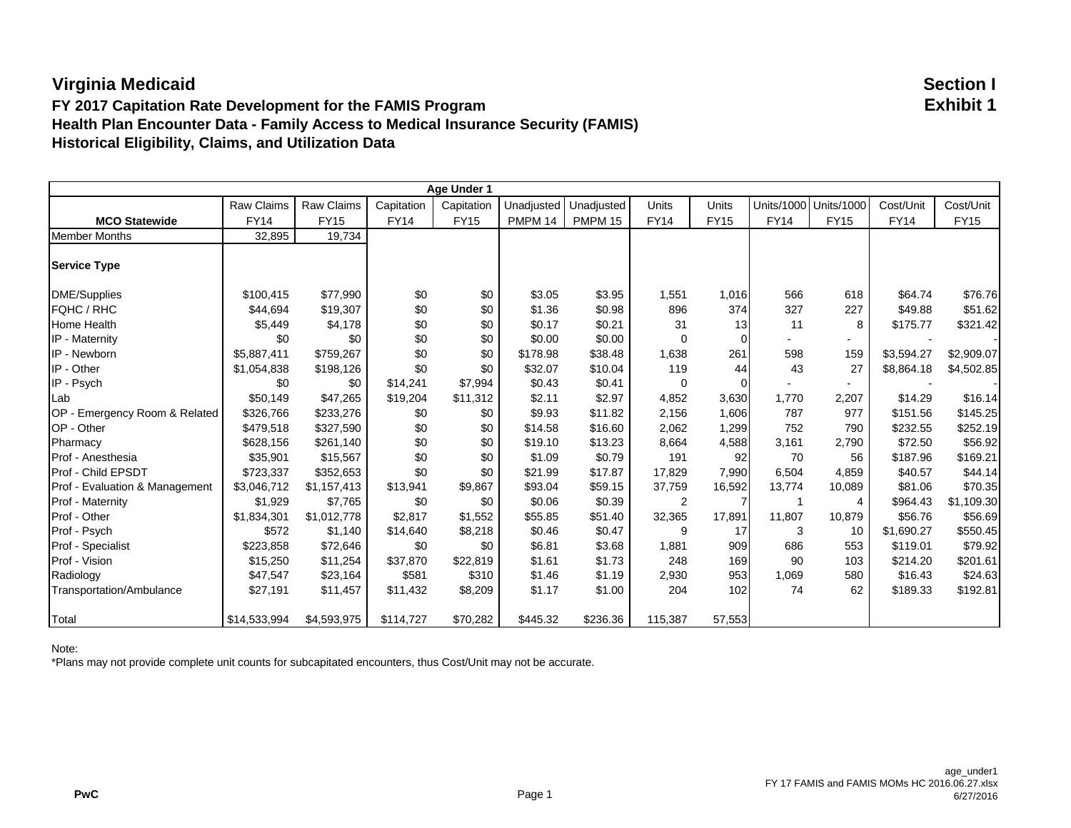## Virginia Medicaid

**Section I**
**Exhibit 1**

### FY 2017 Capitation Rate Development for the FAMIS Program
### Health Plan Encounter Data - Family Access to Medical Insurance Security (FAMIS)
### Historical Eligibility, Claims, and Utilization Data

| Age Under 1 | | | | | | | | | | | | |
|---|---|---|---|---|---|---|---|---|---|---|---|---|
| **MCO Statewide** | Raw Claims FY14 | Raw Claims FY15 | Capitation FY14 | Capitation FY15 | Unadjusted PMPM 14 | Unadjusted PMPM 15 | Units FY14 | Units FY15 | Units/1000 FY14 | Units/1000 FY15 | Cost/Unit FY14 | Cost/Unit FY15 |
| Member Months | 32,895 | 19,734 | | | | | | | | | | |
| **Service Type** | | | | | | | | | | | | |
| DME/Supplies | $100,415 | $77,990 | $0 | $0 | $3.05 | $3.95 | 1,551 | 1,016 | 566 | 618 | $64.74 | $76.76 |
| FQHC / RHC | $44,694 | $19,307 | $0 | $0 | $1.36 | $0.98 | 896 | 374 | 327 | 227 | $49.88 | $51.62 |
| Home Health | $5,449 | $4,178 | $0 | $0 | $0.17 | $0.21 | 31 | 13 | 11 | 8 | $175.77 | $321.42 |
| IP - Maternity | $0 | $0 | $0 | $0 | $0.00 | $0.00 | 0 | 0 | - | - | - | - |
| IP - Newborn | $5,887,411 | $759,267 | $0 | $0 | $178.98 | $38.48 | 1,638 | 261 | 598 | 159 | $3,594.27 | $2,909.07 |
| IP - Other | $1,054,838 | $198,126 | $0 | $0 | $32.07 | $10.04 | 119 | 44 | 43 | 27 | $8,864.18 | $4,502.85 |
| IP - Psych | $0 | $0 | $14,241 | $7,994 | $0.43 | $0.41 | 0 | 0 | - | - | - | - |
| Lab | $50,149 | $47,265 | $19,204 | $11,312 | $2.11 | $2.97 | 4,852 | 3,630 | 1,770 | 2,207 | $14.29 | $16.14 |
| OP - Emergency Room & Related | $326,766 | $233,276 | $0 | $0 | $9.93 | $11.82 | 2,156 | 1,606 | 787 | 977 | $151.56 | $145.25 |
| OP - Other | $479,518 | $327,590 | $0 | $0 | $14.58 | $16.60 | 2,062 | 1,299 | 752 | 790 | $232.55 | $252.19 |
| Pharmacy | $628,156 | $261,140 | $0 | $0 | $19.10 | $13.23 | 8,664 | 4,588 | 3,161 | 2,790 | $72.50 | $56.92 |
| Prof - Anesthesia | $35,901 | $15,567 | $0 | $0 | $1.09 | $0.79 | 191 | 92 | 70 | 56 | $187.96 | $169.21 |
| Prof - Child EPSDT | $723,337 | $352,653 | $0 | $0 | $21.99 | $17.87 | 17,829 | 7,990 | 6,504 | 4,859 | $40.57 | $44.14 |
| Prof - Evaluation & Management | $3,046,712 | $1,157,413 | $13,941 | $9,867 | $93.04 | $59.15 | 37,759 | 16,592 | 13,774 | 10,089 | $81.06 | $70.35 |
| Prof - Maternity | $1,929 | $7,765 | $0 | $0 | $0.06 | $0.39 | 2 | 7 | 1 | 4 | $964.43 | $1,109.30 |
| Prof - Other | $1,834,301 | $1,012,778 | $2,817 | $1,552 | $55.85 | $51.40 | 32,365 | 17,891 | 11,807 | 10,879 | $56.76 | $56.69 |
| Prof - Psych | $572 | $1,140 | $14,640 | $8,218 | $0.46 | $0.47 | 9 | 17 | 3 | 10 | $1,690.27 | $550.45 |
| Prof - Specialist | $223,858 | $72,646 | $0 | $0 | $6.81 | $3.68 | 1,881 | 909 | 686 | 553 | $119.01 | $79.92 |
| Prof - Vision | $15,250 | $11,254 | $37,870 | $22,819 | $1.61 | $1.73 | 248 | 169 | 90 | 103 | $214.20 | $201.61 |
| Radiology | $47,547 | $23,164 | $581 | $310 | $1.46 | $1.19 | 2,930 | 953 | 1,069 | 580 | $16.43 | $24.63 |
| Transportation/Ambulance | $27,191 | $11,457 | $11,432 | $8,209 | $1.17 | $1.00 | 204 | 102 | 74 | 62 | $189.33 | $192.81 |
| Total | $14,533,994 | $4,593,975 | $114,727 | $70,282 | $445.32 | $236.36 | 115,387 | 57,553 | | | | |

Note:
*Plans may not provide complete unit counts for subcapitated encounters, thus Cost/Unit may not be accurate.

PwC

age_under1
FY 17 FAMIS and FAMIS MOMs HC 2016.06.27.xlsx
6/27/2016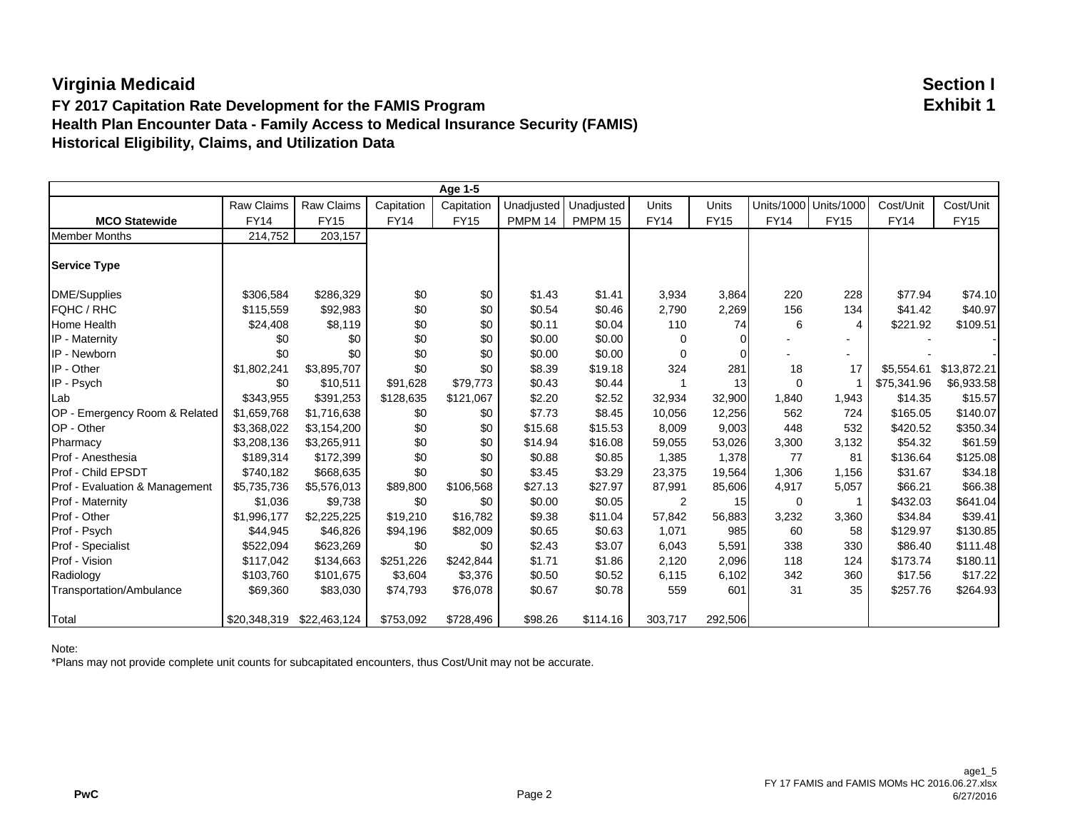# Virginia Medicaid

**Section I**
**Exhibit 1**

**FY 2017 Capitation Rate Development for the FAMIS Program**
**Health Plan Encounter Data - Family Access to Medical Insurance Security (FAMIS)**
**Historical Eligibility, Claims, and Utilization Data**

| Age 1-5 | | | | | | | | | | | | |
|---|---|---|---|---|---|---|---|---|---|---|---|---|
| **MCO Statewide** | Raw Claims FY14 | Raw Claims FY15 | Capitation FY14 | Capitation FY15 | Unadjusted PMPM 14 | Unadjusted PMPM 15 | Units FY14 | Units FY15 | Units/1000 FY14 | Units/1000 FY15 | Cost/Unit FY14 | Cost/Unit FY15 |
| Member Months | 214,752 | 203,157 | | | | | | | | | | |
| **Service Type** | | | | | | | | | | | | |
| DME/Supplies | $306,584 | $286,329 | $0 | $0 | $1.43 | $1.41 | 3,934 | 3,864 | 220 | 228 | $77.94 | $74.10 |
| FQHC / RHC | $115,559 | $92,983 | $0 | $0 | $0.54 | $0.46 | 2,790 | 2,269 | 156 | 134 | $41.42 | $40.97 |
| Home Health | $24,408 | $8,119 | $0 | $0 | $0.11 | $0.04 | 110 | 74 | 6 | 4 | $221.92 | $109.51 |
| IP - Maternity | $0 | $0 | $0 | $0 | $0.00 | $0.00 | 0 | 0 | - | - | - | - |
| IP - Newborn | $0 | $0 | $0 | $0 | $0.00 | $0.00 | 0 | 0 | - | - | - | - |
| IP - Other | $1,802,241 | $3,895,707 | $0 | $0 | $8.39 | $19.18 | 324 | 281 | 18 | 17 | $5,554.61 | $13,872.21 |
| IP - Psych | $0 | $10,511 | $91,628 | $79,773 | $0.43 | $0.44 | 1 | 13 | 0 | 1 | $75,341.96 | $6,933.58 |
| Lab | $343,955 | $391,253 | $128,635 | $121,067 | $2.20 | $2.52 | 32,934 | 32,900 | 1,840 | 1,943 | $14.35 | $15.57 |
| OP - Emergency Room & Related | $1,659,768 | $1,716,638 | $0 | $0 | $7.73 | $8.45 | 10,056 | 12,256 | 562 | 724 | $165.05 | $140.07 |
| OP - Other | $3,368,022 | $3,154,200 | $0 | $0 | $15.68 | $15.53 | 8,009 | 9,003 | 448 | 532 | $420.52 | $350.34 |
| Pharmacy | $3,208,136 | $3,265,911 | $0 | $0 | $14.94 | $16.08 | 59,055 | 53,026 | 3,300 | 3,132 | $54.32 | $61.59 |
| Prof - Anesthesia | $189,314 | $172,399 | $0 | $0 | $0.88 | $0.85 | 1,385 | 1,378 | 77 | 81 | $136.64 | $125.08 |
| Prof - Child EPSDT | $740,182 | $668,635 | $0 | $0 | $3.45 | $3.29 | 23,375 | 19,564 | 1,306 | 1,156 | $31.67 | $34.18 |
| Prof - Evaluation & Management | $5,735,736 | $5,576,013 | $89,800 | $106,568 | $27.13 | $27.97 | 87,991 | 85,606 | 4,917 | 5,057 | $66.21 | $66.38 |
| Prof - Maternity | $1,036 | $9,738 | $0 | $0 | $0.00 | $0.05 | 2 | 15 | 0 | 1 | $432.03 | $641.04 |
| Prof - Other | $1,996,177 | $2,225,225 | $19,210 | $16,782 | $9.38 | $11.04 | 57,842 | 56,883 | 3,232 | 3,360 | $34.84 | $39.41 |
| Prof - Psych | $44,945 | $46,826 | $94,196 | $82,009 | $0.65 | $0.63 | 1,071 | 985 | 60 | 58 | $129.97 | $130.85 |
| Prof - Specialist | $522,094 | $623,269 | $0 | $0 | $2.43 | $3.07 | 6,043 | 5,591 | 338 | 330 | $86.40 | $111.48 |
| Prof - Vision | $117,042 | $134,663 | $251,226 | $242,844 | $1.71 | $1.86 | 2,120 | 2,096 | 118 | 124 | $173.74 | $180.11 |
| Radiology | $103,760 | $101,675 | $3,604 | $3,376 | $0.50 | $0.52 | 6,115 | 6,102 | 342 | 360 | $17.56 | $17.22 |
| Transportation/Ambulance | $69,360 | $83,030 | $74,793 | $76,078 | $0.67 | $0.78 | 559 | 601 | 31 | 35 | $257.76 | $264.93 |
| Total | $20,348,319 | $22,463,124 | $753,092 | $728,496 | $98.26 | $114.16 | 303,717 | 292,506 | | | | |

Note:
*Plans may not provide complete unit counts for subcapitated encounters, thus Cost/Unit may not be accurate.

PwC

age1_5
FY 17 FAMIS and FAMIS MOMs HC 2016.06.27.xlsx
6/27/2016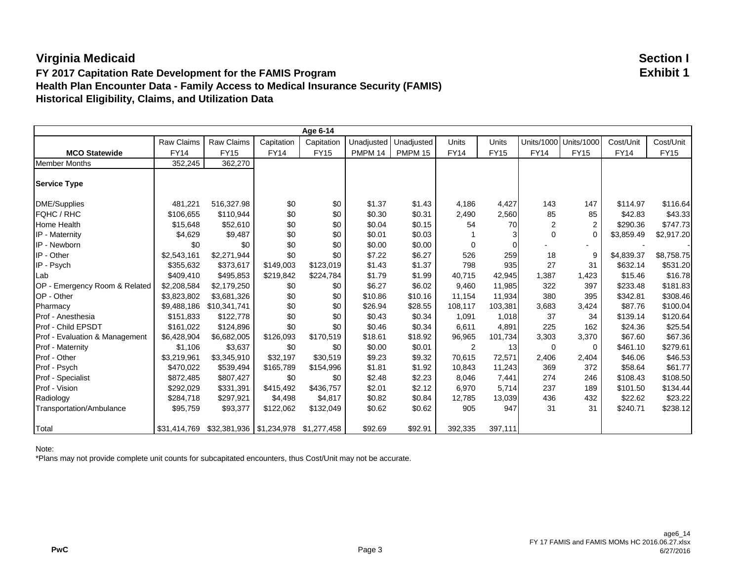# Virginia Medicaid

**Section I**
**Exhibit 1**

**FY 2017 Capitation Rate Development for the FAMIS Program**
**Health Plan Encounter Data - Family Access to Medical Insurance Security (FAMIS)**
**Historical Eligibility, Claims, and Utilization Data**

| Age 6-14 | | | | | | | | | | | | |
|---|---|---|---|---|---|---|---|---|---|---|---|---|
| **MCO Statewide** | Raw Claims FY14 | Raw Claims FY15 | Capitation FY14 | Capitation FY15 | Unadjusted PMPM 14 | Unadjusted PMPM 15 | Units FY14 | Units FY15 | Units/1000 FY14 | Units/1000 FY15 | Cost/Unit FY14 | Cost/Unit FY15 |
| Member Months | 352,245 | 362,270 | | | | | | | | | | |
| **Service Type** | | | | | | | | | | | | |
| DME/Supplies | 481,221 | 516,327.98 | $0 | $0 | $1.37 | $1.43 | 4,186 | 4,427 | 143 | 147 | $114.97 | $116.64 |
| FQHC / RHC | $106,655 | $110,944 | $0 | $0 | $0.30 | $0.31 | 2,490 | 2,560 | 85 | 85 | $42.83 | $43.33 |
| Home Health | $15,648 | $52,610 | $0 | $0 | $0.04 | $0.15 | 54 | 70 | 2 | 2 | $290.36 | $747.73 |
| IP - Maternity | $4,629 | $9,487 | $0 | $0 | $0.01 | $0.03 | 1 | 3 | 0 | 0 | $3,859.49 | $2,917.20 |
| IP - Newborn | $0 | $0 | $0 | $0 | $0.00 | $0.00 | 0 | 0 | - | - | - | - |
| IP - Other | $2,543,161 | $2,271,944 | $0 | $0 | $7.22 | $6.27 | 526 | 259 | 18 | 9 | $4,839.37 | $8,758.75 |
| IP - Psych | $355,632 | $373,617 | $149,003 | $123,019 | $1.43 | $1.37 | 798 | 935 | 27 | 31 | $632.14 | $531.20 |
| Lab | $409,410 | $495,853 | $219,842 | $224,784 | $1.79 | $1.99 | 40,715 | 42,945 | 1,387 | 1,423 | $15.46 | $16.78 |
| OP - Emergency Room & Related | $2,208,584 | $2,179,250 | $0 | $0 | $6.27 | $6.02 | 9,460 | 11,985 | 322 | 397 | $233.48 | $181.83 |
| OP - Other | $3,823,802 | $3,681,326 | $0 | $0 | $10.86 | $10.16 | 11,154 | 11,934 | 380 | 395 | $342.81 | $308.46 |
| Pharmacy | $9,488,186 | $10,341,741 | $0 | $0 | $26.94 | $28.55 | 108,117 | 103,381 | 3,683 | 3,424 | $87.76 | $100.04 |
| Prof - Anesthesia | $151,833 | $122,778 | $0 | $0 | $0.43 | $0.34 | 1,091 | 1,018 | 37 | 34 | $139.14 | $120.64 |
| Prof - Child EPSDT | $161,022 | $124,896 | $0 | $0 | $0.46 | $0.34 | 6,611 | 4,891 | 225 | 162 | $24.36 | $25.54 |
| Prof - Evaluation & Management | $6,428,904 | $6,682,005 | $126,093 | $170,519 | $18.61 | $18.92 | 96,965 | 101,734 | 3,303 | 3,370 | $67.60 | $67.36 |
| Prof - Maternity | $1,106 | $3,637 | $0 | $0 | $0.00 | $0.01 | 2 | 13 | 0 | 0 | $461.10 | $279.61 |
| Prof - Other | $3,219,961 | $3,345,910 | $32,197 | $30,519 | $9.23 | $9.32 | 70,615 | 72,571 | 2,406 | 2,404 | $46.06 | $46.53 |
| Prof - Psych | $470,022 | $539,494 | $165,789 | $154,996 | $1.81 | $1.92 | 10,843 | 11,243 | 369 | 372 | $58.64 | $61.77 |
| Prof - Specialist | $872,485 | $807,427 | $0 | $0 | $2.48 | $2.23 | 8,046 | 7,441 | 274 | 246 | $108.43 | $108.50 |
| Prof - Vision | $292,029 | $331,391 | $415,492 | $436,757 | $2.01 | $2.12 | 6,970 | 5,714 | 237 | 189 | $101.50 | $134.44 |
| Radiology | $284,718 | $297,921 | $4,498 | $4,817 | $0.82 | $0.84 | 12,785 | 13,039 | 436 | 432 | $22.62 | $23.22 |
| Transportation/Ambulance | $95,759 | $93,377 | $122,062 | $132,049 | $0.62 | $0.62 | 905 | 947 | 31 | 31 | $240.71 | $238.12 |
| Total | $31,414,769 | $32,381,936 | $1,234,978 | $1,277,458 | $92.69 | $92.91 | 392,335 | 397,111 | | | | |

Note:
*Plans may not provide complete unit counts for subcapitated encounters, thus Cost/Unit may not be accurate.

PwC

age6_14
FY 17 FAMIS and FAMIS MOMs HC 2016.06.27.xlsx
6/27/2016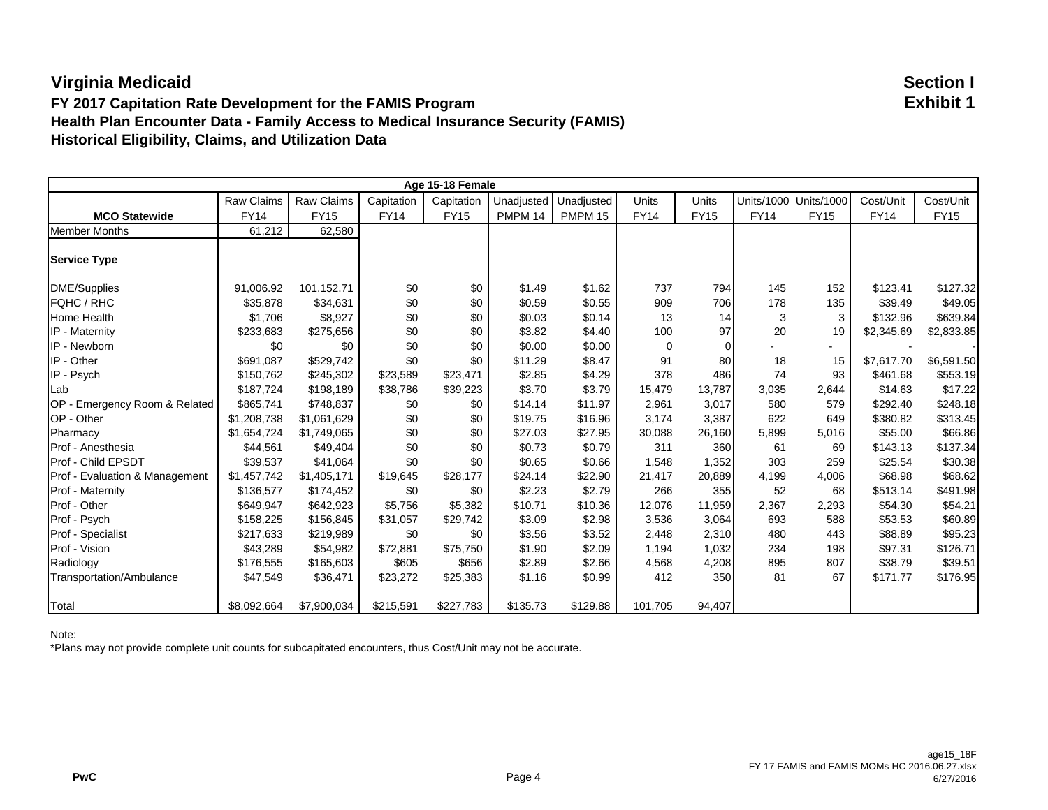# Virginia Medicaid

**Section I**
**Exhibit 1**

**FY 2017 Capitation Rate Development for the FAMIS Program**
**Health Plan Encounter Data - Family Access to Medical Insurance Security (FAMIS)**
**Historical Eligibility, Claims, and Utilization Data**

| Age 15-18 Female | | | | | | | | | | | | |
|---|---|---|---|---|---|---|---|---|---|---|---|---|
| **MCO Statewide** | Raw Claims FY14 | Raw Claims FY15 | Capitation FY14 | Capitation FY15 | Unadjusted PMPM 14 | Unadjusted PMPM 15 | Units FY14 | Units FY15 | Units/1000 FY14 | Units/1000 FY15 | Cost/Unit FY14 | Cost/Unit FY15 |
| Member Months | 61,212 | 62,580 | | | | | | | | | | |
| **Service Type** | | | | | | | | | | | | |
| DME/Supplies | 91,006.92 | 101,152.71 | $0 | $0 | $1.49 | $1.62 | 737 | 794 | 145 | 152 | $123.41 | $127.32 |
| FQHC / RHC | $35,878 | $34,631 | $0 | $0 | $0.59 | $0.55 | 909 | 706 | 178 | 135 | $39.49 | $49.05 |
| Home Health | $1,706 | $8,927 | $0 | $0 | $0.03 | $0.14 | 13 | 14 | 3 | 3 | $132.96 | $639.84 |
| IP - Maternity | $233,683 | $275,656 | $0 | $0 | $3.82 | $4.40 | 100 | 97 | 20 | 19 | $2,345.69 | $2,833.85 |
| IP - Newborn | $0 | $0 | $0 | $0 | $0.00 | $0.00 | 0 | 0 | - | - | - | - |
| IP - Other | $691,087 | $529,742 | $0 | $0 | $11.29 | $8.47 | 91 | 80 | 18 | 15 | $7,617.70 | $6,591.50 |
| IP - Psych | $150,762 | $245,302 | $23,589 | $23,471 | $2.85 | $4.29 | 378 | 486 | 74 | 93 | $461.68 | $553.19 |
| Lab | $187,724 | $198,189 | $38,786 | $39,223 | $3.70 | $3.79 | 15,479 | 13,787 | 3,035 | 2,644 | $14.63 | $17.22 |
| OP - Emergency Room & Related | $865,741 | $748,837 | $0 | $0 | $14.14 | $11.97 | 2,961 | 3,017 | 580 | 579 | $292.40 | $248.18 |
| OP - Other | $1,208,738 | $1,061,629 | $0 | $0 | $19.75 | $16.96 | 3,174 | 3,387 | 622 | 649 | $380.82 | $313.45 |
| Pharmacy | $1,654,724 | $1,749,065 | $0 | $0 | $27.03 | $27.95 | 30,088 | 26,160 | 5,899 | 5,016 | $55.00 | $66.86 |
| Prof - Anesthesia | $44,561 | $49,404 | $0 | $0 | $0.73 | $0.79 | 311 | 360 | 61 | 69 | $143.13 | $137.34 |
| Prof - Child EPSDT | $39,537 | $41,064 | $0 | $0 | $0.65 | $0.66 | 1,548 | 1,352 | 303 | 259 | $25.54 | $30.38 |
| Prof - Evaluation & Management | $1,457,742 | $1,405,171 | $19,645 | $28,177 | $24.14 | $22.90 | 21,417 | 20,889 | 4,199 | 4,006 | $68.98 | $68.62 |
| Prof - Maternity | $136,577 | $174,452 | $0 | $0 | $2.23 | $2.79 | 266 | 355 | 52 | 68 | $513.14 | $491.98 |
| Prof - Other | $649,947 | $642,923 | $5,756 | $5,382 | $10.71 | $10.36 | 12,076 | 11,959 | 2,367 | 2,293 | $54.30 | $54.21 |
| Prof - Psych | $158,225 | $156,845 | $31,057 | $29,742 | $3.09 | $2.98 | 3,536 | 3,064 | 693 | 588 | $53.53 | $60.89 |
| Prof - Specialist | $217,633 | $219,989 | $0 | $0 | $3.56 | $3.52 | 2,448 | 2,310 | 480 | 443 | $88.89 | $95.23 |
| Prof - Vision | $43,289 | $54,982 | $72,881 | $75,750 | $1.90 | $2.09 | 1,194 | 1,032 | 234 | 198 | $97.31 | $126.71 |
| Radiology | $176,555 | $165,603 | $605 | $656 | $2.89 | $2.66 | 4,568 | 4,208 | 895 | 807 | $38.79 | $39.51 |
| Transportation/Ambulance | $47,549 | $36,471 | $23,272 | $25,383 | $1.16 | $0.99 | 412 | 350 | 81 | 67 | $171.77 | $176.95 |
| Total | $8,092,664 | $7,900,034 | $215,591 | $227,783 | $135.73 | $129.88 | 101,705 | 94,407 | | | | |

Note:
*Plans may not provide complete unit counts for subcapitated encounters, thus Cost/Unit may not be accurate.

PwC

age15_18F
FY 17 FAMIS and FAMIS MOMs HC 2016.06.27.xlsx
6/27/2016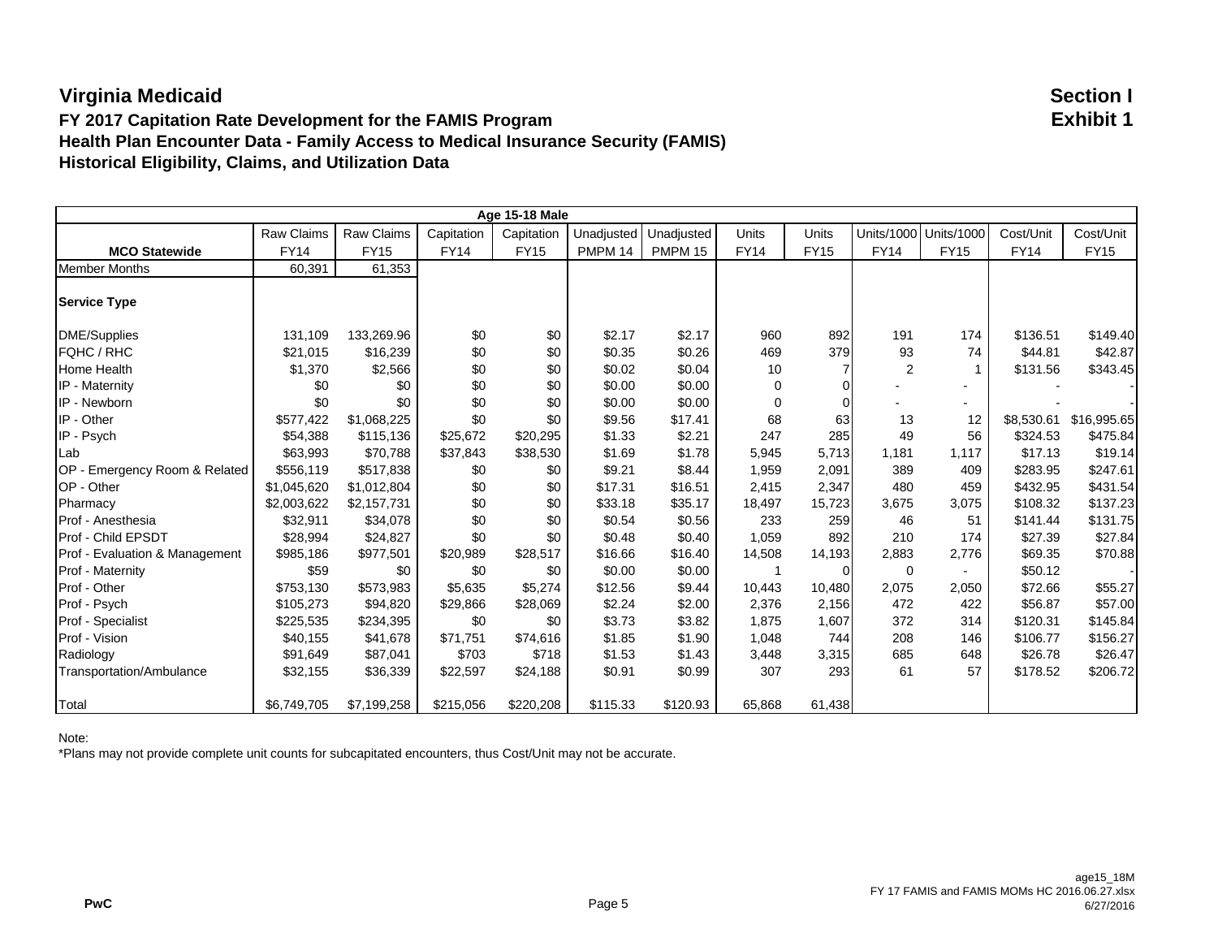# Virginia Medicaid

**Section I**
**Exhibit 1**

## FY 2017 Capitation Rate Development for the FAMIS Program
## Health Plan Encounter Data - Family Access to Medical Insurance Security (FAMIS)
## Historical Eligibility, Claims, and Utilization Data

| Age 15-18 Male | | | | | | | | | | | | |
|---|---|---|---|---|---|---|---|---|---|---|---|---|
| **MCO Statewide** | Raw Claims FY14 | Raw Claims FY15 | Capitation FY14 | Capitation FY15 | Unadjusted PMPM 14 | Unadjusted PMPM 15 | Units FY14 | Units FY15 | Units/1000 FY14 | Units/1000 FY15 | Cost/Unit FY14 | Cost/Unit FY15 |
| Member Months | 60,391 | 61,353 | | | | | | | | | | |
| **Service Type** | | | | | | | | | | | | |
| DME/Supplies | 131,109 | 133,269.96 | $0 | $0 | $2.17 | $2.17 | 960 | 892 | 191 | 174 | $136.51 | $149.40 |
| FQHC / RHC | $21,015 | $16,239 | $0 | $0 | $0.35 | $0.26 | 469 | 379 | 93 | 74 | $44.81 | $42.87 |
| Home Health | $1,370 | $2,566 | $0 | $0 | $0.02 | $0.04 | 10 | 7 | 2 | 1 | $131.56 | $343.45 |
| IP - Maternity | $0 | $0 | $0 | $0 | $0.00 | $0.00 | 0 | 0 | - | - | - | - |
| IP - Newborn | $0 | $0 | $0 | $0 | $0.00 | $0.00 | 0 | 0 | - | - | - | - |
| IP - Other | $577,422 | $1,068,225 | $0 | $0 | $9.56 | $17.41 | 68 | 63 | 13 | 12 | $8,530.61 | $16,995.65 |
| IP - Psych | $54,388 | $115,136 | $25,672 | $20,295 | $1.33 | $2.21 | 247 | 285 | 49 | 56 | $324.53 | $475.84 |
| Lab | $63,993 | $70,788 | $37,843 | $38,530 | $1.69 | $1.78 | 5,945 | 5,713 | 1,181 | 1,117 | $17.13 | $19.14 |
| OP - Emergency Room & Related | $556,119 | $517,838 | $0 | $0 | $9.21 | $8.44 | 1,959 | 2,091 | 389 | 409 | $283.95 | $247.61 |
| OP - Other | $1,045,620 | $1,012,804 | $0 | $0 | $17.31 | $16.51 | 2,415 | 2,347 | 480 | 459 | $432.95 | $431.54 |
| Pharmacy | $2,003,622 | $2,157,731 | $0 | $0 | $33.18 | $35.17 | 18,497 | 15,723 | 3,675 | 3,075 | $108.32 | $137.23 |
| Prof - Anesthesia | $32,911 | $34,078 | $0 | $0 | $0.54 | $0.56 | 233 | 259 | 46 | 51 | $141.44 | $131.75 |
| Prof - Child EPSDT | $28,994 | $24,827 | $0 | $0 | $0.48 | $0.40 | 1,059 | 892 | 210 | 174 | $27.39 | $27.84 |
| Prof - Evaluation & Management | $985,186 | $977,501 | $20,989 | $28,517 | $16.66 | $16.40 | 14,508 | 14,193 | 2,883 | 2,776 | $69.35 | $70.88 |
| Prof - Maternity | $59 | $0 | $0 | $0 | $0.00 | $0.00 | 1 | 0 | 0 | - | $50.12 | - |
| Prof - Other | $753,130 | $573,983 | $5,635 | $5,274 | $12.56 | $9.44 | 10,443 | 10,480 | 2,075 | 2,050 | $72.66 | $55.27 |
| Prof - Psych | $105,273 | $94,820 | $29,866 | $28,069 | $2.24 | $2.00 | 2,376 | 2,156 | 472 | 422 | $56.87 | $57.00 |
| Prof - Specialist | $225,535 | $234,395 | $0 | $0 | $3.73 | $3.82 | 1,875 | 1,607 | 372 | 314 | $120.31 | $145.84 |
| Prof - Vision | $40,155 | $41,678 | $71,751 | $74,616 | $1.85 | $1.90 | 1,048 | 744 | 208 | 146 | $106.77 | $156.27 |
| Radiology | $91,649 | $87,041 | $703 | $718 | $1.53 | $1.43 | 3,448 | 3,315 | 685 | 648 | $26.78 | $26.47 |
| Transportation/Ambulance | $32,155 | $36,339 | $22,597 | $24,188 | $0.91 | $0.99 | 307 | 293 | 61 | 57 | $178.52 | $206.72 |
| Total | $6,749,705 | $7,199,258 | $215,056 | $220,208 | $115.33 | $120.93 | 65,868 | 61,438 | | | | |

Note:
*Plans may not provide complete unit counts for subcapitated encounters, thus Cost/Unit may not be accurate.

age15_18M
FY 17 FAMIS and FAMIS MOMs HC 2016.06.27.xlsx
6/27/2016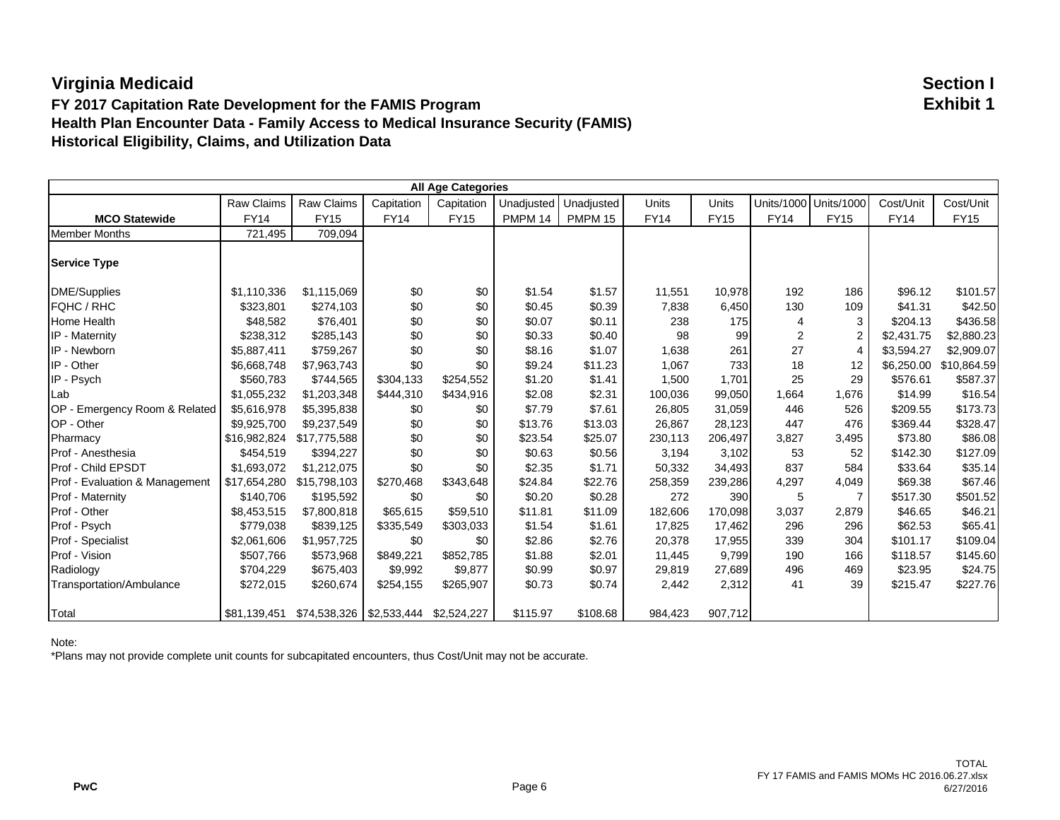# Virginia Medicaid

**Section I**
**Exhibit 1**

**FY 2017 Capitation Rate Development for the FAMIS Program**
**Health Plan Encounter Data - Family Access to Medical Insurance Security (FAMIS)**
**Historical Eligibility, Claims, and Utilization Data**

| All Age Categories | | | | | | | | | | | | |
|---|---|---|---|---|---|---|---|---|---|---|---|---|
| **MCO Statewide** | Raw Claims FY14 | Raw Claims FY15 | Capitation FY14 | Capitation FY15 | Unadjusted PMPM 14 | Unadjusted PMPM 15 | Units FY14 | Units FY15 | Units/1000 FY14 | Units/1000 FY15 | Cost/Unit FY14 | Cost/Unit FY15 |
| Member Months | 721,495 | 709,094 | | | | | | | | | | |
| **Service Type** | | | | | | | | | | | | |
| DME/Supplies | $1,110,336 | $1,115,069 | $0 | $0 | $1.54 | $1.57 | 11,551 | 10,978 | 192 | 186 | $96.12 | $101.57 |
| FQHC / RHC | $323,801 | $274,103 | $0 | $0 | $0.45 | $0.39 | 7,838 | 6,450 | 130 | 109 | $41.31 | $42.50 |
| Home Health | $48,582 | $76,401 | $0 | $0 | $0.07 | $0.11 | 238 | 175 | 4 | 3 | $204.13 | $436.58 |
| IP - Maternity | $238,312 | $285,143 | $0 | $0 | $0.33 | $0.40 | 98 | 99 | 2 | 2 | $2,431.75 | $2,880.23 |
| IP - Newborn | $5,887,411 | $759,267 | $0 | $0 | $8.16 | $1.07 | 1,638 | 261 | 27 | 4 | $3,594.27 | $2,909.07 |
| IP - Other | $6,668,748 | $7,963,743 | $0 | $0 | $9.24 | $11.23 | 1,067 | 733 | 18 | 12 | $6,250.00 | $10,864.59 |
| IP - Psych | $560,783 | $744,565 | $304,133 | $254,552 | $1.20 | $1.41 | 1,500 | 1,701 | 25 | 29 | $576.61 | $587.37 |
| Lab | $1,055,232 | $1,203,348 | $444,310 | $434,916 | $2.08 | $2.31 | 100,036 | 99,050 | 1,664 | 1,676 | $14.99 | $16.54 |
| OP - Emergency Room & Related | $5,616,978 | $5,395,838 | $0 | $0 | $7.79 | $7.61 | 26,805 | 31,059 | 446 | 526 | $209.55 | $173.73 |
| OP - Other | $9,925,700 | $9,237,549 | $0 | $0 | $13.76 | $13.03 | 26,867 | 28,123 | 447 | 476 | $369.44 | $328.47 |
| Pharmacy | $16,982,824 | $17,775,588 | $0 | $0 | $23.54 | $25.07 | 230,113 | 206,497 | 3,827 | 3,495 | $73.80 | $86.08 |
| Prof - Anesthesia | $454,519 | $394,227 | $0 | $0 | $0.63 | $0.56 | 3,194 | 3,102 | 53 | 52 | $142.30 | $127.09 |
| Prof - Child EPSDT | $1,693,072 | $1,212,075 | $0 | $0 | $2.35 | $1.71 | 50,332 | 34,493 | 837 | 584 | $33.64 | $35.14 |
| Prof - Evaluation & Management | $17,654,280 | $15,798,103 | $270,468 | $343,648 | $24.84 | $22.76 | 258,359 | 239,286 | 4,297 | 4,049 | $69.38 | $67.46 |
| Prof - Maternity | $140,706 | $195,592 | $0 | $0 | $0.20 | $0.28 | 272 | 390 | 5 | 7 | $517.30 | $501.52 |
| Prof - Other | $8,453,515 | $7,800,818 | $65,615 | $59,510 | $11.81 | $11.09 | 182,606 | 170,098 | 3,037 | 2,879 | $46.65 | $46.21 |
| Prof - Psych | $779,038 | $839,125 | $335,549 | $303,033 | $1.54 | $1.61 | 17,825 | 17,462 | 296 | 296 | $62.53 | $65.41 |
| Prof - Specialist | $2,061,606 | $1,957,725 | $0 | $0 | $2.86 | $2.76 | 20,378 | 17,955 | 339 | 304 | $101.17 | $109.04 |
| Prof - Vision | $507,766 | $573,968 | $849,221 | $852,785 | $1.88 | $2.01 | 11,445 | 9,799 | 190 | 166 | $118.57 | $145.60 |
| Radiology | $704,229 | $675,403 | $9,992 | $9,877 | $0.99 | $0.97 | 29,819 | 27,689 | 496 | 469 | $23.95 | $24.75 |
| Transportation/Ambulance | $272,015 | $260,674 | $254,155 | $265,907 | $0.73 | $0.74 | 2,442 | 2,312 | 41 | 39 | $215.47 | $227.76 |
| Total | $81,139,451 | $74,538,326 | $2,533,444 | $2,524,227 | $115.97 | $108.68 | 984,423 | 907,712 | | | | |

Note:
*Plans may not provide complete unit counts for subcapitated encounters, thus Cost/Unit may not be accurate.

TOTAL
FY 17 FAMIS and FAMIS MOMs HC 2016.06.27.xlsx
6/27/2016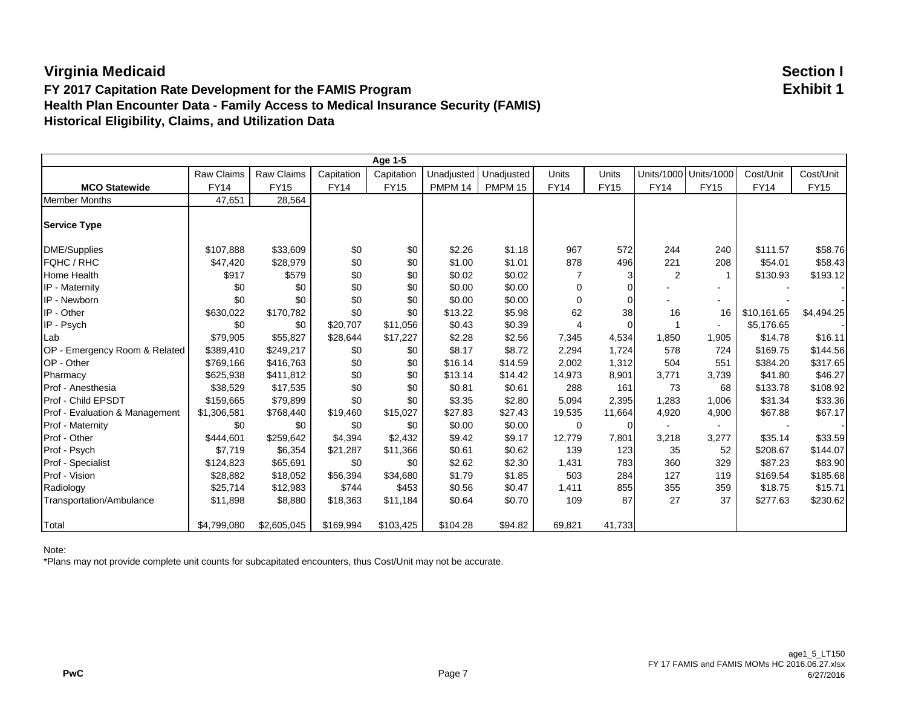# Virginia Medicaid

**Section I**
**Exhibit 1**

**FY 2017 Capitation Rate Development for the FAMIS Program**
**Health Plan Encounter Data - Family Access to Medical Insurance Security (FAMIS)**
**Historical Eligibility, Claims, and Utilization Data**

| Age 1-5 | | | | | | | | | | | | |
|---|---|---|---|---|---|---|---|---|---|---|---|---|
| **MCO Statewide** | Raw Claims FY14 | Raw Claims FY15 | Capitation FY14 | Capitation FY15 | Unadjusted PMPM 14 | Unadjusted PMPM 15 | Units FY14 | Units FY15 | Units/1000 FY14 | Units/1000 FY15 | Cost/Unit FY14 | Cost/Unit FY15 |
| Member Months | 47,651 | 28,564 | | | | | | | | | | |
| **Service Type** | | | | | | | | | | | | |
| DME/Supplies | $107,888 | $33,609 | $0 | $0 | $2.26 | $1.18 | 967 | 572 | 244 | 240 | $111.57 | $58.76 |
| FQHC / RHC | $47,420 | $28,979 | $0 | $0 | $1.00 | $1.01 | 878 | 496 | 221 | 208 | $54.01 | $58.43 |
| Home Health | $917 | $579 | $0 | $0 | $0.02 | $0.02 | 7 | 3 | 2 | 1 | $130.93 | $193.12 |
| IP - Maternity | $0 | $0 | $0 | $0 | $0.00 | $0.00 | 0 | 0 | - | - | - | - |
| IP - Newborn | $0 | $0 | $0 | $0 | $0.00 | $0.00 | 0 | 0 | - | - | - | - |
| IP - Other | $630,022 | $170,782 | $0 | $0 | $13.22 | $5.98 | 62 | 38 | 16 | 16 | $10,161.65 | $4,494.25 |
| IP - Psych | $0 | $0 | $20,707 | $11,056 | $0.43 | $0.39 | 4 | 0 | 1 | - | $5,176.65 | - |
| Lab | $79,905 | $55,827 | $28,644 | $17,227 | $2.28 | $2.56 | 7,345 | 4,534 | 1,850 | 1,905 | $14.78 | $16.11 |
| OP - Emergency Room & Related | $389,410 | $249,217 | $0 | $0 | $8.17 | $8.72 | 2,294 | 1,724 | 578 | 724 | $169.75 | $144.56 |
| OP - Other | $769,166 | $416,763 | $0 | $0 | $16.14 | $14.59 | 2,002 | 1,312 | 504 | 551 | $384.20 | $317.65 |
| Pharmacy | $625,938 | $411,812 | $0 | $0 | $13.14 | $14.42 | 14,973 | 8,901 | 3,771 | 3,739 | $41.80 | $46.27 |
| Prof - Anesthesia | $38,529 | $17,535 | $0 | $0 | $0.81 | $0.61 | 288 | 161 | 73 | 68 | $133.78 | $108.92 |
| Prof - Child EPSDT | $159,665 | $79,899 | $0 | $0 | $3.35 | $2.80 | 5,094 | 2,395 | 1,283 | 1,006 | $31.34 | $33.36 |
| Prof - Evaluation & Management | $1,306,581 | $768,440 | $19,460 | $15,027 | $27.83 | $27.43 | 19,535 | 11,664 | 4,920 | 4,900 | $67.88 | $67.17 |
| Prof - Maternity | $0 | $0 | $0 | $0 | $0.00 | $0.00 | 0 | 0 | - | - | - | - |
| Prof - Other | $444,601 | $259,642 | $4,394 | $2,432 | $9.42 | $9.17 | 12,779 | 7,801 | 3,218 | 3,277 | $35.14 | $33.59 |
| Prof - Psych | $7,719 | $6,354 | $21,287 | $11,366 | $0.61 | $0.62 | 139 | 123 | 35 | 52 | $208.67 | $144.07 |
| Prof - Specialist | $124,823 | $65,691 | $0 | $0 | $2.62 | $2.30 | 1,431 | 783 | 360 | 329 | $87.23 | $83.90 |
| Prof - Vision | $28,882 | $18,052 | $56,394 | $34,680 | $1.79 | $1.85 | 503 | 284 | 127 | 119 | $169.54 | $185.68 |
| Radiology | $25,714 | $12,983 | $744 | $453 | $0.56 | $0.47 | 1,411 | 855 | 355 | 359 | $18.75 | $15.71 |
| Transportation/Ambulance | $11,898 | $8,880 | $18,363 | $11,184 | $0.64 | $0.70 | 109 | 87 | 27 | 37 | $277.63 | $230.62 |
| Total | $4,799,080 | $2,605,045 | $169,994 | $103,425 | $104.28 | $94.82 | 69,821 | 41,733 | | | | |

Note:
*Plans may not provide complete unit counts for subcapitated encounters, thus Cost/Unit may not be accurate.

PwC

age1_5_LT150
FY 17 FAMIS and FAMIS MOMs HC 2016.06.27.xlsx
6/27/2016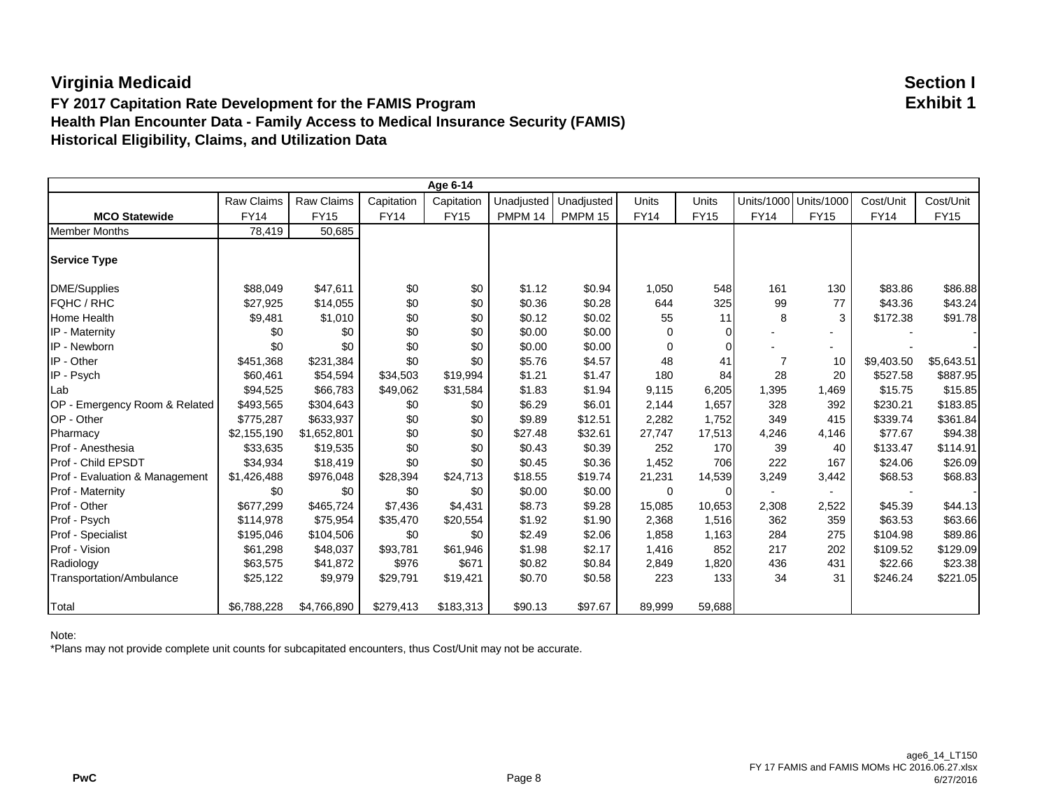# Virginia Medicaid

## FY 2017 Capitation Rate Development for the FAMIS Program

### Health Plan Encounter Data - Family Access to Medical Insurance Security (FAMIS)

### Historical Eligibility, Claims, and Utilization Data

**Section I**
**Exhibit 1**

| Age 6-14 | | | | | | | | | | | | |
|---|---|---|---|---|---|---|---|---|---|---|---|---|
| **MCO Statewide** | Raw Claims FY14 | Raw Claims FY15 | Capitation FY14 | Capitation FY15 | Unadjusted PMPM 14 | Unadjusted PMPM 15 | Units FY14 | Units FY15 | Units/1000 FY14 | Units/1000 FY15 | Cost/Unit FY14 | Cost/Unit FY15 |
| Member Months | 78,419 | 50,685 | | | | | | | | | | |
| **Service Type** | | | | | | | | | | | | |
| DME/Supplies | $88,049 | $47,611 | $0 | $0 | $1.12 | $0.94 | 1,050 | 548 | 161 | 130 | $83.86 | $86.88 |
| FQHC / RHC | $27,925 | $14,055 | $0 | $0 | $0.36 | $0.28 | 644 | 325 | 99 | 77 | $43.36 | $43.24 |
| Home Health | $9,481 | $1,010 | $0 | $0 | $0.12 | $0.02 | 55 | 11 | 8 | 3 | $172.38 | $91.78 |
| IP - Maternity | $0 | $0 | $0 | $0 | $0.00 | $0.00 | 0 | 0 | - | - | - | - |
| IP - Newborn | $0 | $0 | $0 | $0 | $0.00 | $0.00 | 0 | 0 | - | - | - | - |
| IP - Other | $451,368 | $231,384 | $0 | $0 | $5.76 | $4.57 | 48 | 41 | 7 | 10 | $9,403.50 | $5,643.51 |
| IP - Psych | $60,461 | $54,594 | $34,503 | $19,994 | $1.21 | $1.47 | 180 | 84 | 28 | 20 | $527.58 | $887.95 |
| Lab | $94,525 | $66,783 | $49,062 | $31,584 | $1.83 | $1.94 | 9,115 | 6,205 | 1,395 | 1,469 | $15.75 | $15.85 |
| OP - Emergency Room & Related | $493,565 | $304,643 | $0 | $0 | $6.29 | $6.01 | 2,144 | 1,657 | 328 | 392 | $230.21 | $183.85 |
| OP - Other | $775,287 | $633,937 | $0 | $0 | $9.89 | $12.51 | 2,282 | 1,752 | 349 | 415 | $339.74 | $361.84 |
| Pharmacy | $2,155,190 | $1,652,801 | $0 | $0 | $27.48 | $32.61 | 27,747 | 17,513 | 4,246 | 4,146 | $77.67 | $94.38 |
| Prof - Anesthesia | $33,635 | $19,535 | $0 | $0 | $0.43 | $0.39 | 252 | 170 | 39 | 40 | $133.47 | $114.91 |
| Prof - Child EPSDT | $34,934 | $18,419 | $0 | $0 | $0.45 | $0.36 | 1,452 | 706 | 222 | 167 | $24.06 | $26.09 |
| Prof - Evaluation & Management | $1,426,488 | $976,048 | $28,394 | $24,713 | $18.55 | $19.74 | 21,231 | 14,539 | 3,249 | 3,442 | $68.53 | $68.83 |
| Prof - Maternity | $0 | $0 | $0 | $0 | $0.00 | $0.00 | 0 | 0 | - | - | - | - |
| Prof - Other | $677,299 | $465,724 | $7,436 | $4,431 | $8.73 | $9.28 | 15,085 | 10,653 | 2,308 | 2,522 | $45.39 | $44.13 |
| Prof - Psych | $114,978 | $75,954 | $35,470 | $20,554 | $1.92 | $1.90 | 2,368 | 1,516 | 362 | 359 | $63.53 | $63.66 |
| Prof - Specialist | $195,046 | $104,506 | $0 | $0 | $2.49 | $2.06 | 1,858 | 1,163 | 284 | 275 | $104.98 | $89.86 |
| Prof - Vision | $61,298 | $48,037 | $93,781 | $61,946 | $1.98 | $2.17 | 1,416 | 852 | 217 | 202 | $109.52 | $129.09 |
| Radiology | $63,575 | $41,872 | $976 | $671 | $0.82 | $0.84 | 2,849 | 1,820 | 436 | 431 | $22.66 | $23.38 |
| Transportation/Ambulance | $25,122 | $9,979 | $29,791 | $19,421 | $0.70 | $0.58 | 223 | 133 | 34 | 31 | $246.24 | $221.05 |
| Total | $6,788,228 | $4,766,890 | $279,413 | $183,313 | $90.13 | $97.67 | 89,999 | 59,688 | | | | |

Note:
*Plans may not provide complete unit counts for subcapitated encounters, thus Cost/Unit may not be accurate.

PwC

age6_14_LT150
FY 17 FAMIS and FAMIS MOMs HC 2016.06.27.xlsx
6/27/2016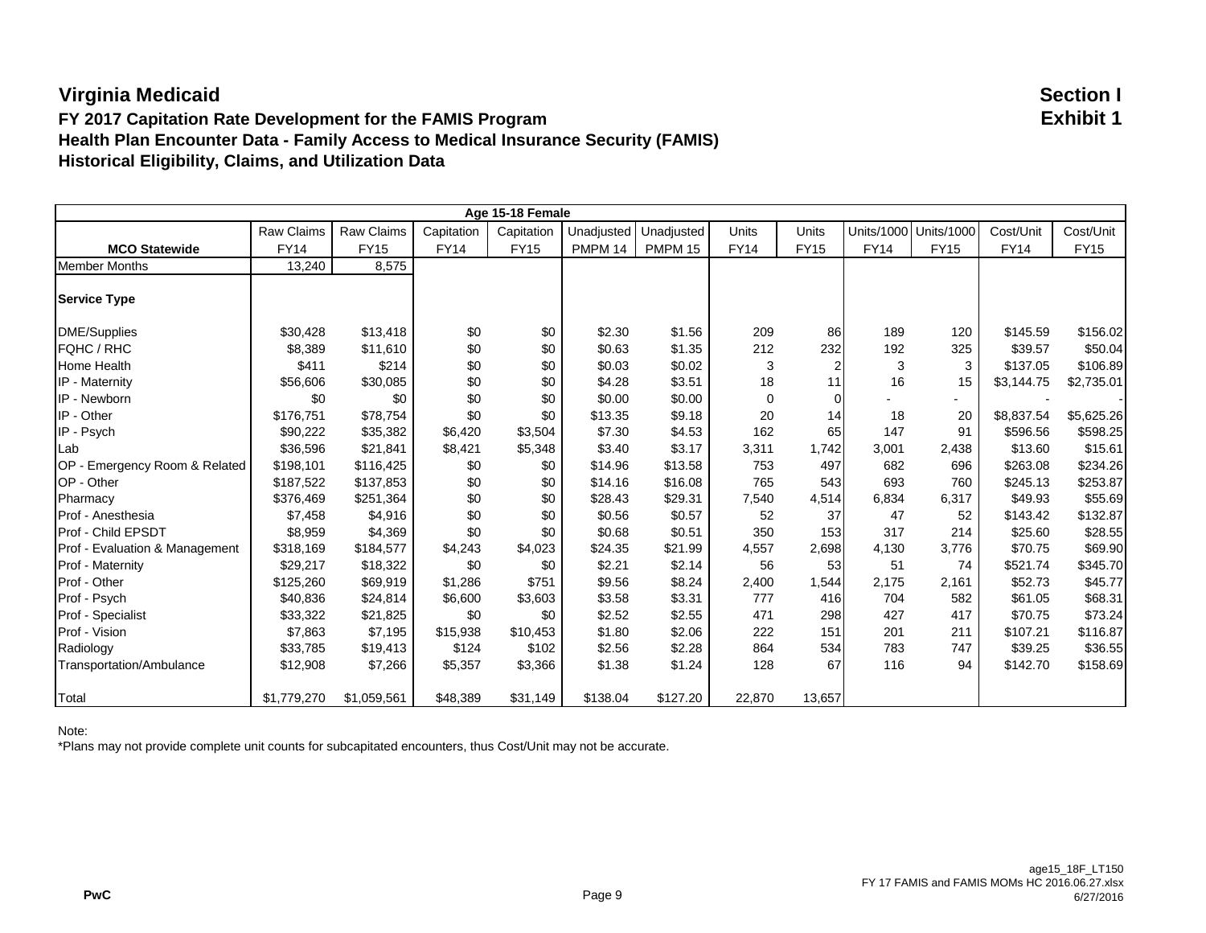# Virginia Medicaid

**Section I**
**Exhibit 1**

**FY 2017 Capitation Rate Development for the FAMIS Program**
**Health Plan Encounter Data - Family Access to Medical Insurance Security (FAMIS)**
**Historical Eligibility, Claims, and Utilization Data**

| Age 15-18 Female | | | | | | | | | | | | |
|---|---|---|---|---|---|---|---|---|---|---|---|---|
| **MCO Statewide** | Raw Claims FY14 | Raw Claims FY15 | Capitation FY14 | Capitation FY15 | Unadjusted PMPM 14 | Unadjusted PMPM 15 | Units FY14 | Units FY15 | Units/1000 FY14 | Units/1000 FY15 | Cost/Unit FY14 | Cost/Unit FY15 |
| Member Months | 13,240 | 8,575 | | | | | | | | | | |
| **Service Type** | | | | | | | | | | | | |
| DME/Supplies | $30,428 | $13,418 | $0 | $0 | $2.30 | $1.56 | 209 | 86 | 189 | 120 | $145.59 | $156.02 |
| FQHC / RHC | $8,389 | $11,610 | $0 | $0 | $0.63 | $1.35 | 212 | 232 | 192 | 325 | $39.57 | $50.04 |
| Home Health | $411 | $214 | $0 | $0 | $0.03 | $0.02 | 3 | 2 | 3 | 3 | $137.05 | $106.89 |
| IP - Maternity | $56,606 | $30,085 | $0 | $0 | $4.28 | $3.51 | 18 | 11 | 16 | 15 | $3,144.75 | $2,735.01 |
| IP - Newborn | $0 | $0 | $0 | $0 | $0.00 | $0.00 | 0 | 0 | - | - | - | - |
| IP - Other | $176,751 | $78,754 | $0 | $0 | $13.35 | $9.18 | 20 | 14 | 18 | 20 | $8,837.54 | $5,625.26 |
| IP - Psych | $90,222 | $35,382 | $6,420 | $3,504 | $7.30 | $4.53 | 162 | 65 | 147 | 91 | $596.56 | $598.25 |
| Lab | $36,596 | $21,841 | $8,421 | $5,348 | $3.40 | $3.17 | 3,311 | 1,742 | 3,001 | 2,438 | $13.60 | $15.61 |
| OP - Emergency Room & Related | $198,101 | $116,425 | $0 | $0 | $14.96 | $13.58 | 753 | 497 | 682 | 696 | $263.08 | $234.26 |
| OP - Other | $187,522 | $137,853 | $0 | $0 | $14.16 | $16.08 | 765 | 543 | 693 | 760 | $245.13 | $253.87 |
| Pharmacy | $376,469 | $251,364 | $0 | $0 | $28.43 | $29.31 | 7,540 | 4,514 | 6,834 | 6,317 | $49.93 | $55.69 |
| Prof - Anesthesia | $7,458 | $4,916 | $0 | $0 | $0.56 | $0.57 | 52 | 37 | 47 | 52 | $143.42 | $132.87 |
| Prof - Child EPSDT | $8,959 | $4,369 | $0 | $0 | $0.68 | $0.51 | 350 | 153 | 317 | 214 | $25.60 | $28.55 |
| Prof - Evaluation & Management | $318,169 | $184,577 | $4,243 | $4,023 | $24.35 | $21.99 | 4,557 | 2,698 | 4,130 | 3,776 | $70.75 | $69.90 |
| Prof - Maternity | $29,217 | $18,322 | $0 | $0 | $2.21 | $2.14 | 56 | 53 | 51 | 74 | $521.74 | $345.70 |
| Prof - Other | $125,260 | $69,919 | $1,286 | $751 | $9.56 | $8.24 | 2,400 | 1,544 | 2,175 | 2,161 | $52.73 | $45.77 |
| Prof - Psych | $40,836 | $24,814 | $6,600 | $3,603 | $3.58 | $3.31 | 777 | 416 | 704 | 582 | $61.05 | $68.31 |
| Prof - Specialist | $33,322 | $21,825 | $0 | $0 | $2.52 | $2.55 | 471 | 298 | 427 | 417 | $70.75 | $73.24 |
| Prof - Vision | $7,863 | $7,195 | $15,938 | $10,453 | $1.80 | $2.06 | 222 | 151 | 201 | 211 | $107.21 | $116.87 |
| Radiology | $33,785 | $19,413 | $124 | $102 | $2.56 | $2.28 | 864 | 534 | 783 | 747 | $39.25 | $36.55 |
| Transportation/Ambulance | $12,908 | $7,266 | $5,357 | $3,366 | $1.38 | $1.24 | 128 | 67 | 116 | 94 | $142.70 | $158.69 |
| Total | $1,779,270 | $1,059,561 | $48,389 | $31,149 | $138.04 | $127.20 | 22,870 | 13,657 | | | | |

Note:
*Plans may not provide complete unit counts for subcapitated encounters, thus Cost/Unit may not be accurate.

age15_18F_LT150
FY 17 FAMIS and FAMIS MOMs HC 2016.06.27.xlsx
6/27/2016

PwC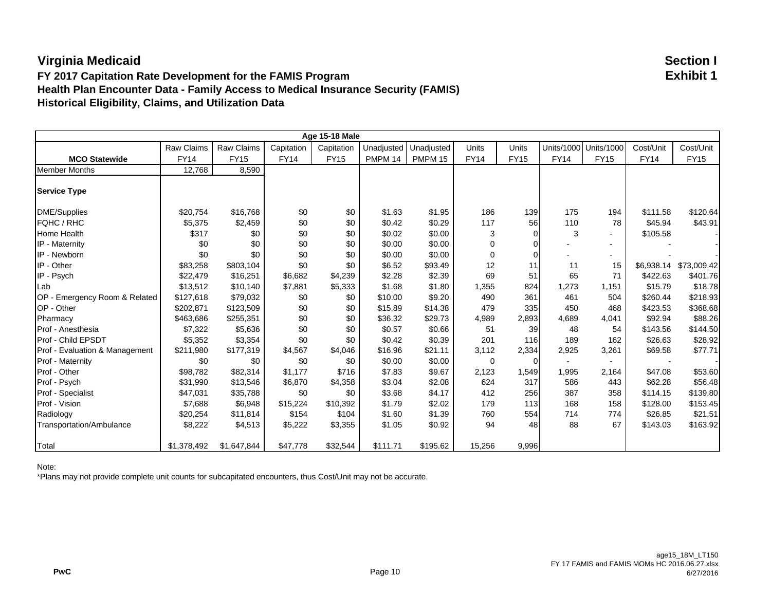# Virginia Medicaid

**Section I**
**Exhibit 1**

### FY 2017 Capitation Rate Development for the FAMIS Program
### Health Plan Encounter Data - Family Access to Medical Insurance Security (FAMIS)
### Historical Eligibility, Claims, and Utilization Data

| Age 15-18 Male | | | | | | | | | | | | |
|---|---|---|---|---|---|---|---|---|---|---|---|---|
| **MCO Statewide** | Raw Claims FY14 | Raw Claims FY15 | Capitation FY14 | Capitation FY15 | Unadjusted PMPM 14 | Unadjusted PMPM 15 | Units FY14 | Units FY15 | Units/1000 FY14 | Units/1000 FY15 | Cost/Unit FY14 | Cost/Unit FY15 |
| Member Months | 12,768 | 8,590 | | | | | | | | | | |
| **Service Type** | | | | | | | | | | | | |
| DME/Supplies | $20,754 | $16,768 | $0 | $0 | $1.63 | $1.95 | 186 | 139 | 175 | 194 | $111.58 | $120.64 |
| FQHC / RHC | $5,375 | $2,459 | $0 | $0 | $0.42 | $0.29 | 117 | 56 | 110 | 78 | $45.94 | $43.91 |
| Home Health | $317 | $0 | $0 | $0 | $0.02 | $0.00 | 3 | 0 | 3 | - | $105.58 | - |
| IP - Maternity | $0 | $0 | $0 | $0 | $0.00 | $0.00 | 0 | 0 | - | - | - | - |
| IP - Newborn | $0 | $0 | $0 | $0 | $0.00 | $0.00 | 0 | 0 | - | - | - | - |
| IP - Other | $83,258 | $803,104 | $0 | $0 | $6.52 | $93.49 | 12 | 11 | 11 | 15 | $6,938.14 | $73,009.42 |
| IP - Psych | $22,479 | $16,251 | $6,682 | $4,239 | $2.28 | $2.39 | 69 | 51 | 65 | 71 | $422.63 | $401.76 |
| Lab | $13,512 | $10,140 | $7,881 | $5,333 | $1.68 | $1.80 | 1,355 | 824 | 1,273 | 1,151 | $15.79 | $18.78 |
| OP - Emergency Room & Related | $127,618 | $79,032 | $0 | $0 | $10.00 | $9.20 | 490 | 361 | 461 | 504 | $260.44 | $218.93 |
| OP - Other | $202,871 | $123,509 | $0 | $0 | $15.89 | $14.38 | 479 | 335 | 450 | 468 | $423.53 | $368.68 |
| Pharmacy | $463,686 | $255,351 | $0 | $0 | $36.32 | $29.73 | 4,989 | 2,893 | 4,689 | 4,041 | $92.94 | $88.26 |
| Prof - Anesthesia | $7,322 | $5,636 | $0 | $0 | $0.57 | $0.66 | 51 | 39 | 48 | 54 | $143.56 | $144.50 |
| Prof - Child EPSDT | $5,352 | $3,354 | $0 | $0 | $0.42 | $0.39 | 201 | 116 | 189 | 162 | $26.63 | $28.92 |
| Prof - Evaluation & Management | $211,980 | $177,319 | $4,567 | $4,046 | $16.96 | $21.11 | 3,112 | 2,334 | 2,925 | 3,261 | $69.58 | $77.71 |
| Prof - Maternity | $0 | $0 | $0 | $0 | $0.00 | $0.00 | 0 | 0 | - | - | - | - |
| Prof - Other | $98,782 | $82,314 | $1,177 | $716 | $7.83 | $9.67 | 2,123 | 1,549 | 1,995 | 2,164 | $47.08 | $53.60 |
| Prof - Psych | $31,990 | $13,546 | $6,870 | $4,358 | $3.04 | $2.08 | 624 | 317 | 586 | 443 | $62.28 | $56.48 |
| Prof - Specialist | $47,031 | $35,788 | $0 | $0 | $3.68 | $4.17 | 412 | 256 | 387 | 358 | $114.15 | $139.80 |
| Prof - Vision | $7,688 | $6,948 | $15,224 | $10,392 | $1.79 | $2.02 | 179 | 113 | 168 | 158 | $128.00 | $153.45 |
| Radiology | $20,254 | $11,814 | $154 | $104 | $1.60 | $1.39 | 760 | 554 | 714 | 774 | $26.85 | $21.51 |
| Transportation/Ambulance | $8,222 | $4,513 | $5,222 | $3,355 | $1.05 | $0.92 | 94 | 48 | 88 | 67 | $143.03 | $163.92 |
| Total | $1,378,492 | $1,647,844 | $47,778 | $32,544 | $111.71 | $195.62 | 15,256 | 9,996 | | | | |

Note:
*Plans may not provide complete unit counts for subcapitated encounters, thus Cost/Unit may not be accurate.

age15_18M_LT150
FY 17 FAMIS and FAMIS MOMs HC 2016.06.27.xlsx
6/27/2016

PwC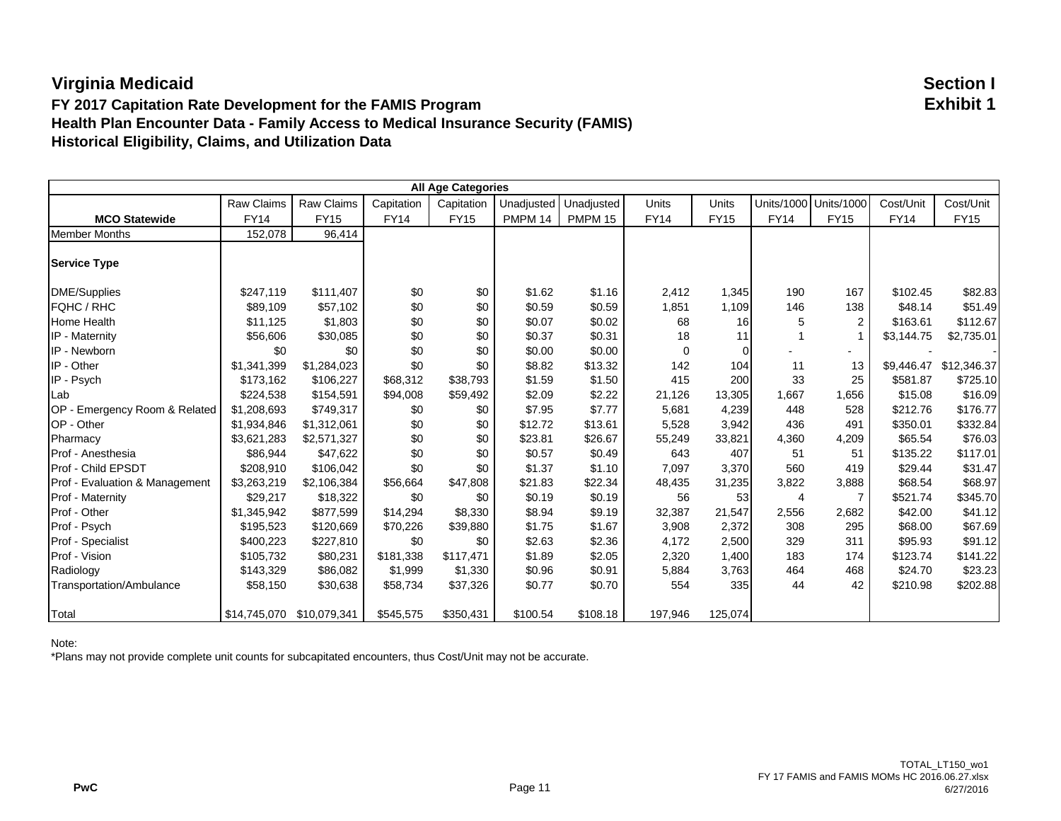# Virginia Medicaid

## Section I
## Exhibit 1

### FY 2017 Capitation Rate Development for the FAMIS Program
### Health Plan Encounter Data - Family Access to Medical Insurance Security (FAMIS)
### Historical Eligibility, Claims, and Utilization Data

| All Age Categories | | | | | | | | | | | | |
|---|---|---|---|---|---|---|---|---|---|---|---|---|
| **MCO Statewide** | Raw Claims FY14 | Raw Claims FY15 | Capitation FY14 | Capitation FY15 | Unadjusted PMPM 14 | Unadjusted PMPM 15 | Units FY14 | Units FY15 | Units/1000 FY14 | Units/1000 FY15 | Cost/Unit FY14 | Cost/Unit FY15 |
| Member Months | 152,078 | 96,414 | | | | | | | | | | |
| **Service Type** | | | | | | | | | | | | |
| DME/Supplies | $247,119 | $111,407 | $0 | $0 | $1.62 | $1.16 | 2,412 | 1,345 | 190 | 167 | $102.45 | $82.83 |
| FQHC / RHC | $89,109 | $57,102 | $0 | $0 | $0.59 | $0.59 | 1,851 | 1,109 | 146 | 138 | $48.14 | $51.49 |
| Home Health | $11,125 | $1,803 | $0 | $0 | $0.07 | $0.02 | 68 | 16 | 5 | 2 | $163.61 | $112.67 |
| IP - Maternity | $56,606 | $30,085 | $0 | $0 | $0.37 | $0.31 | 18 | 11 | 1 | 1 | $3,144.75 | $2,735.01 |
| IP - Newborn | $0 | $0 | $0 | $0 | $0.00 | $0.00 | 0 | 0 | - | - | - | - |
| IP - Other | $1,341,399 | $1,284,023 | $0 | $0 | $8.82 | $13.32 | 142 | 104 | 11 | 13 | $9,446.47 | $12,346.37 |
| IP - Psych | $173,162 | $106,227 | $68,312 | $38,793 | $1.59 | $1.50 | 415 | 200 | 33 | 25 | $581.87 | $725.10 |
| Lab | $224,538 | $154,591 | $94,008 | $59,492 | $2.09 | $2.22 | 21,126 | 13,305 | 1,667 | 1,656 | $15.08 | $16.09 |
| OP - Emergency Room & Related | $1,208,693 | $749,317 | $0 | $0 | $7.95 | $7.77 | 5,681 | 4,239 | 448 | 528 | $212.76 | $176.77 |
| OP - Other | $1,934,846 | $1,312,061 | $0 | $0 | $12.72 | $13.61 | 5,528 | 3,942 | 436 | 491 | $350.01 | $332.84 |
| Pharmacy | $3,621,283 | $2,571,327 | $0 | $0 | $23.81 | $26.67 | 55,249 | 33,821 | 4,360 | 4,209 | $65.54 | $76.03 |
| Prof - Anesthesia | $86,944 | $47,622 | $0 | $0 | $0.57 | $0.49 | 643 | 407 | 51 | 51 | $135.22 | $117.01 |
| Prof - Child EPSDT | $208,910 | $106,042 | $0 | $0 | $1.37 | $1.10 | 7,097 | 3,370 | 560 | 419 | $29.44 | $31.47 |
| Prof - Evaluation & Management | $3,263,219 | $2,106,384 | $56,664 | $47,808 | $21.83 | $22.34 | 48,435 | 31,235 | 3,822 | 3,888 | $68.54 | $68.97 |
| Prof - Maternity | $29,217 | $18,322 | $0 | $0 | $0.19 | $0.19 | 56 | 53 | 4 | 7 | $521.74 | $345.70 |
| Prof - Other | $1,345,942 | $877,599 | $14,294 | $8,330 | $8.94 | $9.19 | 32,387 | 21,547 | 2,556 | 2,682 | $42.00 | $41.12 |
| Prof - Psych | $195,523 | $120,669 | $70,226 | $39,880 | $1.75 | $1.67 | 3,908 | 2,372 | 308 | 295 | $68.00 | $67.69 |
| Prof - Specialist | $400,223 | $227,810 | $0 | $0 | $2.63 | $2.36 | 4,172 | 2,500 | 329 | 311 | $95.93 | $91.12 |
| Prof - Vision | $105,732 | $80,231 | $181,338 | $117,471 | $1.89 | $2.05 | 2,320 | 1,400 | 183 | 174 | $123.74 | $141.22 |
| Radiology | $143,329 | $86,082 | $1,999 | $1,330 | $0.96 | $0.91 | 5,884 | 3,763 | 464 | 468 | $24.70 | $23.23 |
| Transportation/Ambulance | $58,150 | $30,638 | $58,734 | $37,326 | $0.77 | $0.70 | 554 | 335 | 44 | 42 | $210.98 | $202.88 |
| Total | $14,745,070 | $10,079,341 | $545,575 | $350,431 | $100.54 | $108.18 | 197,946 | 125,074 | | | | |

Note:
*Plans may not provide complete unit counts for subcapitated encounters, thus Cost/Unit may not be accurate.

PwC

TOTAL_LT150_wo1
FY 17 FAMIS and FAMIS MOMs HC 2016.06.27.xlsx
6/27/2016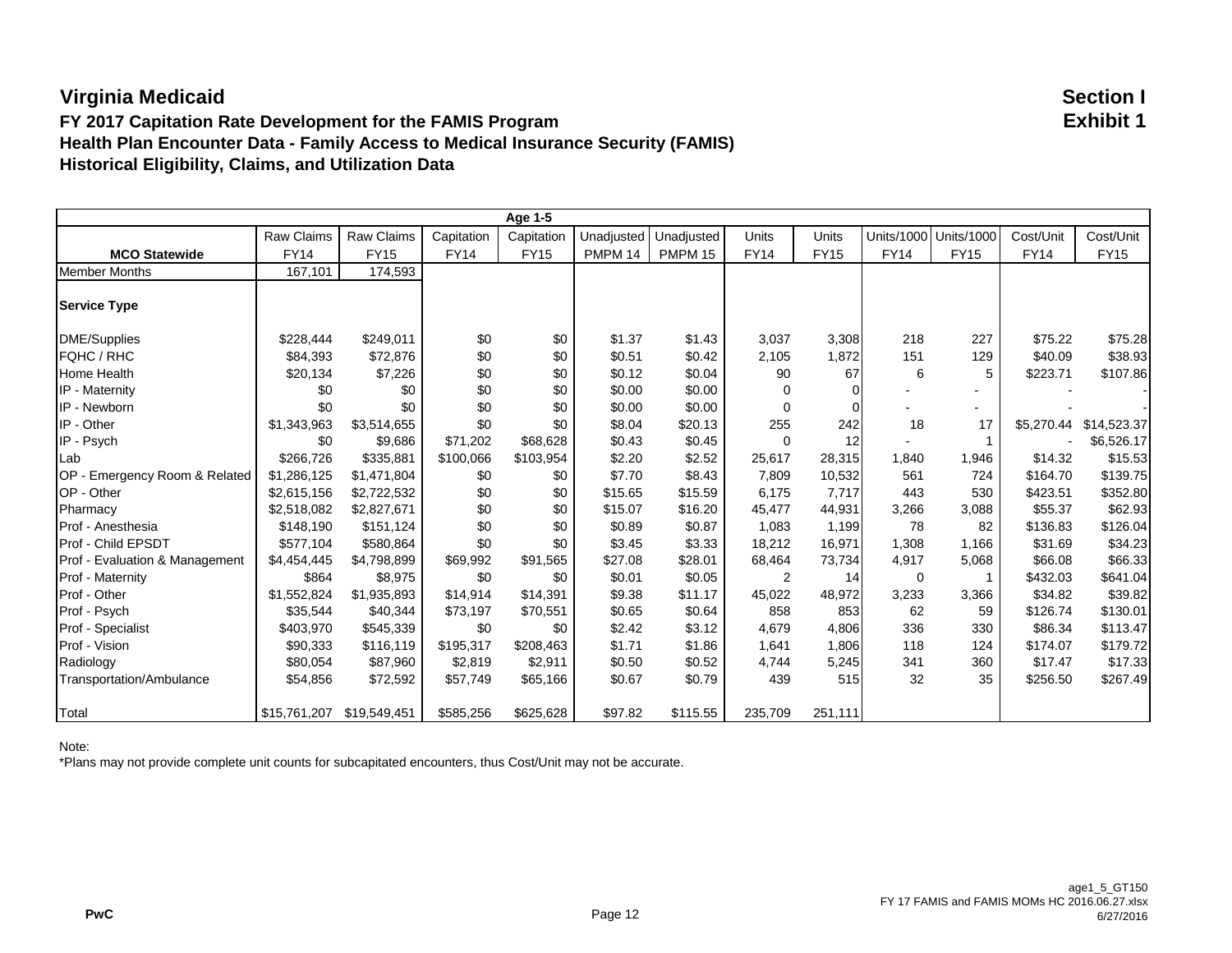# Virginia Medicaid

**Section I**
**Exhibit 1**

## FY 2017 Capitation Rate Development for the FAMIS Program

### Health Plan Encounter Data - Family Access to Medical Insurance Security (FAMIS)

### Historical Eligibility, Claims, and Utilization Data

| Age 1-5 | | | | | | | | | | | | |
|---|---|---|---|---|---|---|---|---|---|---|---|---|
| **MCO Statewide** | Raw Claims FY14 | Raw Claims FY15 | Capitation FY14 | Capitation FY15 | Unadjusted PMPM 14 | Unadjusted PMPM 15 | Units FY14 | Units FY15 | Units/1000 FY14 | Units/1000 FY15 | Cost/Unit FY14 | Cost/Unit FY15 |
| Member Months | 167,101 | 174,593 | | | | | | | | | | |
| **Service Type** | | | | | | | | | | | | |
| DME/Supplies | $228,444 | $249,011 | $0 | $0 | $1.37 | $1.43 | 3,037 | 3,308 | 218 | 227 | $75.22 | $75.28 |
| FQHC / RHC | $84,393 | $72,876 | $0 | $0 | $0.51 | $0.42 | 2,105 | 1,872 | 151 | 129 | $40.09 | $38.93 |
| Home Health | $20,134 | $7,226 | $0 | $0 | $0.12 | $0.04 | 90 | 67 | 6 | 5 | $223.71 | $107.86 |
| IP - Maternity | $0 | $0 | $0 | $0 | $0.00 | $0.00 | 0 | 0 | - | - | - | - |
| IP - Newborn | $0 | $0 | $0 | $0 | $0.00 | $0.00 | 0 | 0 | - | - | - | - |
| IP - Other | $1,343,963 | $3,514,655 | $0 | $0 | $8.04 | $20.13 | 255 | 242 | 18 | 17 | $5,270.44 | $14,523.37 |
| IP - Psych | $0 | $9,686 | $71,202 | $68,628 | $0.43 | $0.45 | 0 | 12 | - | 1 | - | $6,526.17 |
| Lab | $266,726 | $335,881 | $100,066 | $103,954 | $2.20 | $2.52 | 25,617 | 28,315 | 1,840 | 1,946 | $14.32 | $15.53 |
| OP - Emergency Room & Related | $1,286,125 | $1,471,804 | $0 | $0 | $7.70 | $8.43 | 7,809 | 10,532 | 561 | 724 | $164.70 | $139.75 |
| OP - Other | $2,615,156 | $2,722,532 | $0 | $0 | $15.65 | $15.59 | 6,175 | 7,717 | 443 | 530 | $423.51 | $352.80 |
| Pharmacy | $2,518,082 | $2,827,671 | $0 | $0 | $15.07 | $16.20 | 45,477 | 44,931 | 3,266 | 3,088 | $55.37 | $62.93 |
| Prof - Anesthesia | $148,190 | $151,124 | $0 | $0 | $0.89 | $0.87 | 1,083 | 1,199 | 78 | 82 | $136.83 | $126.04 |
| Prof - Child EPSDT | $577,104 | $580,864 | $0 | $0 | $3.45 | $3.33 | 18,212 | 16,971 | 1,308 | 1,166 | $31.69 | $34.23 |
| Prof - Evaluation & Management | $4,454,445 | $4,798,899 | $69,992 | $91,565 | $27.08 | $28.01 | 68,464 | 73,734 | 4,917 | 5,068 | $66.08 | $66.33 |
| Prof - Maternity | $864 | $8,975 | $0 | $0 | $0.01 | $0.05 | 2 | 14 | 0 | 1 | $432.03 | $641.04 |
| Prof - Other | $1,552,824 | $1,935,893 | $14,914 | $14,391 | $9.38 | $11.17 | 45,022 | 48,972 | 3,233 | 3,366 | $34.82 | $39.82 |
| Prof - Psych | $35,544 | $40,344 | $73,197 | $70,551 | $0.65 | $0.64 | 858 | 853 | 62 | 59 | $126.74 | $130.01 |
| Prof - Specialist | $403,970 | $545,339 | $0 | $0 | $2.42 | $3.12 | 4,679 | 4,806 | 336 | 330 | $86.34 | $113.47 |
| Prof - Vision | $90,333 | $116,119 | $195,317 | $208,463 | $1.71 | $1.86 | 1,641 | 1,806 | 118 | 124 | $174.07 | $179.72 |
| Radiology | $80,054 | $87,960 | $2,819 | $2,911 | $0.50 | $0.52 | 4,744 | 5,245 | 341 | 360 | $17.47 | $17.33 |
| Transportation/Ambulance | $54,856 | $72,592 | $57,749 | $65,166 | $0.67 | $0.79 | 439 | 515 | 32 | 35 | $256.50 | $267.49 |
| Total | $15,761,207 | $19,549,451 | $585,256 | $625,628 | $97.82 | $115.55 | 235,709 | 251,111 | | | | |

Note:
*Plans may not provide complete unit counts for subcapitated encounters, thus Cost/Unit may not be accurate.

age1_5_GT150
FY 17 FAMIS and FAMIS MOMs HC 2016.06.27.xlsx
6/27/2016

PwC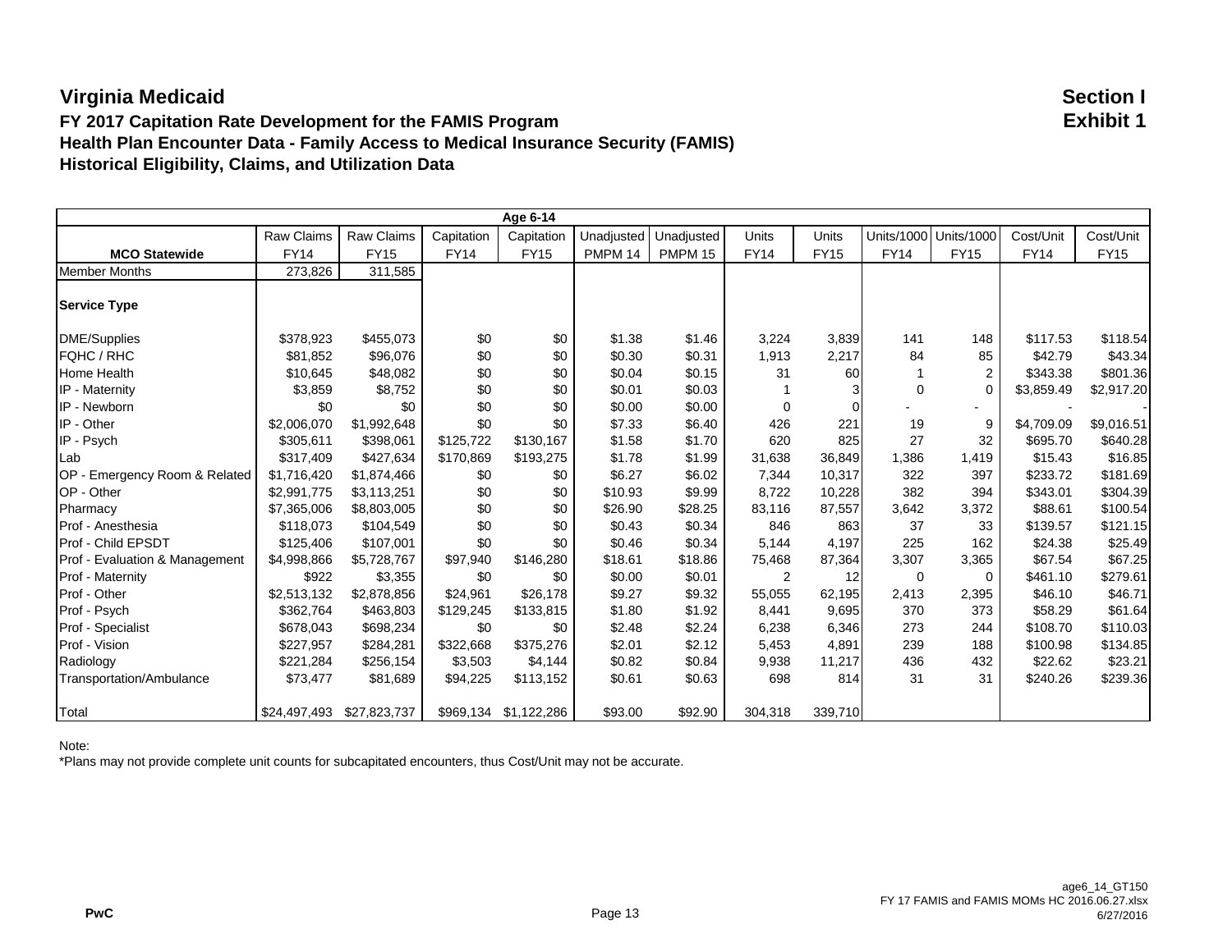# Virginia Medicaid

**Section I**
**Exhibit 1**

**FY 2017 Capitation Rate Development for the FAMIS Program**
**Health Plan Encounter Data - Family Access to Medical Insurance Security (FAMIS)**
**Historical Eligibility, Claims, and Utilization Data**

| Age 6-14 | | | | | | | | | | | | |
|---|---|---|---|---|---|---|---|---|---|---|---|---|
| **MCO Statewide** | Raw Claims FY14 | Raw Claims FY15 | Capitation FY14 | Capitation FY15 | Unadjusted PMPM 14 | Unadjusted PMPM 15 | Units FY14 | Units FY15 | Units/1000 FY14 | Units/1000 FY15 | Cost/Unit FY14 | Cost/Unit FY15 |
| Member Months | 273,826 | 311,585 | | | | | | | | | | |
| **Service Type** | | | | | | | | | | | | |
| DME/Supplies | $378,923 | $455,073 | $0 | $0 | $1.38 | $1.46 | 3,224 | 3,839 | 141 | 148 | $117.53 | $118.54 |
| FQHC / RHC | $81,852 | $96,076 | $0 | $0 | $0.30 | $0.31 | 1,913 | 2,217 | 84 | 85 | $42.79 | $43.34 |
| Home Health | $10,645 | $48,082 | $0 | $0 | $0.04 | $0.15 | 31 | 60 | 1 | 2 | $343.38 | $801.36 |
| IP - Maternity | $3,859 | $8,752 | $0 | $0 | $0.01 | $0.03 | 1 | 3 | 0 | 0 | $3,859.49 | $2,917.20 |
| IP - Newborn | $0 | $0 | $0 | $0 | $0.00 | $0.00 | 0 | 0 | - | - | - | - |
| IP - Other | $2,006,070 | $1,992,648 | $0 | $0 | $7.33 | $6.40 | 426 | 221 | 19 | 9 | $4,709.09 | $9,016.51 |
| IP - Psych | $305,611 | $398,061 | $125,722 | $130,167 | $1.58 | $1.70 | 620 | 825 | 27 | 32 | $695.70 | $640.28 |
| Lab | $317,409 | $427,634 | $170,869 | $193,275 | $1.78 | $1.99 | 31,638 | 36,849 | 1,386 | 1,419 | $15.43 | $16.85 |
| OP - Emergency Room & Related | $1,716,420 | $1,874,466 | $0 | $0 | $6.27 | $6.02 | 7,344 | 10,317 | 322 | 397 | $233.72 | $181.69 |
| OP - Other | $2,991,775 | $3,113,251 | $0 | $0 | $10.93 | $9.99 | 8,722 | 10,228 | 382 | 394 | $343.01 | $304.39 |
| Pharmacy | $7,365,006 | $8,803,005 | $0 | $0 | $26.90 | $28.25 | 83,116 | 87,557 | 3,642 | 3,372 | $88.61 | $100.54 |
| Prof - Anesthesia | $118,073 | $104,549 | $0 | $0 | $0.43 | $0.34 | 846 | 863 | 37 | 33 | $139.57 | $121.15 |
| Prof - Child EPSDT | $125,406 | $107,001 | $0 | $0 | $0.46 | $0.34 | 5,144 | 4,197 | 225 | 162 | $24.38 | $25.49 |
| Prof - Evaluation & Management | $4,998,866 | $5,728,767 | $97,940 | $146,280 | $18.61 | $18.86 | 75,468 | 87,364 | 3,307 | 3,365 | $67.54 | $67.25 |
| Prof - Maternity | $922 | $3,355 | $0 | $0 | $0.00 | $0.01 | 2 | 12 | 0 | 0 | $461.10 | $279.61 |
| Prof - Other | $2,513,132 | $2,878,856 | $24,961 | $26,178 | $9.27 | $9.32 | 55,055 | 62,195 | 2,413 | 2,395 | $46.10 | $46.71 |
| Prof - Psych | $362,764 | $463,803 | $129,245 | $133,815 | $1.80 | $1.92 | 8,441 | 9,695 | 370 | 373 | $58.29 | $61.64 |
| Prof - Specialist | $678,043 | $698,234 | $0 | $0 | $2.48 | $2.24 | 6,238 | 6,346 | 273 | 244 | $108.70 | $110.03 |
| Prof - Vision | $227,957 | $284,281 | $322,668 | $375,276 | $2.01 | $2.12 | 5,453 | 4,891 | 239 | 188 | $100.98 | $134.85 |
| Radiology | $221,284 | $256,154 | $3,503 | $4,144 | $0.82 | $0.84 | 9,938 | 11,217 | 436 | 432 | $22.62 | $23.21 |
| Transportation/Ambulance | $73,477 | $81,689 | $94,225 | $113,152 | $0.61 | $0.63 | 698 | 814 | 31 | 31 | $240.26 | $239.36 |
| Total | $24,497,493 | $27,823,737 | $969,134 | $1,122,286 | $93.00 | $92.90 | 304,318 | 339,710 | | | | |

Note:
*Plans may not provide complete unit counts for subcapitated encounters, thus Cost/Unit may not be accurate.

age6_14_GT150
FY 17 FAMIS and FAMIS MOMs HC 2016.06.27.xlsx
6/27/2016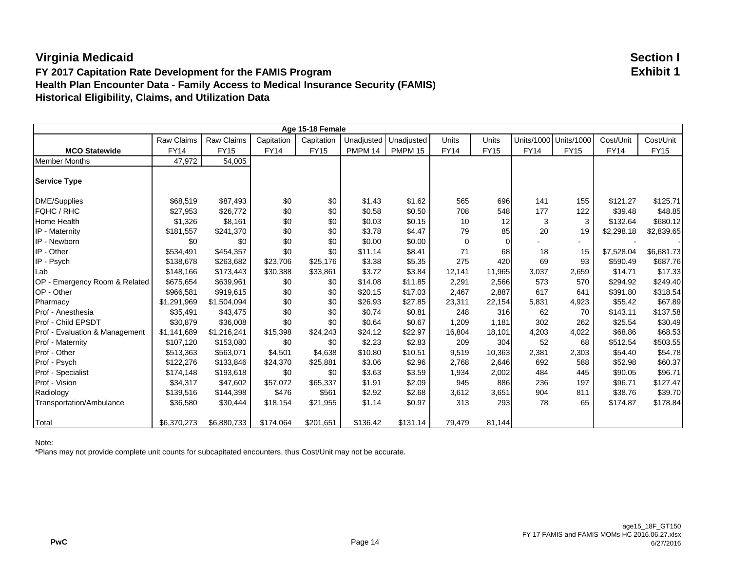# Virginia Medicaid

**Section I**
**Exhibit 1**

**FY 2017 Capitation Rate Development for the FAMIS Program**
**Health Plan Encounter Data - Family Access to Medical Insurance Security (FAMIS)**
**Historical Eligibility, Claims, and Utilization Data**

| Age 15-18 Female | | | | | | | | | | | | |
|---|---|---|---|---|---|---|---|---|---|---|---|---|
| **MCO Statewide** | Raw Claims FY14 | Raw Claims FY15 | Capitation FY14 | Capitation FY15 | Unadjusted PMPM 14 | Unadjusted PMPM 15 | Units FY14 | Units FY15 | Units/1000 FY14 | Units/1000 FY15 | Cost/Unit FY14 | Cost/Unit FY15 |
| Member Months | 47,972 | 54,005 | | | | | | | | | | |
| **Service Type** | | | | | | | | | | | | |
| DME/Supplies | $68,519 | $87,493 | $0 | $0 | $1.43 | $1.62 | 565 | 696 | 141 | 155 | $121.27 | $125.71 |
| FQHC / RHC | $27,953 | $26,772 | $0 | $0 | $0.58 | $0.50 | 708 | 548 | 177 | 122 | $39.48 | $48.85 |
| Home Health | $1,326 | $8,161 | $0 | $0 | $0.03 | $0.15 | 10 | 12 | 3 | 3 | $132.64 | $680.12 |
| IP - Maternity | $181,557 | $241,370 | $0 | $0 | $3.78 | $4.47 | 79 | 85 | 20 | 19 | $2,298.18 | $2,839.65 |
| IP - Newborn | $0 | $0 | $0 | $0 | $0.00 | $0.00 | 0 | 0 | - | - | - | - |
| IP - Other | $534,491 | $454,357 | $0 | $0 | $11.14 | $8.41 | 71 | 68 | 18 | 15 | $7,528.04 | $6,681.73 |
| IP - Psych | $138,678 | $263,682 | $23,706 | $25,176 | $3.38 | $5.35 | 275 | 420 | 69 | 93 | $590.49 | $687.76 |
| Lab | $148,166 | $173,443 | $30,388 | $33,861 | $3.72 | $3.84 | 12,141 | 11,965 | 3,037 | 2,659 | $14.71 | $17.33 |
| OP - Emergency Room & Related | $675,654 | $639,961 | $0 | $0 | $14.08 | $11.85 | 2,291 | 2,566 | 573 | 570 | $294.92 | $249.40 |
| OP - Other | $966,581 | $919,615 | $0 | $0 | $20.15 | $17.03 | 2,467 | 2,887 | 617 | 641 | $391.80 | $318.54 |
| Pharmacy | $1,291,969 | $1,504,094 | $0 | $0 | $26.93 | $27.85 | 23,311 | 22,154 | 5,831 | 4,923 | $55.42 | $67.89 |
| Prof - Anesthesia | $35,491 | $43,475 | $0 | $0 | $0.74 | $0.81 | 248 | 316 | 62 | 70 | $143.11 | $137.58 |
| Prof - Child EPSDT | $30,879 | $36,008 | $0 | $0 | $0.64 | $0.67 | 1,209 | 1,181 | 302 | 262 | $25.54 | $30.49 |
| Prof - Evaluation & Management | $1,141,689 | $1,216,241 | $15,398 | $24,243 | $24.12 | $22.97 | 16,804 | 18,101 | 4,203 | 4,022 | $68.86 | $68.53 |
| Prof - Maternity | $107,120 | $153,080 | $0 | $0 | $2.23 | $2.83 | 209 | 304 | 52 | 68 | $512.54 | $503.55 |
| Prof - Other | $513,363 | $563,071 | $4,501 | $4,638 | $10.80 | $10.51 | 9,519 | 10,363 | 2,381 | 2,303 | $54.40 | $54.78 |
| Prof - Psych | $122,276 | $133,846 | $24,370 | $25,881 | $3.06 | $2.96 | 2,768 | 2,646 | 692 | 588 | $52.98 | $60.37 |
| Prof - Specialist | $174,148 | $193,618 | $0 | $0 | $3.63 | $3.59 | 1,934 | 2,002 | 484 | 445 | $90.05 | $96.71 |
| Prof - Vision | $34,317 | $47,602 | $57,072 | $65,337 | $1.91 | $2.09 | 945 | 886 | 236 | 197 | $96.71 | $127.47 |
| Radiology | $139,516 | $144,398 | $476 | $561 | $2.92 | $2.68 | 3,612 | 3,651 | 904 | 811 | $38.76 | $39.70 |
| Transportation/Ambulance | $36,580 | $30,444 | $18,154 | $21,955 | $1.14 | $0.97 | 313 | 293 | 78 | 65 | $174.87 | $178.84 |
| Total | $6,370,273 | $6,880,733 | $174,064 | $201,651 | $136.42 | $131.14 | 79,479 | 81,144 | | | | |

Note:
*Plans may not provide complete unit counts for subcapitated encounters, thus Cost/Unit may not be accurate.

PwC

age15_18F_GT150
FY 17 FAMIS and FAMIS MOMs HC 2016.06.27.xlsx
6/27/2016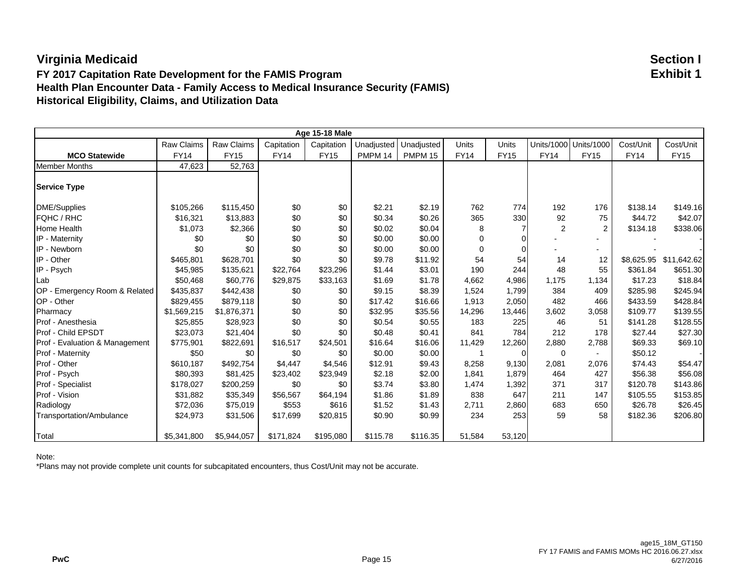# Virginia Medicaid

**Section I**
**Exhibit 1**

**FY 2017 Capitation Rate Development for the FAMIS Program**
**Health Plan Encounter Data - Family Access to Medical Insurance Security (FAMIS)**
**Historical Eligibility, Claims, and Utilization Data**

| Age 15-18 Male | | | | | | | | | | | | |
|---|---|---|---|---|---|---|---|---|---|---|---|---|
| **MCO Statewide** | Raw Claims FY14 | Raw Claims FY15 | Capitation FY14 | Capitation FY15 | Unadjusted PMPM 14 | Unadjusted PMPM 15 | Units FY14 | Units FY15 | Units/1000 FY14 | Units/1000 FY15 | Cost/Unit FY14 | Cost/Unit FY15 |
| Member Months | 47,623 | 52,763 | | | | | | | | | | |
| **Service Type** | | | | | | | | | | | | |
| DME/Supplies | $105,266 | $115,450 | $0 | $0 | $2.21 | $2.19 | 762 | 774 | 192 | 176 | $138.14 | $149.16 |
| FQHC / RHC | $16,321 | $13,883 | $0 | $0 | $0.34 | $0.26 | 365 | 330 | 92 | 75 | $44.72 | $42.07 |
| Home Health | $1,073 | $2,366 | $0 | $0 | $0.02 | $0.04 | 8 | 7 | 2 | 2 | $134.18 | $338.06 |
| IP - Maternity | $0 | $0 | $0 | $0 | $0.00 | $0.00 | 0 | 0 | - | - | - | - |
| IP - Newborn | $0 | $0 | $0 | $0 | $0.00 | $0.00 | 0 | 0 | - | - | - | - |
| IP - Other | $465,801 | $628,701 | $0 | $0 | $9.78 | $11.92 | 54 | 54 | 14 | 12 | $8,625.95 | $11,642.62 |
| IP - Psych | $45,985 | $135,621 | $22,764 | $23,296 | $1.44 | $3.01 | 190 | 244 | 48 | 55 | $361.84 | $651.30 |
| Lab | $50,468 | $60,776 | $29,875 | $33,163 | $1.69 | $1.78 | 4,662 | 4,986 | 1,175 | 1,134 | $17.23 | $18.84 |
| OP - Emergency Room & Related | $435,837 | $442,438 | $0 | $0 | $9.15 | $8.39 | 1,524 | 1,799 | 384 | 409 | $285.98 | $245.94 |
| OP - Other | $829,455 | $879,118 | $0 | $0 | $17.42 | $16.66 | 1,913 | 2,050 | 482 | 466 | $433.59 | $428.84 |
| Pharmacy | $1,569,215 | $1,876,371 | $0 | $0 | $32.95 | $35.56 | 14,296 | 13,446 | 3,602 | 3,058 | $109.77 | $139.55 |
| Prof - Anesthesia | $25,855 | $28,923 | $0 | $0 | $0.54 | $0.55 | 183 | 225 | 46 | 51 | $141.28 | $128.55 |
| Prof - Child EPSDT | $23,073 | $21,404 | $0 | $0 | $0.48 | $0.41 | 841 | 784 | 212 | 178 | $27.44 | $27.30 |
| Prof - Evaluation & Management | $775,901 | $822,691 | $16,517 | $24,501 | $16.64 | $16.06 | 11,429 | 12,260 | 2,880 | 2,788 | $69.33 | $69.10 |
| Prof - Maternity | $50 | $0 | $0 | $0 | $0.00 | $0.00 | 1 | 0 | 0 | - | $50.12 | - |
| Prof - Other | $610,187 | $492,754 | $4,447 | $4,546 | $12.91 | $9.43 | 8,258 | 9,130 | 2,081 | 2,076 | $74.43 | $54.47 |
| Prof - Psych | $80,393 | $81,425 | $23,402 | $23,949 | $2.18 | $2.00 | 1,841 | 1,879 | 464 | 427 | $56.38 | $56.08 |
| Prof - Specialist | $178,027 | $200,259 | $0 | $0 | $3.74 | $3.80 | 1,474 | 1,392 | 371 | 317 | $120.78 | $143.86 |
| Prof - Vision | $31,882 | $35,349 | $56,567 | $64,194 | $1.86 | $1.89 | 838 | 647 | 211 | 147 | $105.55 | $153.85 |
| Radiology | $72,036 | $75,019 | $553 | $616 | $1.52 | $1.43 | 2,711 | 2,860 | 683 | 650 | $26.78 | $26.45 |
| Transportation/Ambulance | $24,973 | $31,506 | $17,699 | $20,815 | $0.90 | $0.99 | 234 | 253 | 59 | 58 | $182.36 | $206.80 |
| Total | $5,341,800 | $5,944,057 | $171,824 | $195,080 | $115.78 | $116.35 | 51,584 | 53,120 | | | | |

Note:
*Plans may not provide complete unit counts for subcapitated encounters, thus Cost/Unit may not be accurate.

PwC

age15_18M_GT150
FY 17 FAMIS and FAMIS MOMs HC 2016.06.27.xlsx
6/27/2016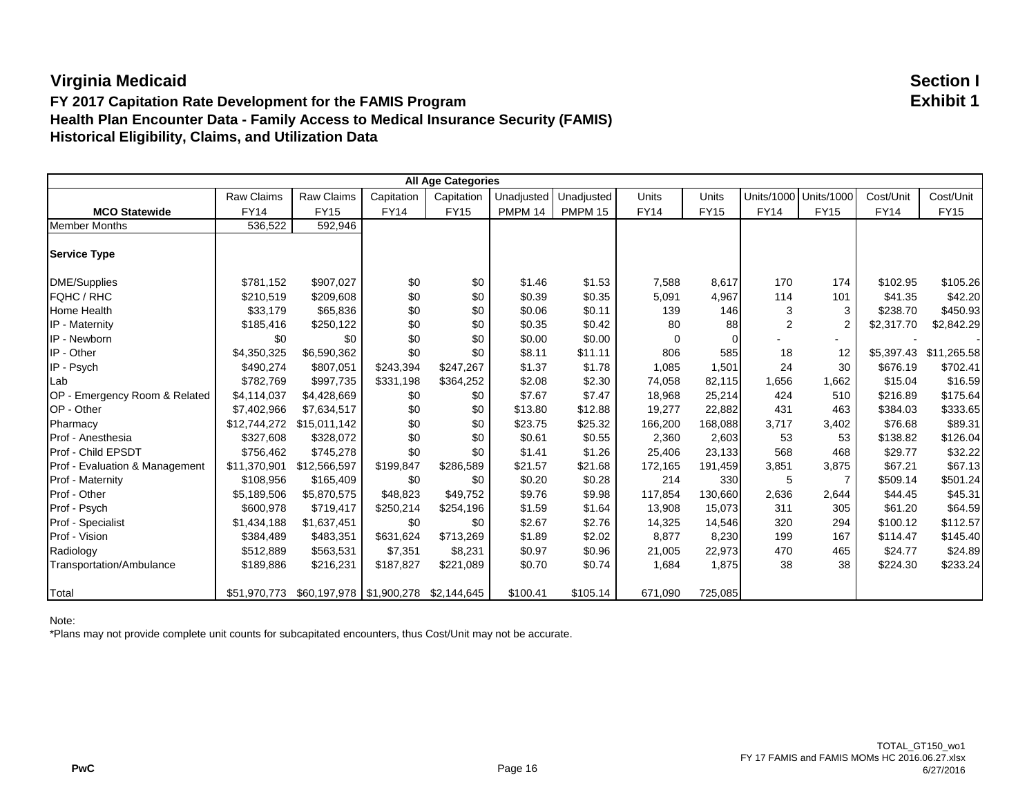# Virginia Medicaid

**Section I**
**Exhibit 1**

**FY 2017 Capitation Rate Development for the FAMIS Program**
**Health Plan Encounter Data - Family Access to Medical Insurance Security (FAMIS)**
**Historical Eligibility, Claims, and Utilization Data**

| All Age Categories | | | | | | | | | | | | |
|---|---|---|---|---|---|---|---|---|---|---|---|---|
| **MCO Statewide** | Raw Claims FY14 | Raw Claims FY15 | Capitation FY14 | Capitation FY15 | Unadjusted PMPM 14 | Unadjusted PMPM 15 | Units FY14 | Units FY15 | Units/1000 FY14 | Units/1000 FY15 | Cost/Unit FY14 | Cost/Unit FY15 |
| Member Months | 536,522 | 592,946 | | | | | | | | | | |
| **Service Type** | | | | | | | | | | | | |
| DME/Supplies | $781,152 | $907,027 | $0 | $0 | $1.46 | $1.53 | 7,588 | 8,617 | 170 | 174 | $102.95 | $105.26 |
| FQHC / RHC | $210,519 | $209,608 | $0 | $0 | $0.39 | $0.35 | 5,091 | 4,967 | 114 | 101 | $41.35 | $42.20 |
| Home Health | $33,179 | $65,836 | $0 | $0 | $0.06 | $0.11 | 139 | 146 | 3 | 3 | $238.70 | $450.93 |
| IP - Maternity | $185,416 | $250,122 | $0 | $0 | $0.35 | $0.42 | 80 | 88 | 2 | 2 | $2,317.70 | $2,842.29 |
| IP - Newborn | $0 | $0 | $0 | $0 | $0.00 | $0.00 | 0 | 0 | - | - | - | - |
| IP - Other | $4,350,325 | $6,590,362 | $0 | $0 | $8.11 | $11.11 | 806 | 585 | 18 | 12 | $5,397.43 | $11,265.58 |
| IP - Psych | $490,274 | $807,051 | $243,394 | $247,267 | $1.37 | $1.78 | 1,085 | 1,501 | 24 | 30 | $676.19 | $702.41 |
| Lab | $782,769 | $997,735 | $331,198 | $364,252 | $2.08 | $2.30 | 74,058 | 82,115 | 1,656 | 1,662 | $15.04 | $16.59 |
| OP - Emergency Room & Related | $4,114,037 | $4,428,669 | $0 | $0 | $7.67 | $7.47 | 18,968 | 25,214 | 424 | 510 | $216.89 | $175.64 |
| OP - Other | $7,402,966 | $7,634,517 | $0 | $0 | $13.80 | $12.88 | 19,277 | 22,882 | 431 | 463 | $384.03 | $333.65 |
| Pharmacy | $12,744,272 | $15,011,142 | $0 | $0 | $23.75 | $25.32 | 166,200 | 168,088 | 3,717 | 3,402 | $76.68 | $89.31 |
| Prof - Anesthesia | $327,608 | $328,072 | $0 | $0 | $0.61 | $0.55 | 2,360 | 2,603 | 53 | 53 | $138.82 | $126.04 |
| Prof - Child EPSDT | $756,462 | $745,278 | $0 | $0 | $1.41 | $1.26 | 25,406 | 23,133 | 568 | 468 | $29.77 | $32.22 |
| Prof - Evaluation & Management | $11,370,901 | $12,566,597 | $199,847 | $286,589 | $21.57 | $21.68 | 172,165 | 191,459 | 3,851 | 3,875 | $67.21 | $67.13 |
| Prof - Maternity | $108,956 | $165,409 | $0 | $0 | $0.20 | $0.28 | 214 | 330 | 5 | 7 | $509.14 | $501.24 |
| Prof - Other | $5,189,506 | $5,870,575 | $48,823 | $49,752 | $9.76 | $9.98 | 117,854 | 130,660 | 2,636 | 2,644 | $44.45 | $45.31 |
| Prof - Psych | $600,978 | $719,417 | $250,214 | $254,196 | $1.59 | $1.64 | 13,908 | 15,073 | 311 | 305 | $61.20 | $64.59 |
| Prof - Specialist | $1,434,188 | $1,637,451 | $0 | $0 | $2.67 | $2.76 | 14,325 | 14,546 | 320 | 294 | $100.12 | $112.57 |
| Prof - Vision | $384,489 | $483,351 | $631,624 | $713,269 | $1.89 | $2.02 | 8,877 | 8,230 | 199 | 167 | $114.47 | $145.40 |
| Radiology | $512,889 | $563,531 | $7,351 | $8,231 | $0.97 | $0.96 | 21,005 | 22,973 | 470 | 465 | $24.77 | $24.89 |
| Transportation/Ambulance | $189,886 | $216,231 | $187,827 | $221,089 | $0.70 | $0.74 | 1,684 | 1,875 | 38 | 38 | $224.30 | $233.24 |
| Total | $51,970,773 | $60,197,978 | $1,900,278 | $2,144,645 | $100.41 | $105.14 | 671,090 | 725,085 | | | | |

Note:
*Plans may not provide complete unit counts for subcapitated encounters, thus Cost/Unit may not be accurate.

PwC

TOTAL_GT150_wo1
FY 17 FAMIS and FAMIS MOMs HC 2016.06.27.xlsx
6/27/2016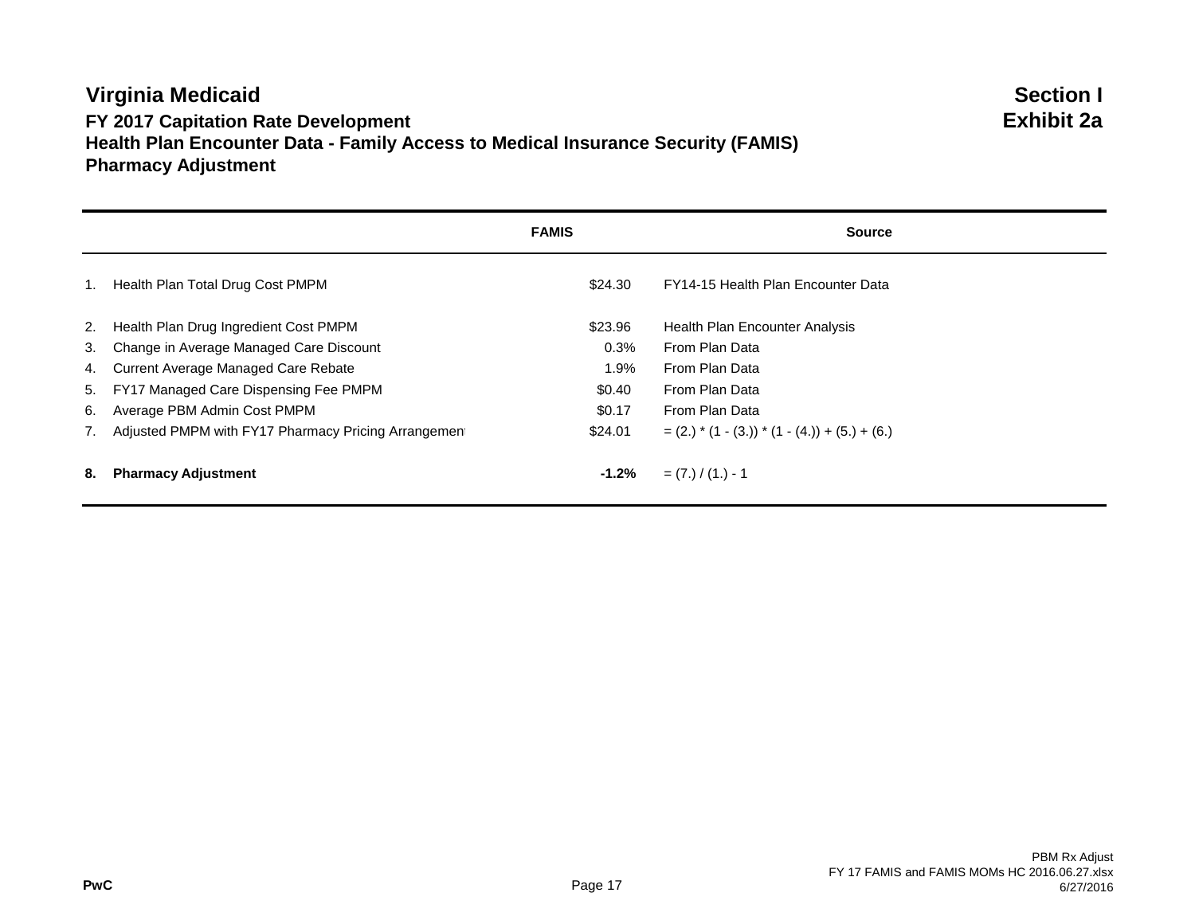# Virginia Medicaid

**Section I**
**Exhibit 2a**

## FY 2017 Capitation Rate Development
## Health Plan Encounter Data - Family Access to Medical Insurance Security (FAMIS)
## Pharmacy Adjustment

| | | FAMIS | Source |
|---|---|---|---|
| 1. | Health Plan Total Drug Cost PMPM | $24.30 | FY14-15 Health Plan Encounter Data |
| 2. | Health Plan Drug Ingredient Cost PMPM | $23.96 | Health Plan Encounter Analysis |
| 3. | Change in Average Managed Care Discount | 0.3% | From Plan Data |
| 4. | Current Average Managed Care Rebate | 1.9% | From Plan Data |
| 5. | FY17 Managed Care Dispensing Fee PMPM | $0.40 | From Plan Data |
| 6. | Average PBM Admin Cost PMPM | $0.17 | From Plan Data |
| 7. | Adjusted PMPM with FY17 Pharmacy Pricing Arrangement | $24.01 | = (2.) * (1 - (3.)) * (1 - (4.)) + (5.) + (6.) |
| **8.** | **Pharmacy Adjustment** | **-1.2%** | = (7.) / (1.) - 1 |

PwC

PBM Rx Adjust
FY 17 FAMIS and FAMIS MOMs HC 2016.06.27.xlsx
6/27/2016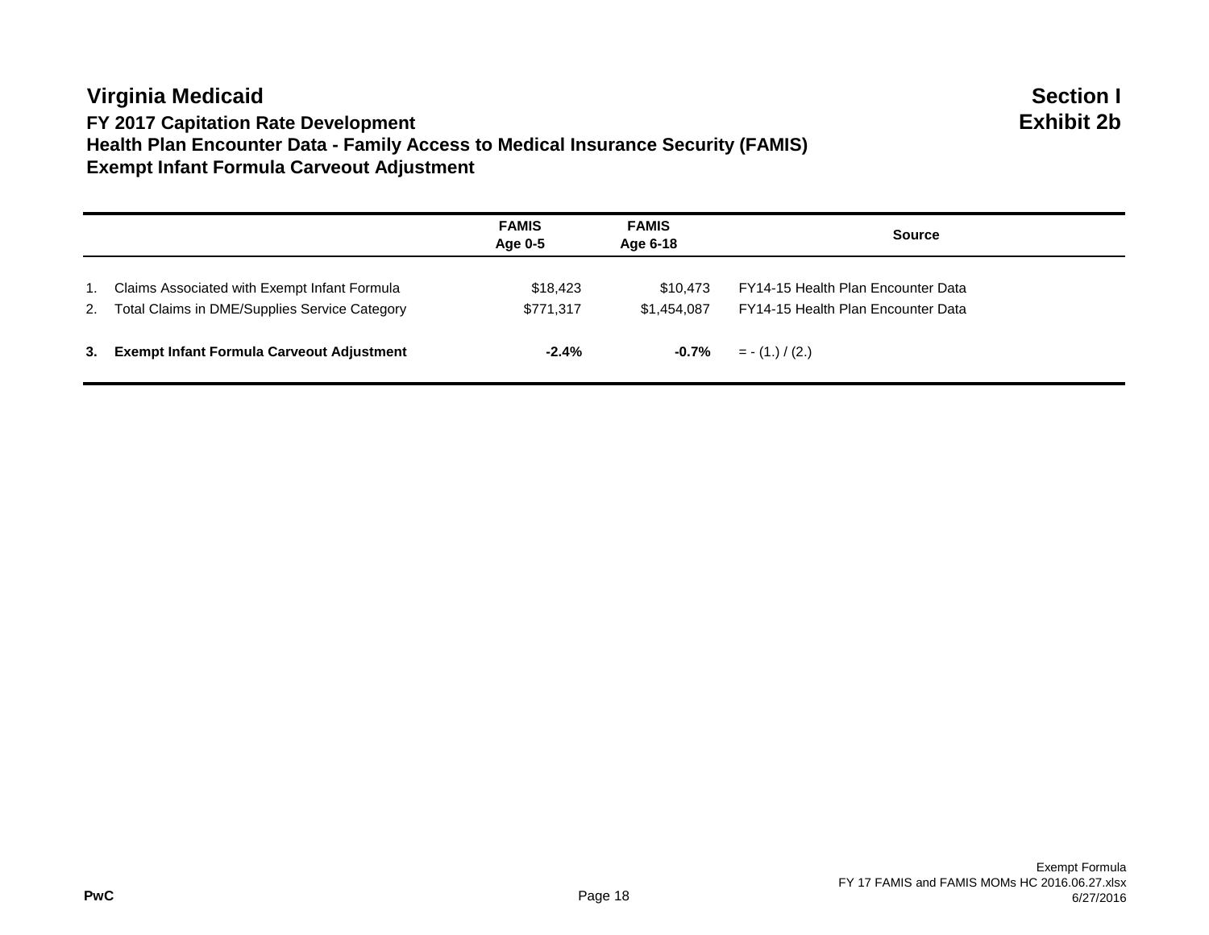# Virginia Medicaid

**Section I**
**Exhibit 2b**

### FY 2017 Capitation Rate Development
### Health Plan Encounter Data - Family Access to Medical Insurance Security (FAMIS)
### Exempt Infant Formula Carveout Adjustment

| | | FAMIS Age 0-5 | FAMIS Age 6-18 | Source |
|---|---|---|---|---|
| 1. | Claims Associated with Exempt Infant Formula | $18,423 | $10,473 | FY14-15 Health Plan Encounter Data |
| 2. | Total Claims in DME/Supplies Service Category | $771,317 | $1,454,087 | FY14-15 Health Plan Encounter Data |
| **3.** | **Exempt Infant Formula Carveout Adjustment** | **-2.4%** | **-0.7%** | = - (1.) / (2.) |

PwC

Exempt Formula
FY 17 FAMIS and FAMIS MOMs HC 2016.06.27.xlsx
6/27/2016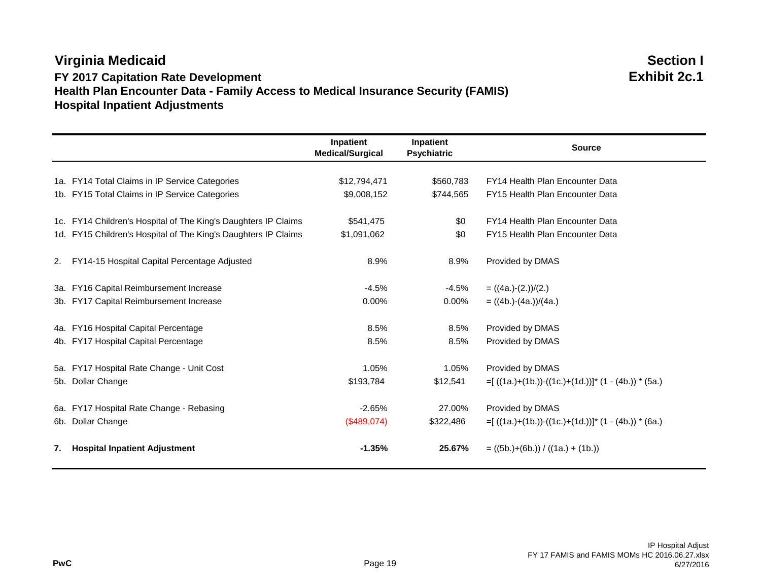# Virginia Medicaid

**Section I**
**Exhibit 2c.1**

## FY 2017 Capitation Rate Development

## Health Plan Encounter Data - Family Access to Medical Insurance Security (FAMIS)

## Hospital Inpatient Adjustments

| | Inpatient Medical/Surgical | Inpatient Psychiatric | Source |
|---|---|---|---|
| 1a. FY14 Total Claims in IP Service Categories | $12,794,471 | $560,783 | FY14 Health Plan Encounter Data |
| 1b. FY15 Total Claims in IP Service Categories | $9,008,152 | $744,565 | FY15 Health Plan Encounter Data |
| 1c. FY14 Children's Hospital of The King's Daughters IP Claims | $541,475 | $0 | FY14 Health Plan Encounter Data |
| 1d. FY15 Children's Hospital of The King's Daughters IP Claims | $1,091,062 | $0 | FY15 Health Plan Encounter Data |
| 2. FY14-15 Hospital Capital Percentage Adjusted | 8.9% | 8.9% | Provided by DMAS |
| 3a. FY16 Capital Reimbursement Increase | -4.5% | -4.5% | = ((4a.)-(2.))/(2.) |
| 3b. FY17 Capital Reimbursement Increase | 0.00% | 0.00% | = ((4b.)-(4a.))/(4a.) |
| 4a. FY16 Hospital Capital Percentage | 8.5% | 8.5% | Provided by DMAS |
| 4b. FY17 Hospital Capital Percentage | 8.5% | 8.5% | Provided by DMAS |
| 5a. FY17 Hospital Rate Change - Unit Cost | 1.05% | 1.05% | Provided by DMAS |
| 5b. Dollar Change | $193,784 | $12,541 | =[ ((1a.)+(1b.))-((1c.)+(1d.))]* (1 - (4b.)) * (5a.) |
| 6a. FY17 Hospital Rate Change - Rebasing | -2.65% | 27.00% | Provided by DMAS |
| 6b. Dollar Change | ($489,074) | $322,486 | =[ ((1a.)+(1b.))-((1c.)+(1d.))]* (1 - (4b.)) * (6a.) |
| **7. Hospital Inpatient Adjustment** | **-1.35%** | **25.67%** | = ((5b.)+(6b.)) / ((1a.) + (1b.)) |

PwC

IP Hospital Adjust
FY 17 FAMIS and FAMIS MOMs HC 2016.06.27.xlsx
6/27/2016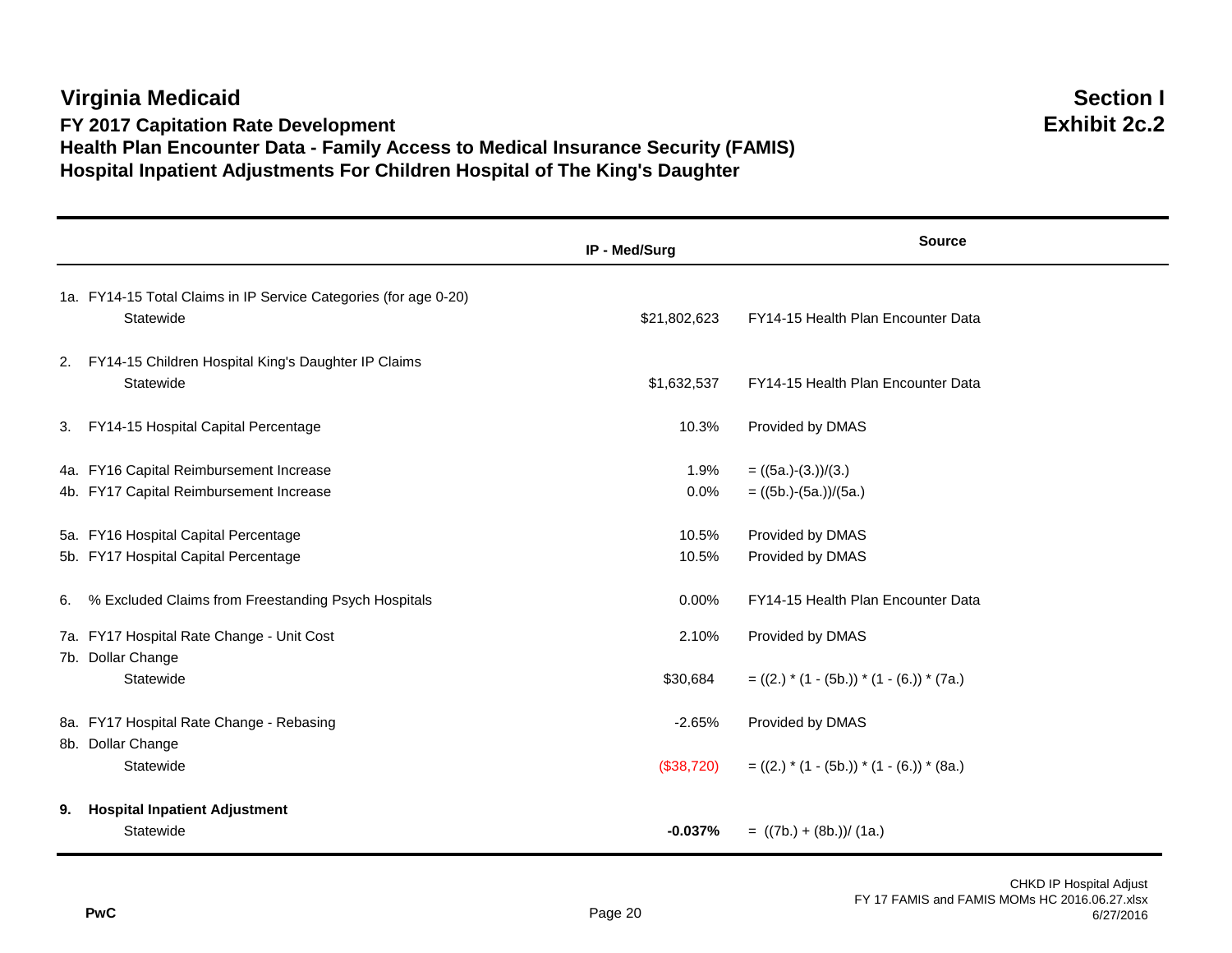# Virginia Medicaid

**Section I**
**Exhibit 2c.2**

## FY 2017 Capitation Rate Development
## Health Plan Encounter Data - Family Access to Medical Insurance Security (FAMIS)
## Hospital Inpatient Adjustments For Children Hospital of The King's Daughter

| | IP - Med/Surg | Source |
|---|---|---|
| 1a. FY14-15 Total Claims in IP Service Categories (for age 0-20) | | |
| Statewide | $21,802,623 | FY14-15 Health Plan Encounter Data |
| 2. FY14-15 Children Hospital King's Daughter IP Claims | | |
| Statewide | $1,632,537 | FY14-15 Health Plan Encounter Data |
| 3. FY14-15 Hospital Capital Percentage | 10.3% | Provided by DMAS |
| 4a. FY16 Capital Reimbursement Increase | 1.9% | = ((5a.)-(3.))/(3.) |
| 4b. FY17 Capital Reimbursement Increase | 0.0% | = ((5b.)-(5a.))/(5a.) |
| 5a. FY16 Hospital Capital Percentage | 10.5% | Provided by DMAS |
| 5b. FY17 Hospital Capital Percentage | 10.5% | Provided by DMAS |
| 6. % Excluded Claims from Freestanding Psych Hospitals | 0.00% | FY14-15 Health Plan Encounter Data |
| 7a. FY17 Hospital Rate Change - Unit Cost | 2.10% | Provided by DMAS |
| 7b. Dollar Change | | |
| Statewide | $30,684 | = ((2.) * (1 - (5b.)) * (1 - (6.)) * (7a.) |
| 8a. FY17 Hospital Rate Change - Rebasing | -2.65% | Provided by DMAS |
| 8b. Dollar Change | | |
| Statewide | ($38,720) | = ((2.) * (1 - (5b.)) * (1 - (6.)) * (8a.) |
| **9. Hospital Inpatient Adjustment** | | |
| Statewide | **-0.037%** | = ((7b.) + (8b.))/ (1a.) |

PwC

CHKD IP Hospital Adjust
FY 17 FAMIS and FAMIS MOMs HC 2016.06.27.xlsx
6/27/2016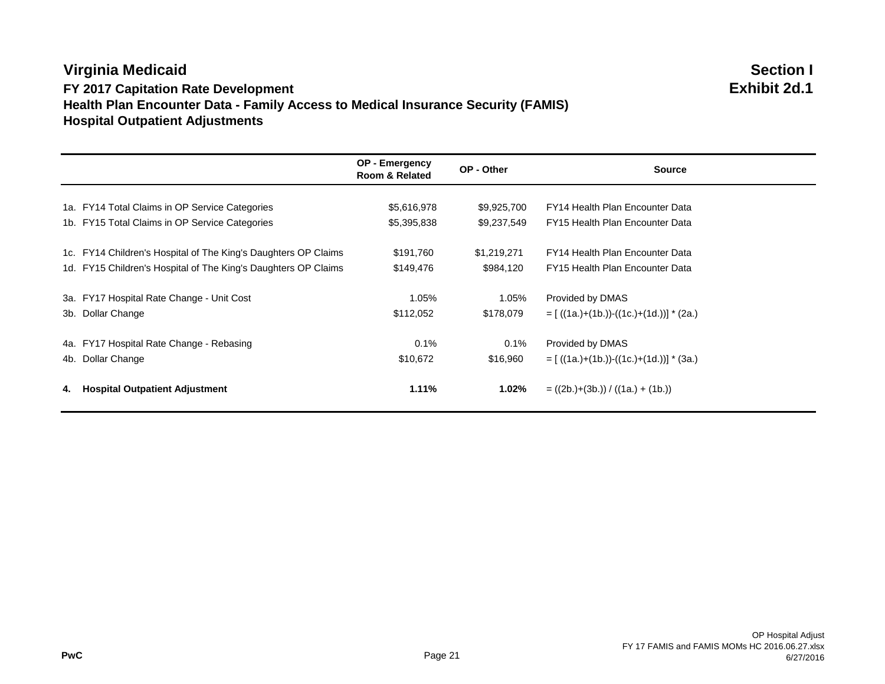# Virginia Medicaid

**Section I**
**Exhibit 2d.1**

## FY 2017 Capitation Rate Development
## Health Plan Encounter Data - Family Access to Medical Insurance Security (FAMIS)
## Hospital Outpatient Adjustments

| | OP - Emergency Room & Related | OP - Other | Source |
|---|---|---|---|
| 1a. FY14 Total Claims in OP Service Categories | $5,616,978 | $9,925,700 | FY14 Health Plan Encounter Data |
| 1b. FY15 Total Claims in OP Service Categories | $5,395,838 | $9,237,549 | FY15 Health Plan Encounter Data |
| 1c. FY14 Children's Hospital of The King's Daughters OP Claims | $191,760 | $1,219,271 | FY14 Health Plan Encounter Data |
| 1d. FY15 Children's Hospital of The King's Daughters OP Claims | $149,476 | $984,120 | FY15 Health Plan Encounter Data |
| 3a. FY17 Hospital Rate Change - Unit Cost | 1.05% | 1.05% | Provided by DMAS |
| 3b. Dollar Change | $112,052 | $178,079 | = [ ((1a.)+(1b.))-((1c.)+(1d.))] * (2a.) |
| 4a. FY17 Hospital Rate Change - Rebasing | 0.1% | 0.1% | Provided by DMAS |
| 4b. Dollar Change | $10,672 | $16,960 | = [ ((1a.)+(1b.))-((1c.)+(1d.))] * (3a.) |
| **4. Hospital Outpatient Adjustment** | **1.11%** | **1.02%** | = ((2b.)+(3b.)) / ((1a.) + (1b.)) |

PwC

OP Hospital Adjust
FY 17 FAMIS and FAMIS MOMs HC 2016.06.27.xlsx
6/27/2016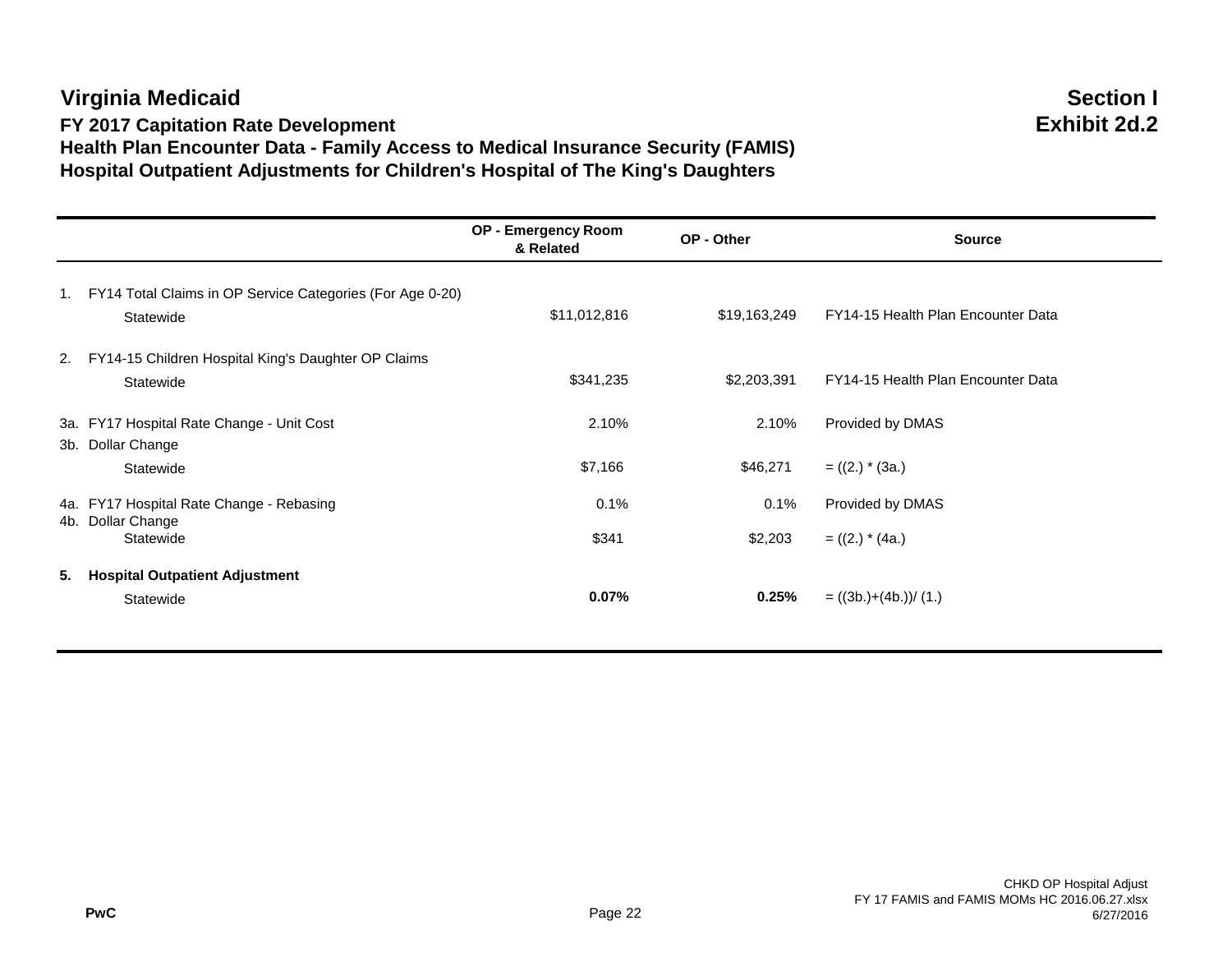# Virginia Medicaid

**Section I**
**Exhibit 2d.2**

## FY 2017 Capitation Rate Development
### Health Plan Encounter Data - Family Access to Medical Insurance Security (FAMIS)
### Hospital Outpatient Adjustments for Children's Hospital of The King's Daughters

| | OP - Emergency Room & Related | OP - Other | Source |
|---|---|---|---|
| 1. FY14 Total Claims in OP Service Categories (For Age 0-20) | | | |
| Statewide | $11,012,816 | $19,163,249 | FY14-15 Health Plan Encounter Data |
| 2. FY14-15 Children Hospital King's Daughter OP Claims | | | |
| Statewide | $341,235 | $2,203,391 | FY14-15 Health Plan Encounter Data |
| 3a. FY17 Hospital Rate Change - Unit Cost | 2.10% | 2.10% | Provided by DMAS |
| 3b. Dollar Change | | | |
| Statewide | $7,166 | $46,271 | = ((2.) * (3a.) |
| 4a. FY17 Hospital Rate Change - Rebasing | 0.1% | 0.1% | Provided by DMAS |
| 4b. Dollar Change | | | |
| Statewide | $341 | $2,203 | = ((2.) * (4a.) |
| **5. Hospital Outpatient Adjustment** | | | |
| Statewide | **0.07%** | **0.25%** | = ((3b.)+(4b.))/ (1.) |

CHKD OP Hospital Adjust
FY 17 FAMIS and FAMIS MOMs HC 2016.06.27.xlsx
6/27/2016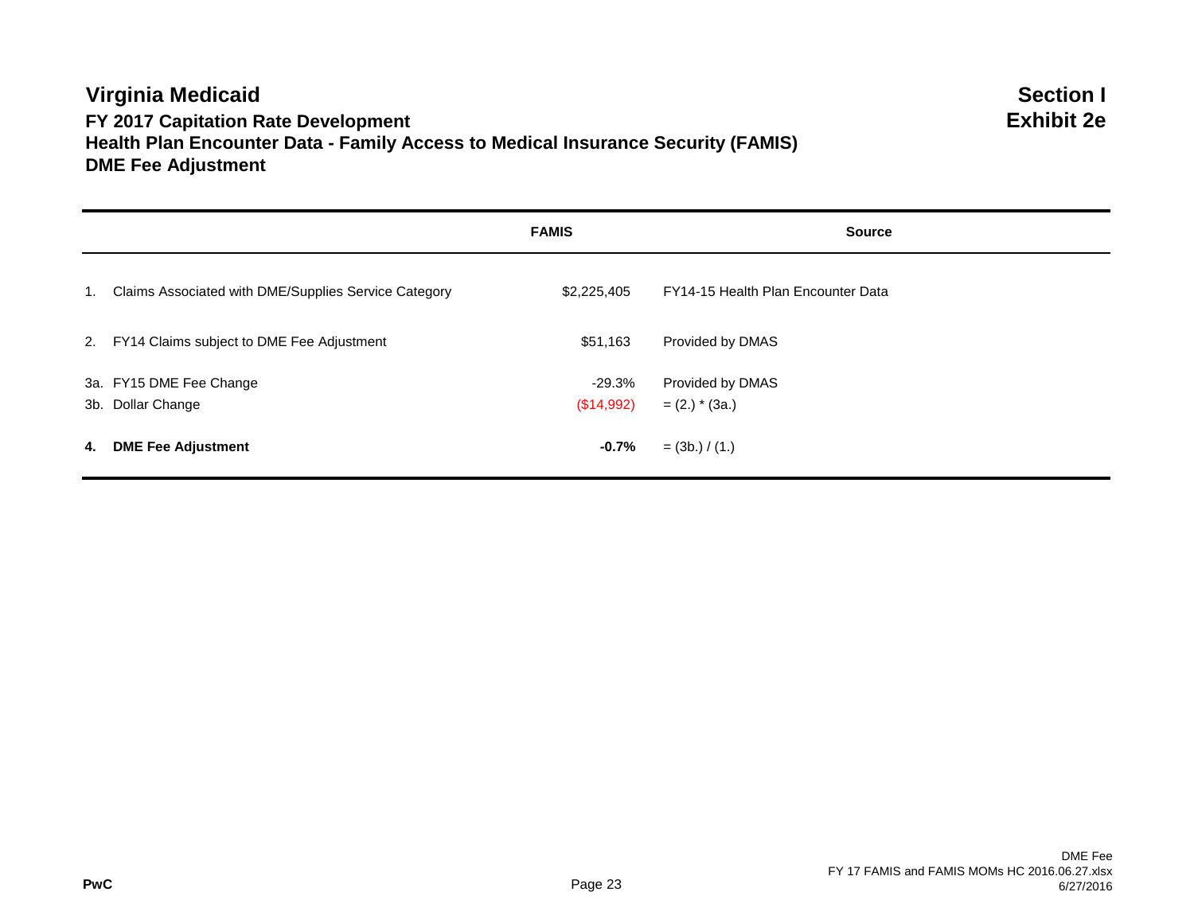# Virginia Medicaid

## Section I
## Exhibit 2e

### FY 2017 Capitation Rate Development
### Health Plan Encounter Data - Family Access to Medical Insurance Security (FAMIS)
### DME Fee Adjustment

| | | FAMIS | Source |
|---|---|---|---|
| 1. | Claims Associated with DME/Supplies Service Category | $2,225,405 | FY14-15 Health Plan Encounter Data |
| 2. | FY14 Claims subject to DME Fee Adjustment | $51,163 | Provided by DMAS |
| 3a. | FY15 DME Fee Change | -29.3% | Provided by DMAS |
| 3b. | Dollar Change | ($14,992) | = (2.) * (3a.) |
| **4.** | **DME Fee Adjustment** | **-0.7%** | = (3b.) / (1.) |

PwC

DME Fee
FY 17 FAMIS and FAMIS MOMs HC 2016.06.27.xlsx
6/27/2016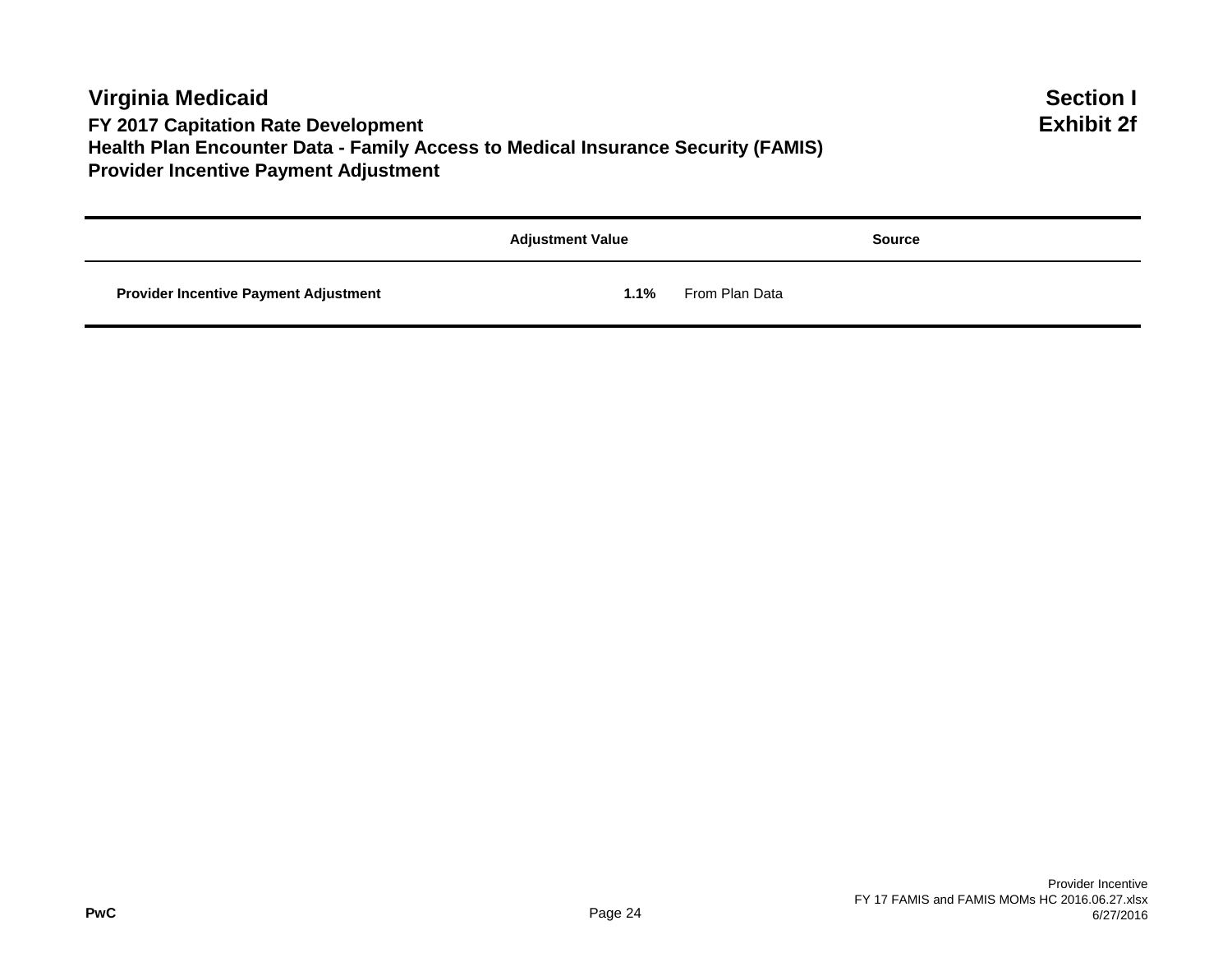# Virginia Medicaid

**Section I**
**Exhibit 2f**

## FY 2017 Capitation Rate Development
## Health Plan Encounter Data - Family Access to Medical Insurance Security (FAMIS)
## Provider Incentive Payment Adjustment

| | Adjustment Value | Source |
|---|---|---|
| **Provider Incentive Payment Adjustment** | **1.1%** | From Plan Data |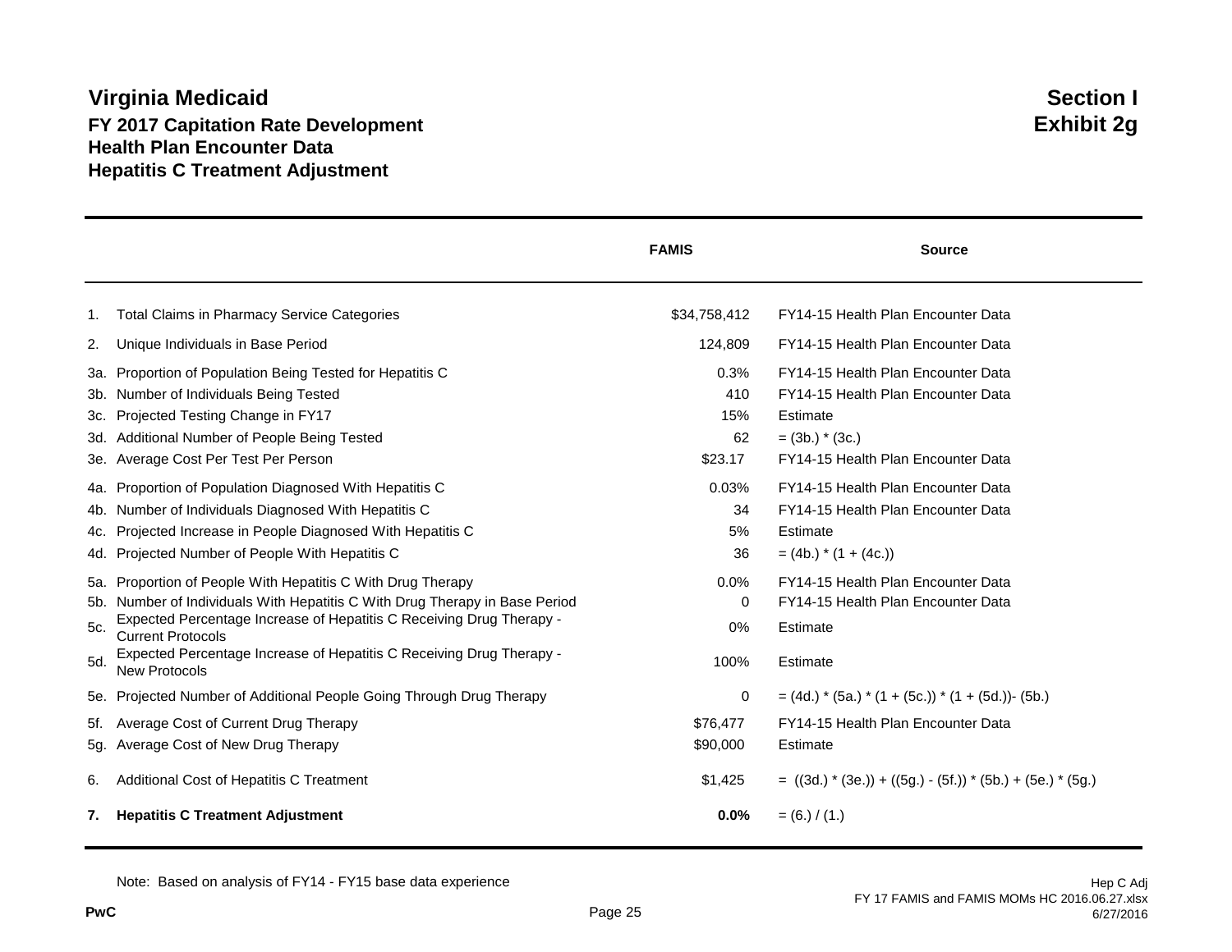# Virginia Medicaid

## FY 2017 Capitation Rate Development
## Health Plan Encounter Data
## Hepatitis C Treatment Adjustment

**Section I**
**Exhibit 2g**

| | | FAMIS | Source |
|---|---|---|---|
| 1. | Total Claims in Pharmacy Service Categories | $34,758,412 | FY14-15 Health Plan Encounter Data |
| 2. | Unique Individuals in Base Period | 124,809 | FY14-15 Health Plan Encounter Data |
| 3a. | Proportion of Population Being Tested for Hepatitis C | 0.3% | FY14-15 Health Plan Encounter Data |
| 3b. | Number of Individuals Being Tested | 410 | FY14-15 Health Plan Encounter Data |
| 3c. | Projected Testing Change in FY17 | 15% | Estimate |
| 3d. | Additional Number of People Being Tested | 62 | = (3b.) * (3c.) |
| 3e. | Average Cost Per Test Per Person | $23.17 | FY14-15 Health Plan Encounter Data |
| 4a. | Proportion of Population Diagnosed With Hepatitis C | 0.03% | FY14-15 Health Plan Encounter Data |
| 4b. | Number of Individuals Diagnosed With Hepatitis C | 34 | FY14-15 Health Plan Encounter Data |
| 4c. | Projected Increase in People Diagnosed With Hepatitis C | 5% | Estimate |
| 4d. | Projected Number of People With Hepatitis C | 36 | = (4b.) * (1 + (4c.)) |
| 5a. | Proportion of People With Hepatitis C With Drug Therapy | 0.0% | FY14-15 Health Plan Encounter Data |
| 5b. | Number of Individuals With Hepatitis C With Drug Therapy in Base Period | 0 | FY14-15 Health Plan Encounter Data |
| 5c. | Expected Percentage Increase of Hepatitis C Receiving Drug Therapy - Current Protocols | 0% | Estimate |
| 5d. | Expected Percentage Increase of Hepatitis C Receiving Drug Therapy - New Protocols | 100% | Estimate |
| 5e. | Projected Number of Additional People Going Through Drug Therapy | 0 | = (4d.) * (5a.) * (1 + (5c.)) * (1 + (5d.))- (5b.) |
| 5f. | Average Cost of Current Drug Therapy | $76,477 | FY14-15 Health Plan Encounter Data |
| 5g. | Average Cost of New Drug Therapy | $90,000 | Estimate |
| 6. | Additional Cost of Hepatitis C Treatment | $1,425 | = ((3d.) * (3e.)) + ((5g.) - (5f.)) * (5b.) + (5e.) * (5g.) |
| **7.** | **Hepatitis C Treatment Adjustment** | **0.0%** | = (6.) / (1.) |

Note: Based on analysis of FY14 - FY15 base data experience

Hep C Adj
FY 17 FAMIS and FAMIS MOMs HC 2016.06.27.xlsx
6/27/2016

PwC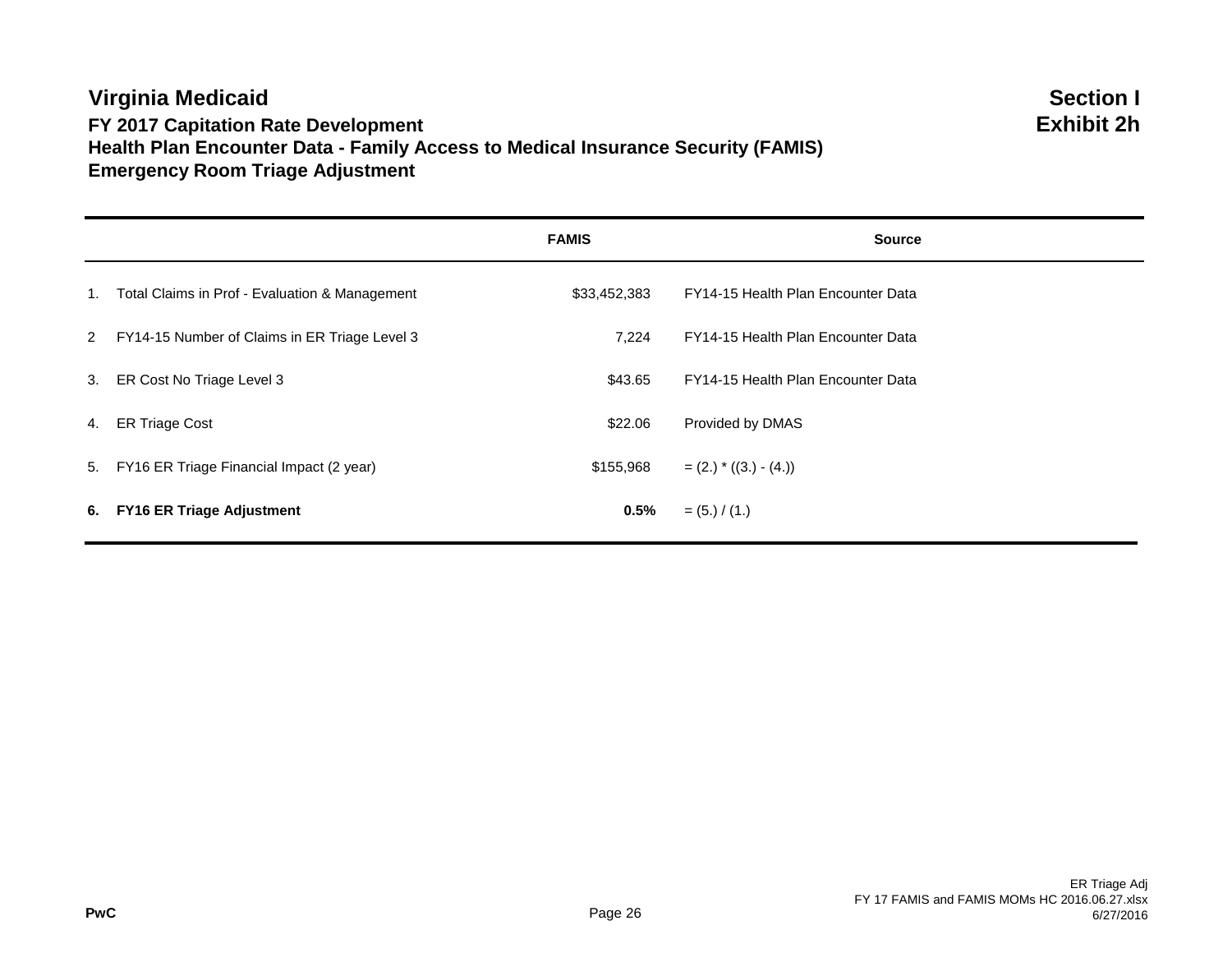# Virginia Medicaid

**Section I**
**Exhibit 2h**

## FY 2017 Capitation Rate Development
## Health Plan Encounter Data - Family Access to Medical Insurance Security (FAMIS)
## Emergency Room Triage Adjustment

| | | FAMIS | Source |
|---|---|---|---|
| 1. | Total Claims in Prof - Evaluation & Management | $33,452,383 | FY14-15 Health Plan Encounter Data |
| 2 | FY14-15 Number of Claims in ER Triage Level 3 | 7,224 | FY14-15 Health Plan Encounter Data |
| 3. | ER Cost No Triage Level 3 | $43.65 | FY14-15 Health Plan Encounter Data |
| 4. | ER Triage Cost | $22.06 | Provided by DMAS |
| 5. | FY16 ER Triage Financial Impact (2 year) | $155,968 | = (2.) * ((3.) - (4.)) |
| **6.** | **FY16 ER Triage Adjustment** | **0.5%** | = (5.) / (1.) |

PwC

ER Triage Adj
FY 17 FAMIS and FAMIS MOMs HC 2016.06.27.xlsx
6/27/2016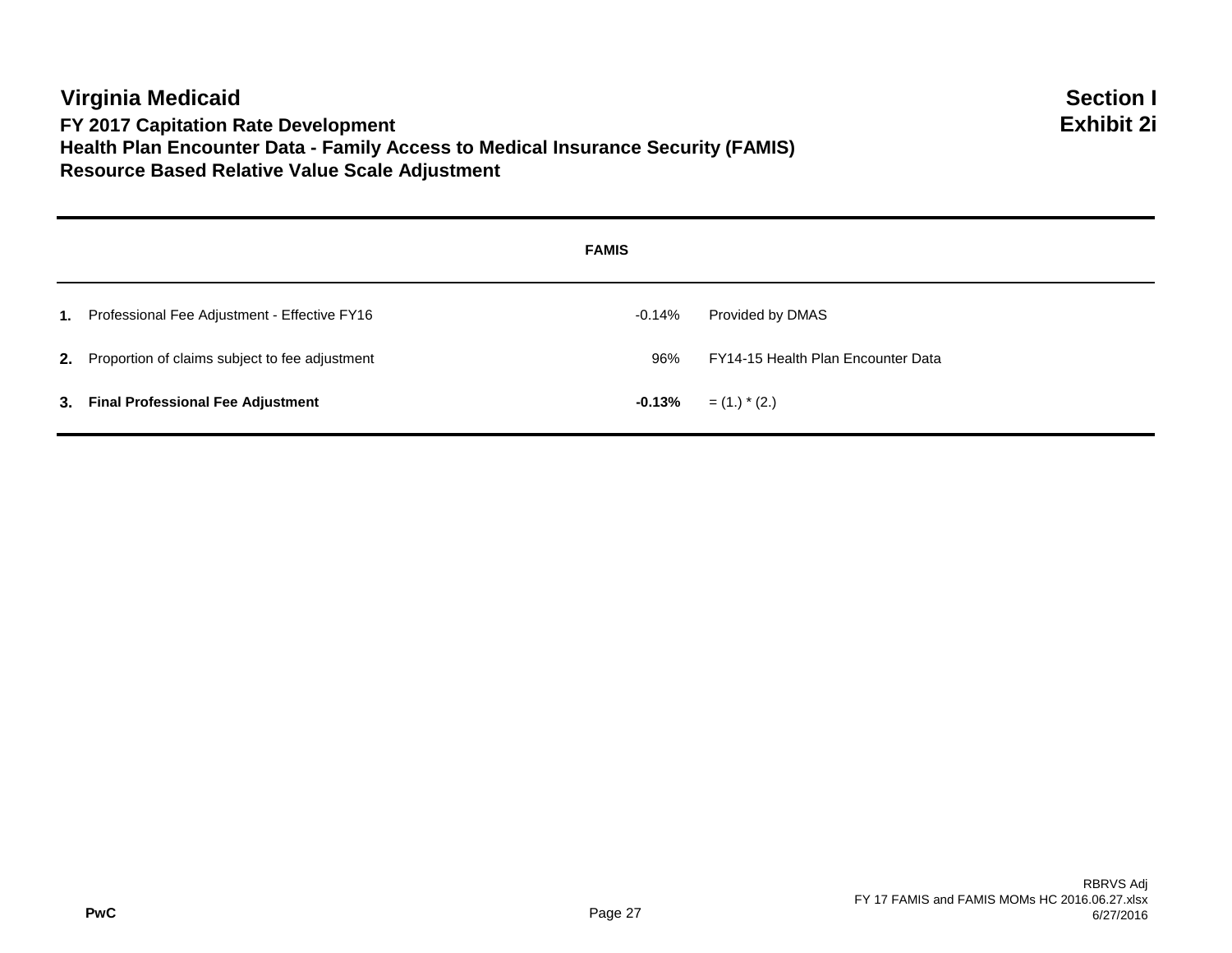# Virginia Medicaid

**Section I**
**Exhibit 2i**

## FY 2017 Capitation Rate Development
## Health Plan Encounter Data - Family Access to Medical Insurance Security (FAMIS)
## Resource Based Relative Value Scale Adjustment

| | | FAMIS | |
|---|---|---|---|
| **1.** | Professional Fee Adjustment - Effective FY16 | -0.14% | Provided by DMAS |
| **2.** | Proportion of claims subject to fee adjustment | 96% | FY14-15 Health Plan Encounter Data |
| **3.** | **Final Professional Fee Adjustment** | **-0.13%** | = (1.) * (2.) |

PwC

RBRVS Adj
FY 17 FAMIS and FAMIS MOMs HC 2016.06.27.xlsx
6/27/2016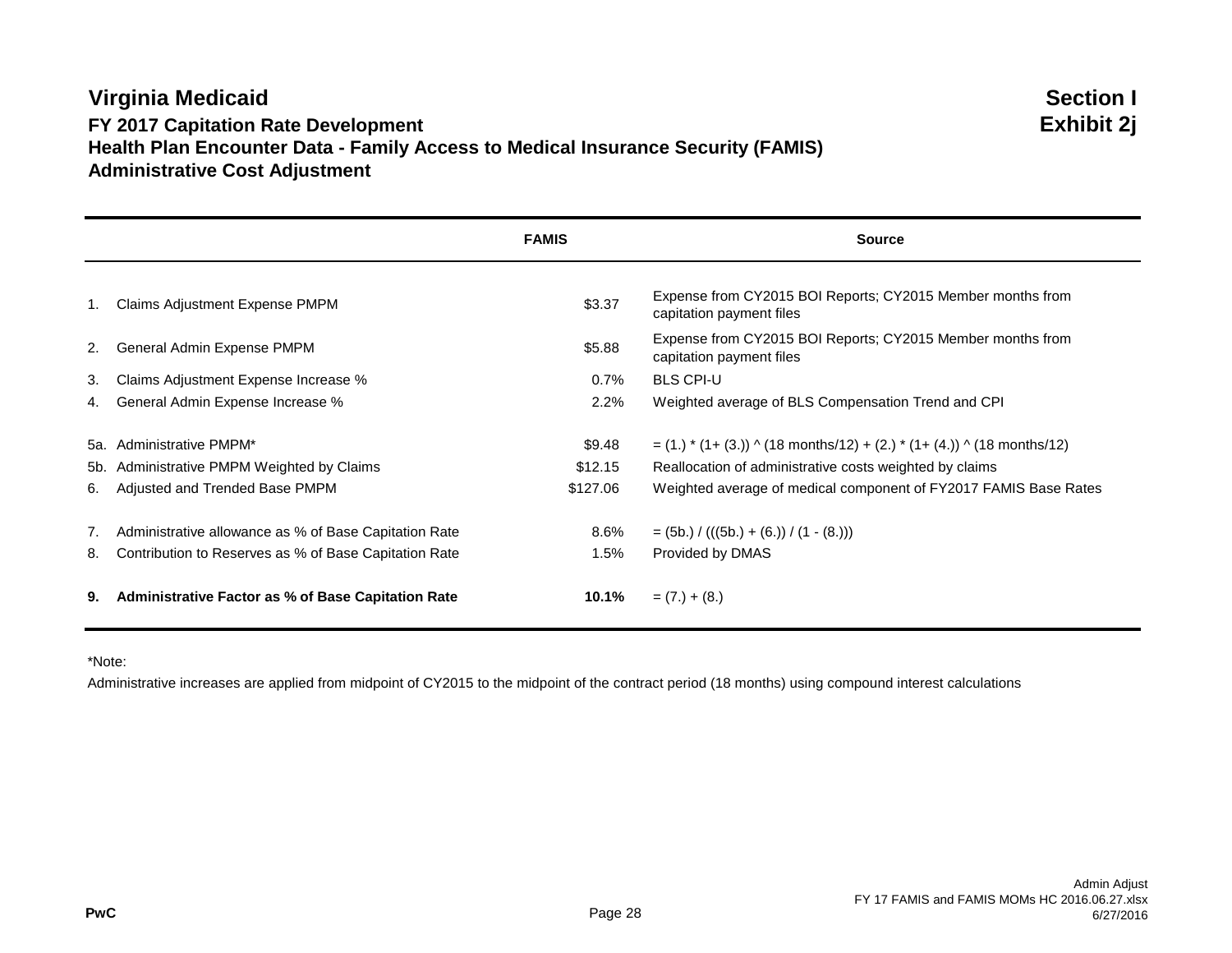# Virginia Medicaid

**Section I**
**Exhibit 2j**

## FY 2017 Capitation Rate Development
## Health Plan Encounter Data - Family Access to Medical Insurance Security (FAMIS)
## Administrative Cost Adjustment

| | | FAMIS | Source |
|---|---|---|---|
| 1. | Claims Adjustment Expense PMPM | \$3.37 | Expense from CY2015 BOI Reports; CY2015 Member months from capitation payment files |
| 2. | General Admin Expense PMPM | \$5.88 | Expense from CY2015 BOI Reports; CY2015 Member months from capitation payment files |
| 3. | Claims Adjustment Expense Increase % | 0.7% | BLS CPI-U |
| 4. | General Admin Expense Increase % | 2.2% | Weighted average of BLS Compensation Trend and CPI |
| 5a. | Administrative PMPM* | \$9.48 | = (1.) * (1+ (3.)) ^ (18 months/12) + (2.) * (1+ (4.)) ^ (18 months/12) |
| 5b. | Administrative PMPM Weighted by Claims | \$12.15 | Reallocation of administrative costs weighted by claims |
| 6. | Adjusted and Trended Base PMPM | \$127.06 | Weighted average of medical component of FY2017 FAMIS Base Rates |
| 7. | Administrative allowance as % of Base Capitation Rate | 8.6% | = (5b.) / (((5b.) + (6.)) / (1 - (8.))) |
| 8. | Contribution to Reserves as % of Base Capitation Rate | 1.5% | Provided by DMAS |
| **9.** | **Administrative Factor as % of Base Capitation Rate** | **10.1%** | = (7.) + (8.) |

*Note:

Administrative increases are applied from midpoint of CY2015 to the midpoint of the contract period (18 months) using compound interest calculations

PwC

Admin Adjust
FY 17 FAMIS and FAMIS MOMs HC 2016.06.27.xlsx
6/27/2016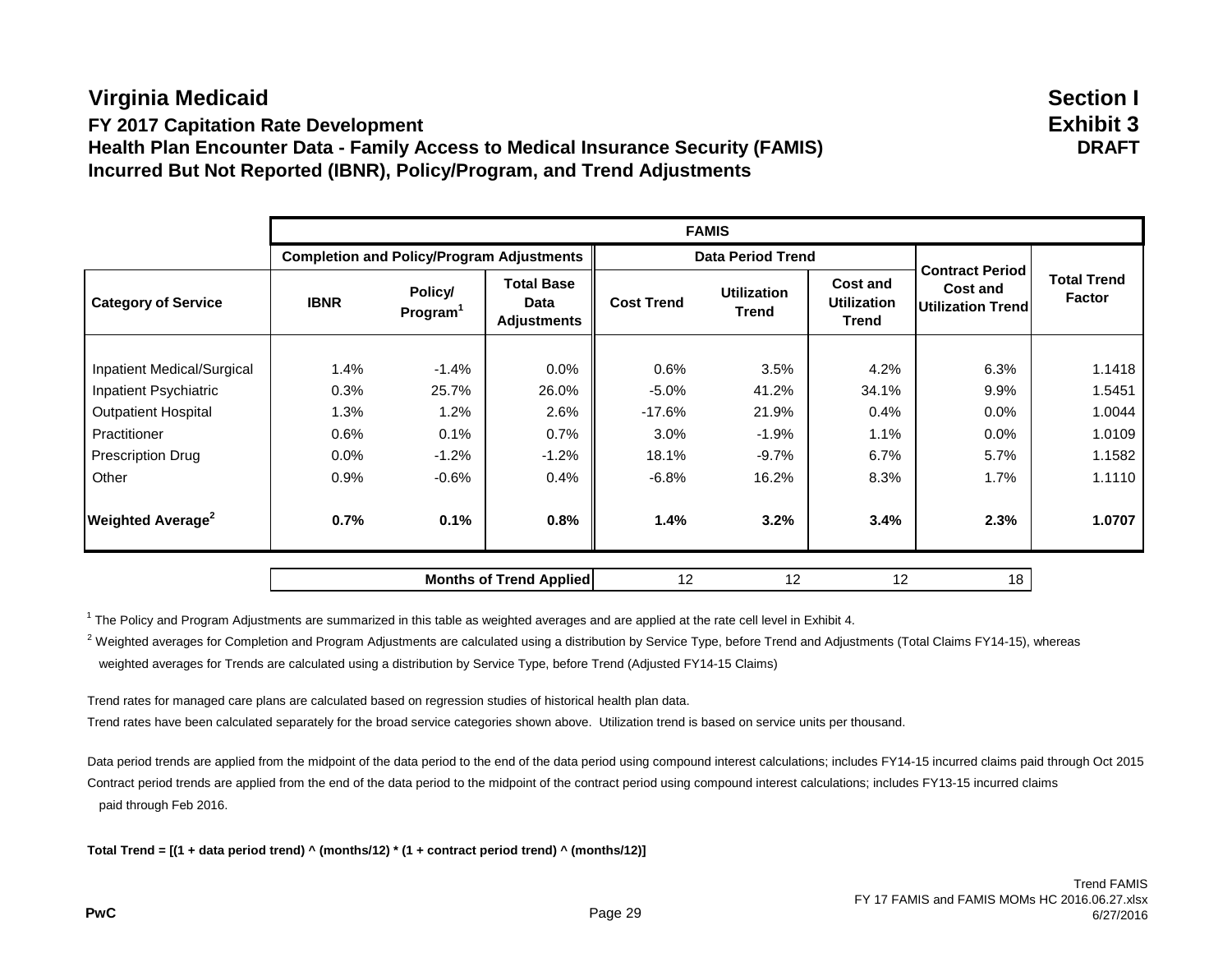# Virginia Medicaid

**Section I**
**Exhibit 3**
**DRAFT**

## FY 2017 Capitation Rate Development

### Health Plan Encounter Data - Family Access to Medical Insurance Security (FAMIS)

### Incurred But Not Reported (IBNR), Policy/Program, and Trend Adjustments

| | FAMIS | | | | | | | |
|---|---|---|---|---|---|---|---|---|
| | Completion and Policy/Program Adjustments | | | Data Period Trend | | | | |
| **Category of Service** | **IBNR** | **Policy/ Program[1]** | **Total Base Data Adjustments** | **Cost Trend** | **Utilization Trend** | **Cost and Utilization Trend** | **Contract Period Cost and Utilization Trend** | **Total Trend Factor** |
| Inpatient Medical/Surgical | 1.4% | -1.4% | 0.0% | 0.6% | 3.5% | 4.2% | 6.3% | 1.1418 |
| Inpatient Psychiatric | 0.3% | 25.7% | 26.0% | -5.0% | 41.2% | 34.1% | 9.9% | 1.5451 |
| Outpatient Hospital | 1.3% | 1.2% | 2.6% | -17.6% | 21.9% | 0.4% | 0.0% | 1.0044 |
| Practitioner | 0.6% | 0.1% | 0.7% | 3.0% | -1.9% | 1.1% | 0.0% | 1.0109 |
| Prescription Drug | 0.0% | -1.2% | -1.2% | 18.1% | -9.7% | 6.7% | 5.7% | 1.1582 |
| Other | 0.9% | -0.6% | 0.4% | -6.8% | 16.2% | 8.3% | 1.7% | 1.1110 |
| **Weighted Average[2]** | **0.7%** | **0.1%** | **0.8%** | **1.4%** | **3.2%** | **3.4%** | **2.3%** | **1.0707** |
| | | | **Months of Trend Applied** | 12 | 12 | 12 | 18 | |

[1] The Policy and Program Adjustments are summarized in this table as weighted averages and are applied at the rate cell level in Exhibit 4.

[2] Weighted averages for Completion and Program Adjustments are calculated using a distribution by Service Type, before Trend and Adjustments (Total Claims FY14-15), whereas weighted averages for Trends are calculated using a distribution by Service Type, before Trend (Adjusted FY14-15 Claims)

Trend rates for managed care plans are calculated based on regression studies of historical health plan data.

Trend rates have been calculated separately for the broad service categories shown above. Utilization trend is based on service units per thousand.

Data period trends are applied from the midpoint of the data period to the end of the data period using compound interest calculations; includes FY14-15 incurred claims paid through Oct 2015

Contract period trends are applied from the end of the data period to the midpoint of the contract period using compound interest calculations; includes FY13-15 incurred claims paid through Feb 2016.

**Total Trend = [(1 + data period trend) ^ (months/12) * (1 + contract period trend) ^ (months/12)]**

Trend FAMIS
FY 17 FAMIS and FAMIS MOMs HC 2016.06.27.xlsx
6/27/2016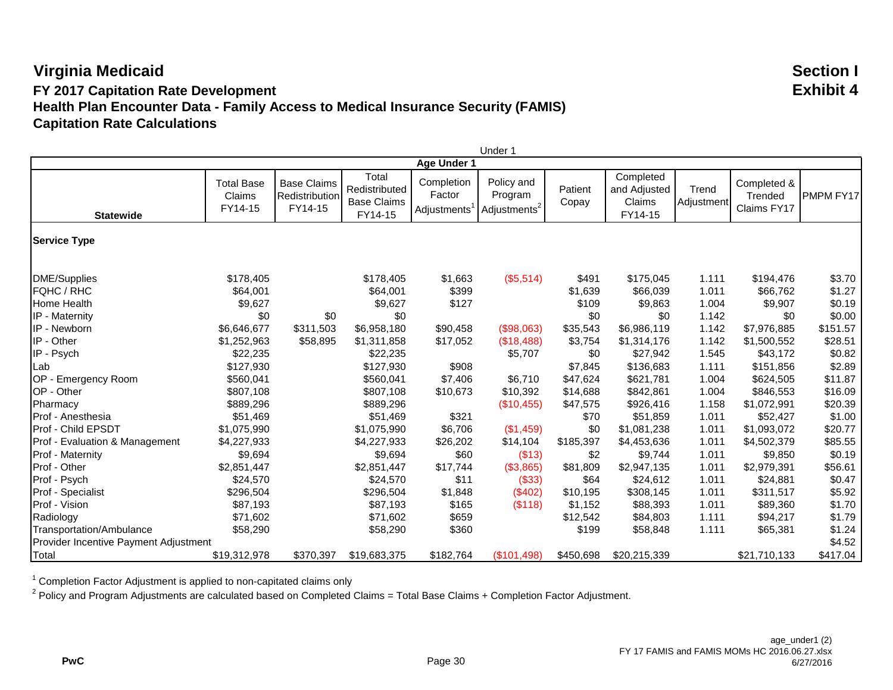# Virginia Medicaid

**Section I**
**Exhibit 4**

## FY 2017 Capitation Rate Development
## Health Plan Encounter Data - Family Access to Medical Insurance Security (FAMIS)
## Capitation Rate Calculations

Under 1

| Age Under 1 | | | | | | | | | | |
|---|---|---|---|---|---|---|---|---|---|---|
| **Statewide** | Total Base Claims FY14-15 | Base Claims Redistribution FY14-15 | Total Redistributed Base Claims FY14-15 | Completion Factor Adjustments[1] | Policy and Program Adjustments[2] | Patient Copay | Completed and Adjusted Claims FY14-15 | Trend Adjustment | Completed & Trended Claims FY17 | PMPM FY17 |
| **Service Type** | | | | | | | | | | |
| DME/Supplies | $178,405 | | $178,405 | $1,663 | ($5,514) | $491 | $175,045 | 1.111 | $194,476 | $3.70 |
| FQHC / RHC | $64,001 | | $64,001 | $399 | | $1,639 | $66,039 | 1.011 | $66,762 | $1.27 |
| Home Health | $9,627 | | $9,627 | $127 | | $109 | $9,863 | 1.004 | $9,907 | $0.19 |
| IP - Maternity | $0 | $0 | $0 | | | $0 | $0 | 1.142 | $0 | $0.00 |
| IP - Newborn | $6,646,677 | $311,503 | $6,958,180 | $90,458 | ($98,063) | $35,543 | $6,986,119 | 1.142 | $7,976,885 | $151.57 |
| IP - Other | $1,252,963 | $58,895 | $1,311,858 | $17,052 | ($18,488) | $3,754 | $1,314,176 | 1.142 | $1,500,552 | $28.51 |
| IP - Psych | $22,235 | | $22,235 | | $5,707 | $0 | $27,942 | 1.545 | $43,172 | $0.82 |
| Lab | $127,930 | | $127,930 | $908 | | $7,845 | $136,683 | 1.111 | $151,856 | $2.89 |
| OP - Emergency Room | $560,041 | | $560,041 | $7,406 | $6,710 | $47,624 | $621,781 | 1.004 | $624,505 | $11.87 |
| OP - Other | $807,108 | | $807,108 | $10,673 | $10,392 | $14,688 | $842,861 | 1.004 | $846,553 | $16.09 |
| Pharmacy | $889,296 | | $889,296 | | ($10,455) | $47,575 | $926,416 | 1.158 | $1,072,991 | $20.39 |
| Prof - Anesthesia | $51,469 | | $51,469 | $321 | | $70 | $51,859 | 1.011 | $52,427 | $1.00 |
| Prof - Child EPSDT | $1,075,990 | | $1,075,990 | $6,706 | ($1,459) | $0 | $1,081,238 | 1.011 | $1,093,072 | $20.77 |
| Prof - Evaluation & Management | $4,227,933 | | $4,227,933 | $26,202 | $14,104 | $185,397 | $4,453,636 | 1.011 | $4,502,379 | $85.55 |
| Prof - Maternity | $9,694 | | $9,694 | $60 | ($13) | $2 | $9,744 | 1.011 | $9,850 | $0.19 |
| Prof - Other | $2,851,447 | | $2,851,447 | $17,744 | ($3,865) | $81,809 | $2,947,135 | 1.011 | $2,979,391 | $56.61 |
| Prof - Psych | $24,570 | | $24,570 | $11 | ($33) | $64 | $24,612 | 1.011 | $24,881 | $0.47 |
| Prof - Specialist | $296,504 | | $296,504 | $1,848 | ($402) | $10,195 | $308,145 | 1.011 | $311,517 | $5.92 |
| Prof - Vision | $87,193 | | $87,193 | $165 | ($118) | $1,152 | $88,393 | 1.011 | $89,360 | $1.70 |
| Radiology | $71,602 | | $71,602 | $659 | | $12,542 | $84,803 | 1.111 | $94,217 | $1.79 |
| Transportation/Ambulance | $58,290 | | $58,290 | $360 | | $199 | $58,848 | 1.111 | $65,381 | $1.24 |
| Provider Incentive Payment Adjustment | | | | | | | | | | $4.52 |
| Total | $19,312,978 | $370,397 | $19,683,375 | $182,764 | ($101,498) | $450,698 | $20,215,339 | | $21,710,133 | $417.04 |

[1] Completion Factor Adjustment is applied to non-capitated claims only

[2] Policy and Program Adjustments are calculated based on Completed Claims = Total Base Claims + Completion Factor Adjustment.

PwC

age_under1 (2)
FY 17 FAMIS and FAMIS MOMs HC 2016.06.27.xlsx
6/27/2016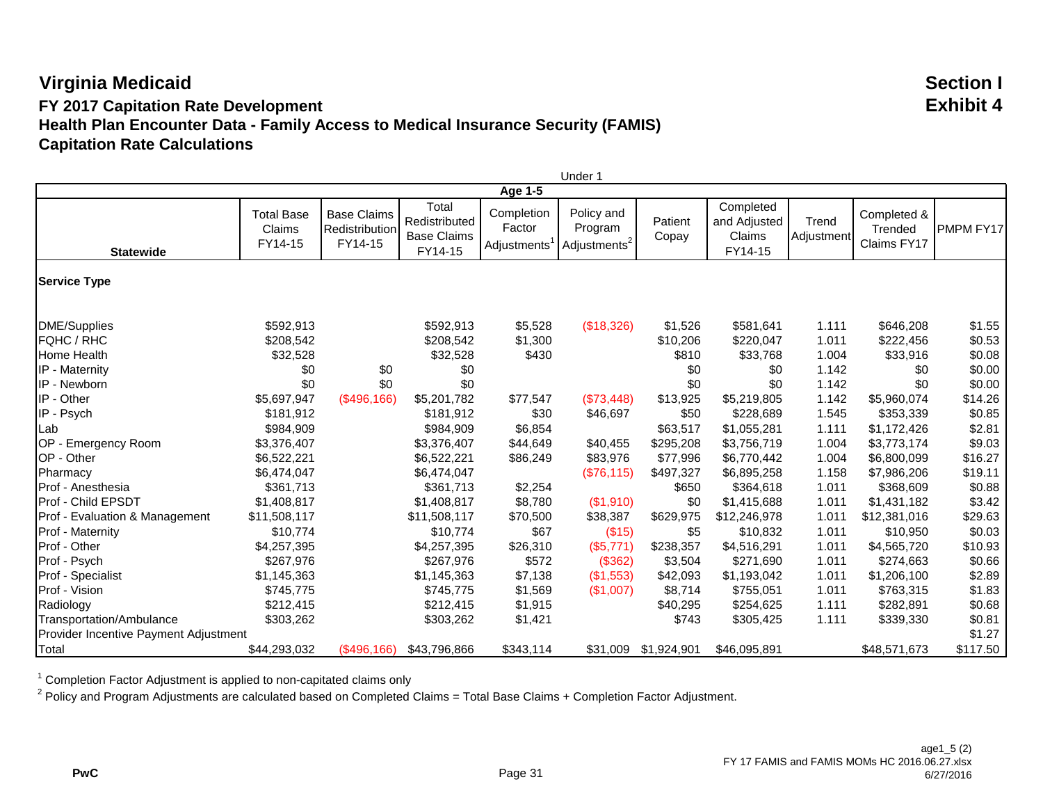# Virginia Medicaid

**Section I**
**Exhibit 4**

## FY 2017 Capitation Rate Development
## Health Plan Encounter Data - Family Access to Medical Insurance Security (FAMIS)
## Capitation Rate Calculations

Under 1

| Age 1-5 | | | | | | | | | | |
|---|---|---|---|---|---|---|---|---|---|---|
| **Statewide** | Total Base Claims FY14-15 | Base Claims Redistribution FY14-15 | Total Redistributed Base Claims FY14-15 | Completion Factor Adjustments[1] | Policy and Program Adjustments[2] | Patient Copay | Completed and Adjusted Claims FY14-15 | Trend Adjustment | Completed & Trended Claims FY17 | PMPM FY17 |
| **Service Type** | | | | | | | | | | |
| DME/Supplies | $592,913 | | $592,913 | $5,528 | ($18,326) | $1,526 | $581,641 | 1.111 | $646,208 | $1.55 |
| FQHC / RHC | $208,542 | | $208,542 | $1,300 | | $10,206 | $220,047 | 1.011 | $222,456 | $0.53 |
| Home Health | $32,528 | | $32,528 | $430 | | $810 | $33,768 | 1.004 | $33,916 | $0.08 |
| IP - Maternity | $0 | $0 | $0 | | | $0 | $0 | 1.142 | $0 | $0.00 |
| IP - Newborn | $0 | $0 | $0 | | | $0 | $0 | 1.142 | $0 | $0.00 |
| IP - Other | $5,697,947 | ($496,166) | $5,201,782 | $77,547 | ($73,448) | $13,925 | $5,219,805 | 1.142 | $5,960,074 | $14.26 |
| IP - Psych | $181,912 | | $181,912 | $30 | $46,697 | $50 | $228,689 | 1.545 | $353,339 | $0.85 |
| Lab | $984,909 | | $984,909 | $6,854 | | $63,517 | $1,055,281 | 1.111 | $1,172,426 | $2.81 |
| OP - Emergency Room | $3,376,407 | | $3,376,407 | $44,649 | $40,455 | $295,208 | $3,756,719 | 1.004 | $3,773,174 | $9.03 |
| OP - Other | $6,522,221 | | $6,522,221 | $86,249 | $83,976 | $77,996 | $6,770,442 | 1.004 | $6,800,099 | $16.27 |
| Pharmacy | $6,474,047 | | $6,474,047 | | ($76,115) | $497,327 | $6,895,258 | 1.158 | $7,986,206 | $19.11 |
| Prof - Anesthesia | $361,713 | | $361,713 | $2,254 | | $650 | $364,618 | 1.011 | $368,609 | $0.88 |
| Prof - Child EPSDT | $1,408,817 | | $1,408,817 | $8,780 | ($1,910) | $0 | $1,415,688 | 1.011 | $1,431,182 | $3.42 |
| Prof - Evaluation & Management | $11,508,117 | | $11,508,117 | $70,500 | $38,387 | $629,975 | $12,246,978 | 1.011 | $12,381,016 | $29.63 |
| Prof - Maternity | $10,774 | | $10,774 | $67 | ($15) | $5 | $10,832 | 1.011 | $10,950 | $0.03 |
| Prof - Other | $4,257,395 | | $4,257,395 | $26,310 | ($5,771) | $238,357 | $4,516,291 | 1.011 | $4,565,720 | $10.93 |
| Prof - Psych | $267,976 | | $267,976 | $572 | ($362) | $3,504 | $271,690 | 1.011 | $274,663 | $0.66 |
| Prof - Specialist | $1,145,363 | | $1,145,363 | $7,138 | ($1,553) | $42,093 | $1,193,042 | 1.011 | $1,206,100 | $2.89 |
| Prof - Vision | $745,775 | | $745,775 | $1,569 | ($1,007) | $8,714 | $755,051 | 1.011 | $763,315 | $1.83 |
| Radiology | $212,415 | | $212,415 | $1,915 | | $40,295 | $254,625 | 1.111 | $282,891 | $0.68 |
| Transportation/Ambulance | $303,262 | | $303,262 | $1,421 | | $743 | $305,425 | 1.111 | $339,330 | $0.81 |
| Provider Incentive Payment Adjustment | | | | | | | | | | $1.27 |
| Total | $44,293,032 | ($496,166) | $43,796,866 | $343,114 | $31,009 | $1,924,901 | $46,095,891 | | $48,571,673 | $117.50 |

[1] Completion Factor Adjustment is applied to non-capitated claims only

[2] Policy and Program Adjustments are calculated based on Completed Claims = Total Base Claims + Completion Factor Adjustment.

PwC

age1_5 (2)
FY 17 FAMIS and FAMIS MOMs HC 2016.06.27.xlsx
6/27/2016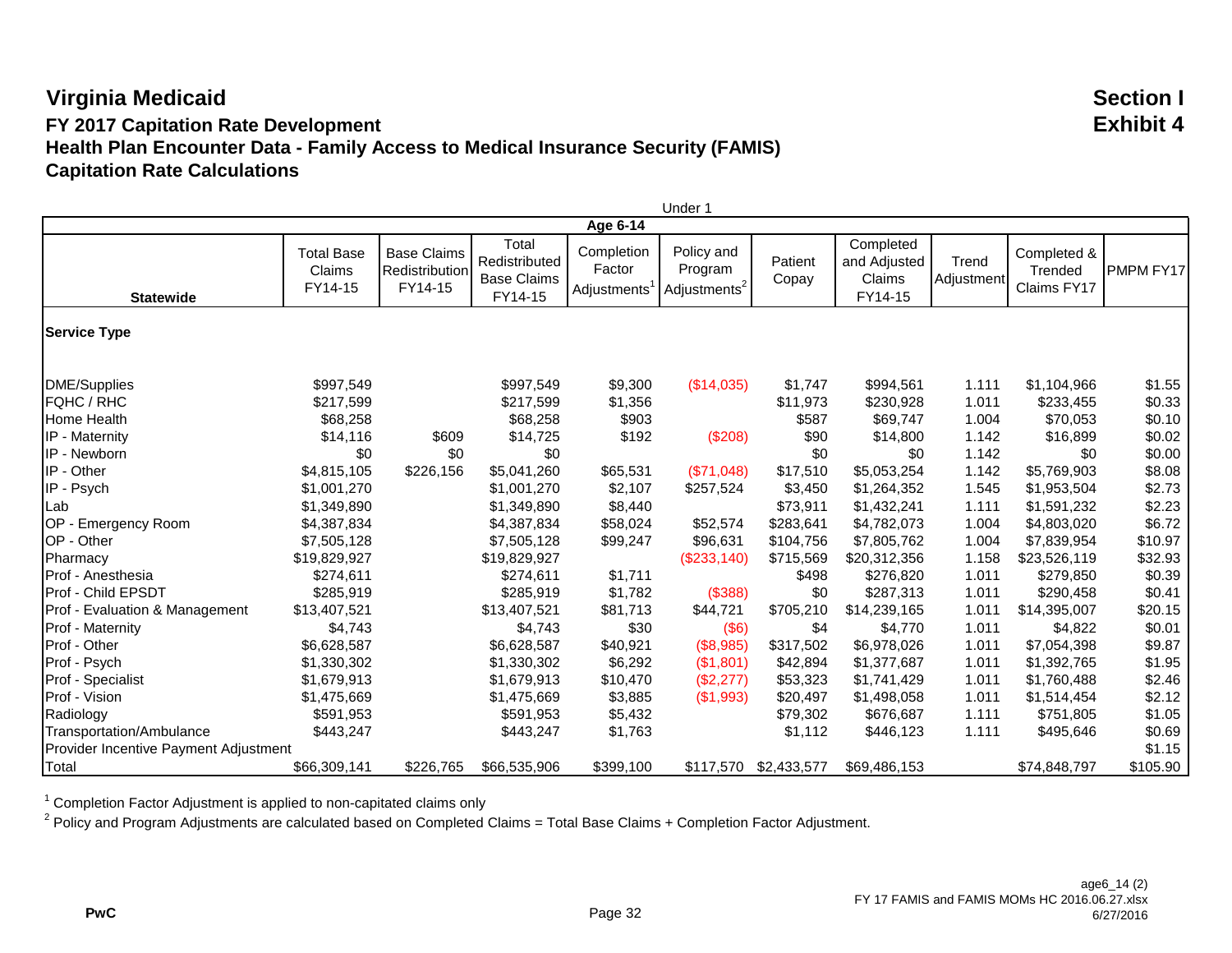# Virginia Medicaid

## FY 2017 Capitation Rate Development

## Health Plan Encounter Data - Family Access to Medical Insurance Security (FAMIS)

## Capitation Rate Calculations

**Section I**
**Exhibit 4**

Under 1

**Age 6-14**

| Statewide | Total Base Claims FY14-15 | Base Claims Redistribution FY14-15 | Total Redistributed Base Claims FY14-15 | Completion Factor Adjustments[1] | Policy and Program Adjustments[2] | Patient Copay | Completed and Adjusted Claims FY14-15 | Trend Adjustment | Completed & Trended Claims FY17 | PMPM FY17 |
|---|---|---|---|---|---|---|---|---|---|---|
| **Service Type** | | | | | | | | | | |
| DME/Supplies | $997,549 | | $997,549 | $9,300 | ($14,035) | $1,747 | $994,561 | 1.111 | $1,104,966 | $1.55 |
| FQHC / RHC | $217,599 | | $217,599 | $1,356 | | $11,973 | $230,928 | 1.011 | $233,455 | $0.33 |
| Home Health | $68,258 | | $68,258 | $903 | | $587 | $69,747 | 1.004 | $70,053 | $0.10 |
| IP - Maternity | $14,116 | $609 | $14,725 | $192 | ($208) | $90 | $14,800 | 1.142 | $16,899 | $0.02 |
| IP - Newborn | $0 | $0 | $0 | | | $0 | $0 | 1.142 | $0 | $0.00 |
| IP - Other | $4,815,105 | $226,156 | $5,041,260 | $65,531 | ($71,048) | $17,510 | $5,053,254 | 1.142 | $5,769,903 | $8.08 |
| IP - Psych | $1,001,270 | | $1,001,270 | $2,107 | $257,524 | $3,450 | $1,264,352 | 1.545 | $1,953,504 | $2.73 |
| Lab | $1,349,890 | | $1,349,890 | $8,440 | | $73,911 | $1,432,241 | 1.111 | $1,591,232 | $2.23 |
| OP - Emergency Room | $4,387,834 | | $4,387,834 | $58,024 | $52,574 | $283,641 | $4,782,073 | 1.004 | $4,803,020 | $6.72 |
| OP - Other | $7,505,128 | | $7,505,128 | $99,247 | $96,631 | $104,756 | $7,805,762 | 1.004 | $7,839,954 | $10.97 |
| Pharmacy | $19,829,927 | | $19,829,927 | | ($233,140) | $715,569 | $20,312,356 | 1.158 | $23,526,119 | $32.93 |
| Prof - Anesthesia | $274,611 | | $274,611 | $1,711 | | $498 | $276,820 | 1.011 | $279,850 | $0.39 |
| Prof - Child EPSDT | $285,919 | | $285,919 | $1,782 | ($388) | $0 | $287,313 | 1.011 | $290,458 | $0.41 |
| Prof - Evaluation & Management | $13,407,521 | | $13,407,521 | $81,713 | $44,721 | $705,210 | $14,239,165 | 1.011 | $14,395,007 | $20.15 |
| Prof - Maternity | $4,743 | | $4,743 | $30 | ($6) | $4 | $4,770 | 1.011 | $4,822 | $0.01 |
| Prof - Other | $6,628,587 | | $6,628,587 | $40,921 | ($8,985) | $317,502 | $6,978,026 | 1.011 | $7,054,398 | $9.87 |
| Prof - Psych | $1,330,302 | | $1,330,302 | $6,292 | ($1,801) | $42,894 | $1,377,687 | 1.011 | $1,392,765 | $1.95 |
| Prof - Specialist | $1,679,913 | | $1,679,913 | $10,470 | ($2,277) | $53,323 | $1,741,429 | 1.011 | $1,760,488 | $2.46 |
| Prof - Vision | $1,475,669 | | $1,475,669 | $3,885 | ($1,993) | $20,497 | $1,498,058 | 1.011 | $1,514,454 | $2.12 |
| Radiology | $591,953 | | $591,953 | $5,432 | | $79,302 | $676,687 | 1.111 | $751,805 | $1.05 |
| Transportation/Ambulance | $443,247 | | $443,247 | $1,763 | | $1,112 | $446,123 | 1.111 | $495,646 | $0.69 |
| Provider Incentive Payment Adjustment | | | | | | | | | | $1.15 |
| Total | $66,309,141 | $226,765 | $66,535,906 | $399,100 | $117,570 | $2,433,577 | $69,486,153 | | $74,848,797 | $105.90 |

[1] Completion Factor Adjustment is applied to non-capitated claims only

[2] Policy and Program Adjustments are calculated based on Completed Claims = Total Base Claims + Completion Factor Adjustment.

PwC

age6_14 (2)
FY 17 FAMIS and FAMIS MOMs HC 2016.06.27.xlsx
6/27/2016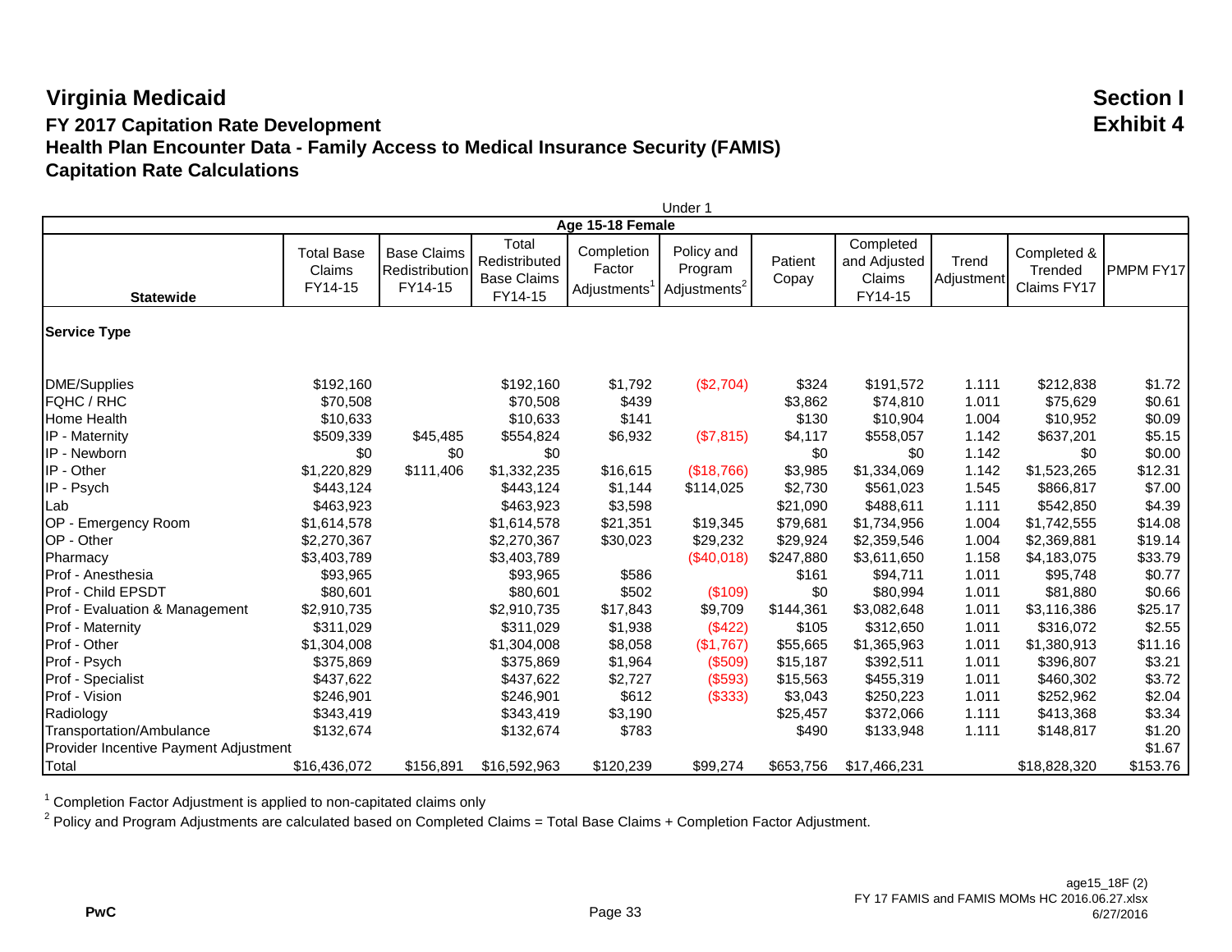# Virginia Medicaid

**Section I**
**Exhibit 4**

## FY 2017 Capitation Rate Development
## Health Plan Encounter Data - Family Access to Medical Insurance Security (FAMIS)
## Capitation Rate Calculations

Under 1

**Age 15-18 Female**

| Statewide | Total Base Claims FY14-15 | Base Claims Redistribution FY14-15 | Total Redistributed Base Claims FY14-15 | Completion Factor Adjustments[1] | Policy and Program Adjustments[2] | Patient Copay | Completed and Adjusted Claims FY14-15 | Trend Adjustment | Completed & Trended Claims FY17 | PMPM FY17 |
|---|---|---|---|---|---|---|---|---|---|---|
| **Service Type** | | | | | | | | | | |
| DME/Supplies | $192,160 | | $192,160 | $1,792 | ($2,704) | $324 | $191,572 | 1.111 | $212,838 | $1.72 |
| FQHC / RHC | $70,508 | | $70,508 | $439 | | $3,862 | $74,810 | 1.011 | $75,629 | $0.61 |
| Home Health | $10,633 | | $10,633 | $141 | | $130 | $10,904 | 1.004 | $10,952 | $0.09 |
| IP - Maternity | $509,339 | $45,485 | $554,824 | $6,932 | ($7,815) | $4,117 | $558,057 | 1.142 | $637,201 | $5.15 |
| IP - Newborn | $0 | $0 | $0 | | | $0 | $0 | 1.142 | $0 | $0.00 |
| IP - Other | $1,220,829 | $111,406 | $1,332,235 | $16,615 | ($18,766) | $3,985 | $1,334,069 | 1.142 | $1,523,265 | $12.31 |
| IP - Psych | $443,124 | | $443,124 | $1,144 | $114,025 | $2,730 | $561,023 | 1.545 | $866,817 | $7.00 |
| Lab | $463,923 | | $463,923 | $3,598 | | $21,090 | $488,611 | 1.111 | $542,850 | $4.39 |
| OP - Emergency Room | $1,614,578 | | $1,614,578 | $21,351 | $19,345 | $79,681 | $1,734,956 | 1.004 | $1,742,555 | $14.08 |
| OP - Other | $2,270,367 | | $2,270,367 | $30,023 | $29,232 | $29,924 | $2,359,546 | 1.004 | $2,369,881 | $19.14 |
| Pharmacy | $3,403,789 | | $3,403,789 | | ($40,018) | $247,880 | $3,611,650 | 1.158 | $4,183,075 | $33.79 |
| Prof - Anesthesia | $93,965 | | $93,965 | $586 | | $161 | $94,711 | 1.011 | $95,748 | $0.77 |
| Prof - Child EPSDT | $80,601 | | $80,601 | $502 | ($109) | $0 | $80,994 | 1.011 | $81,880 | $0.66 |
| Prof - Evaluation & Management | $2,910,735 | | $2,910,735 | $17,843 | $9,709 | $144,361 | $3,082,648 | 1.011 | $3,116,386 | $25.17 |
| Prof - Maternity | $311,029 | | $311,029 | $1,938 | ($422) | $105 | $312,650 | 1.011 | $316,072 | $2.55 |
| Prof - Other | $1,304,008 | | $1,304,008 | $8,058 | ($1,767) | $55,665 | $1,365,963 | 1.011 | $1,380,913 | $11.16 |
| Prof - Psych | $375,869 | | $375,869 | $1,964 | ($509) | $15,187 | $392,511 | 1.011 | $396,807 | $3.21 |
| Prof - Specialist | $437,622 | | $437,622 | $2,727 | ($593) | $15,563 | $455,319 | 1.011 | $460,302 | $3.72 |
| Prof - Vision | $246,901 | | $246,901 | $612 | ($333) | $3,043 | $250,223 | 1.011 | $252,962 | $2.04 |
| Radiology | $343,419 | | $343,419 | $3,190 | | $25,457 | $372,066 | 1.111 | $413,368 | $3.34 |
| Transportation/Ambulance | $132,674 | | $132,674 | $783 | | $490 | $133,948 | 1.111 | $148,817 | $1.20 |
| Provider Incentive Payment Adjustment | | | | | | | | | | $1.67 |
| Total | $16,436,072 | $156,891 | $16,592,963 | $120,239 | $99,274 | $653,756 | $17,466,231 | | $18,828,320 | $153.76 |

[1] Completion Factor Adjustment is applied to non-capitated claims only

[2] Policy and Program Adjustments are calculated based on Completed Claims = Total Base Claims + Completion Factor Adjustment.

PwC

age15_18F (2)
FY 17 FAMIS and FAMIS MOMs HC 2016.06.27.xlsx
6/27/2016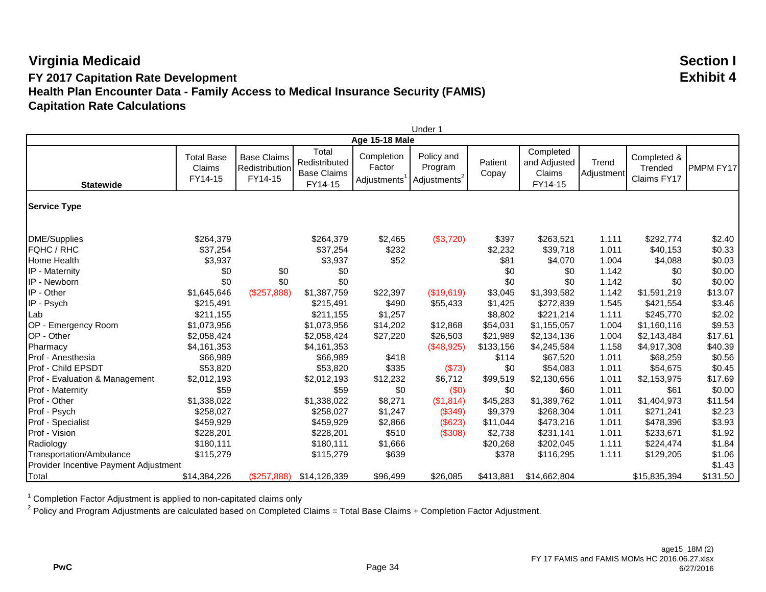# Virginia Medicaid

**Section I**
**Exhibit 4**

## FY 2017 Capitation Rate Development
## Health Plan Encounter Data - Family Access to Medical Insurance Security (FAMIS)
## Capitation Rate Calculations

Under 1

| Age 15-18 Male | | | | | | | | | | |
|---|---|---|---|---|---|---|---|---|---|---|
| Statewide | Total Base Claims FY14-15 | Base Claims Redistribution FY14-15 | Total Redistributed Base Claims FY14-15 | Completion Factor Adjustments[1] | Policy and Program Adjustments[2] | Patient Copay | Completed and Adjusted Claims FY14-15 | Trend Adjustment | Completed & Trended Claims FY17 | PMPM FY17 |
| **Service Type** | | | | | | | | | | |
| DME/Supplies | $264,379 | | $264,379 | $2,465 | ($3,720) | $397 | $263,521 | 1.111 | $292,774 | $2.40 |
| FQHC / RHC | $37,254 | | $37,254 | $232 | | $2,232 | $39,718 | 1.011 | $40,153 | $0.33 |
| Home Health | $3,937 | | $3,937 | $52 | | $81 | $4,070 | 1.004 | $4,088 | $0.03 |
| IP - Maternity | $0 | $0 | $0 | | | $0 | $0 | 1.142 | $0 | $0.00 |
| IP - Newborn | $0 | $0 | $0 | | | $0 | $0 | 1.142 | $0 | $0.00 |
| IP - Other | $1,645,646 | ($257,888) | $1,387,759 | $22,397 | ($19,619) | $3,045 | $1,393,582 | 1.142 | $1,591,219 | $13.07 |
| IP - Psych | $215,491 | | $215,491 | $490 | $55,433 | $1,425 | $272,839 | 1.545 | $421,554 | $3.46 |
| Lab | $211,155 | | $211,155 | $1,257 | | $8,802 | $221,214 | 1.111 | $245,770 | $2.02 |
| OP - Emergency Room | $1,073,956 | | $1,073,956 | $14,202 | $12,868 | $54,031 | $1,155,057 | 1.004 | $1,160,116 | $9.53 |
| OP - Other | $2,058,424 | | $2,058,424 | $27,220 | $26,503 | $21,989 | $2,134,136 | 1.004 | $2,143,484 | $17.61 |
| Pharmacy | $4,161,353 | | $4,161,353 | | ($48,925) | $133,156 | $4,245,584 | 1.158 | $4,917,308 | $40.39 |
| Prof - Anesthesia | $66,989 | | $66,989 | $418 | | $114 | $67,520 | 1.011 | $68,259 | $0.56 |
| Prof - Child EPSDT | $53,820 | | $53,820 | $335 | ($73) | $0 | $54,083 | 1.011 | $54,675 | $0.45 |
| Prof - Evaluation & Management | $2,012,193 | | $2,012,193 | $12,232 | $6,712 | $99,519 | $2,130,656 | 1.011 | $2,153,975 | $17.69 |
| Prof - Maternity | $59 | | $59 | $0 | ($0) | $0 | $60 | 1.011 | $61 | $0.00 |
| Prof - Other | $1,338,022 | | $1,338,022 | $8,271 | ($1,814) | $45,283 | $1,389,762 | 1.011 | $1,404,973 | $11.54 |
| Prof - Psych | $258,027 | | $258,027 | $1,247 | ($349) | $9,379 | $268,304 | 1.011 | $271,241 | $2.23 |
| Prof - Specialist | $459,929 | | $459,929 | $2,866 | ($623) | $11,044 | $473,216 | 1.011 | $478,396 | $3.93 |
| Prof - Vision | $228,201 | | $228,201 | $510 | ($308) | $2,738 | $231,141 | 1.011 | $233,671 | $1.92 |
| Radiology | $180,111 | | $180,111 | $1,666 | | $20,268 | $202,045 | 1.111 | $224,474 | $1.84 |
| Transportation/Ambulance | $115,279 | | $115,279 | $639 | | $378 | $116,295 | 1.111 | $129,205 | $1.06 |
| Provider Incentive Payment Adjustment | | | | | | | | | | $1.43 |
| Total | $14,384,226 | ($257,888) | $14,126,339 | $96,499 | $26,085 | $413,881 | $14,662,804 | | $15,835,394 | $131.50 |

[1] Completion Factor Adjustment is applied to non-capitated claims only

[2] Policy and Program Adjustments are calculated based on Completed Claims = Total Base Claims + Completion Factor Adjustment.

PwC

age15_18M (2)
FY 17 FAMIS and FAMIS MOMs HC 2016.06.27.xlsx
6/27/2016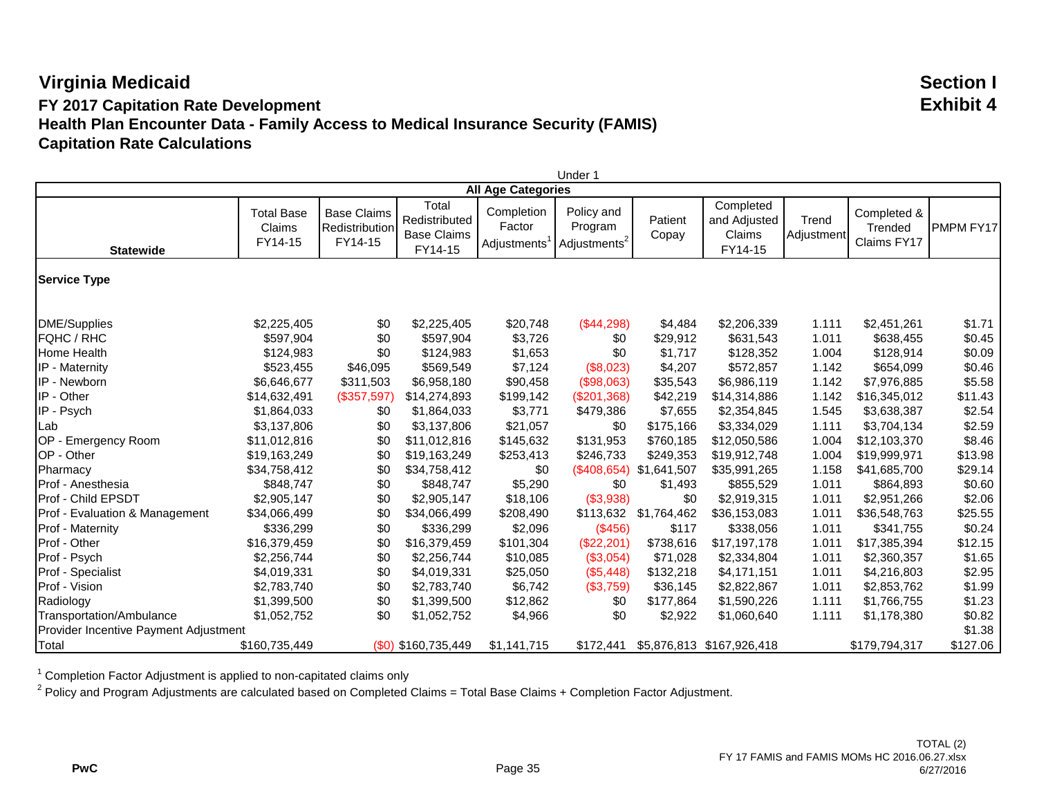# Virginia Medicaid

## FY 2017 Capitation Rate Development

## Health Plan Encounter Data - Family Access to Medical Insurance Security (FAMIS)

## Capitation Rate Calculations

**Section I**
**Exhibit 4**

Under 1

| All Age Categories | | | | | | | | | | |
|---|---|---|---|---|---|---|---|---|---|---|
| **Statewide** | Total Base Claims FY14-15 | Base Claims Redistribution FY14-15 | Total Redistributed Base Claims FY14-15 | Completion Factor Adjustments[1] | Policy and Program Adjustments[2] | Patient Copay | Completed and Adjusted Claims FY14-15 | Trend Adjustment | Completed & Trended Claims FY17 | PMPM FY17 |
| **Service Type** | | | | | | | | | | |
| DME/Supplies | $2,225,405 | $0 | $2,225,405 | $20,748 | ($44,298) | $4,484 | $2,206,339 | 1.111 | $2,451,261 | $1.71 |
| FQHC / RHC | $597,904 | $0 | $597,904 | $3,726 | $0 | $29,912 | $631,543 | 1.011 | $638,455 | $0.45 |
| Home Health | $124,983 | $0 | $124,983 | $1,653 | $0 | $1,717 | $128,352 | 1.004 | $128,914 | $0.09 |
| IP - Maternity | $523,455 | $46,095 | $569,549 | $7,124 | ($8,023) | $4,207 | $572,857 | 1.142 | $654,099 | $0.46 |
| IP - Newborn | $6,646,677 | $311,503 | $6,958,180 | $90,458 | ($98,063) | $35,543 | $6,986,119 | 1.142 | $7,976,885 | $5.58 |
| IP - Other | $14,632,491 | ($357,597) | $14,274,893 | $199,142 | ($201,368) | $42,219 | $14,314,886 | 1.142 | $16,345,012 | $11.43 |
| IP - Psych | $1,864,033 | $0 | $1,864,033 | $3,771 | $479,386 | $7,655 | $2,354,845 | 1.545 | $3,638,387 | $2.54 |
| Lab | $3,137,806 | $0 | $3,137,806 | $21,057 | $0 | $175,166 | $3,334,029 | 1.111 | $3,704,134 | $2.59 |
| OP - Emergency Room | $11,012,816 | $0 | $11,012,816 | $145,632 | $131,953 | $760,185 | $12,050,586 | 1.004 | $12,103,370 | $8.46 |
| OP - Other | $19,163,249 | $0 | $19,163,249 | $253,413 | $246,733 | $249,353 | $19,912,748 | 1.004 | $19,999,971 | $13.98 |
| Pharmacy | $34,758,412 | $0 | $34,758,412 | $0 | ($408,654) | $1,641,507 | $35,991,265 | 1.158 | $41,685,700 | $29.14 |
| Prof - Anesthesia | $848,747 | $0 | $848,747 | $5,290 | $0 | $1,493 | $855,529 | 1.011 | $864,893 | $0.60 |
| Prof - Child EPSDT | $2,905,147 | $0 | $2,905,147 | $18,106 | ($3,938) | $0 | $2,919,315 | 1.011 | $2,951,266 | $2.06 |
| Prof - Evaluation & Management | $34,066,499 | $0 | $34,066,499 | $208,490 | $113,632 | $1,764,462 | $36,153,083 | 1.011 | $36,548,763 | $25.55 |
| Prof - Maternity | $336,299 | $0 | $336,299 | $2,096 | ($456) | $117 | $338,056 | 1.011 | $341,755 | $0.24 |
| Prof - Other | $16,379,459 | $0 | $16,379,459 | $101,304 | ($22,201) | $738,616 | $17,197,178 | 1.011 | $17,385,394 | $12.15 |
| Prof - Psych | $2,256,744 | $0 | $2,256,744 | $10,085 | ($3,054) | $71,028 | $2,334,804 | 1.011 | $2,360,357 | $1.65 |
| Prof - Specialist | $4,019,331 | $0 | $4,019,331 | $25,050 | ($5,448) | $132,218 | $4,171,151 | 1.011 | $4,216,803 | $2.95 |
| Prof - Vision | $2,783,740 | $0 | $2,783,740 | $6,742 | ($3,759) | $36,145 | $2,822,867 | 1.011 | $2,853,762 | $1.99 |
| Radiology | $1,399,500 | $0 | $1,399,500 | $12,862 | $0 | $177,864 | $1,590,226 | 1.111 | $1,766,755 | $1.23 |
| Transportation/Ambulance | $1,052,752 | $0 | $1,052,752 | $4,966 | $0 | $2,922 | $1,060,640 | 1.111 | $1,178,380 | $0.82 |
| Provider Incentive Payment Adjustment | | | | | | | | | | $1.38 |
| Total | $160,735,449 | ($0) | $160,735,449 | $1,141,715 | $172,441 | $5,876,813 | $167,926,418 | | $179,794,317 | $127.06 |

[1] Completion Factor Adjustment is applied to non-capitated claims only

[2] Policy and Program Adjustments are calculated based on Completed Claims = Total Base Claims + Completion Factor Adjustment.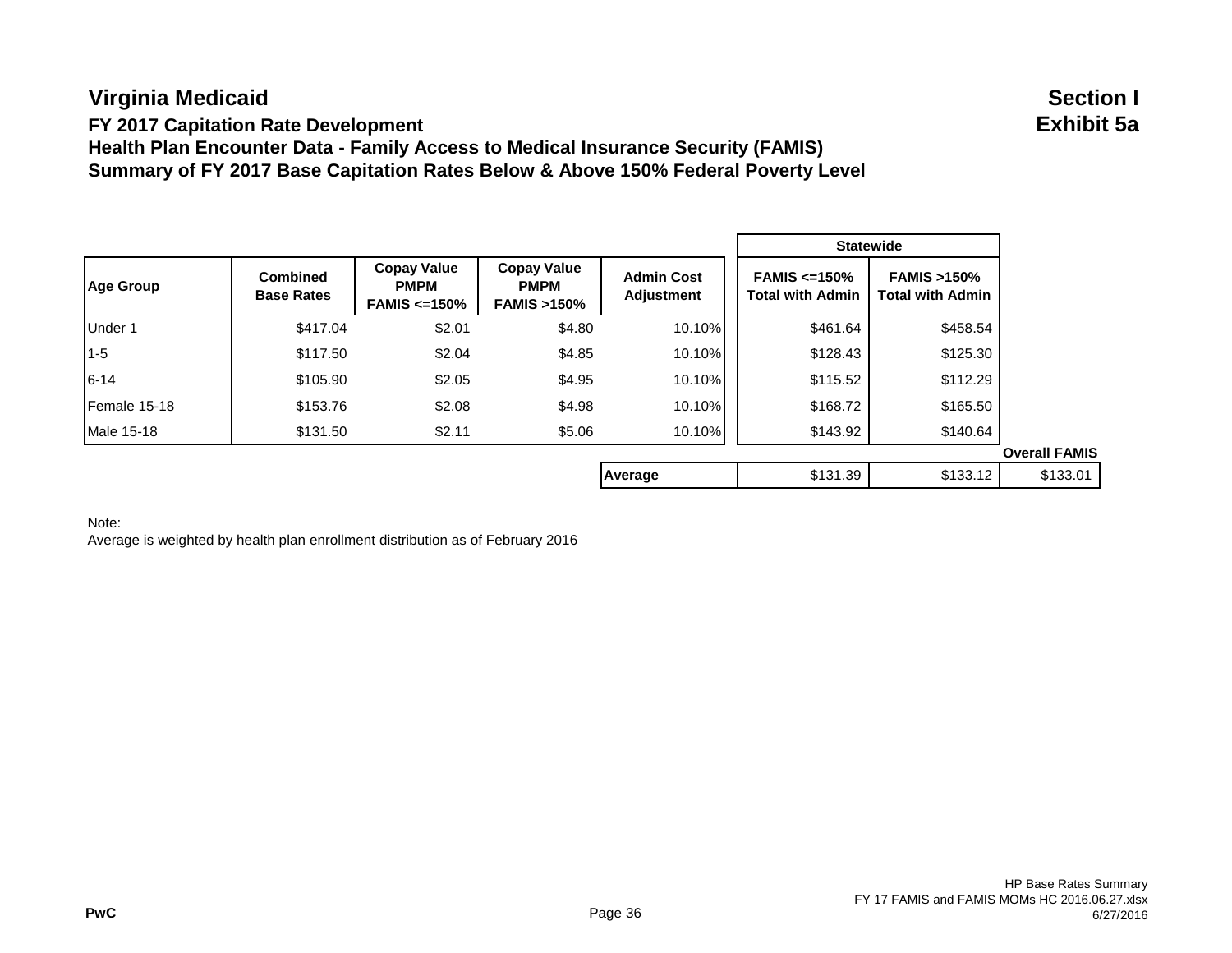# Virginia Medicaid

**Section I**
**Exhibit 5a**

### FY 2017 Capitation Rate Development
### Health Plan Encounter Data - Family Access to Medical Insurance Security (FAMIS)
### Summary of FY 2017 Base Capitation Rates Below & Above 150% Federal Poverty Level

| | | | | | Statewide | | |
|---|---|---|---|---|---|---|---|
| **Age Group** | **Combined Base Rates** | **Copay Value PMPM FAMIS <=150%** | **Copay Value PMPM FAMIS >150%** | **Admin Cost Adjustment** | **FAMIS <=150% Total with Admin** | **FAMIS >150% Total with Admin** | |
| Under 1 | $417.04 | $2.01 | $4.80 | 10.10% | $461.64 | $458.54 | |
| 1-5 | $117.50 | $2.04 | $4.85 | 10.10% | $128.43 | $125.30 | |
| 6-14 | $105.90 | $2.05 | $4.95 | 10.10% | $115.52 | $112.29 | |
| Female 15-18 | $153.76 | $2.08 | $4.98 | 10.10% | $168.72 | $165.50 | |
| Male 15-18 | $131.50 | $2.11 | $5.06 | 10.10% | $143.92 | $140.64 | |
| | | | | | | | **Overall FAMIS** |
| | | | | **Average** | $131.39 | $133.12 | $133.01 |

Note:
Average is weighted by health plan enrollment distribution as of February 2016

**PwC**

HP Base Rates Summary
FY 17 FAMIS and FAMIS MOMs HC 2016.06.27.xlsx
6/27/2016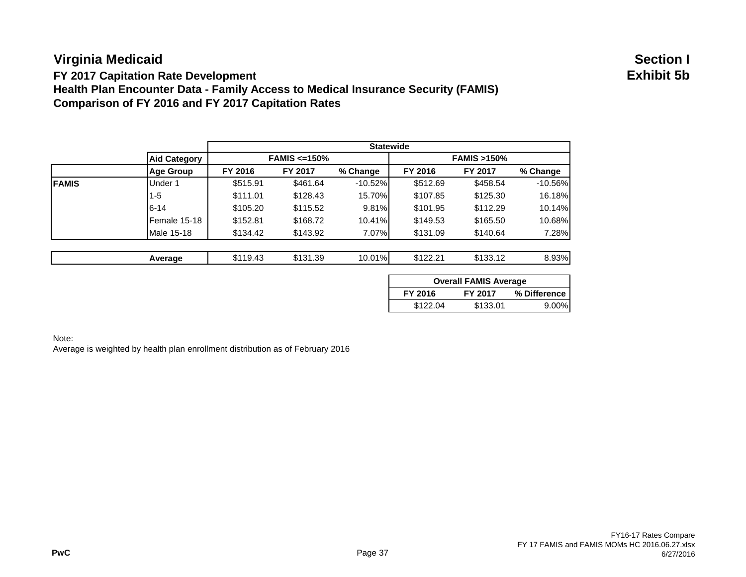# Virginia Medicaid

**Section I**
**Exhibit 5b**

### FY 2017 Capitation Rate Development
### Health Plan Encounter Data - Family Access to Medical Insurance Security (FAMIS)
### Comparison of FY 2016 and FY 2017 Capitation Rates

| | | Statewide | | | | | |
|---|---|---|---|---|---|---|---|
| | **Aid Category** | **FAMIS <=150%** | | | **FAMIS >150%** | | |
| | **Age Group** | **FY 2016** | **FY 2017** | **% Change** | **FY 2016** | **FY 2017** | **% Change** |
| **FAMIS** | Under 1 | $515.91 | $461.64 | -10.52% | $512.69 | $458.54 | -10.56% |
| | 1-5 | $111.01 | $128.43 | 15.70% | $107.85 | $125.30 | 16.18% |
| | 6-14 | $105.20 | $115.52 | 9.81% | $101.95 | $112.29 | 10.14% |
| | Female 15-18 | $152.81 | $168.72 | 10.41% | $149.53 | $165.50 | 10.68% |
| | Male 15-18 | $134.42 | $143.92 | 7.07% | $131.09 | $140.64 | 7.28% |
| | **Average** | $119.43 | $131.39 | 10.01% | $122.21 | $133.12 | 8.93% |

| Overall FAMIS Average | | |
|---|---|---|
| **FY 2016** | **FY 2017** | **% Difference** |
| $122.04 | $133.01 | 9.00% |

Note:
Average is weighted by health plan enrollment distribution as of February 2016

PwC

FY16-17 Rates Compare
FY 17 FAMIS and FAMIS MOMs HC 2016.06.27.xlsx
6/27/2016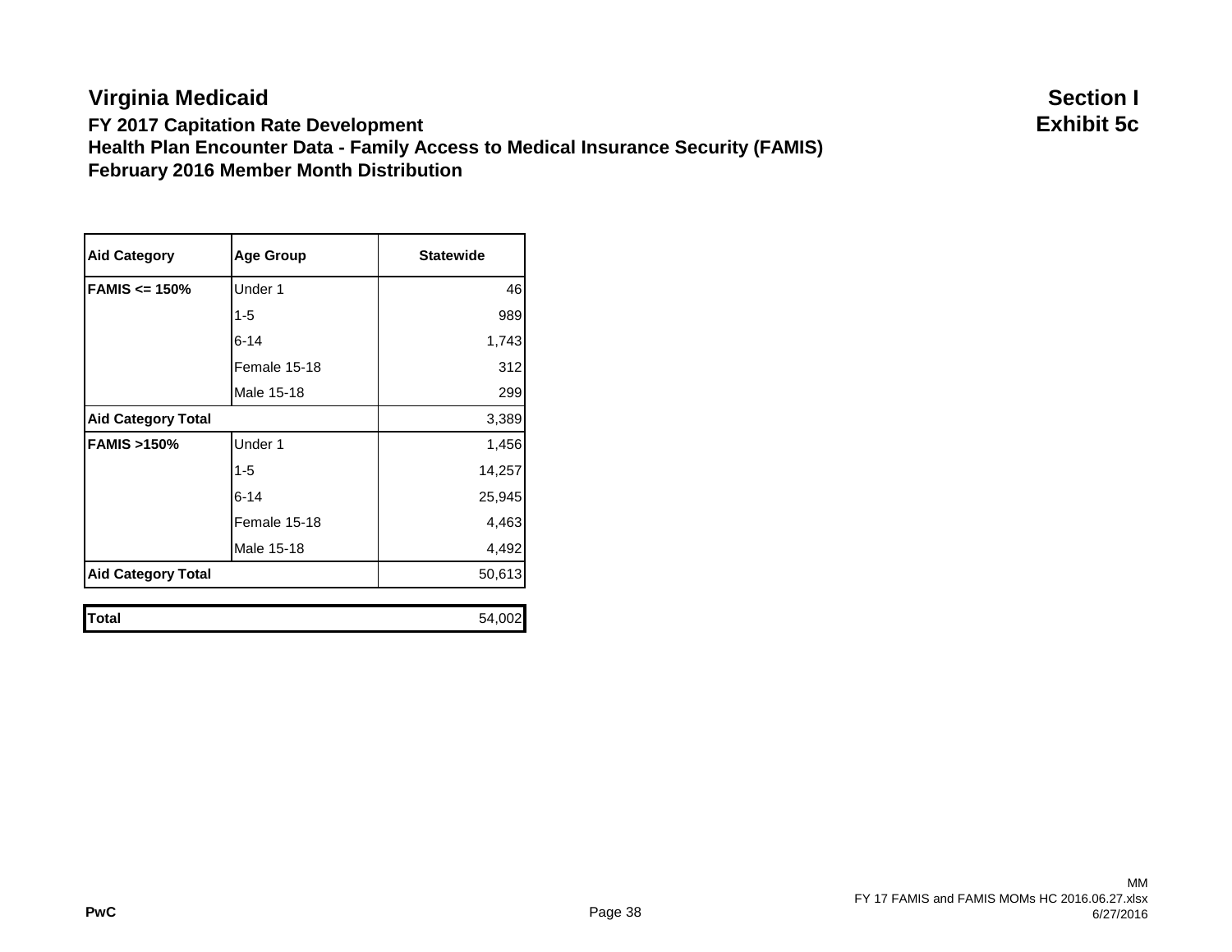# Virginia Medicaid

**Section I**
**Exhibit 5c**

## FY 2017 Capitation Rate Development
## Health Plan Encounter Data - Family Access to Medical Insurance Security (FAMIS)
## February 2016 Member Month Distribution

| Aid Category | Age Group | Statewide |
|---|---|---|
| **FAMIS <= 150%** | Under 1 | 46 |
| | 1-5 | 989 |
| | 6-14 | 1,743 |
| | Female 15-18 | 312 |
| | Male 15-18 | 299 |
| **Aid Category Total** | | 3,389 |
| **FAMIS >150%** | Under 1 | 1,456 |
| | 1-5 | 14,257 |
| | 6-14 | 25,945 |
| | Female 15-18 | 4,463 |
| | Male 15-18 | 4,492 |
| **Aid Category Total** | | 50,613 |
| **Total** | | 54,002 |

PwC

MM
FY 17 FAMIS and FAMIS MOMs HC 2016.06.27.xlsx
6/27/2016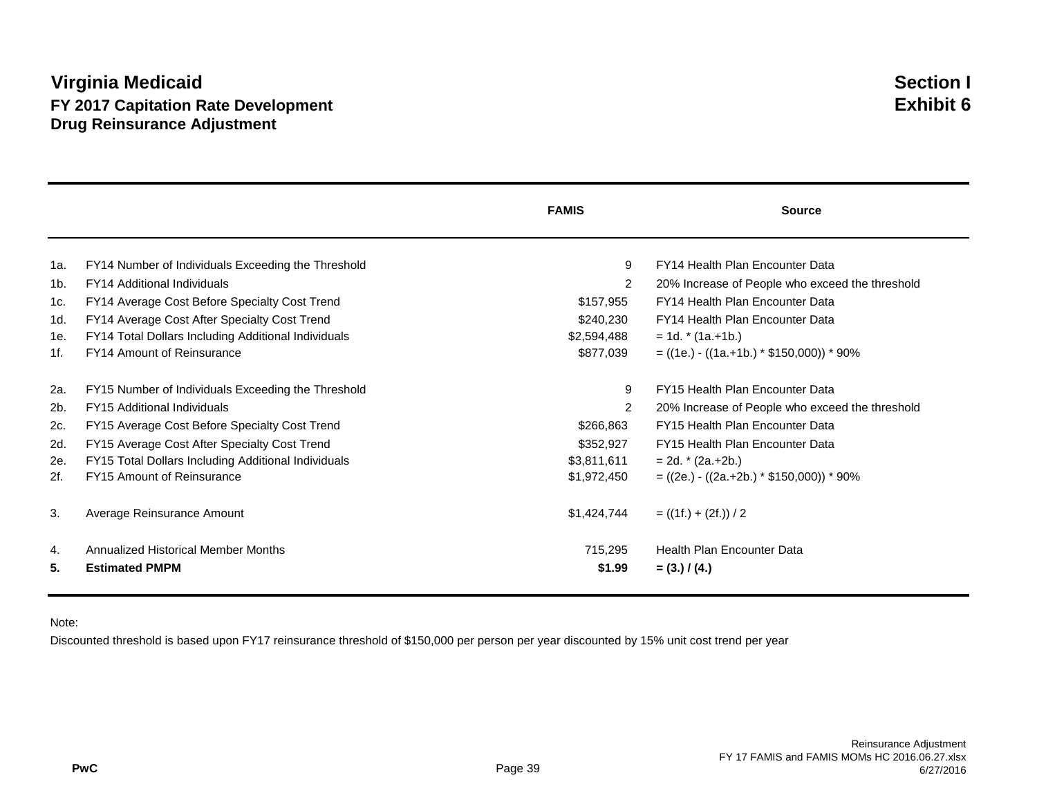# Virginia Medicaid

**Section I**
**Exhibit 6**

## FY 2017 Capitation Rate Development
## Drug Reinsurance Adjustment

| | | FAMIS | Source |
|---|---|---|---|
| 1a. | FY14 Number of Individuals Exceeding the Threshold | 9 | FY14 Health Plan Encounter Data |
| 1b. | FY14 Additional Individuals | 2 | 20% Increase of People who exceed the threshold |
| 1c. | FY14 Average Cost Before Specialty Cost Trend | $157,955 | FY14 Health Plan Encounter Data |
| 1d. | FY14 Average Cost After Specialty Cost Trend | $240,230 | FY14 Health Plan Encounter Data |
| 1e. | FY14 Total Dollars Including Additional Individuals | $2,594,488 | = 1d. * (1a.+1b.) |
| 1f. | FY14 Amount of Reinsurance | $877,039 | = ((1e.) - ((1a.+1b.) * $150,000)) * 90% |
| 2a. | FY15 Number of Individuals Exceeding the Threshold | 9 | FY15 Health Plan Encounter Data |
| 2b. | FY15 Additional Individuals | 2 | 20% Increase of People who exceed the threshold |
| 2c. | FY15 Average Cost Before Specialty Cost Trend | $266,863 | FY15 Health Plan Encounter Data |
| 2d. | FY15 Average Cost After Specialty Cost Trend | $352,927 | FY15 Health Plan Encounter Data |
| 2e. | FY15 Total Dollars Including Additional Individuals | $3,811,611 | = 2d. * (2a.+2b.) |
| 2f. | FY15 Amount of Reinsurance | $1,972,450 | = ((2e.) - ((2a.+2b.) * $150,000)) * 90% |
| 3. | Average Reinsurance Amount | $1,424,744 | = ((1f.) + (2f.)) / 2 |
| 4. | Annualized Historical Member Months | 715,295 | Health Plan Encounter Data |
| **5.** | **Estimated PMPM** | **$1.99** | **= (3.) / (4.)** |

Note:

Discounted threshold is based upon FY17 reinsurance threshold of $150,000 per person per year discounted by 15% unit cost trend per year

PwC

Reinsurance Adjustment
FY 17 FAMIS and FAMIS MOMs HC 2016.06.27.xlsx
6/27/2016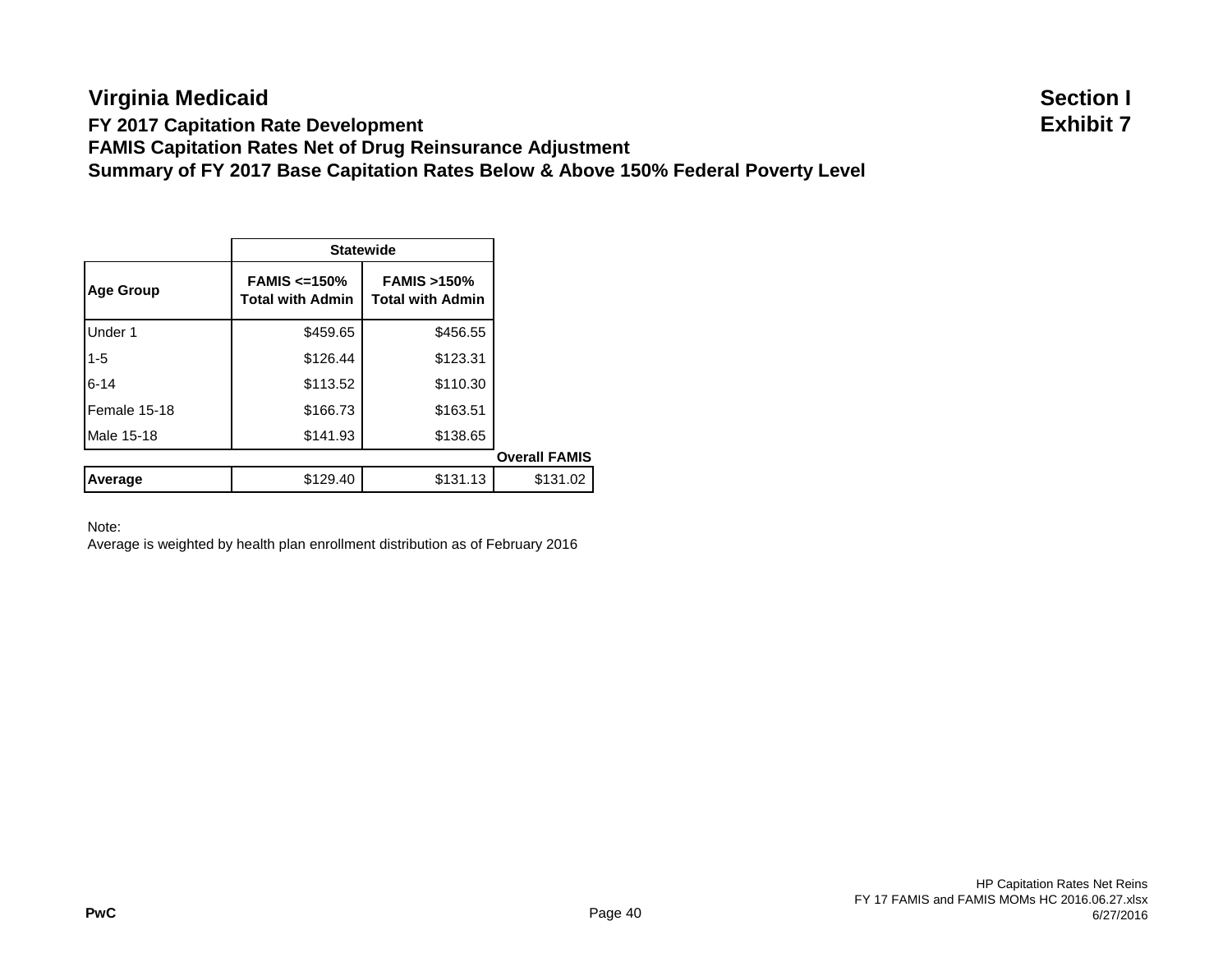# Virginia Medicaid

**Section I**
**Exhibit 7**

### FY 2017 Capitation Rate Development
### FAMIS Capitation Rates Net of Drug Reinsurance Adjustment
### Summary of FY 2017 Base Capitation Rates Below & Above 150% Federal Poverty Level

| | Statewide | | |
|---|---|---|---|
| **Age Group** | **FAMIS <=150% Total with Admin** | **FAMIS >150% Total with Admin** | |
| Under 1 | $459.65 | $456.55 | |
| 1-5 | $126.44 | $123.31 | |
| 6-14 | $113.52 | $110.30 | |
| Female 15-18 | $166.73 | $163.51 | |
| Male 15-18 | $141.93 | $138.65 | |
| | | | **Overall FAMIS** |
| **Average** | $129.40 | $131.13 | $131.02 |

Note:
Average is weighted by health plan enrollment distribution as of February 2016

PwC

HP Capitation Rates Net Reins
FY 17 FAMIS and FAMIS MOMs HC 2016.06.27.xlsx
6/27/2016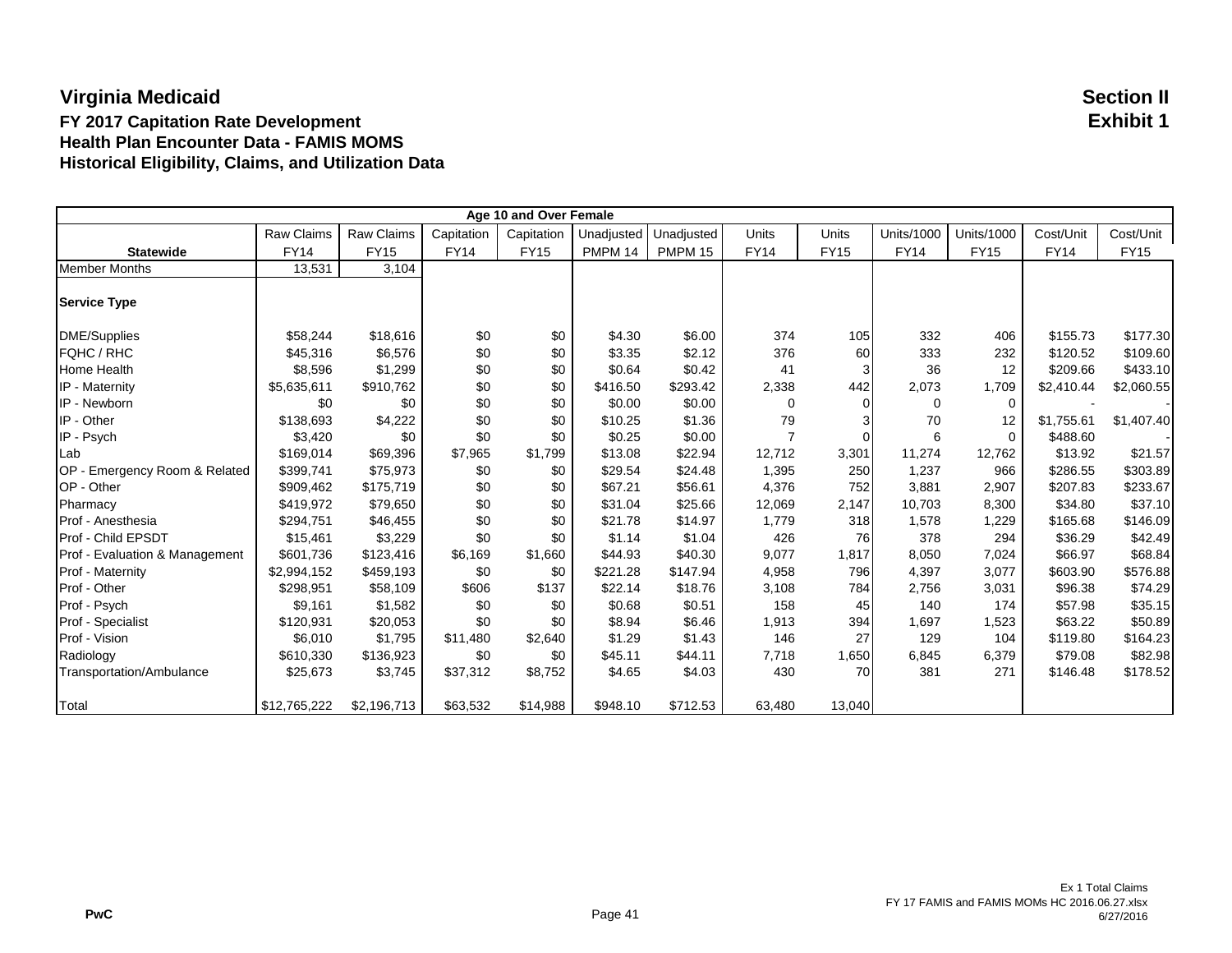# Virginia Medicaid

**Section II**
**Exhibit 1**

## FY 2017 Capitation Rate Development
## Health Plan Encounter Data - FAMIS MOMS
## Historical Eligibility, Claims, and Utilization Data

| Age 10 and Over Female | | | | | | | | | | | | |
|---|---|---|---|---|---|---|---|---|---|---|---|---|
| **Statewide** | Raw Claims FY14 | Raw Claims FY15 | Capitation FY14 | Capitation FY15 | Unadjusted PMPM 14 | Unadjusted PMPM 15 | Units FY14 | Units FY15 | Units/1000 FY14 | Units/1000 FY15 | Cost/Unit FY14 | Cost/Unit FY15 |
| Member Months | 13,531 | 3,104 | | | | | | | | | | |
| **Service Type** | | | | | | | | | | | | |
| DME/Supplies | $58,244 | $18,616 | $0 | $0 | $4.30 | $6.00 | 374 | 105 | 332 | 406 | $155.73 | $177.30 |
| FQHC / RHC | $45,316 | $6,576 | $0 | $0 | $3.35 | $2.12 | 376 | 60 | 333 | 232 | $120.52 | $109.60 |
| Home Health | $8,596 | $1,299 | $0 | $0 | $0.64 | $0.42 | 41 | 3 | 36 | 12 | $209.66 | $433.10 |
| IP - Maternity | $5,635,611 | $910,762 | $0 | $0 | $416.50 | $293.42 | 2,338 | 442 | 2,073 | 1,709 | $2,410.44 | $2,060.55 |
| IP - Newborn | $0 | $0 | $0 | $0 | $0.00 | $0.00 | 0 | 0 | 0 | 0 | - | - |
| IP - Other | $138,693 | $4,222 | $0 | $0 | $10.25 | $1.36 | 79 | 3 | 70 | 12 | $1,755.61 | $1,407.40 |
| IP - Psych | $3,420 | $0 | $0 | $0 | $0.25 | $0.00 | 7 | 0 | 6 | 0 | $488.60 | - |
| Lab | $169,014 | $69,396 | $7,965 | $1,799 | $13.08 | $22.94 | 12,712 | 3,301 | 11,274 | 12,762 | $13.92 | $21.57 |
| OP - Emergency Room & Related | $399,741 | $75,973 | $0 | $0 | $29.54 | $24.48 | 1,395 | 250 | 1,237 | 966 | $286.55 | $303.89 |
| OP - Other | $909,462 | $175,719 | $0 | $0 | $67.21 | $56.61 | 4,376 | 752 | 3,881 | 2,907 | $207.83 | $233.67 |
| Pharmacy | $419,972 | $79,650 | $0 | $0 | $31.04 | $25.66 | 12,069 | 2,147 | 10,703 | 8,300 | $34.80 | $37.10 |
| Prof - Anesthesia | $294,751 | $46,455 | $0 | $0 | $21.78 | $14.97 | 1,779 | 318 | 1,578 | 1,229 | $165.68 | $146.09 |
| Prof - Child EPSDT | $15,461 | $3,229 | $0 | $0 | $1.14 | $1.04 | 426 | 76 | 378 | 294 | $36.29 | $42.49 |
| Prof - Evaluation & Management | $601,736 | $123,416 | $6,169 | $1,660 | $44.93 | $40.30 | 9,077 | 1,817 | 8,050 | 7,024 | $66.97 | $68.84 |
| Prof - Maternity | $2,994,152 | $459,193 | $0 | $0 | $221.28 | $147.94 | 4,958 | 796 | 4,397 | 3,077 | $603.90 | $576.88 |
| Prof - Other | $298,951 | $58,109 | $606 | $137 | $22.14 | $18.76 | 3,108 | 784 | 2,756 | 3,031 | $96.38 | $74.29 |
| Prof - Psych | $9,161 | $1,582 | $0 | $0 | $0.68 | $0.51 | 158 | 45 | 140 | 174 | $57.98 | $35.15 |
| Prof - Specialist | $120,931 | $20,053 | $0 | $0 | $8.94 | $6.46 | 1,913 | 394 | 1,697 | 1,523 | $63.22 | $50.89 |
| Prof - Vision | $6,010 | $1,795 | $11,480 | $2,640 | $1.29 | $1.43 | 146 | 27 | 129 | 104 | $119.80 | $164.23 |
| Radiology | $610,330 | $136,923 | $0 | $0 | $45.11 | $44.11 | 7,718 | 1,650 | 6,845 | 6,379 | $79.08 | $82.98 |
| Transportation/Ambulance | $25,673 | $3,745 | $37,312 | $8,752 | $4.65 | $4.03 | 430 | 70 | 381 | 271 | $146.48 | $178.52 |
| Total | $12,765,222 | $2,196,713 | $63,532 | $14,988 | $948.10 | $712.53 | 63,480 | 13,040 | | | | |

PwC

Ex 1 Total Claims
FY 17 FAMIS and FAMIS MOMs HC 2016.06.27.xlsx
6/27/2016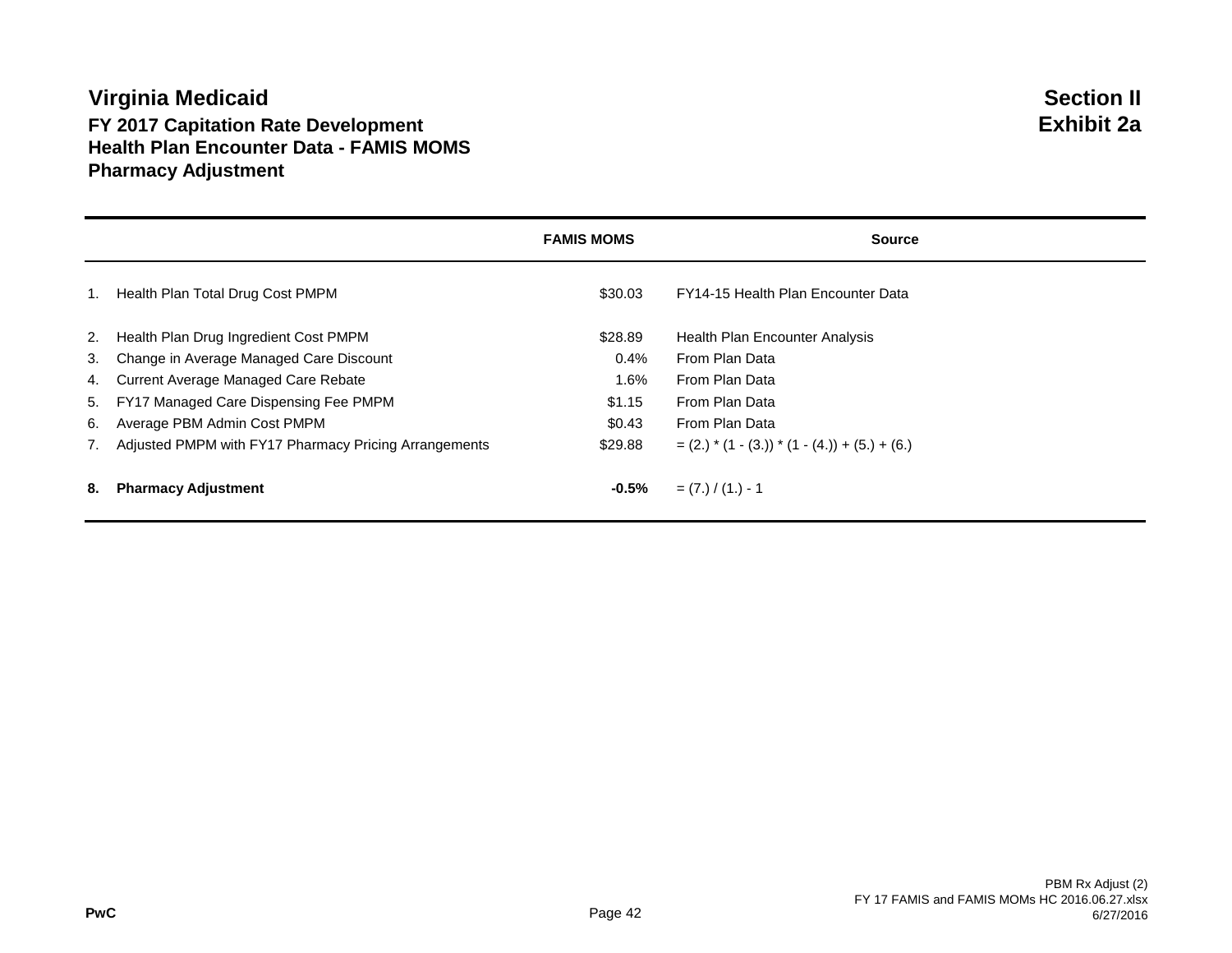# Virginia Medicaid

**Section II**
**Exhibit 2a**

## FY 2017 Capitation Rate Development
## Health Plan Encounter Data - FAMIS MOMS
## Pharmacy Adjustment

| | | FAMIS MOMS | Source |
|---|---|---|---|
| 1. | Health Plan Total Drug Cost PMPM | \$30.03 | FY14-15 Health Plan Encounter Data |
| 2. | Health Plan Drug Ingredient Cost PMPM | \$28.89 | Health Plan Encounter Analysis |
| 3. | Change in Average Managed Care Discount | 0.4% | From Plan Data |
| 4. | Current Average Managed Care Rebate | 1.6% | From Plan Data |
| 5. | FY17 Managed Care Dispensing Fee PMPM | \$1.15 | From Plan Data |
| 6. | Average PBM Admin Cost PMPM | \$0.43 | From Plan Data |
| 7. | Adjusted PMPM with FY17 Pharmacy Pricing Arrangements | \$29.88 | = (2.) * (1 - (3.)) * (1 - (4.)) + (5.) + (6.) |
| **8.** | **Pharmacy Adjustment** | **-0.5%** | = (7.) / (1.) - 1 |

PwC

PBM Rx Adjust (2)
FY 17 FAMIS and FAMIS MOMs HC 2016.06.27.xlsx
6/27/2016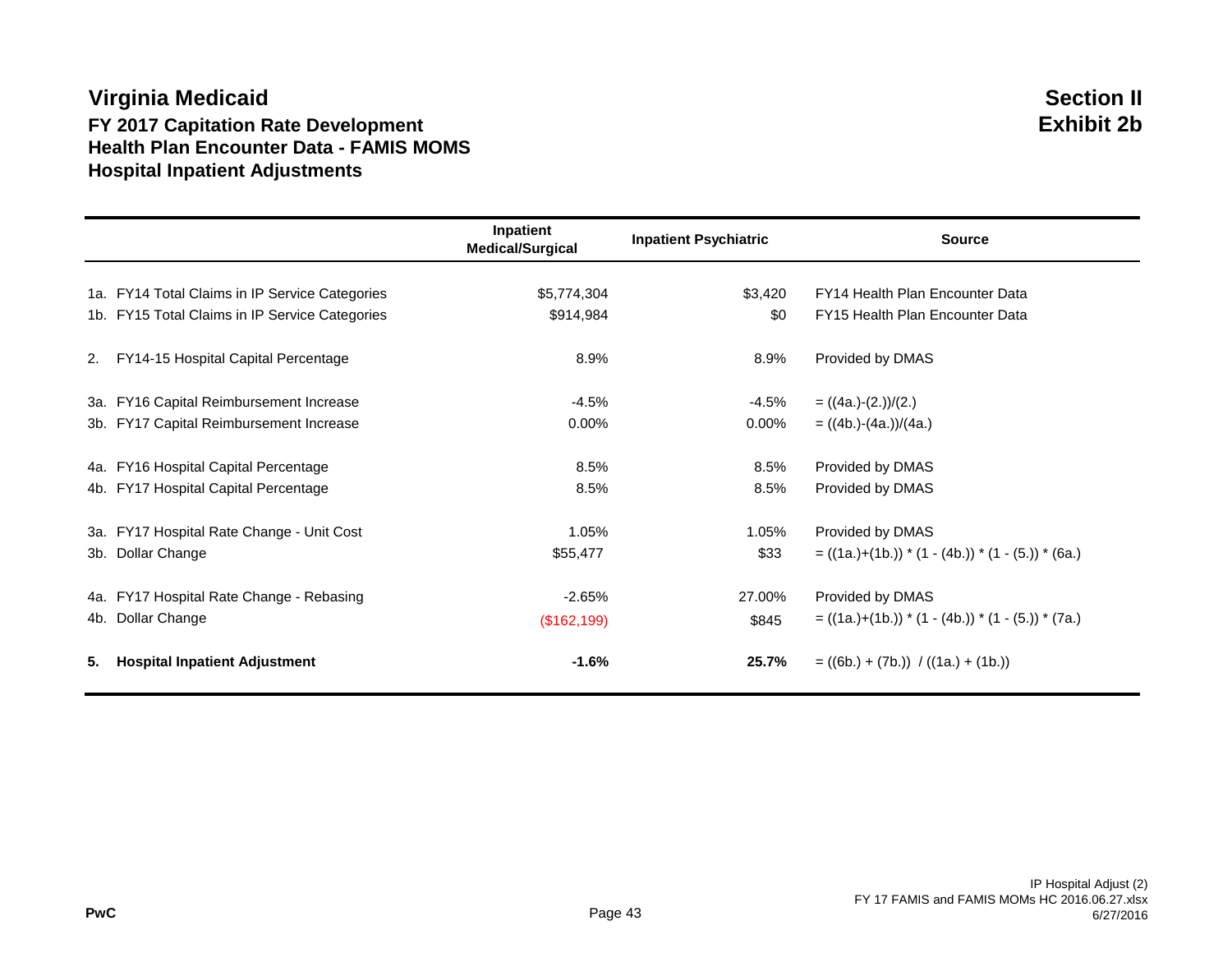# Virginia Medicaid

## FY 2017 Capitation Rate Development
## Health Plan Encounter Data - FAMIS MOMS
## Hospital Inpatient Adjustments

**Section II**
**Exhibit 2b**

| | Inpatient Medical/Surgical | Inpatient Psychiatric | Source |
|---|---|---|---|
| 1a. FY14 Total Claims in IP Service Categories | $5,774,304 | $3,420 | FY14 Health Plan Encounter Data |
| 1b. FY15 Total Claims in IP Service Categories | $914,984 | $0 | FY15 Health Plan Encounter Data |
| 2. FY14-15 Hospital Capital Percentage | 8.9% | 8.9% | Provided by DMAS |
| 3a. FY16 Capital Reimbursement Increase | -4.5% | -4.5% | = ((4a.)-(2.))/(2.) |
| 3b. FY17 Capital Reimbursement Increase | 0.00% | 0.00% | = ((4b.)-(4a.))/(4a.) |
| 4a. FY16 Hospital Capital Percentage | 8.5% | 8.5% | Provided by DMAS |
| 4b. FY17 Hospital Capital Percentage | 8.5% | 8.5% | Provided by DMAS |
| 3a. FY17 Hospital Rate Change - Unit Cost | 1.05% | 1.05% | Provided by DMAS |
| 3b. Dollar Change | $55,477 | $33 | = ((1a.)+(1b.)) * (1 - (4b.)) * (1 - (5.)) * (6a.) |
| 4a. FY17 Hospital Rate Change - Rebasing | -2.65% | 27.00% | Provided by DMAS |
| 4b. Dollar Change | ($162,199) | $845 | = ((1a.)+(1b.)) * (1 - (4b.)) * (1 - (5.)) * (7a.) |
| **5. Hospital Inpatient Adjustment** | **-1.6%** | **25.7%** | = ((6b.) + (7b.)) / ((1a.) + (1b.)) |

PwC

IP Hospital Adjust (2)
FY 17 FAMIS and FAMIS MOMs HC 2016.06.27.xlsx
6/27/2016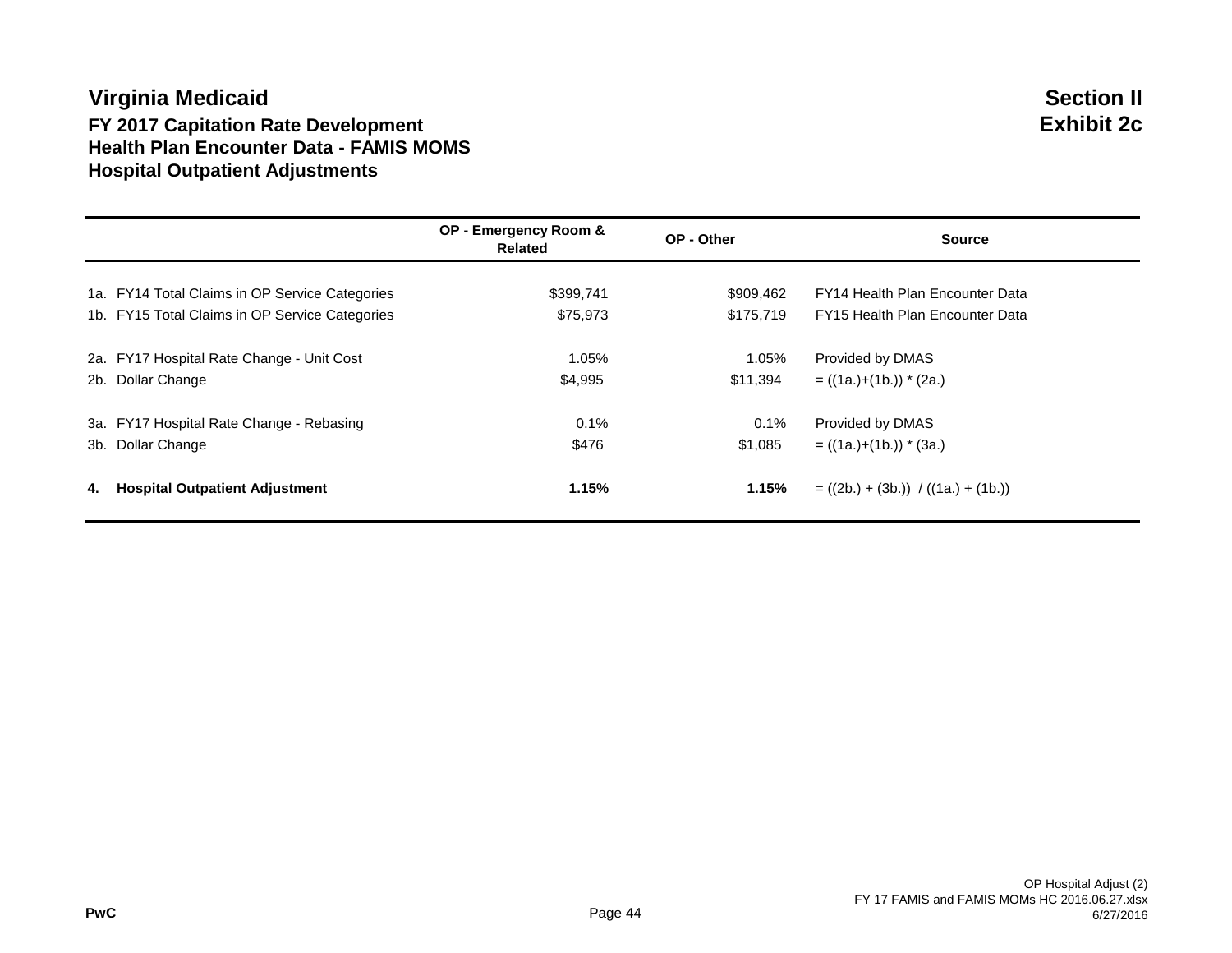# Virginia Medicaid

## Section II
## Exhibit 2c

### FY 2017 Capitation Rate Development
### Health Plan Encounter Data - FAMIS MOMS
### Hospital Outpatient Adjustments

| | OP - Emergency Room & Related | OP - Other | Source |
|---|---|---|---|
| 1a. FY14 Total Claims in OP Service Categories | $399,741 | $909,462 | FY14 Health Plan Encounter Data |
| 1b. FY15 Total Claims in OP Service Categories | $75,973 | $175,719 | FY15 Health Plan Encounter Data |
| 2a. FY17 Hospital Rate Change - Unit Cost | 1.05% | 1.05% | Provided by DMAS |
| 2b. Dollar Change | $4,995 | $11,394 | = ((1a.)+(1b.)) * (2a.) |
| 3a. FY17 Hospital Rate Change - Rebasing | 0.1% | 0.1% | Provided by DMAS |
| 3b. Dollar Change | $476 | $1,085 | = ((1a.)+(1b.)) * (3a.) |
| **4. Hospital Outpatient Adjustment** | **1.15%** | **1.15%** | = ((2b.) + (3b.)) / ((1a.) + (1b.)) |

PwC

OP Hospital Adjust (2)
FY 17 FAMIS and FAMIS MOMs HC 2016.06.27.xlsx
6/27/2016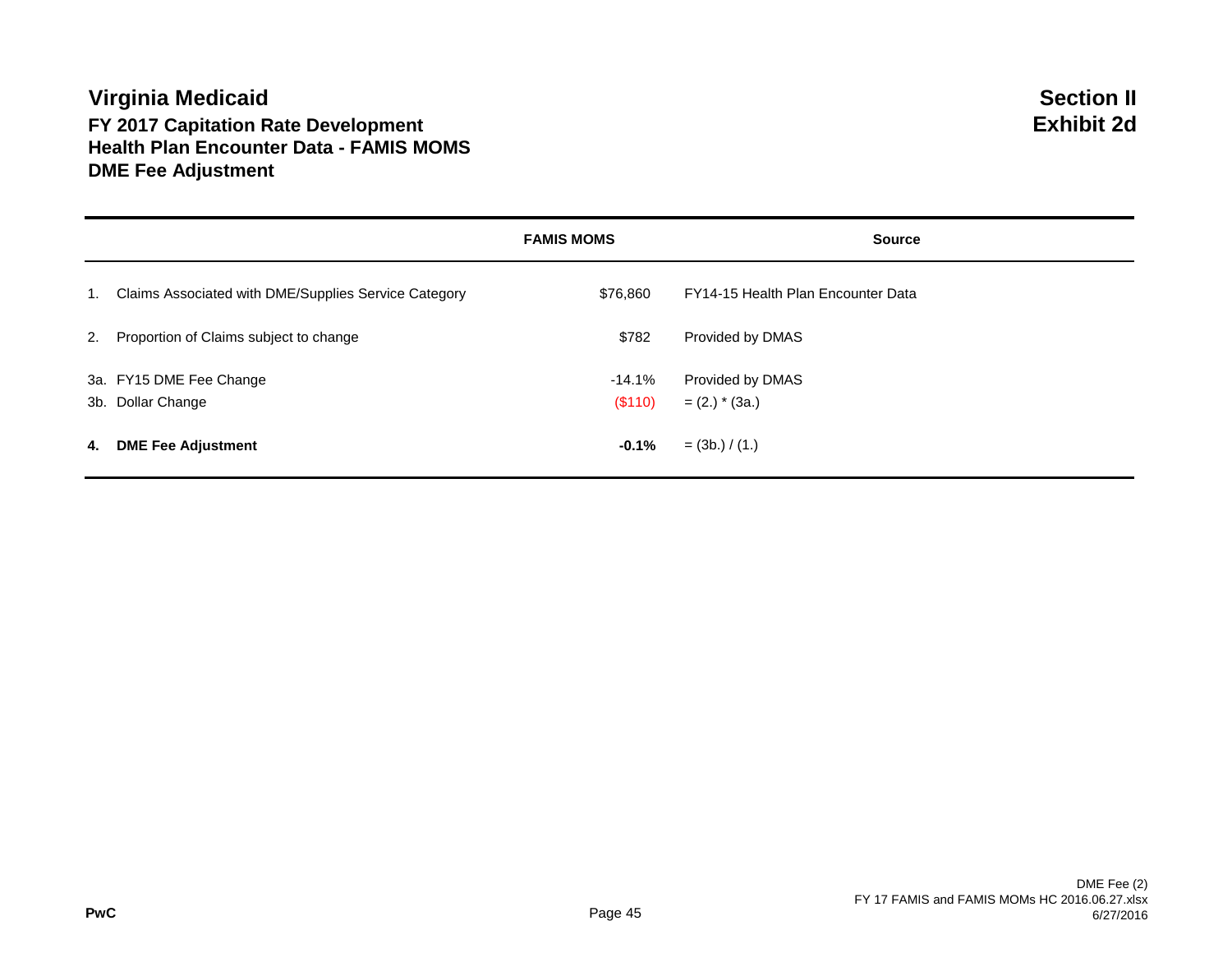# Virginia Medicaid

## FY 2017 Capitation Rate Development
## Health Plan Encounter Data - FAMIS MOMS
## DME Fee Adjustment

**Section II**
**Exhibit 2d**

| | | FAMIS MOMS | Source |
|---|---|---|---|
| 1. | Claims Associated with DME/Supplies Service Category | $76,860 | FY14-15 Health Plan Encounter Data |
| 2. | Proportion of Claims subject to change | $782 | Provided by DMAS |
| 3a. | FY15 DME Fee Change | -14.1% | Provided by DMAS |
| 3b. | Dollar Change | ($110) | = (2.) * (3a.) |
| **4.** | **DME Fee Adjustment** | **-0.1%** | = (3b.) / (1.) |

DME Fee (2)
FY 17 FAMIS and FAMIS MOMs HC 2016.06.27.xlsx
6/27/2016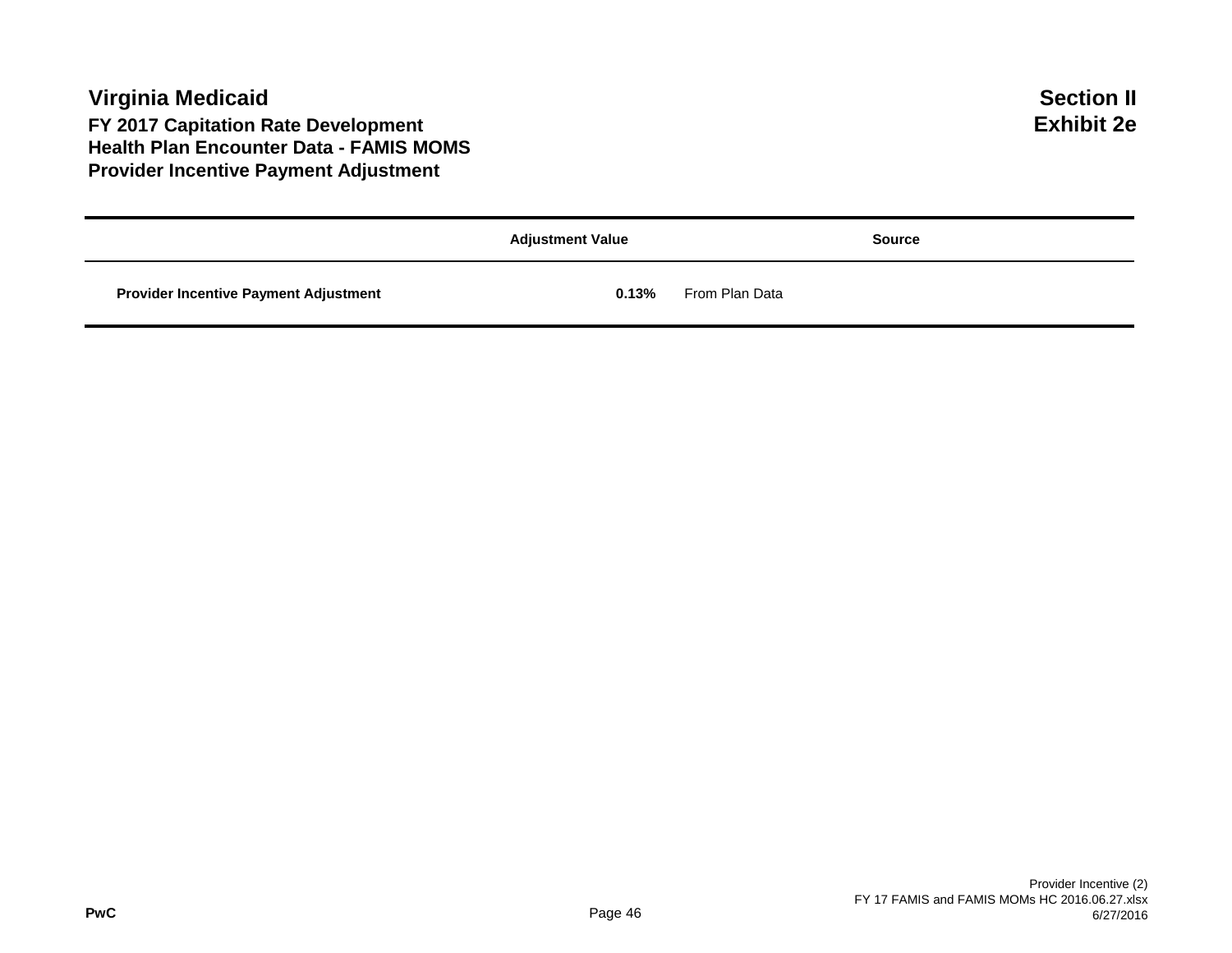# Virginia Medicaid

**Section II**
**Exhibit 2e**

## FY 2017 Capitation Rate Development
## Health Plan Encounter Data - FAMIS MOMS
## Provider Incentive Payment Adjustment

| | Adjustment Value | Source |
|---|---|---|
| **Provider Incentive Payment Adjustment** | **0.13%** | From Plan Data |

PwC

Provider Incentive (2)
FY 17 FAMIS and FAMIS MOMs HC 2016.06.27.xlsx
6/27/2016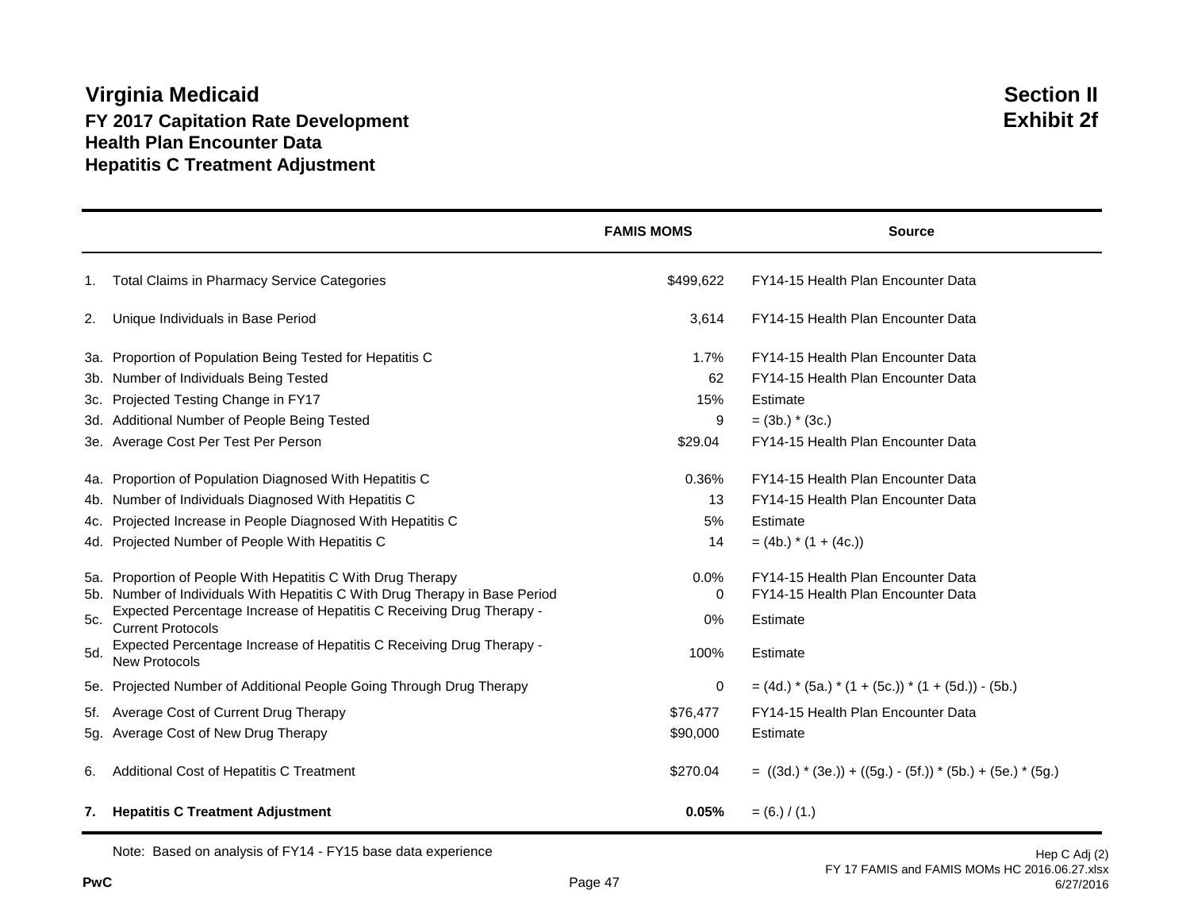# Virginia Medicaid

## FY 2017 Capitation Rate Development
## Health Plan Encounter Data
## Hepatitis C Treatment Adjustment

**Section II**
**Exhibit 2f**

| | | FAMIS MOMS | Source |
|---|---|---|---|
| 1. | Total Claims in Pharmacy Service Categories | $499,622 | FY14-15 Health Plan Encounter Data |
| 2. | Unique Individuals in Base Period | 3,614 | FY14-15 Health Plan Encounter Data |
| 3a. | Proportion of Population Being Tested for Hepatitis C | 1.7% | FY14-15 Health Plan Encounter Data |
| 3b. | Number of Individuals Being Tested | 62 | FY14-15 Health Plan Encounter Data |
| 3c. | Projected Testing Change in FY17 | 15% | Estimate |
| 3d. | Additional Number of People Being Tested | 9 | = (3b.) * (3c.) |
| 3e. | Average Cost Per Test Per Person | $29.04 | FY14-15 Health Plan Encounter Data |
| 4a. | Proportion of Population Diagnosed With Hepatitis C | 0.36% | FY14-15 Health Plan Encounter Data |
| 4b. | Number of Individuals Diagnosed With Hepatitis C | 13 | FY14-15 Health Plan Encounter Data |
| 4c. | Projected Increase in People Diagnosed With Hepatitis C | 5% | Estimate |
| 4d. | Projected Number of People With Hepatitis C | 14 | = (4b.) * (1 + (4c.)) |
| 5a. | Proportion of People With Hepatitis C With Drug Therapy | 0.0% | FY14-15 Health Plan Encounter Data |
| 5b. | Number of Individuals With Hepatitis C With Drug Therapy in Base Period | 0 | FY14-15 Health Plan Encounter Data |
| 5c. | Expected Percentage Increase of Hepatitis C Receiving Drug Therapy - Current Protocols | 0% | Estimate |
| 5d. | Expected Percentage Increase of Hepatitis C Receiving Drug Therapy - New Protocols | 100% | Estimate |
| 5e. | Projected Number of Additional People Going Through Drug Therapy | 0 | = (4d.) * (5a.) * (1 + (5c.)) * (1 + (5d.)) - (5b.) |
| 5f. | Average Cost of Current Drug Therapy | $76,477 | FY14-15 Health Plan Encounter Data |
| 5g. | Average Cost of New Drug Therapy | $90,000 | Estimate |
| 6. | Additional Cost of Hepatitis C Treatment | $270.04 | = ((3d.) * (3e.)) + ((5g.) - (5f.)) * (5b.) + (5e.) * (5g.) |
| **7.** | **Hepatitis C Treatment Adjustment** | **0.05%** | = (6.) / (1.) |

Note: Based on analysis of FY14 - FY15 base data experience

PwC

Hep C Adj (2)
FY 17 FAMIS and FAMIS MOMs HC 2016.06.27.xlsx
6/27/2016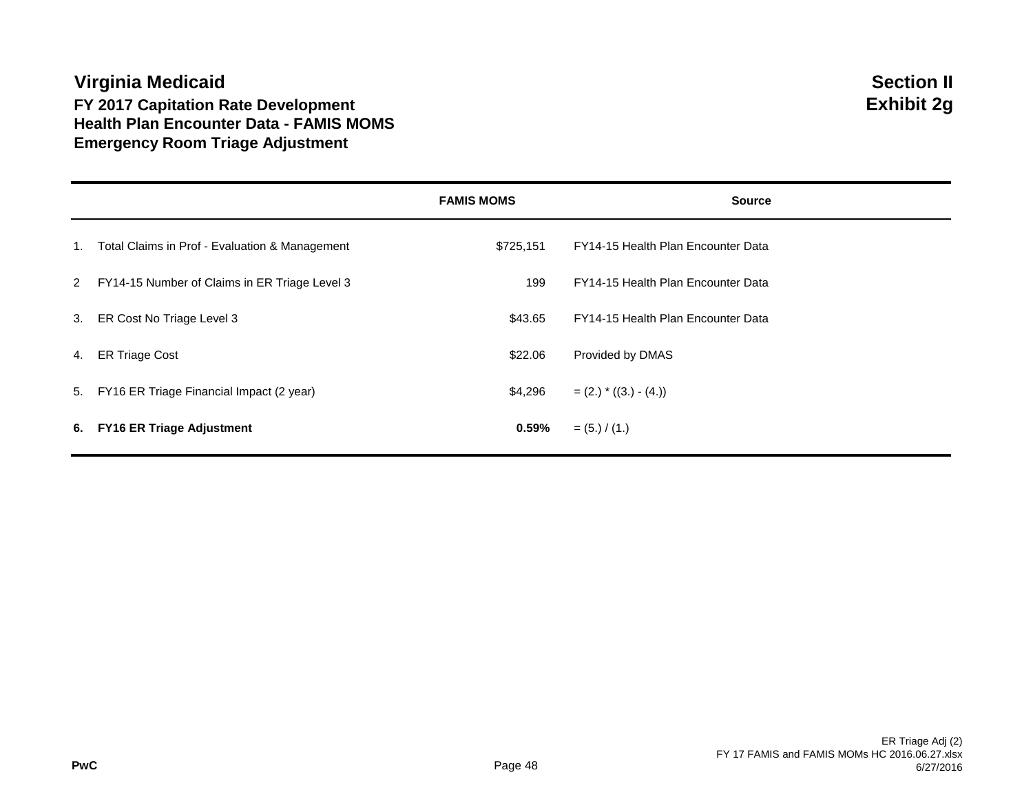# Virginia Medicaid

**Section II**
**Exhibit 2g**

### FY 2017 Capitation Rate Development
### Health Plan Encounter Data - FAMIS MOMS
### Emergency Room Triage Adjustment

| | | FAMIS MOMS | Source |
|---|---|---|---|
| 1. | Total Claims in Prof - Evaluation & Management | $725,151 | FY14-15 Health Plan Encounter Data |
| 2 | FY14-15 Number of Claims in ER Triage Level 3 | 199 | FY14-15 Health Plan Encounter Data |
| 3. | ER Cost No Triage Level 3 | $43.65 | FY14-15 Health Plan Encounter Data |
| 4. | ER Triage Cost | $22.06 | Provided by DMAS |
| 5. | FY16 ER Triage Financial Impact (2 year) | $4,296 | = (2.) * ((3.) - (4.)) |
| **6.** | **FY16 ER Triage Adjustment** | **0.59%** | = (5.) / (1.) |

PwC

ER Triage Adj (2)
FY 17 FAMIS and FAMIS MOMs HC 2016.06.27.xlsx
6/27/2016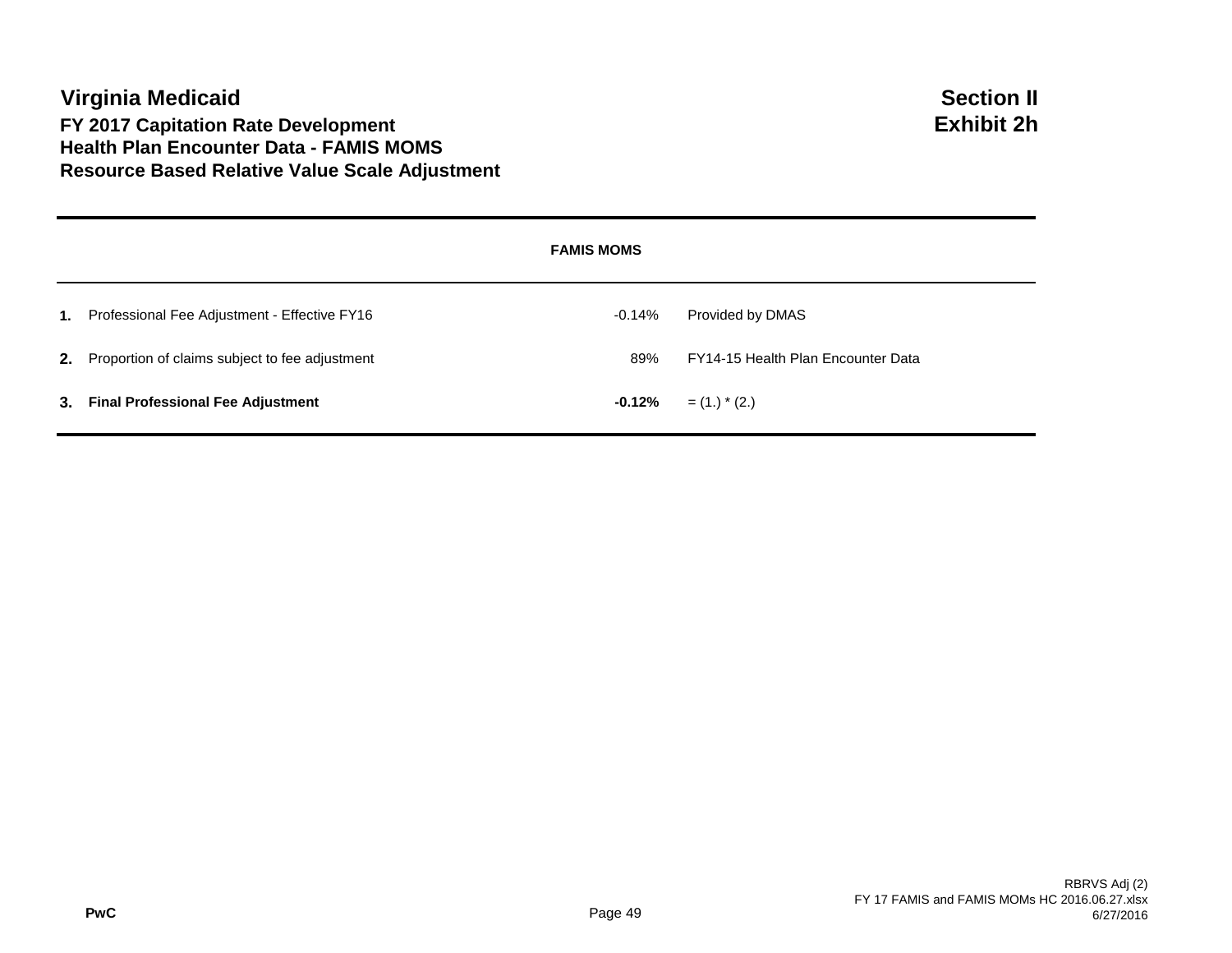# Virginia Medicaid

**Section II**
**Exhibit 2h**

## FY 2017 Capitation Rate Development
## Health Plan Encounter Data - FAMIS MOMS
## Resource Based Relative Value Scale Adjustment

| | | FAMIS MOMS | |
|---|---|---|---|
| **1.** | Professional Fee Adjustment - Effective FY16 | -0.14% | Provided by DMAS |
| **2.** | Proportion of claims subject to fee adjustment | 89% | FY14-15 Health Plan Encounter Data |
| **3.** | **Final Professional Fee Adjustment** | **-0.12%** | = (1.) * (2.) |

PwC

RBRVS Adj (2)
FY 17 FAMIS and FAMIS MOMs HC 2016.06.27.xlsx
6/27/2016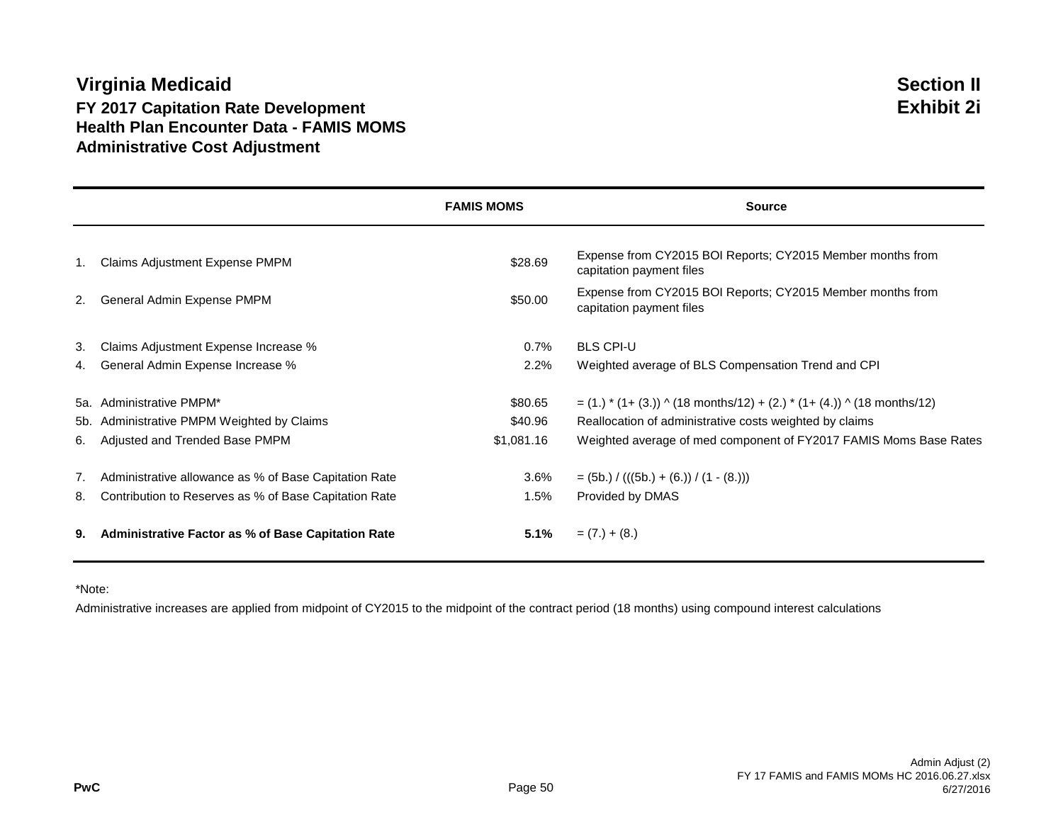# Virginia Medicaid

**Section II**
**Exhibit 2i**

## FY 2017 Capitation Rate Development
## Health Plan Encounter Data - FAMIS MOMS
## Administrative Cost Adjustment

| | | FAMIS MOMS | Source |
|---|---|---|---|
| 1. | Claims Adjustment Expense PMPM | $28.69 | Expense from CY2015 BOI Reports; CY2015 Member months from capitation payment files |
| 2. | General Admin Expense PMPM | $50.00 | Expense from CY2015 BOI Reports; CY2015 Member months from capitation payment files |
| 3. | Claims Adjustment Expense Increase % | 0.7% | BLS CPI-U |
| 4. | General Admin Expense Increase % | 2.2% | Weighted average of BLS Compensation Trend and CPI |
| 5a. | Administrative PMPM* | $80.65 | = (1.) * (1+ (3.)) ^ (18 months/12) + (2.) * (1+ (4.)) ^ (18 months/12) |
| 5b. | Administrative PMPM Weighted by Claims | $40.96 | Reallocation of administrative costs weighted by claims |
| 6. | Adjusted and Trended Base PMPM | $1,081.16 | Weighted average of med component of FY2017 FAMIS Moms Base Rates |
| 7. | Administrative allowance as % of Base Capitation Rate | 3.6% | = (5b.) / (((5b.) + (6.)) / (1 - (8.))) |
| 8. | Contribution to Reserves as % of Base Capitation Rate | 1.5% | Provided by DMAS |
| **9.** | **Administrative Factor as % of Base Capitation Rate** | **5.1%** | = (7.) + (8.) |

*Note:

Administrative increases are applied from midpoint of CY2015 to the midpoint of the contract period (18 months) using compound interest calculations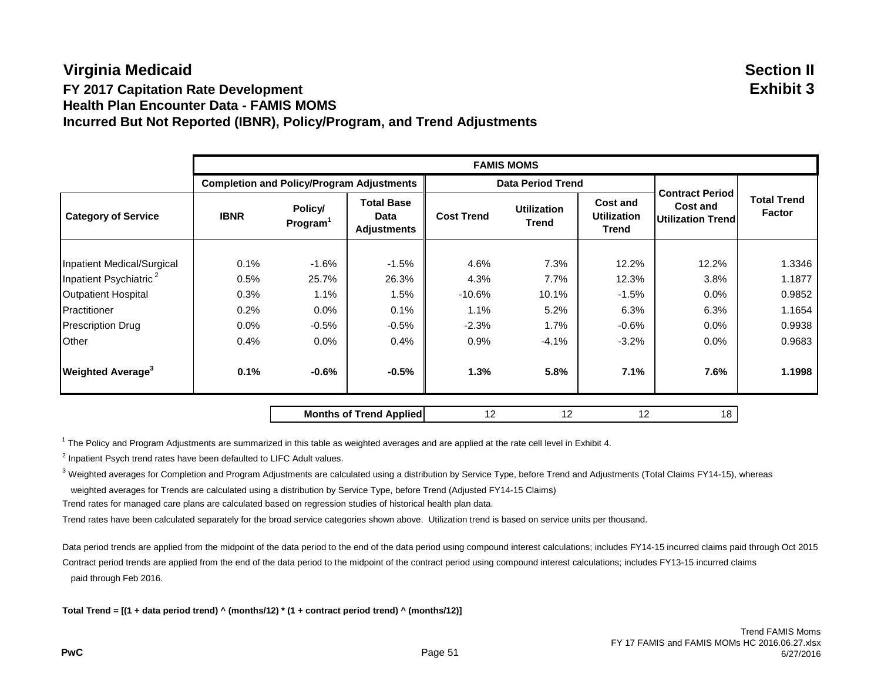# Virginia Medicaid

**Section II**
**Exhibit 3**

## FY 2017 Capitation Rate Development
## Health Plan Encounter Data - FAMIS MOMS
## Incurred But Not Reported (IBNR), Policy/Program, and Trend Adjustments

| | FAMIS MOMS | | | | | | | |
|---|---|---|---|---|---|---|---|---|
| | Completion and Policy/Program Adjustments | | | Data Period Trend | | | | |
| **Category of Service** | **IBNR** | **Policy/ Program[1]** | **Total Base Data Adjustments** | **Cost Trend** | **Utilization Trend** | **Cost and Utilization Trend** | **Contract Period Cost and Utilization Trend** | **Total Trend Factor** |
| Inpatient Medical/Surgical | 0.1% | -1.6% | -1.5% | 4.6% | 7.3% | 12.2% | 12.2% | 1.3346 |
| Inpatient Psychiatric[2] | 0.5% | 25.7% | 26.3% | 4.3% | 7.7% | 12.3% | 3.8% | 1.1877 |
| Outpatient Hospital | 0.3% | 1.1% | 1.5% | -10.6% | 10.1% | -1.5% | 0.0% | 0.9852 |
| Practitioner | 0.2% | 0.0% | 0.1% | 1.1% | 5.2% | 6.3% | 6.3% | 1.1654 |
| Prescription Drug | 0.0% | -0.5% | -0.5% | -2.3% | 1.7% | -0.6% | 0.0% | 0.9938 |
| Other | 0.4% | 0.0% | 0.4% | 0.9% | -4.1% | -3.2% | 0.0% | 0.9683 |
| **Weighted Average[3]** | **0.1%** | **-0.6%** | **-0.5%** | **1.3%** | **5.8%** | **7.1%** | **7.6%** | **1.1998** |
| | | | **Months of Trend Applied** | 12 | 12 | 12 | 18 | |

[1] The Policy and Program Adjustments are summarized in this table as weighted averages and are applied at the rate cell level in Exhibit 4.

[2] Inpatient Psych trend rates have been defaulted to LIFC Adult values.

[3] Weighted averages for Completion and Program Adjustments are calculated using a distribution by Service Type, before Trend and Adjustments (Total Claims FY14-15), whereas weighted averages for Trends are calculated using a distribution by Service Type, before Trend (Adjusted FY14-15 Claims)

Trend rates for managed care plans are calculated based on regression studies of historical health plan data.

Trend rates have been calculated separately for the broad service categories shown above. Utilization trend is based on service units per thousand.

Data period trends are applied from the midpoint of the data period to the end of the data period using compound interest calculations; includes FY14-15 incurred claims paid through Oct 2015

Contract period trends are applied from the end of the data period to the midpoint of the contract period using compound interest calculations; includes FY13-15 incurred claims paid through Feb 2016.

**Total Trend = [(1 + data period trend) ^ (months/12) * (1 + contract period trend) ^ (months/12)]**

PwC

Trend FAMIS Moms
FY 17 FAMIS and FAMIS MOMs HC 2016.06.27.xlsx
6/27/2016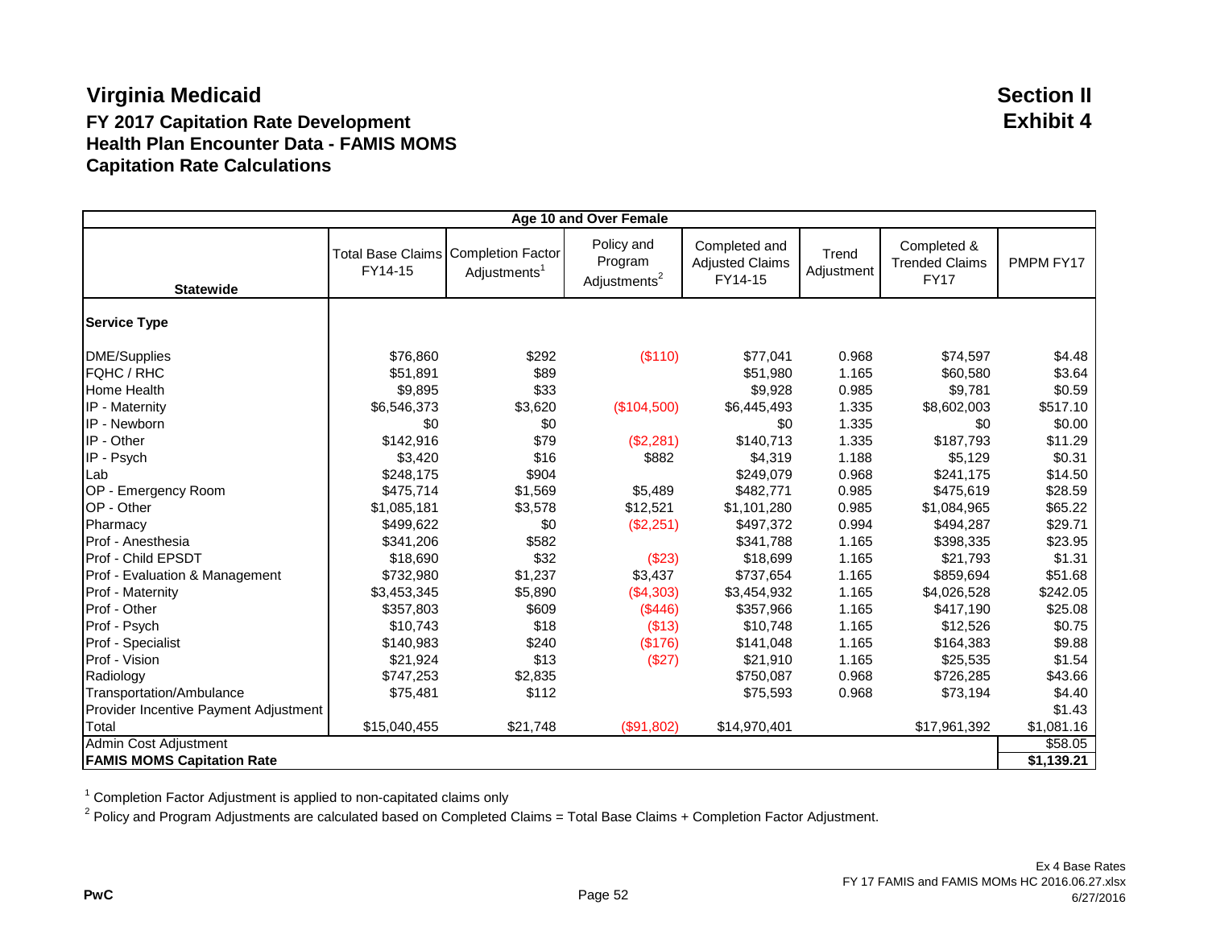# Virginia Medicaid

**Section II**
**Exhibit 4**

## FY 2017 Capitation Rate Development
## Health Plan Encounter Data - FAMIS MOMS
## Capitation Rate Calculations

| Age 10 and Over Female | | | | | | | |
|---|---|---|---|---|---|---|---|
| **Statewide** | Total Base Claims FY14-15 | Completion Factor Adjustments[1] | Policy and Program Adjustments[2] | Completed and Adjusted Claims FY14-15 | Trend Adjustment | Completed & Trended Claims FY17 | PMPM FY17 |
| **Service Type** | | | | | | | |
| DME/Supplies | $76,860 | $292 | ($110) | $77,041 | 0.968 | $74,597 | $4.48 |
| FQHC / RHC | $51,891 | $89 | | $51,980 | 1.165 | $60,580 | $3.64 |
| Home Health | $9,895 | $33 | | $9,928 | 0.985 | $9,781 | $0.59 |
| IP - Maternity | $6,546,373 | $3,620 | ($104,500) | $6,445,493 | 1.335 | $8,602,003 | $517.10 |
| IP - Newborn | $0 | $0 | | $0 | 1.335 | $0 | $0.00 |
| IP - Other | $142,916 | $79 | ($2,281) | $140,713 | 1.335 | $187,793 | $11.29 |
| IP - Psych | $3,420 | $16 | $882 | $4,319 | 1.188 | $5,129 | $0.31 |
| Lab | $248,175 | $904 | | $249,079 | 0.968 | $241,175 | $14.50 |
| OP - Emergency Room | $475,714 | $1,569 | $5,489 | $482,771 | 0.985 | $475,619 | $28.59 |
| OP - Other | $1,085,181 | $3,578 | $12,521 | $1,101,280 | 0.985 | $1,084,965 | $65.22 |
| Pharmacy | $499,622 | $0 | ($2,251) | $497,372 | 0.994 | $494,287 | $29.71 |
| Prof - Anesthesia | $341,206 | $582 | | $341,788 | 1.165 | $398,335 | $23.95 |
| Prof - Child EPSDT | $18,690 | $32 | ($23) | $18,699 | 1.165 | $21,793 | $1.31 |
| Prof - Evaluation & Management | $732,980 | $1,237 | $3,437 | $737,654 | 1.165 | $859,694 | $51.68 |
| Prof - Maternity | $3,453,345 | $5,890 | ($4,303) | $3,454,932 | 1.165 | $4,026,528 | $242.05 |
| Prof - Other | $357,803 | $609 | ($446) | $357,966 | 1.165 | $417,190 | $25.08 |
| Prof - Psych | $10,743 | $18 | ($13) | $10,748 | 1.165 | $12,526 | $0.75 |
| Prof - Specialist | $140,983 | $240 | ($176) | $141,048 | 1.165 | $164,383 | $9.88 |
| Prof - Vision | $21,924 | $13 | ($27) | $21,910 | 1.165 | $25,535 | $1.54 |
| Radiology | $747,253 | $2,835 | | $750,087 | 0.968 | $726,285 | $43.66 |
| Transportation/Ambulance | $75,481 | $112 | | $75,593 | 0.968 | $73,194 | $4.40 |
| Provider Incentive Payment Adjustment | | | | | | | $1.43 |
| Total | $15,040,455 | $21,748 | ($91,802) | $14,970,401 | | $17,961,392 | $1,081.16 |
| Admin Cost Adjustment | | | | | | | $58.05 |
| **FAMIS MOMS Capitation Rate** | | | | | | | **$1,139.21** |

[1] Completion Factor Adjustment is applied to non-capitated claims only

[2] Policy and Program Adjustments are calculated based on Completed Claims = Total Base Claims + Completion Factor Adjustment.

PwC

Ex 4 Base Rates
FY 17 FAMIS and FAMIS MOMs HC 2016.06.27.xlsx
6/27/2016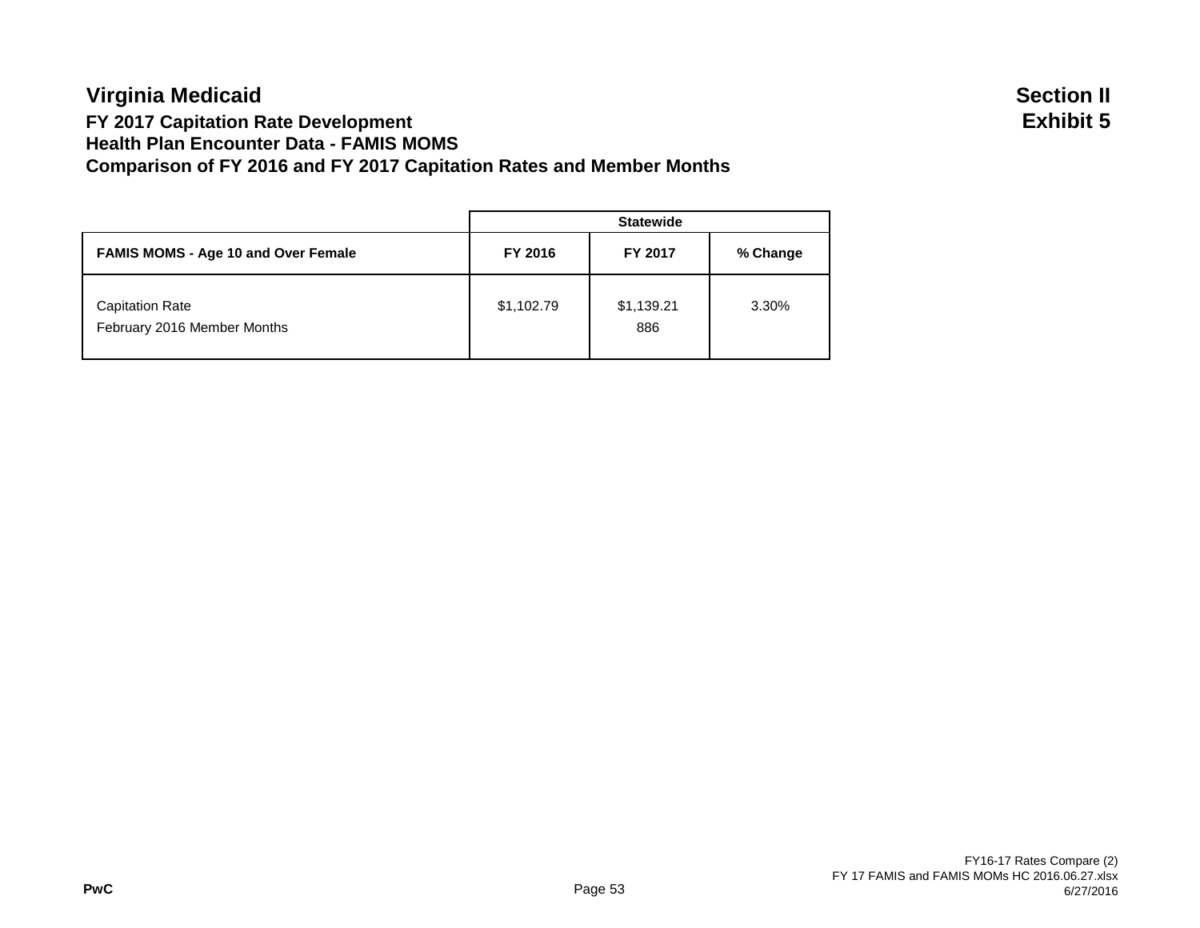# Virginia Medicaid

**Section II**
**Exhibit 5**

## FY 2017 Capitation Rate Development
## Health Plan Encounter Data - FAMIS MOMS
## Comparison of FY 2016 and FY 2017 Capitation Rates and Member Months

| | Statewide | | |
|---|---|---|---|
| **FAMIS MOMS - Age 10 and Over Female** | **FY 2016** | **FY 2017** | **% Change** |
| Capitation Rate | $1,102.79 | $1,139.21 | 3.30% |
| February 2016 Member Months | | 886 | |

PwC

FY16-17 Rates Compare (2)
FY 17 FAMIS and FAMIS MOMs HC 2016.06.27.xlsx
6/27/2016